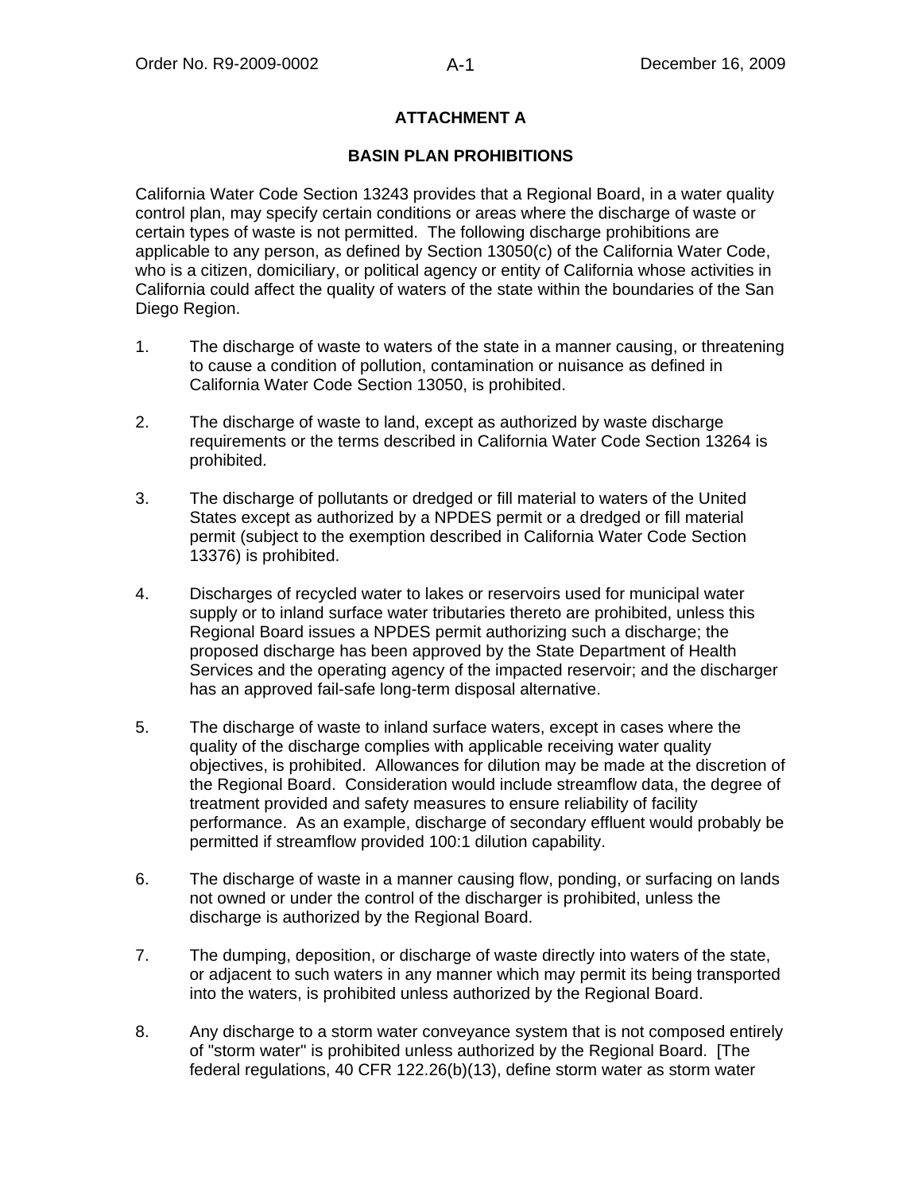# ATTACHMENT A

## BASIN PLAN PROHIBITIONS

California Water Code Section 13243 provides that a Regional Board, in a water quality control plan, may specify certain conditions or areas where the discharge of waste or certain types of waste is not permitted. The following discharge prohibitions are applicable to any person, as defined by Section 13050(c) of the California Water Code, who is a citizen, domiciliary, or political agency or entity of California whose activities in California could affect the quality of waters of the state within the boundaries of the San Diego Region.

1. The discharge of waste to waters of the state in a manner causing, or threatening to cause a condition of pollution, contamination or nuisance as defined in California Water Code Section 13050, is prohibited.

2. The discharge of waste to land, except as authorized by waste discharge requirements or the terms described in California Water Code Section 13264 is prohibited.

3. The discharge of pollutants or dredged or fill material to waters of the United States except as authorized by a NPDES permit or a dredged or fill material permit (subject to the exemption described in California Water Code Section 13376) is prohibited.

4. Discharges of recycled water to lakes or reservoirs used for municipal water supply or to inland surface water tributaries thereto are prohibited, unless this Regional Board issues a NPDES permit authorizing such a discharge; the proposed discharge has been approved by the State Department of Health Services and the operating agency of the impacted reservoir; and the discharger has an approved fail-safe long-term disposal alternative.

5. The discharge of waste to inland surface waters, except in cases where the quality of the discharge complies with applicable receiving water quality objectives, is prohibited. Allowances for dilution may be made at the discretion of the Regional Board. Consideration would include streamflow data, the degree of treatment provided and safety measures to ensure reliability of facility performance. As an example, discharge of secondary effluent would probably be permitted if streamflow provided 100:1 dilution capability.

6. The discharge of waste in a manner causing flow, ponding, or surfacing on lands not owned or under the control of the discharger is prohibited, unless the discharge is authorized by the Regional Board.

7. The dumping, deposition, or discharge of waste directly into waters of the state, or adjacent to such waters in any manner which may permit its being transported into the waters, is prohibited unless authorized by the Regional Board.

8. Any discharge to a storm water conveyance system that is not composed entirely of "storm water" is prohibited unless authorized by the Regional Board. [The federal regulations, 40 CFR 122.26(b)(13), define storm water as storm water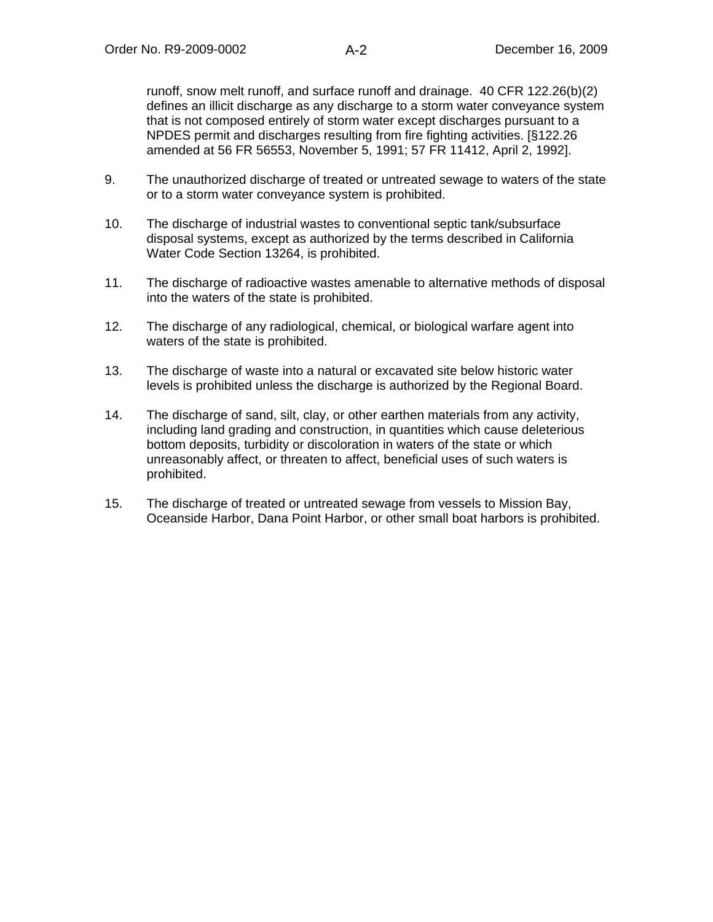runoff, snow melt runoff, and surface runoff and drainage. 40 CFR 122.26(b)(2) defines an illicit discharge as any discharge to a storm water conveyance system that is not composed entirely of storm water except discharges pursuant to a NPDES permit and discharges resulting from fire fighting activities. [§122.26 amended at 56 FR 56553, November 5, 1991; 57 FR 11412, April 2, 1992].

9. The unauthorized discharge of treated or untreated sewage to waters of the state or to a storm water conveyance system is prohibited.

10. The discharge of industrial wastes to conventional septic tank/subsurface disposal systems, except as authorized by the terms described in California Water Code Section 13264, is prohibited.

11. The discharge of radioactive wastes amenable to alternative methods of disposal into the waters of the state is prohibited.

12. The discharge of any radiological, chemical, or biological warfare agent into waters of the state is prohibited.

13. The discharge of waste into a natural or excavated site below historic water levels is prohibited unless the discharge is authorized by the Regional Board.

14. The discharge of sand, silt, clay, or other earthen materials from any activity, including land grading and construction, in quantities which cause deleterious bottom deposits, turbidity or discoloration in waters of the state or which unreasonably affect, or threaten to affect, beneficial uses of such waters is prohibited.

15. The discharge of treated or untreated sewage from vessels to Mission Bay, Oceanside Harbor, Dana Point Harbor, or other small boat harbors is prohibited.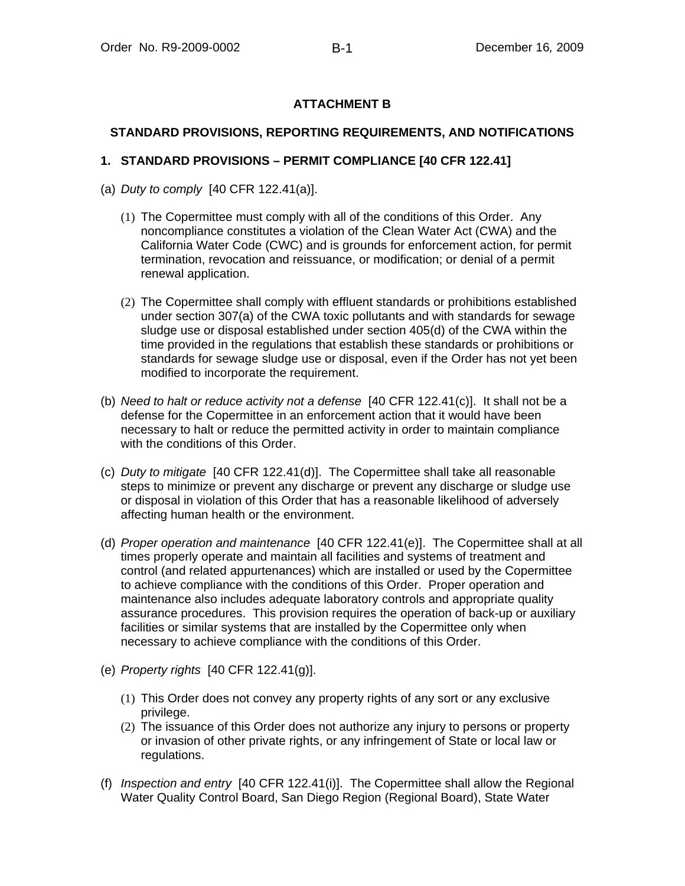# ATTACHMENT B

## STANDARD PROVISIONS, REPORTING REQUIREMENTS, AND NOTIFICATIONS

### 1. STANDARD PROVISIONS – PERMIT COMPLIANCE [40 CFR 122.41]

(a) *Duty to comply* [40 CFR 122.41(a)].

(1) The Copermittee must comply with all of the conditions of this Order. Any noncompliance constitutes a violation of the Clean Water Act (CWA) and the California Water Code (CWC) and is grounds for enforcement action, for permit termination, revocation and reissuance, or modification; or denial of a permit renewal application.

(2) The Copermittee shall comply with effluent standards or prohibitions established under section 307(a) of the CWA toxic pollutants and with standards for sewage sludge use or disposal established under section 405(d) of the CWA within the time provided in the regulations that establish these standards or prohibitions or standards for sewage sludge use or disposal, even if the Order has not yet been modified to incorporate the requirement.

(b) *Need to halt or reduce activity not a defense* [40 CFR 122.41(c)]. It shall not be a defense for the Copermittee in an enforcement action that it would have been necessary to halt or reduce the permitted activity in order to maintain compliance with the conditions of this Order.

(c) *Duty to mitigate* [40 CFR 122.41(d)]. The Copermittee shall take all reasonable steps to minimize or prevent any discharge or prevent any discharge or sludge use or disposal in violation of this Order that has a reasonable likelihood of adversely affecting human health or the environment.

(d) *Proper operation and maintenance* [40 CFR 122.41(e)]. The Copermittee shall at all times properly operate and maintain all facilities and systems of treatment and control (and related appurtenances) which are installed or used by the Copermittee to achieve compliance with the conditions of this Order. Proper operation and maintenance also includes adequate laboratory controls and appropriate quality assurance procedures. This provision requires the operation of back-up or auxiliary facilities or similar systems that are installed by the Copermittee only when necessary to achieve compliance with the conditions of this Order.

(e) *Property rights* [40 CFR 122.41(g)].

(1) This Order does not convey any property rights of any sort or any exclusive privilege.

(2) The issuance of this Order does not authorize any injury to persons or property or invasion of other private rights, or any infringement of State or local law or regulations.

(f) *Inspection and entry* [40 CFR 122.41(i)]. The Copermittee shall allow the Regional Water Quality Control Board, San Diego Region (Regional Board), State Water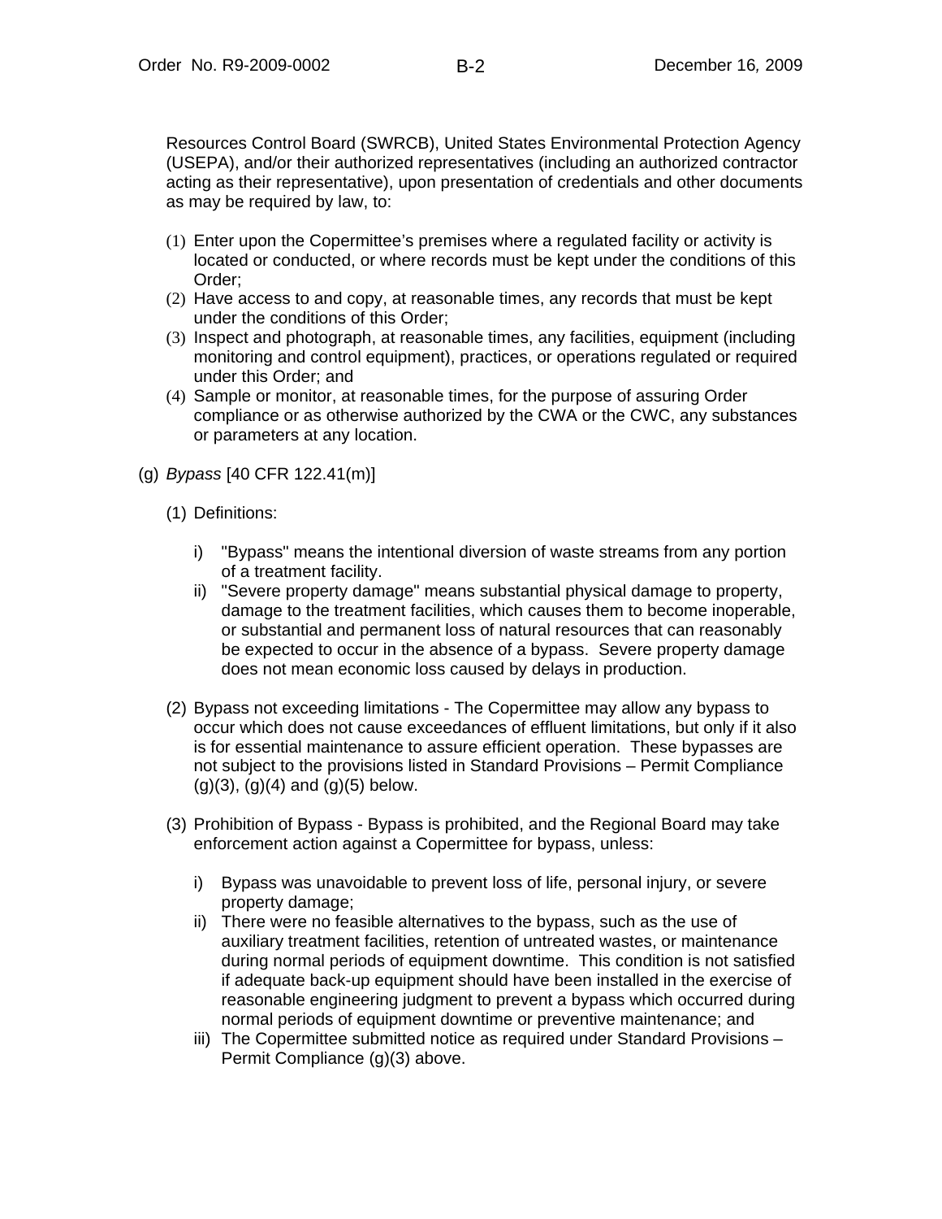Resources Control Board (SWRCB), United States Environmental Protection Agency (USEPA), and/or their authorized representatives (including an authorized contractor acting as their representative), upon presentation of credentials and other documents as may be required by law, to:

(1) Enter upon the Copermittee's premises where a regulated facility or activity is located or conducted, or where records must be kept under the conditions of this Order;
(2) Have access to and copy, at reasonable times, any records that must be kept under the conditions of this Order;
(3) Inspect and photograph, at reasonable times, any facilities, equipment (including monitoring and control equipment), practices, or operations regulated or required under this Order; and
(4) Sample or monitor, at reasonable times, for the purpose of assuring Order compliance or as otherwise authorized by the CWA or the CWC, any substances or parameters at any location.

(g) *Bypass* [40 CFR 122.41(m)]

(1) Definitions:

i) "Bypass" means the intentional diversion of waste streams from any portion of a treatment facility.
ii) "Severe property damage" means substantial physical damage to property, damage to the treatment facilities, which causes them to become inoperable, or substantial and permanent loss of natural resources that can reasonably be expected to occur in the absence of a bypass. Severe property damage does not mean economic loss caused by delays in production.

(2) Bypass not exceeding limitations - The Copermittee may allow any bypass to occur which does not cause exceedances of effluent limitations, but only if it also is for essential maintenance to assure efficient operation. These bypasses are not subject to the provisions listed in Standard Provisions – Permit Compliance (g)(3), (g)(4) and (g)(5) below.

(3) Prohibition of Bypass - Bypass is prohibited, and the Regional Board may take enforcement action against a Copermittee for bypass, unless:

i) Bypass was unavoidable to prevent loss of life, personal injury, or severe property damage;
ii) There were no feasible alternatives to the bypass, such as the use of auxiliary treatment facilities, retention of untreated wastes, or maintenance during normal periods of equipment downtime. This condition is not satisfied if adequate back-up equipment should have been installed in the exercise of reasonable engineering judgment to prevent a bypass which occurred during normal periods of equipment downtime or preventive maintenance; and
iii) The Copermittee submitted notice as required under Standard Provisions – Permit Compliance (g)(3) above.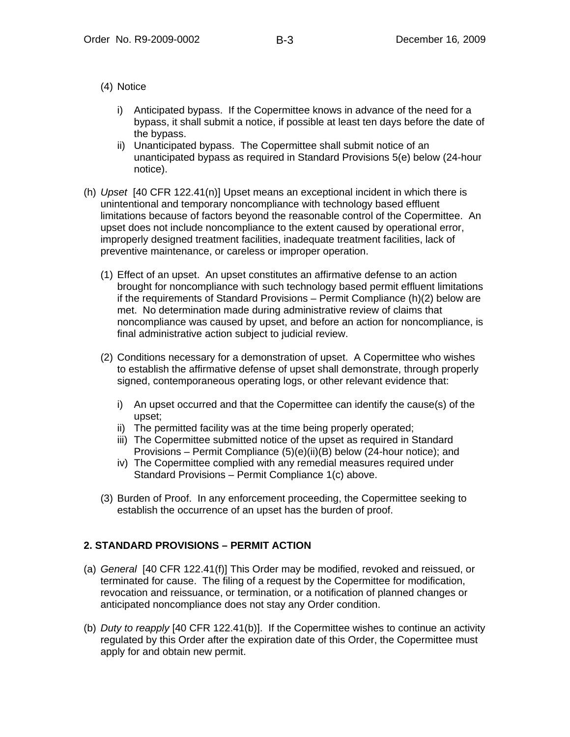(4) Notice

i) Anticipated bypass. If the Copermittee knows in advance of the need for a bypass, it shall submit a notice, if possible at least ten days before the date of the bypass.

ii) Unanticipated bypass. The Copermittee shall submit notice of an unanticipated bypass as required in Standard Provisions 5(e) below (24-hour notice).

(h) *Upset* [40 CFR 122.41(n)] Upset means an exceptional incident in which there is unintentional and temporary noncompliance with technology based effluent limitations because of factors beyond the reasonable control of the Copermittee. An upset does not include noncompliance to the extent caused by operational error, improperly designed treatment facilities, inadequate treatment facilities, lack of preventive maintenance, or careless or improper operation.

(1) Effect of an upset. An upset constitutes an affirmative defense to an action brought for noncompliance with such technology based permit effluent limitations if the requirements of Standard Provisions – Permit Compliance (h)(2) below are met. No determination made during administrative review of claims that noncompliance was caused by upset, and before an action for noncompliance, is final administrative action subject to judicial review.

(2) Conditions necessary for a demonstration of upset. A Copermittee who wishes to establish the affirmative defense of upset shall demonstrate, through properly signed, contemporaneous operating logs, or other relevant evidence that:

i) An upset occurred and that the Copermittee can identify the cause(s) of the upset;

ii) The permitted facility was at the time being properly operated;

iii) The Copermittee submitted notice of the upset as required in Standard Provisions – Permit Compliance (5)(e)(ii)(B) below (24-hour notice); and

iv) The Copermittee complied with any remedial measures required under Standard Provisions – Permit Compliance 1(c) above.

(3) Burden of Proof. In any enforcement proceeding, the Copermittee seeking to establish the occurrence of an upset has the burden of proof.

## 2. STANDARD PROVISIONS – PERMIT ACTION

(a) *General* [40 CFR 122.41(f)] This Order may be modified, revoked and reissued, or terminated for cause. The filing of a request by the Copermittee for modification, revocation and reissuance, or termination, or a notification of planned changes or anticipated noncompliance does not stay any Order condition.

(b) *Duty to reapply* [40 CFR 122.41(b)]. If the Copermittee wishes to continue an activity regulated by this Order after the expiration date of this Order, the Copermittee must apply for and obtain new permit.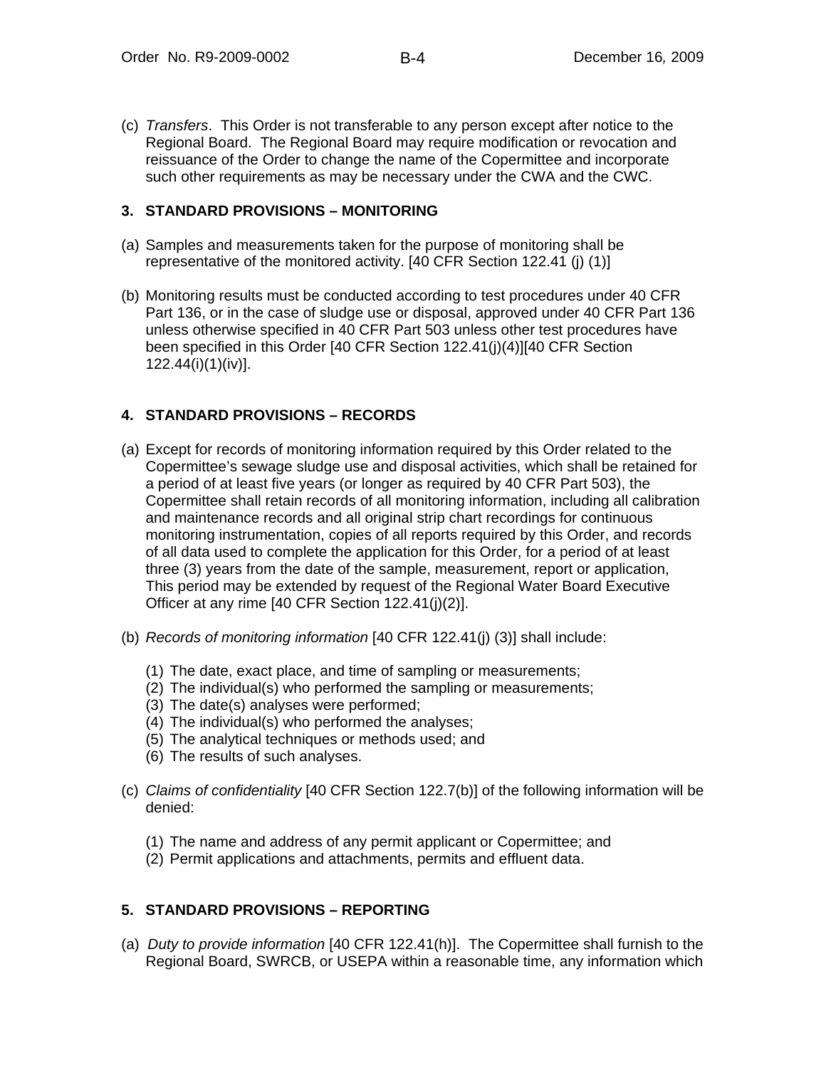(c) *Transfers*. This Order is not transferable to any person except after notice to the Regional Board. The Regional Board may require modification or revocation and reissuance of the Order to change the name of the Copermittee and incorporate such other requirements as may be necessary under the CWA and the CWC.

### 3. STANDARD PROVISIONS – MONITORING

(a) Samples and measurements taken for the purpose of monitoring shall be representative of the monitored activity. [40 CFR Section 122.41 (j) (1)]

(b) Monitoring results must be conducted according to test procedures under 40 CFR Part 136, or in the case of sludge use or disposal, approved under 40 CFR Part 136 unless otherwise specified in 40 CFR Part 503 unless other test procedures have been specified in this Order [40 CFR Section 122.41(j)(4)][40 CFR Section 122.44(i)(1)(iv)].

### 4. STANDARD PROVISIONS – RECORDS

(a) Except for records of monitoring information required by this Order related to the Copermittee's sewage sludge use and disposal activities, which shall be retained for a period of at least five years (or longer as required by 40 CFR Part 503), the Copermittee shall retain records of all monitoring information, including all calibration and maintenance records and all original strip chart recordings for continuous monitoring instrumentation, copies of all reports required by this Order, and records of all data used to complete the application for this Order, for a period of at least three (3) years from the date of the sample, measurement, report or application, This period may be extended by request of the Regional Water Board Executive Officer at any rime [40 CFR Section 122.41(j)(2)].

(b) *Records of monitoring information* [40 CFR 122.41(j) (3)] shall include:

   (1) The date, exact place, and time of sampling or measurements;
   (2) The individual(s) who performed the sampling or measurements;
   (3) The date(s) analyses were performed;
   (4) The individual(s) who performed the analyses;
   (5) The analytical techniques or methods used; and
   (6) The results of such analyses.

(c) *Claims of confidentiality* [40 CFR Section 122.7(b)] of the following information will be denied:

   (1) The name and address of any permit applicant or Copermittee; and
   (2) Permit applications and attachments, permits and effluent data.

### 5. STANDARD PROVISIONS – REPORTING

(a) *Duty to provide information* [40 CFR 122.41(h)]. The Copermittee shall furnish to the Regional Board, SWRCB, or USEPA within a reasonable time, any information which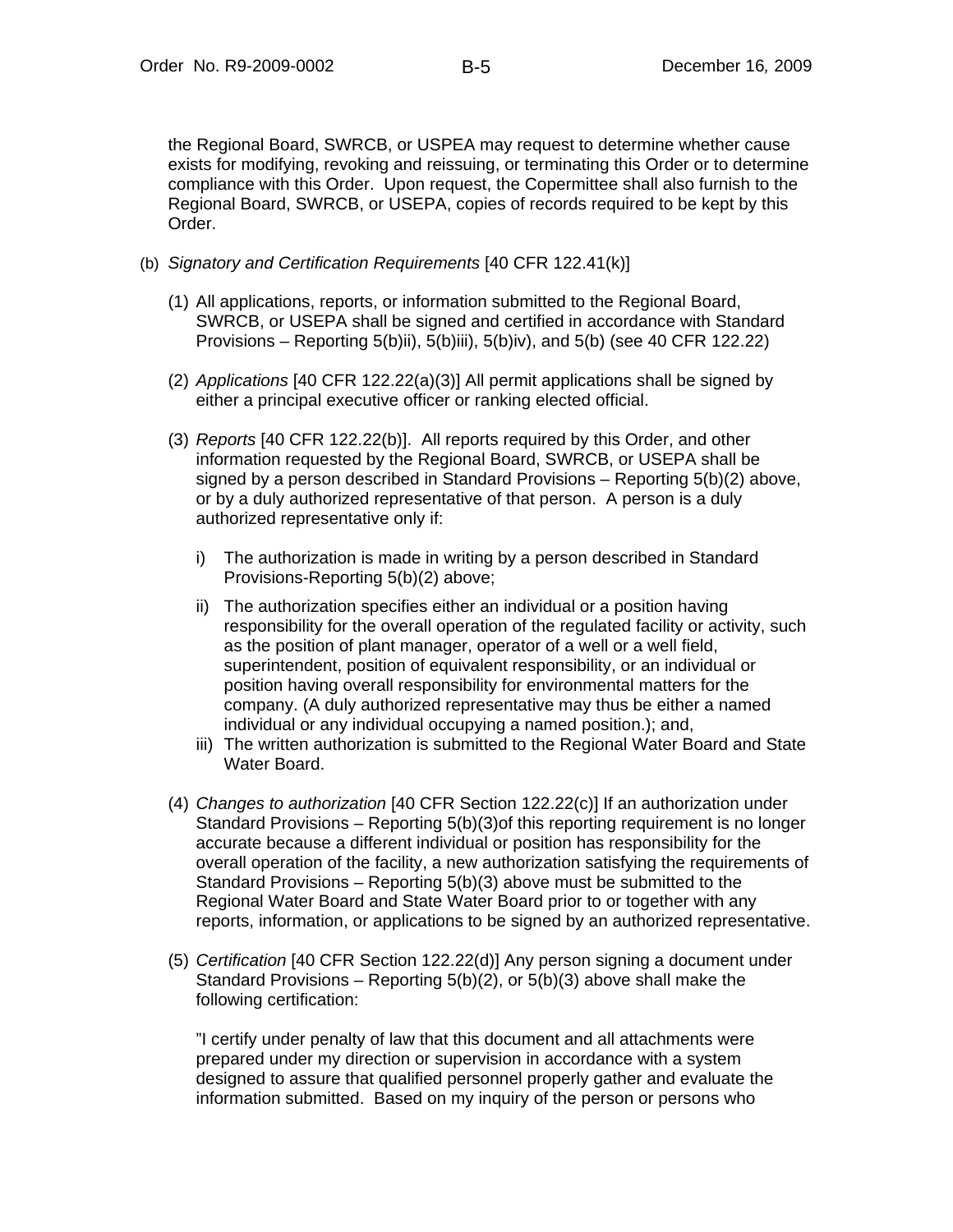the Regional Board, SWRCB, or USPEA may request to determine whether cause exists for modifying, revoking and reissuing, or terminating this Order or to determine compliance with this Order. Upon request, the Copermittee shall also furnish to the Regional Board, SWRCB, or USEPA, copies of records required to be kept by this Order.

(b) *Signatory and Certification Requirements* [40 CFR 122.41(k)]

(1) All applications, reports, or information submitted to the Regional Board, SWRCB, or USEPA shall be signed and certified in accordance with Standard Provisions – Reporting 5(b)ii), 5(b)iii), 5(b)iv), and 5(b) (see 40 CFR 122.22)

(2) *Applications* [40 CFR 122.22(a)(3)] All permit applications shall be signed by either a principal executive officer or ranking elected official.

(3) *Reports* [40 CFR 122.22(b)]. All reports required by this Order, and other information requested by the Regional Board, SWRCB, or USEPA shall be signed by a person described in Standard Provisions – Reporting 5(b)(2) above, or by a duly authorized representative of that person. A person is a duly authorized representative only if:

i) The authorization is made in writing by a person described in Standard Provisions-Reporting 5(b)(2) above;

ii) The authorization specifies either an individual or a position having responsibility for the overall operation of the regulated facility or activity, such as the position of plant manager, operator of a well or a well field, superintendent, position of equivalent responsibility, or an individual or position having overall responsibility for environmental matters for the company. (A duly authorized representative may thus be either a named individual or any individual occupying a named position.); and,

iii) The written authorization is submitted to the Regional Water Board and State Water Board.

(4) *Changes to authorization* [40 CFR Section 122.22(c)] If an authorization under Standard Provisions – Reporting 5(b)(3)of this reporting requirement is no longer accurate because a different individual or position has responsibility for the overall operation of the facility, a new authorization satisfying the requirements of Standard Provisions – Reporting 5(b)(3) above must be submitted to the Regional Water Board and State Water Board prior to or together with any reports, information, or applications to be signed by an authorized representative.

(5) *Certification* [40 CFR Section 122.22(d)] Any person signing a document under Standard Provisions – Reporting 5(b)(2), or 5(b)(3) above shall make the following certification:

"I certify under penalty of law that this document and all attachments were prepared under my direction or supervision in accordance with a system designed to assure that qualified personnel properly gather and evaluate the information submitted. Based on my inquiry of the person or persons who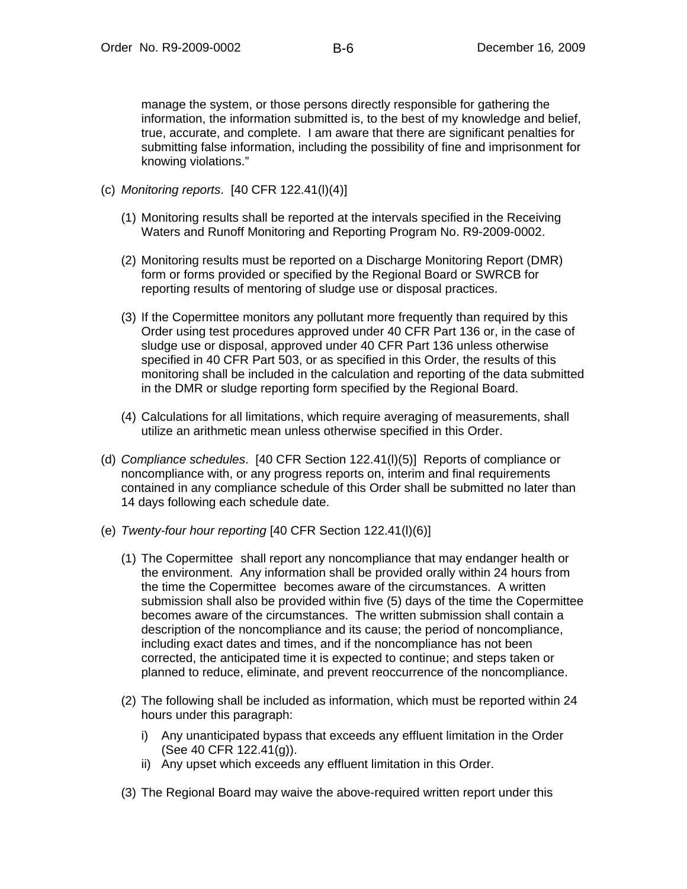manage the system, or those persons directly responsible for gathering the information, the information submitted is, to the best of my knowledge and belief, true, accurate, and complete. I am aware that there are significant penalties for submitting false information, including the possibility of fine and imprisonment for knowing violations."

(c) *Monitoring reports*. [40 CFR 122.41(l)(4)]

(1) Monitoring results shall be reported at the intervals specified in the Receiving Waters and Runoff Monitoring and Reporting Program No. R9-2009-0002.

(2) Monitoring results must be reported on a Discharge Monitoring Report (DMR) form or forms provided or specified by the Regional Board or SWRCB for reporting results of mentoring of sludge use or disposal practices.

(3) If the Copermittee monitors any pollutant more frequently than required by this Order using test procedures approved under 40 CFR Part 136 or, in the case of sludge use or disposal, approved under 40 CFR Part 136 unless otherwise specified in 40 CFR Part 503, or as specified in this Order, the results of this monitoring shall be included in the calculation and reporting of the data submitted in the DMR or sludge reporting form specified by the Regional Board.

(4) Calculations for all limitations, which require averaging of measurements, shall utilize an arithmetic mean unless otherwise specified in this Order.

(d) *Compliance schedules*. [40 CFR Section 122.41(l)(5)] Reports of compliance or noncompliance with, or any progress reports on, interim and final requirements contained in any compliance schedule of this Order shall be submitted no later than 14 days following each schedule date.

(e) *Twenty-four hour reporting* [40 CFR Section 122.41(l)(6)]

(1) The Copermittee shall report any noncompliance that may endanger health or the environment. Any information shall be provided orally within 24 hours from the time the Copermittee becomes aware of the circumstances. A written submission shall also be provided within five (5) days of the time the Copermittee becomes aware of the circumstances. The written submission shall contain a description of the noncompliance and its cause; the period of noncompliance, including exact dates and times, and if the noncompliance has not been corrected, the anticipated time it is expected to continue; and steps taken or planned to reduce, eliminate, and prevent reoccurrence of the noncompliance.

(2) The following shall be included as information, which must be reported within 24 hours under this paragraph:

i) Any unanticipated bypass that exceeds any effluent limitation in the Order (See 40 CFR 122.41(g)).

ii) Any upset which exceeds any effluent limitation in this Order.

(3) The Regional Board may waive the above-required written report under this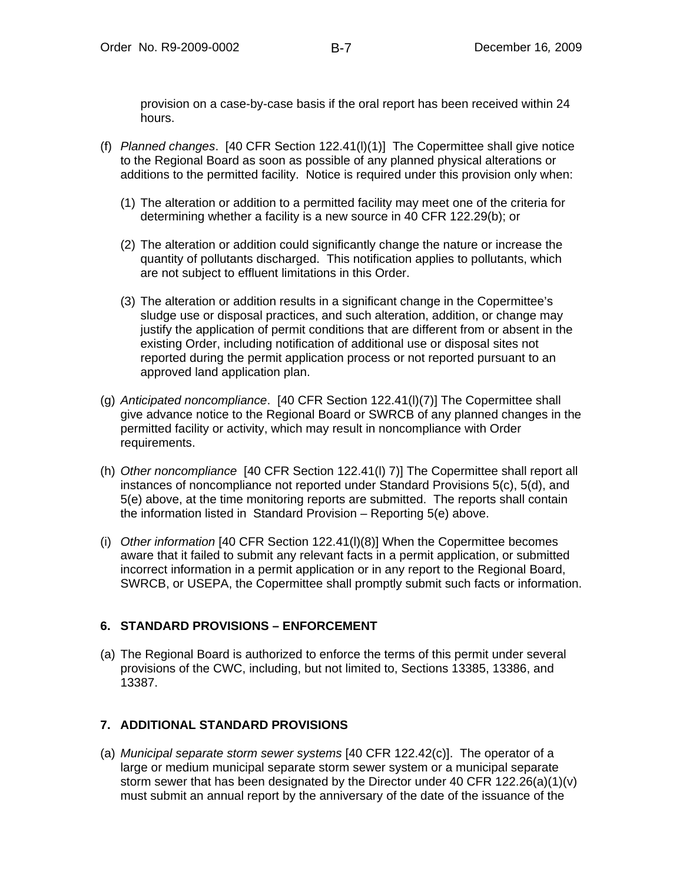provision on a case-by-case basis if the oral report has been received within 24 hours.

(f) *Planned changes*. [40 CFR Section 122.41(l)(1)] The Copermittee shall give notice to the Regional Board as soon as possible of any planned physical alterations or additions to the permitted facility. Notice is required under this provision only when:

(1) The alteration or addition to a permitted facility may meet one of the criteria for determining whether a facility is a new source in 40 CFR 122.29(b); or

(2) The alteration or addition could significantly change the nature or increase the quantity of pollutants discharged. This notification applies to pollutants, which are not subject to effluent limitations in this Order.

(3) The alteration or addition results in a significant change in the Copermittee's sludge use or disposal practices, and such alteration, addition, or change may justify the application of permit conditions that are different from or absent in the existing Order, including notification of additional use or disposal sites not reported during the permit application process or not reported pursuant to an approved land application plan.

(g) *Anticipated noncompliance*. [40 CFR Section 122.41(l)(7)] The Copermittee shall give advance notice to the Regional Board or SWRCB of any planned changes in the permitted facility or activity, which may result in noncompliance with Order requirements.

(h) *Other noncompliance* [40 CFR Section 122.41(l) 7)] The Copermittee shall report all instances of noncompliance not reported under Standard Provisions 5(c), 5(d), and 5(e) above, at the time monitoring reports are submitted. The reports shall contain the information listed in Standard Provision – Reporting 5(e) above.

(i) *Other information* [40 CFR Section 122.41(l)(8)] When the Copermittee becomes aware that it failed to submit any relevant facts in a permit application, or submitted incorrect information in a permit application or in any report to the Regional Board, SWRCB, or USEPA, the Copermittee shall promptly submit such facts or information.

## 6. STANDARD PROVISIONS – ENFORCEMENT

(a) The Regional Board is authorized to enforce the terms of this permit under several provisions of the CWC, including, but not limited to, Sections 13385, 13386, and 13387.

## 7. ADDITIONAL STANDARD PROVISIONS

(a) *Municipal separate storm sewer systems* [40 CFR 122.42(c)]. The operator of a large or medium municipal separate storm sewer system or a municipal separate storm sewer that has been designated by the Director under 40 CFR 122.26(a)(1)(v) must submit an annual report by the anniversary of the date of the issuance of the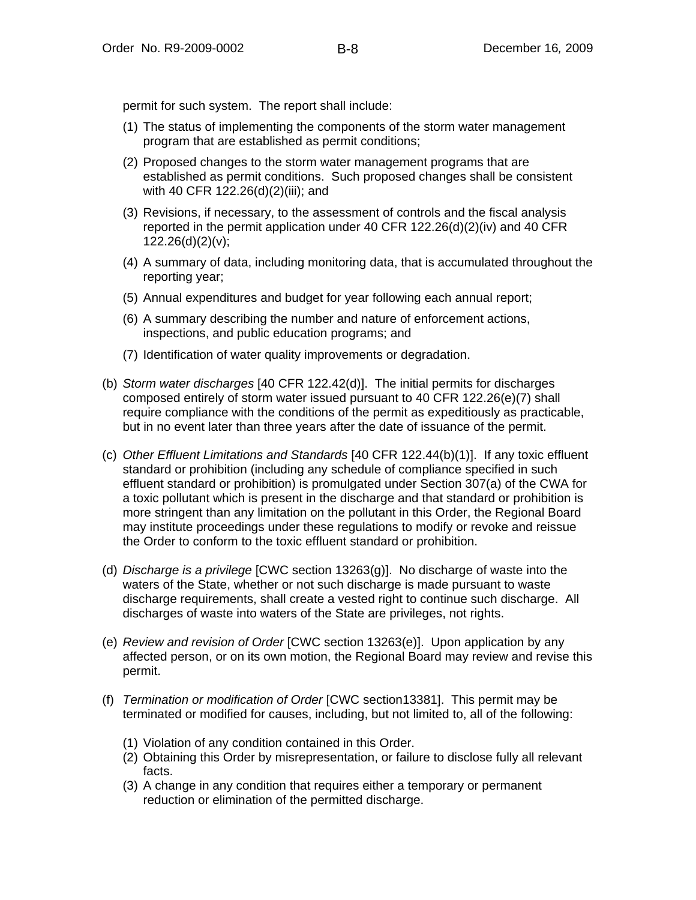permit for such system. The report shall include:

(1) The status of implementing the components of the storm water management program that are established as permit conditions;

(2) Proposed changes to the storm water management programs that are established as permit conditions. Such proposed changes shall be consistent with 40 CFR 122.26(d)(2)(iii); and

(3) Revisions, if necessary, to the assessment of controls and the fiscal analysis reported in the permit application under 40 CFR 122.26(d)(2)(iv) and 40 CFR 122.26(d)(2)(v);

(4) A summary of data, including monitoring data, that is accumulated throughout the reporting year;

(5) Annual expenditures and budget for year following each annual report;

(6) A summary describing the number and nature of enforcement actions, inspections, and public education programs; and

(7) Identification of water quality improvements or degradation.

(b) *Storm water discharges* [40 CFR 122.42(d)]. The initial permits for discharges composed entirely of storm water issued pursuant to 40 CFR 122.26(e)(7) shall require compliance with the conditions of the permit as expeditiously as practicable, but in no event later than three years after the date of issuance of the permit.

(c) *Other Effluent Limitations and Standards* [40 CFR 122.44(b)(1)]. If any toxic effluent standard or prohibition (including any schedule of compliance specified in such effluent standard or prohibition) is promulgated under Section 307(a) of the CWA for a toxic pollutant which is present in the discharge and that standard or prohibition is more stringent than any limitation on the pollutant in this Order, the Regional Board may institute proceedings under these regulations to modify or revoke and reissue the Order to conform to the toxic effluent standard or prohibition.

(d) *Discharge is a privilege* [CWC section 13263(g)]. No discharge of waste into the waters of the State, whether or not such discharge is made pursuant to waste discharge requirements, shall create a vested right to continue such discharge. All discharges of waste into waters of the State are privileges, not rights.

(e) *Review and revision of Order* [CWC section 13263(e)]. Upon application by any affected person, or on its own motion, the Regional Board may review and revise this permit.

(f) *Termination or modification of Order* [CWC section13381]. This permit may be terminated or modified for causes, including, but not limited to, all of the following:

(1) Violation of any condition contained in this Order.
(2) Obtaining this Order by misrepresentation, or failure to disclose fully all relevant facts.
(3) A change in any condition that requires either a temporary or permanent reduction or elimination of the permitted discharge.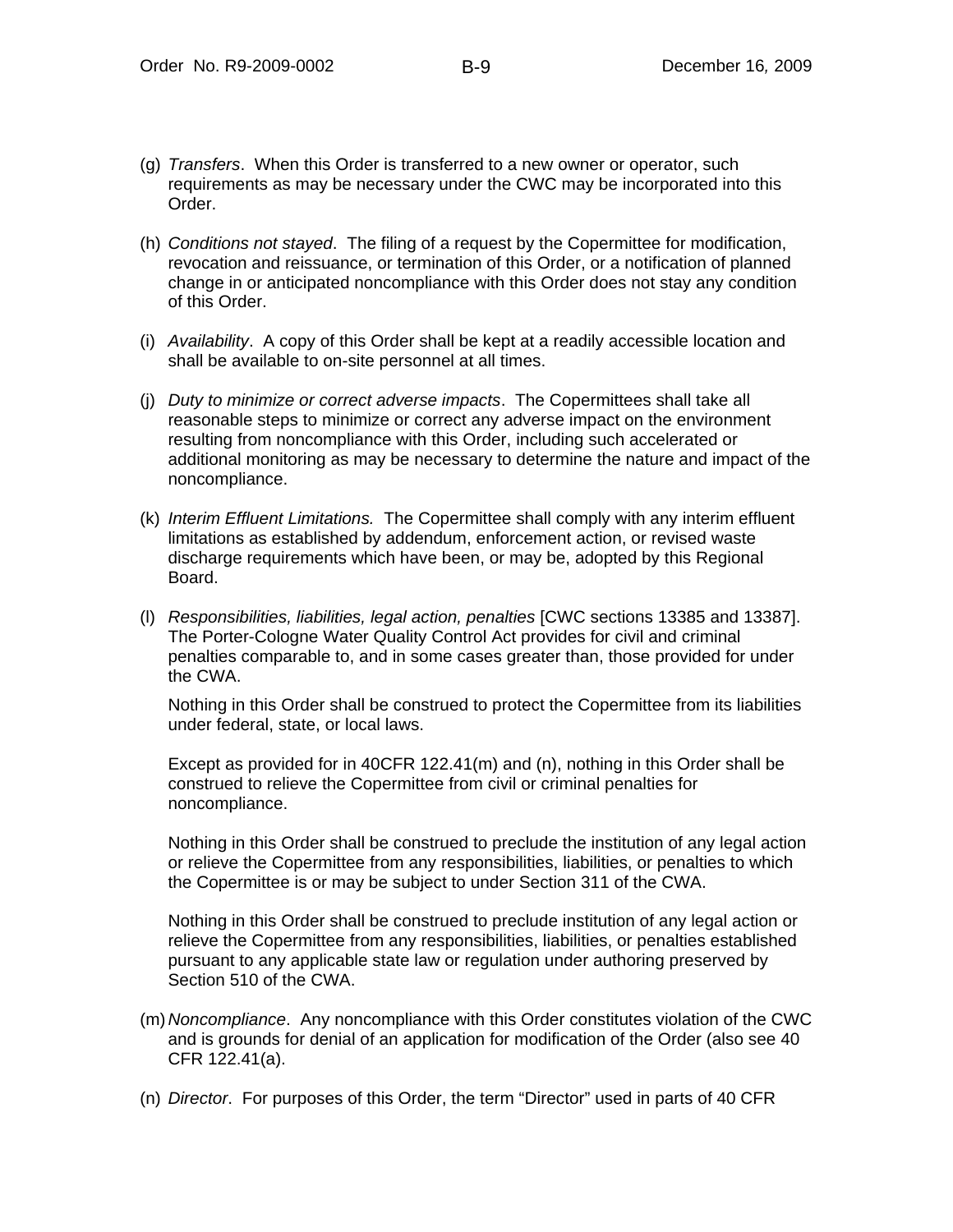(g) *Transfers*. When this Order is transferred to a new owner or operator, such requirements as may be necessary under the CWC may be incorporated into this Order.

(h) *Conditions not stayed*. The filing of a request by the Copermittee for modification, revocation and reissuance, or termination of this Order, or a notification of planned change in or anticipated noncompliance with this Order does not stay any condition of this Order.

(i) *Availability*. A copy of this Order shall be kept at a readily accessible location and shall be available to on-site personnel at all times.

(j) *Duty to minimize or correct adverse impacts*. The Copermittees shall take all reasonable steps to minimize or correct any adverse impact on the environment resulting from noncompliance with this Order, including such accelerated or additional monitoring as may be necessary to determine the nature and impact of the noncompliance.

(k) *Interim Effluent Limitations.* The Copermittee shall comply with any interim effluent limitations as established by addendum, enforcement action, or revised waste discharge requirements which have been, or may be, adopted by this Regional Board.

(l) *Responsibilities, liabilities, legal action, penalties* [CWC sections 13385 and 13387]. The Porter-Cologne Water Quality Control Act provides for civil and criminal penalties comparable to, and in some cases greater than, those provided for under the CWA.

Nothing in this Order shall be construed to protect the Copermittee from its liabilities under federal, state, or local laws.

Except as provided for in 40CFR 122.41(m) and (n), nothing in this Order shall be construed to relieve the Copermittee from civil or criminal penalties for noncompliance.

Nothing in this Order shall be construed to preclude the institution of any legal action or relieve the Copermittee from any responsibilities, liabilities, or penalties to which the Copermittee is or may be subject to under Section 311 of the CWA.

Nothing in this Order shall be construed to preclude institution of any legal action or relieve the Copermittee from any responsibilities, liabilities, or penalties established pursuant to any applicable state law or regulation under authoring preserved by Section 510 of the CWA.

(m) *Noncompliance*. Any noncompliance with this Order constitutes violation of the CWC and is grounds for denial of an application for modification of the Order (also see 40 CFR 122.41(a).

(n) *Director*. For purposes of this Order, the term "Director" used in parts of 40 CFR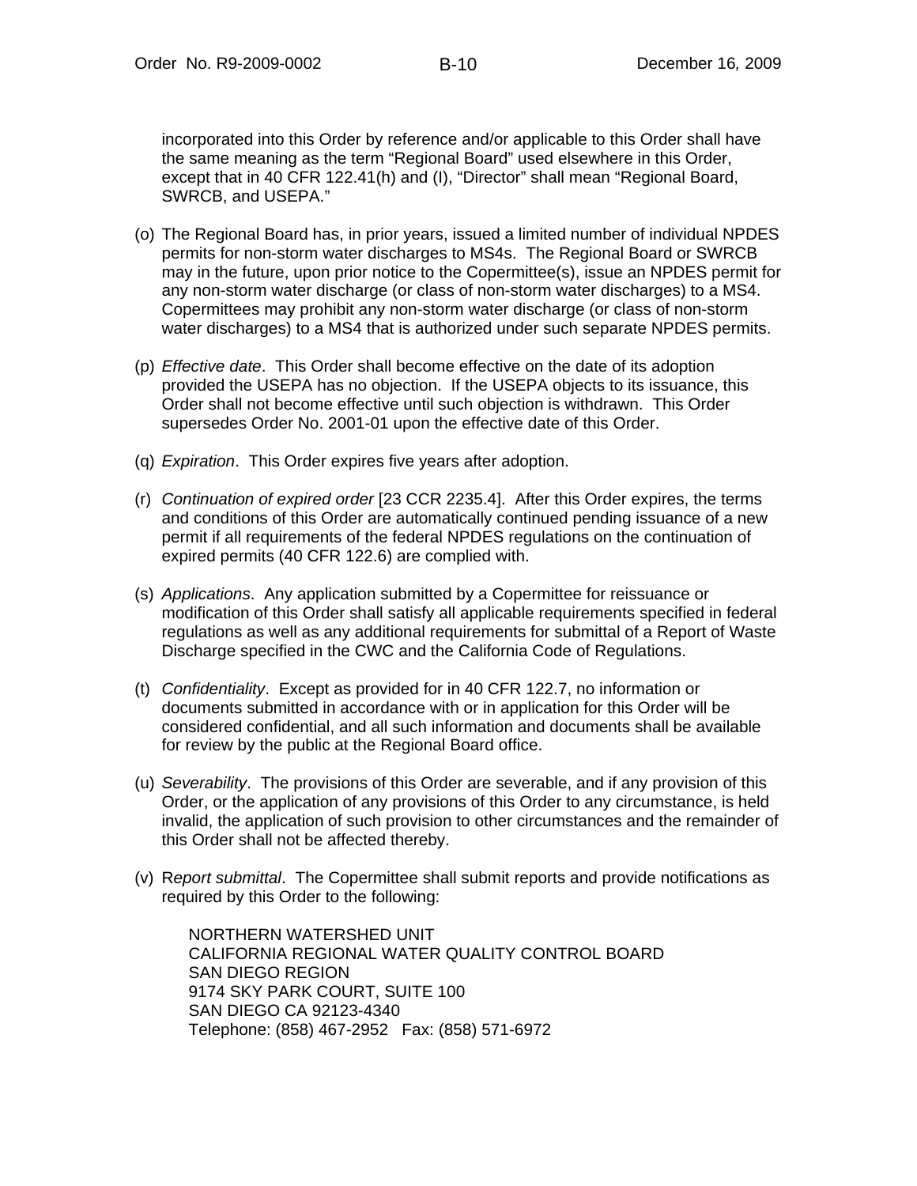incorporated into this Order by reference and/or applicable to this Order shall have the same meaning as the term "Regional Board" used elsewhere in this Order, except that in 40 CFR 122.41(h) and (I), "Director" shall mean "Regional Board, SWRCB, and USEPA."

(o) The Regional Board has, in prior years, issued a limited number of individual NPDES permits for non-storm water discharges to MS4s. The Regional Board or SWRCB may in the future, upon prior notice to the Copermittee(s), issue an NPDES permit for any non-storm water discharge (or class of non-storm water discharges) to a MS4. Copermittees may prohibit any non-storm water discharge (or class of non-storm water discharges) to a MS4 that is authorized under such separate NPDES permits.

(p) *Effective date*. This Order shall become effective on the date of its adoption provided the USEPA has no objection. If the USEPA objects to its issuance, this Order shall not become effective until such objection is withdrawn. This Order supersedes Order No. 2001-01 upon the effective date of this Order.

(q) *Expiration*. This Order expires five years after adoption.

(r) *Continuation of expired order* [23 CCR 2235.4]. After this Order expires, the terms and conditions of this Order are automatically continued pending issuance of a new permit if all requirements of the federal NPDES regulations on the continuation of expired permits (40 CFR 122.6) are complied with.

(s) *Applications*. Any application submitted by a Copermittee for reissuance or modification of this Order shall satisfy all applicable requirements specified in federal regulations as well as any additional requirements for submittal of a Report of Waste Discharge specified in the CWC and the California Code of Regulations.

(t) *Confidentiality*. Except as provided for in 40 CFR 122.7, no information or documents submitted in accordance with or in application for this Order will be considered confidential, and all such information and documents shall be available for review by the public at the Regional Board office.

(u) *Severability*. The provisions of this Order are severable, and if any provision of this Order, or the application of any provisions of this Order to any circumstance, is held invalid, the application of such provision to other circumstances and the remainder of this Order shall not be affected thereby.

(v) R*eport submittal*. The Copermittee shall submit reports and provide notifications as required by this Order to the following:

NORTHERN WATERSHED UNIT
CALIFORNIA REGIONAL WATER QUALITY CONTROL BOARD
SAN DIEGO REGION
9174 SKY PARK COURT, SUITE 100
SAN DIEGO CA 92123-4340
Telephone: (858) 467-2952 Fax: (858) 571-6972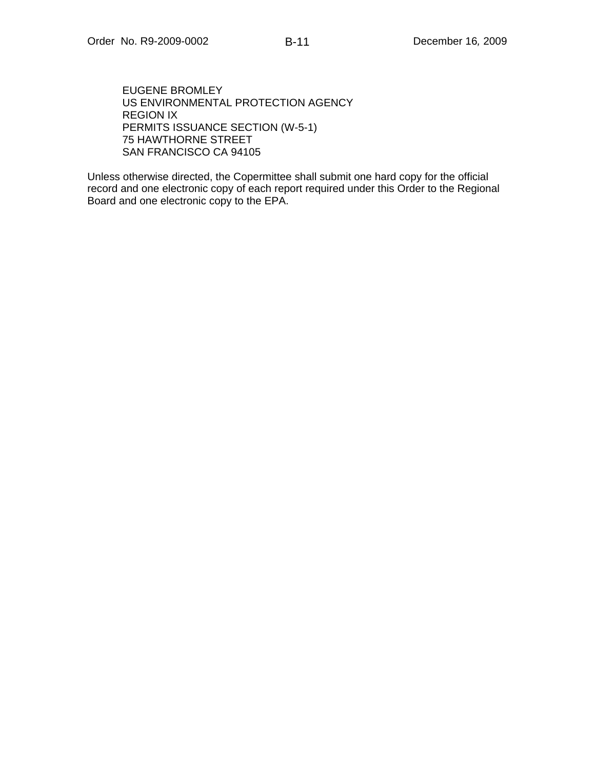EUGENE BROMLEY
US ENVIRONMENTAL PROTECTION AGENCY
REGION IX
PERMITS ISSUANCE SECTION (W-5-1)
75 HAWTHORNE STREET
SAN FRANCISCO CA 94105

Unless otherwise directed, the Copermittee shall submit one hard copy for the official record and one electronic copy of each report required under this Order to the Regional Board and one electronic copy to the EPA.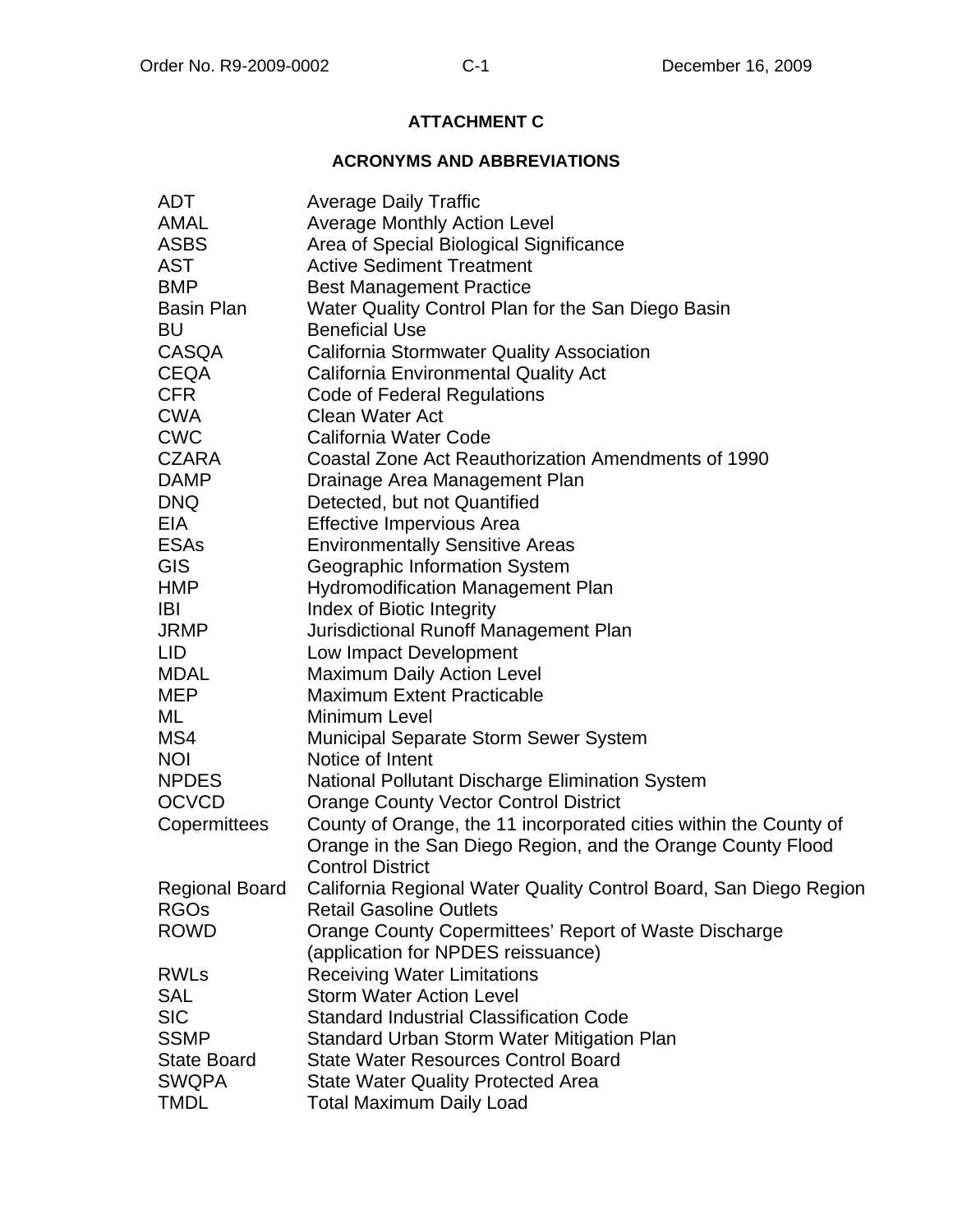## ATTACHMENT C

## ACRONYMS AND ABBREVIATIONS

| | |
|---|---|
| ADT | Average Daily Traffic |
| AMAL | Average Monthly Action Level |
| ASBS | Area of Special Biological Significance |
| AST | Active Sediment Treatment |
| BMP | Best Management Practice |
| Basin Plan | Water Quality Control Plan for the San Diego Basin |
| BU | Beneficial Use |
| CASQA | California Stormwater Quality Association |
| CEQA | California Environmental Quality Act |
| CFR | Code of Federal Regulations |
| CWA | Clean Water Act |
| CWC | California Water Code |
| CZARA | Coastal Zone Act Reauthorization Amendments of 1990 |
| DAMP | Drainage Area Management Plan |
| DNQ | Detected, but not Quantified |
| EIA | Effective Impervious Area |
| ESAs | Environmentally Sensitive Areas |
| GIS | Geographic Information System |
| HMP | Hydromodification Management Plan |
| IBI | Index of Biotic Integrity |
| JRMP | Jurisdictional Runoff Management Plan |
| LID | Low Impact Development |
| MDAL | Maximum Daily Action Level |
| MEP | Maximum Extent Practicable |
| ML | Minimum Level |
| MS4 | Municipal Separate Storm Sewer System |
| NOI | Notice of Intent |
| NPDES | National Pollutant Discharge Elimination System |
| OCVCD | Orange County Vector Control District |
| Copermittees | County of Orange, the 11 incorporated cities within the County of Orange in the San Diego Region, and the Orange County Flood Control District |
| Regional Board | California Regional Water Quality Control Board, San Diego Region |
| RGOs | Retail Gasoline Outlets |
| ROWD | Orange County Copermittees' Report of Waste Discharge (application for NPDES reissuance) |
| RWLs | Receiving Water Limitations |
| SAL | Storm Water Action Level |
| SIC | Standard Industrial Classification Code |
| SSMP | Standard Urban Storm Water Mitigation Plan |
| State Board | State Water Resources Control Board |
| SWQPA | State Water Quality Protected Area |
| TMDL | Total Maximum Daily Load |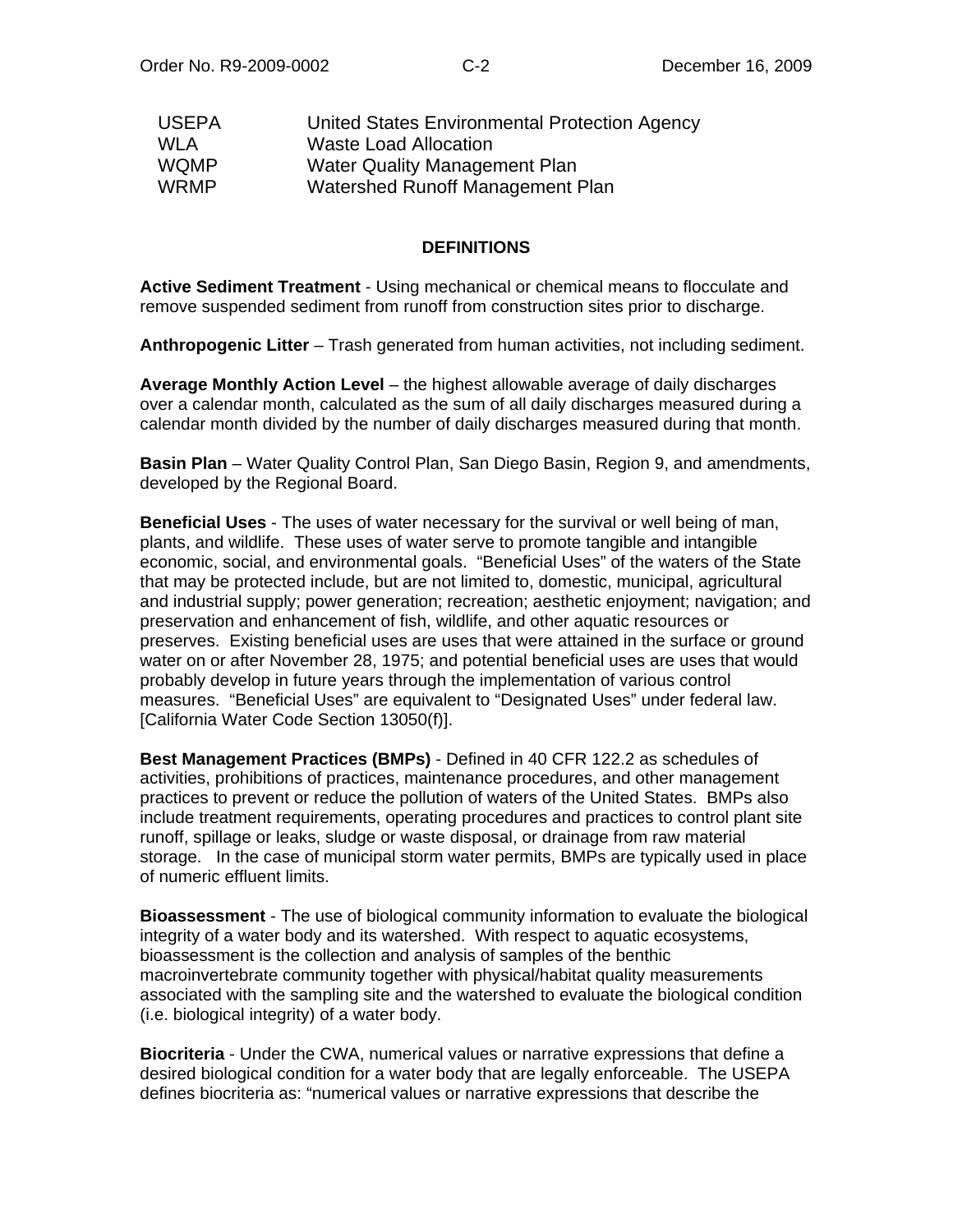| | |
|---|---|
| USEPA | United States Environmental Protection Agency |
| WLA | Waste Load Allocation |
| WQMP | Water Quality Management Plan |
| WRMP | Watershed Runoff Management Plan |

## DEFINITIONS

**Active Sediment Treatment** - Using mechanical or chemical means to flocculate and remove suspended sediment from runoff from construction sites prior to discharge.

**Anthropogenic Litter** – Trash generated from human activities, not including sediment.

**Average Monthly Action Level** – the highest allowable average of daily discharges over a calendar month, calculated as the sum of all daily discharges measured during a calendar month divided by the number of daily discharges measured during that month.

**Basin Plan** – Water Quality Control Plan, San Diego Basin, Region 9, and amendments, developed by the Regional Board.

**Beneficial Uses** - The uses of water necessary for the survival or well being of man, plants, and wildlife. These uses of water serve to promote tangible and intangible economic, social, and environmental goals. "Beneficial Uses" of the waters of the State that may be protected include, but are not limited to, domestic, municipal, agricultural and industrial supply; power generation; recreation; aesthetic enjoyment; navigation; and preservation and enhancement of fish, wildlife, and other aquatic resources or preserves. Existing beneficial uses are uses that were attained in the surface or ground water on or after November 28, 1975; and potential beneficial uses are uses that would probably develop in future years through the implementation of various control measures. "Beneficial Uses" are equivalent to "Designated Uses" under federal law. [California Water Code Section 13050(f)].

**Best Management Practices (BMPs)** - Defined in 40 CFR 122.2 as schedules of activities, prohibitions of practices, maintenance procedures, and other management practices to prevent or reduce the pollution of waters of the United States. BMPs also include treatment requirements, operating procedures and practices to control plant site runoff, spillage or leaks, sludge or waste disposal, or drainage from raw material storage. In the case of municipal storm water permits, BMPs are typically used in place of numeric effluent limits.

**Bioassessment** - The use of biological community information to evaluate the biological integrity of a water body and its watershed. With respect to aquatic ecosystems, bioassessment is the collection and analysis of samples of the benthic macroinvertebrate community together with physical/habitat quality measurements associated with the sampling site and the watershed to evaluate the biological condition (i.e. biological integrity) of a water body.

**Biocriteria** - Under the CWA, numerical values or narrative expressions that define a desired biological condition for a water body that are legally enforceable. The USEPA defines biocriteria as: "numerical values or narrative expressions that describe the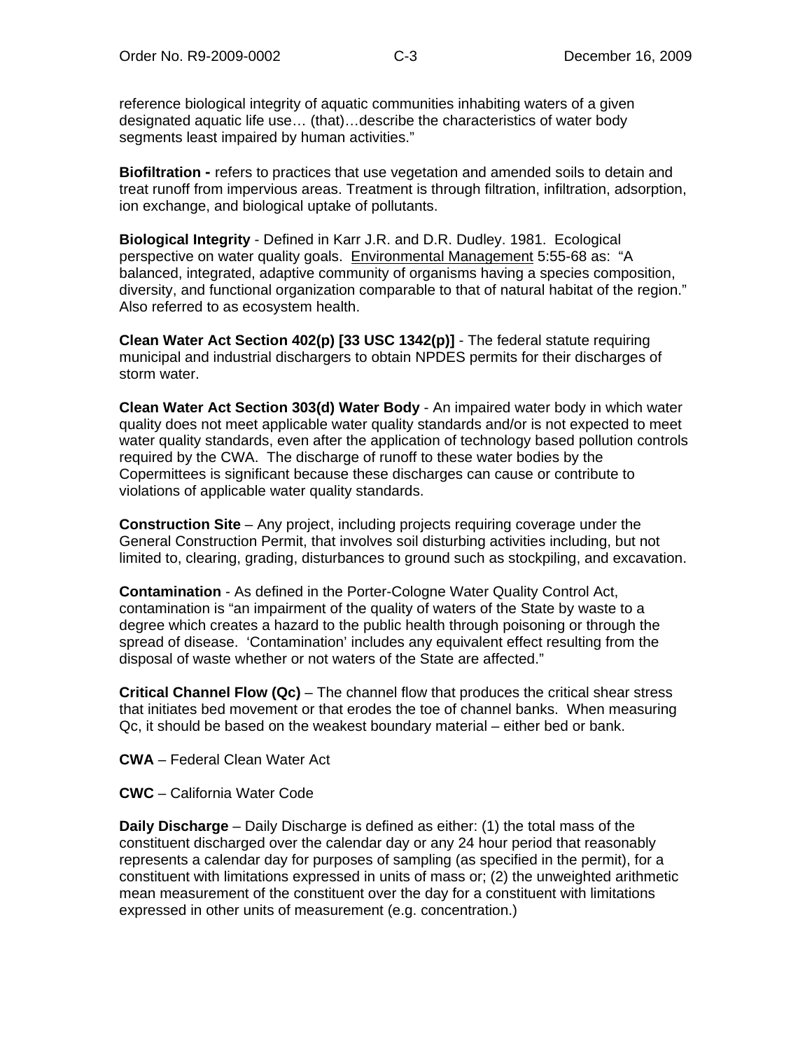reference biological integrity of aquatic communities inhabiting waters of a given designated aquatic life use… (that)…describe the characteristics of water body segments least impaired by human activities."

**Biofiltration -** refers to practices that use vegetation and amended soils to detain and treat runoff from impervious areas. Treatment is through filtration, infiltration, adsorption, ion exchange, and biological uptake of pollutants.

**Biological Integrity** - Defined in Karr J.R. and D.R. Dudley. 1981. Ecological perspective on water quality goals. Environmental Management 5:55-68 as: "A balanced, integrated, adaptive community of organisms having a species composition, diversity, and functional organization comparable to that of natural habitat of the region." Also referred to as ecosystem health.

**Clean Water Act Section 402(p) [33 USC 1342(p)]** - The federal statute requiring municipal and industrial dischargers to obtain NPDES permits for their discharges of storm water.

**Clean Water Act Section 303(d) Water Body** - An impaired water body in which water quality does not meet applicable water quality standards and/or is not expected to meet water quality standards, even after the application of technology based pollution controls required by the CWA. The discharge of runoff to these water bodies by the Copermittees is significant because these discharges can cause or contribute to violations of applicable water quality standards.

**Construction Site** – Any project, including projects requiring coverage under the General Construction Permit, that involves soil disturbing activities including, but not limited to, clearing, grading, disturbances to ground such as stockpiling, and excavation.

**Contamination** - As defined in the Porter-Cologne Water Quality Control Act, contamination is "an impairment of the quality of waters of the State by waste to a degree which creates a hazard to the public health through poisoning or through the spread of disease. 'Contamination' includes any equivalent effect resulting from the disposal of waste whether or not waters of the State are affected."

**Critical Channel Flow (Qc)** – The channel flow that produces the critical shear stress that initiates bed movement or that erodes the toe of channel banks. When measuring Qc, it should be based on the weakest boundary material – either bed or bank.

**CWA** – Federal Clean Water Act

**CWC** – California Water Code

**Daily Discharge** – Daily Discharge is defined as either: (1) the total mass of the constituent discharged over the calendar day or any 24 hour period that reasonably represents a calendar day for purposes of sampling (as specified in the permit), for a constituent with limitations expressed in units of mass or; (2) the unweighted arithmetic mean measurement of the constituent over the day for a constituent with limitations expressed in other units of measurement (e.g. concentration.)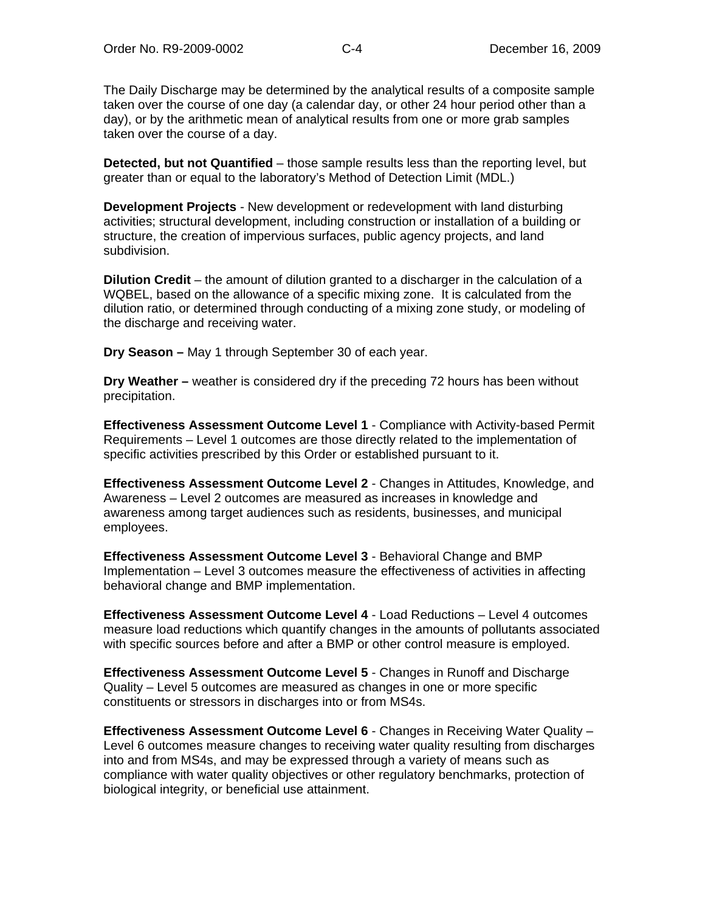The Daily Discharge may be determined by the analytical results of a composite sample taken over the course of one day (a calendar day, or other 24 hour period other than a day), or by the arithmetic mean of analytical results from one or more grab samples taken over the course of a day.

**Detected, but not Quantified** – those sample results less than the reporting level, but greater than or equal to the laboratory's Method of Detection Limit (MDL.)

**Development Projects** - New development or redevelopment with land disturbing activities; structural development, including construction or installation of a building or structure, the creation of impervious surfaces, public agency projects, and land subdivision.

**Dilution Credit** – the amount of dilution granted to a discharger in the calculation of a WQBEL, based on the allowance of a specific mixing zone. It is calculated from the dilution ratio, or determined through conducting of a mixing zone study, or modeling of the discharge and receiving water.

**Dry Season –** May 1 through September 30 of each year.

**Dry Weather –** weather is considered dry if the preceding 72 hours has been without precipitation.

**Effectiveness Assessment Outcome Level 1** - Compliance with Activity-based Permit Requirements – Level 1 outcomes are those directly related to the implementation of specific activities prescribed by this Order or established pursuant to it.

**Effectiveness Assessment Outcome Level 2** - Changes in Attitudes, Knowledge, and Awareness – Level 2 outcomes are measured as increases in knowledge and awareness among target audiences such as residents, businesses, and municipal employees.

**Effectiveness Assessment Outcome Level 3** - Behavioral Change and BMP Implementation – Level 3 outcomes measure the effectiveness of activities in affecting behavioral change and BMP implementation.

**Effectiveness Assessment Outcome Level 4** - Load Reductions – Level 4 outcomes measure load reductions which quantify changes in the amounts of pollutants associated with specific sources before and after a BMP or other control measure is employed.

**Effectiveness Assessment Outcome Level 5** - Changes in Runoff and Discharge Quality – Level 5 outcomes are measured as changes in one or more specific constituents or stressors in discharges into or from MS4s.

**Effectiveness Assessment Outcome Level 6** - Changes in Receiving Water Quality – Level 6 outcomes measure changes to receiving water quality resulting from discharges into and from MS4s, and may be expressed through a variety of means such as compliance with water quality objectives or other regulatory benchmarks, protection of biological integrity, or beneficial use attainment.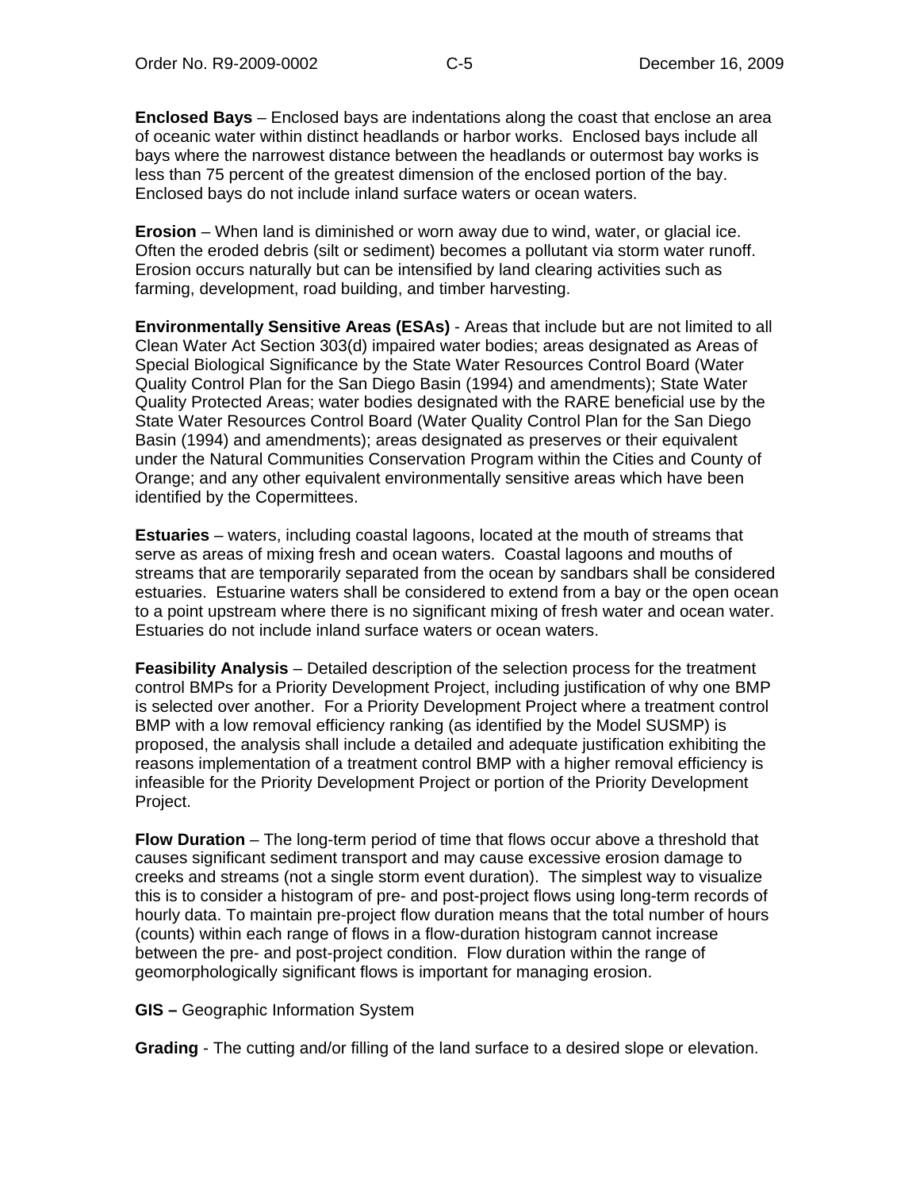**Enclosed Bays** – Enclosed bays are indentations along the coast that enclose an area of oceanic water within distinct headlands or harbor works. Enclosed bays include all bays where the narrowest distance between the headlands or outermost bay works is less than 75 percent of the greatest dimension of the enclosed portion of the bay. Enclosed bays do not include inland surface waters or ocean waters.

**Erosion** – When land is diminished or worn away due to wind, water, or glacial ice. Often the eroded debris (silt or sediment) becomes a pollutant via storm water runoff. Erosion occurs naturally but can be intensified by land clearing activities such as farming, development, road building, and timber harvesting.

**Environmentally Sensitive Areas (ESAs)** - Areas that include but are not limited to all Clean Water Act Section 303(d) impaired water bodies; areas designated as Areas of Special Biological Significance by the State Water Resources Control Board (Water Quality Control Plan for the San Diego Basin (1994) and amendments); State Water Quality Protected Areas; water bodies designated with the RARE beneficial use by the State Water Resources Control Board (Water Quality Control Plan for the San Diego Basin (1994) and amendments); areas designated as preserves or their equivalent under the Natural Communities Conservation Program within the Cities and County of Orange; and any other equivalent environmentally sensitive areas which have been identified by the Copermittees.

**Estuaries** – waters, including coastal lagoons, located at the mouth of streams that serve as areas of mixing fresh and ocean waters. Coastal lagoons and mouths of streams that are temporarily separated from the ocean by sandbars shall be considered estuaries. Estuarine waters shall be considered to extend from a bay or the open ocean to a point upstream where there is no significant mixing of fresh water and ocean water. Estuaries do not include inland surface waters or ocean waters.

**Feasibility Analysis** – Detailed description of the selection process for the treatment control BMPs for a Priority Development Project, including justification of why one BMP is selected over another. For a Priority Development Project where a treatment control BMP with a low removal efficiency ranking (as identified by the Model SUSMP) is proposed, the analysis shall include a detailed and adequate justification exhibiting the reasons implementation of a treatment control BMP with a higher removal efficiency is infeasible for the Priority Development Project or portion of the Priority Development Project.

**Flow Duration** – The long-term period of time that flows occur above a threshold that causes significant sediment transport and may cause excessive erosion damage to creeks and streams (not a single storm event duration). The simplest way to visualize this is to consider a histogram of pre- and post-project flows using long-term records of hourly data. To maintain pre-project flow duration means that the total number of hours (counts) within each range of flows in a flow-duration histogram cannot increase between the pre- and post-project condition. Flow duration within the range of geomorphologically significant flows is important for managing erosion.

**GIS –** Geographic Information System

**Grading** - The cutting and/or filling of the land surface to a desired slope or elevation.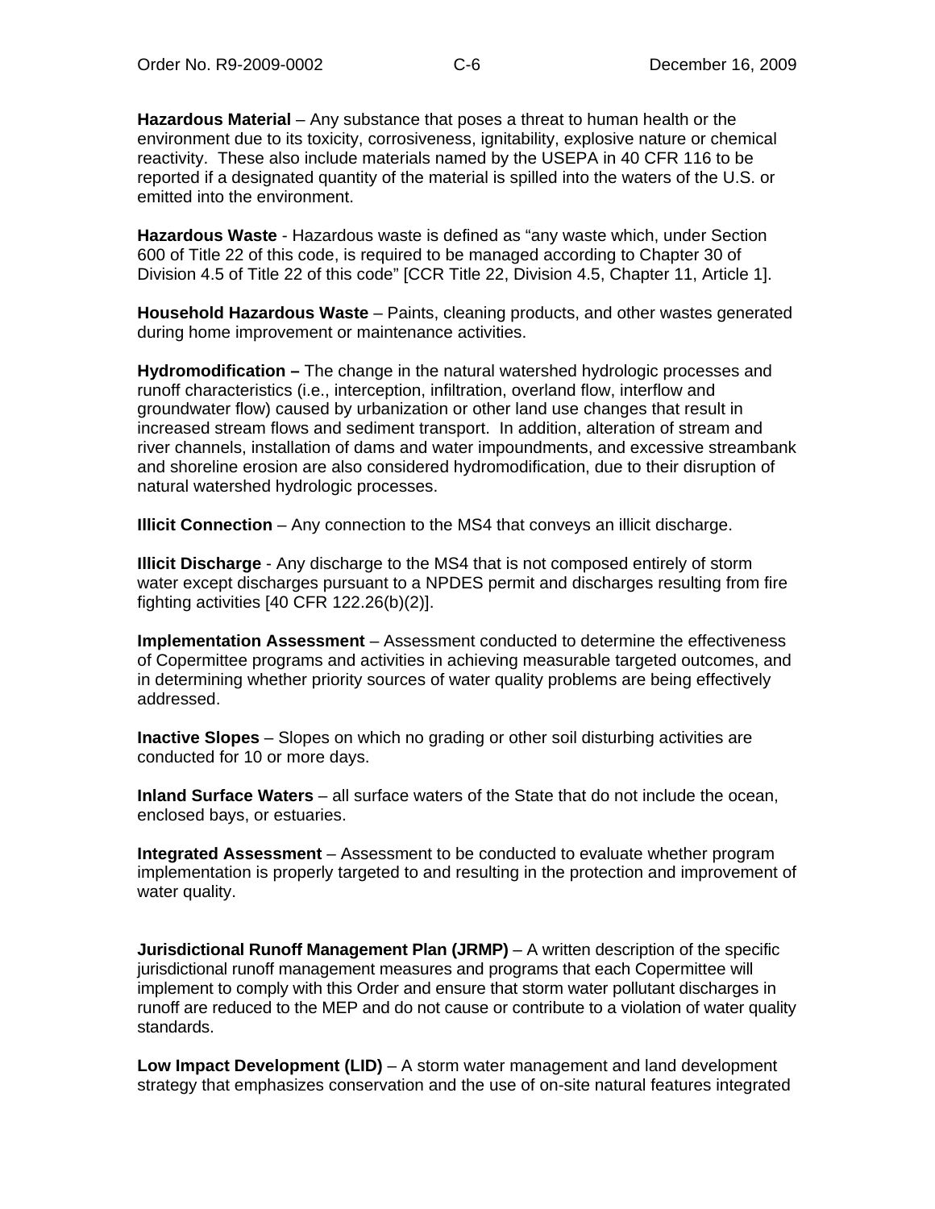**Hazardous Material** – Any substance that poses a threat to human health or the environment due to its toxicity, corrosiveness, ignitability, explosive nature or chemical reactivity. These also include materials named by the USEPA in 40 CFR 116 to be reported if a designated quantity of the material is spilled into the waters of the U.S. or emitted into the environment.

**Hazardous Waste** - Hazardous waste is defined as "any waste which, under Section 600 of Title 22 of this code, is required to be managed according to Chapter 30 of Division 4.5 of Title 22 of this code" [CCR Title 22, Division 4.5, Chapter 11, Article 1].

**Household Hazardous Waste** – Paints, cleaning products, and other wastes generated during home improvement or maintenance activities.

**Hydromodification –** The change in the natural watershed hydrologic processes and runoff characteristics (i.e., interception, infiltration, overland flow, interflow and groundwater flow) caused by urbanization or other land use changes that result in increased stream flows and sediment transport. In addition, alteration of stream and river channels, installation of dams and water impoundments, and excessive streambank and shoreline erosion are also considered hydromodification, due to their disruption of natural watershed hydrologic processes.

**Illicit Connection** – Any connection to the MS4 that conveys an illicit discharge.

**Illicit Discharge** - Any discharge to the MS4 that is not composed entirely of storm water except discharges pursuant to a NPDES permit and discharges resulting from fire fighting activities [40 CFR 122.26(b)(2)].

**Implementation Assessment** – Assessment conducted to determine the effectiveness of Copermittee programs and activities in achieving measurable targeted outcomes, and in determining whether priority sources of water quality problems are being effectively addressed.

**Inactive Slopes** – Slopes on which no grading or other soil disturbing activities are conducted for 10 or more days.

**Inland Surface Waters** – all surface waters of the State that do not include the ocean, enclosed bays, or estuaries.

**Integrated Assessment** – Assessment to be conducted to evaluate whether program implementation is properly targeted to and resulting in the protection and improvement of water quality.

**Jurisdictional Runoff Management Plan (JRMP)** – A written description of the specific jurisdictional runoff management measures and programs that each Copermittee will implement to comply with this Order and ensure that storm water pollutant discharges in runoff are reduced to the MEP and do not cause or contribute to a violation of water quality standards.

**Low Impact Development (LID)** – A storm water management and land development strategy that emphasizes conservation and the use of on-site natural features integrated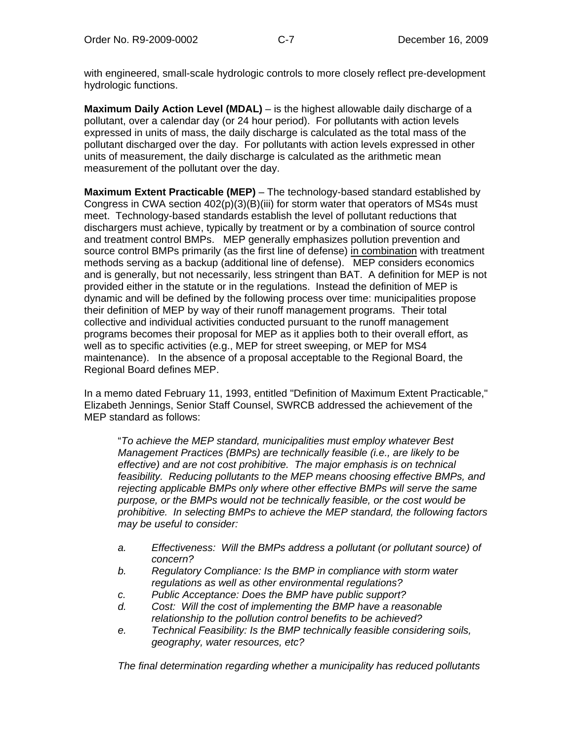with engineered, small-scale hydrologic controls to more closely reflect pre-development hydrologic functions.

**Maximum Daily Action Level (MDAL)** – is the highest allowable daily discharge of a pollutant, over a calendar day (or 24 hour period). For pollutants with action levels expressed in units of mass, the daily discharge is calculated as the total mass of the pollutant discharged over the day. For pollutants with action levels expressed in other units of measurement, the daily discharge is calculated as the arithmetic mean measurement of the pollutant over the day.

**Maximum Extent Practicable (MEP)** – The technology-based standard established by Congress in CWA section 402(p)(3)(B)(iii) for storm water that operators of MS4s must meet. Technology-based standards establish the level of pollutant reductions that dischargers must achieve, typically by treatment or by a combination of source control and treatment control BMPs. MEP generally emphasizes pollution prevention and source control BMPs primarily (as the first line of defense) <u>in combination</u> with treatment methods serving as a backup (additional line of defense). MEP considers economics and is generally, but not necessarily, less stringent than BAT. A definition for MEP is not provided either in the statute or in the regulations. Instead the definition of MEP is dynamic and will be defined by the following process over time: municipalities propose their definition of MEP by way of their runoff management programs. Their total collective and individual activities conducted pursuant to the runoff management programs becomes their proposal for MEP as it applies both to their overall effort, as well as to specific activities (e.g., MEP for street sweeping, or MEP for MS4 maintenance). In the absence of a proposal acceptable to the Regional Board, the Regional Board defines MEP.

In a memo dated February 11, 1993, entitled "Definition of Maximum Extent Practicable," Elizabeth Jennings, Senior Staff Counsel, SWRCB addressed the achievement of the MEP standard as follows:

> "*To achieve the MEP standard, municipalities must employ whatever Best Management Practices (BMPs) are technically feasible (i.e., are likely to be effective) and are not cost prohibitive. The major emphasis is on technical feasibility. Reducing pollutants to the MEP means choosing effective BMPs, and rejecting applicable BMPs only where other effective BMPs will serve the same purpose, or the BMPs would not be technically feasible, or the cost would be prohibitive. In selecting BMPs to achieve the MEP standard, the following factors may be useful to consider:*
>
> *a. Effectiveness: Will the BMPs address a pollutant (or pollutant source) of concern?*
>
> *b. Regulatory Compliance: Is the BMP in compliance with storm water regulations as well as other environmental regulations?*
>
> *c. Public Acceptance: Does the BMP have public support?*
>
> *d. Cost: Will the cost of implementing the BMP have a reasonable relationship to the pollution control benefits to be achieved?*
>
> *e. Technical Feasibility: Is the BMP technically feasible considering soils, geography, water resources, etc?*
>
> *The final determination regarding whether a municipality has reduced pollutants*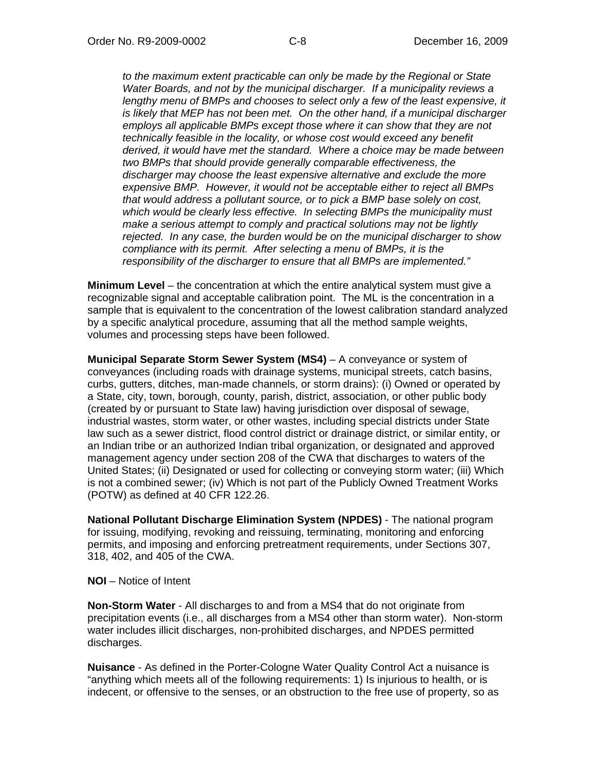*to the maximum extent practicable can only be made by the Regional or State Water Boards, and not by the municipal discharger. If a municipality reviews a lengthy menu of BMPs and chooses to select only a few of the least expensive, it is likely that MEP has not been met. On the other hand, if a municipal discharger employs all applicable BMPs except those where it can show that they are not technically feasible in the locality, or whose cost would exceed any benefit derived, it would have met the standard. Where a choice may be made between two BMPs that should provide generally comparable effectiveness, the discharger may choose the least expensive alternative and exclude the more expensive BMP. However, it would not be acceptable either to reject all BMPs that would address a pollutant source, or to pick a BMP base solely on cost, which would be clearly less effective. In selecting BMPs the municipality must make a serious attempt to comply and practical solutions may not be lightly rejected. In any case, the burden would be on the municipal discharger to show compliance with its permit. After selecting a menu of BMPs, it is the responsibility of the discharger to ensure that all BMPs are implemented."*

**Minimum Level** – the concentration at which the entire analytical system must give a recognizable signal and acceptable calibration point. The ML is the concentration in a sample that is equivalent to the concentration of the lowest calibration standard analyzed by a specific analytical procedure, assuming that all the method sample weights, volumes and processing steps have been followed.

**Municipal Separate Storm Sewer System (MS4)** – A conveyance or system of conveyances (including roads with drainage systems, municipal streets, catch basins, curbs, gutters, ditches, man-made channels, or storm drains): (i) Owned or operated by a State, city, town, borough, county, parish, district, association, or other public body (created by or pursuant to State law) having jurisdiction over disposal of sewage, industrial wastes, storm water, or other wastes, including special districts under State law such as a sewer district, flood control district or drainage district, or similar entity, or an Indian tribe or an authorized Indian tribal organization, or designated and approved management agency under section 208 of the CWA that discharges to waters of the United States; (ii) Designated or used for collecting or conveying storm water; (iii) Which is not a combined sewer; (iv) Which is not part of the Publicly Owned Treatment Works (POTW) as defined at 40 CFR 122.26.

**National Pollutant Discharge Elimination System (NPDES)** - The national program for issuing, modifying, revoking and reissuing, terminating, monitoring and enforcing permits, and imposing and enforcing pretreatment requirements, under Sections 307, 318, 402, and 405 of the CWA.

**NOI** – Notice of Intent

**Non-Storm Water** - All discharges to and from a MS4 that do not originate from precipitation events (i.e., all discharges from a MS4 other than storm water). Non-storm water includes illicit discharges, non-prohibited discharges, and NPDES permitted discharges.

**Nuisance** - As defined in the Porter-Cologne Water Quality Control Act a nuisance is "anything which meets all of the following requirements: 1) Is injurious to health, or is indecent, or offensive to the senses, or an obstruction to the free use of property, so as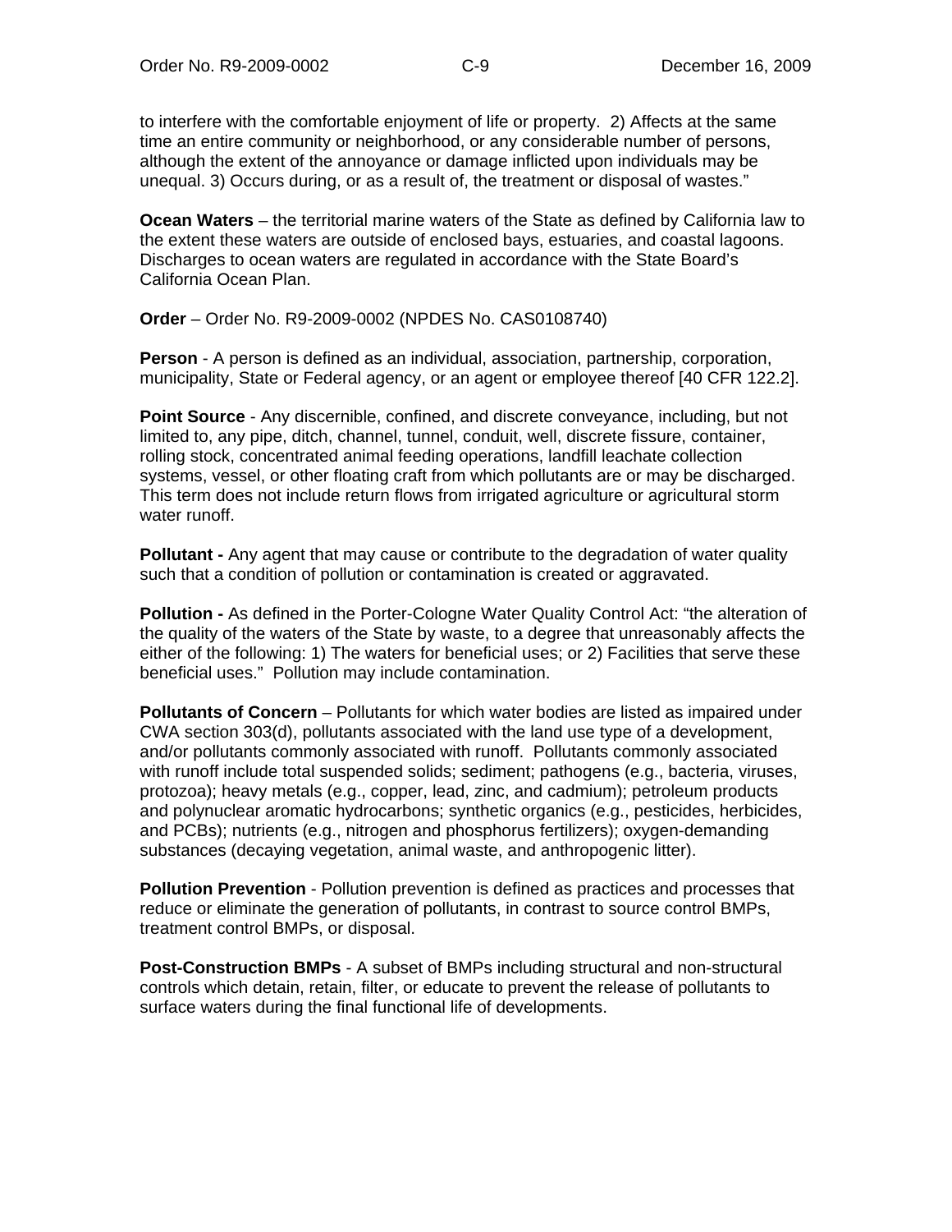to interfere with the comfortable enjoyment of life or property. 2) Affects at the same time an entire community or neighborhood, or any considerable number of persons, although the extent of the annoyance or damage inflicted upon individuals may be unequal. 3) Occurs during, or as a result of, the treatment or disposal of wastes."

**Ocean Waters** – the territorial marine waters of the State as defined by California law to the extent these waters are outside of enclosed bays, estuaries, and coastal lagoons. Discharges to ocean waters are regulated in accordance with the State Board's California Ocean Plan.

**Order** – Order No. R9-2009-0002 (NPDES No. CAS0108740)

**Person** - A person is defined as an individual, association, partnership, corporation, municipality, State or Federal agency, or an agent or employee thereof [40 CFR 122.2].

**Point Source** - Any discernible, confined, and discrete conveyance, including, but not limited to, any pipe, ditch, channel, tunnel, conduit, well, discrete fissure, container, rolling stock, concentrated animal feeding operations, landfill leachate collection systems, vessel, or other floating craft from which pollutants are or may be discharged. This term does not include return flows from irrigated agriculture or agricultural storm water runoff.

**Pollutant -** Any agent that may cause or contribute to the degradation of water quality such that a condition of pollution or contamination is created or aggravated.

**Pollution -** As defined in the Porter-Cologne Water Quality Control Act: "the alteration of the quality of the waters of the State by waste, to a degree that unreasonably affects the either of the following: 1) The waters for beneficial uses; or 2) Facilities that serve these beneficial uses." Pollution may include contamination.

**Pollutants of Concern** – Pollutants for which water bodies are listed as impaired under CWA section 303(d), pollutants associated with the land use type of a development, and/or pollutants commonly associated with runoff. Pollutants commonly associated with runoff include total suspended solids; sediment; pathogens (e.g., bacteria, viruses, protozoa); heavy metals (e.g., copper, lead, zinc, and cadmium); petroleum products and polynuclear aromatic hydrocarbons; synthetic organics (e.g., pesticides, herbicides, and PCBs); nutrients (e.g., nitrogen and phosphorus fertilizers); oxygen-demanding substances (decaying vegetation, animal waste, and anthropogenic litter).

**Pollution Prevention** - Pollution prevention is defined as practices and processes that reduce or eliminate the generation of pollutants, in contrast to source control BMPs, treatment control BMPs, or disposal.

**Post-Construction BMPs** - A subset of BMPs including structural and non-structural controls which detain, retain, filter, or educate to prevent the release of pollutants to surface waters during the final functional life of developments.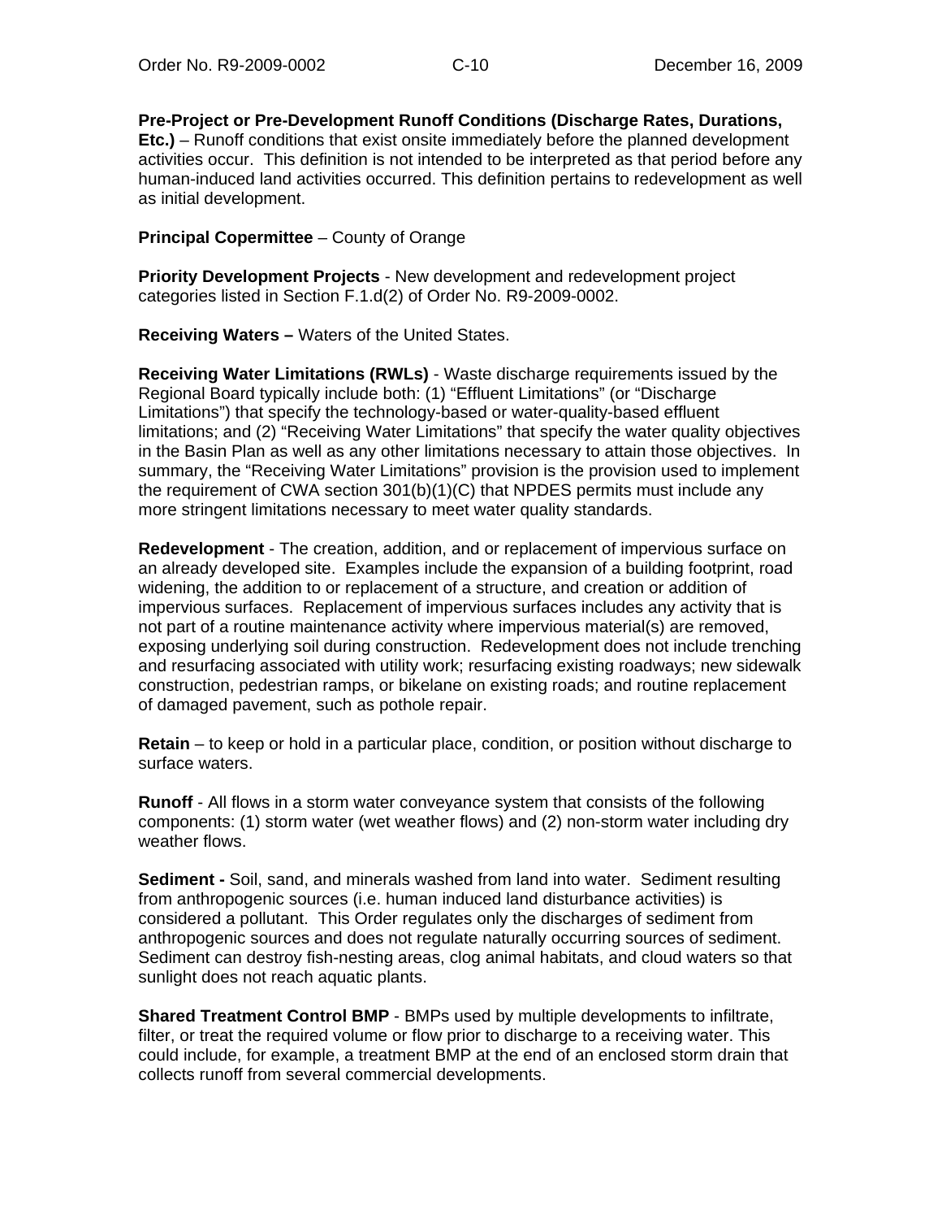**Pre-Project or Pre-Development Runoff Conditions (Discharge Rates, Durations, Etc.)** – Runoff conditions that exist onsite immediately before the planned development activities occur. This definition is not intended to be interpreted as that period before any human-induced land activities occurred. This definition pertains to redevelopment as well as initial development.

**Principal Copermittee** – County of Orange

**Priority Development Projects** - New development and redevelopment project categories listed in Section F.1.d(2) of Order No. R9-2009-0002.

**Receiving Waters –** Waters of the United States.

**Receiving Water Limitations (RWLs)** - Waste discharge requirements issued by the Regional Board typically include both: (1) "Effluent Limitations" (or "Discharge Limitations") that specify the technology-based or water-quality-based effluent limitations; and (2) "Receiving Water Limitations" that specify the water quality objectives in the Basin Plan as well as any other limitations necessary to attain those objectives. In summary, the "Receiving Water Limitations" provision is the provision used to implement the requirement of CWA section 301(b)(1)(C) that NPDES permits must include any more stringent limitations necessary to meet water quality standards.

**Redevelopment** - The creation, addition, and or replacement of impervious surface on an already developed site. Examples include the expansion of a building footprint, road widening, the addition to or replacement of a structure, and creation or addition of impervious surfaces. Replacement of impervious surfaces includes any activity that is not part of a routine maintenance activity where impervious material(s) are removed, exposing underlying soil during construction. Redevelopment does not include trenching and resurfacing associated with utility work; resurfacing existing roadways; new sidewalk construction, pedestrian ramps, or bikelane on existing roads; and routine replacement of damaged pavement, such as pothole repair.

**Retain** – to keep or hold in a particular place, condition, or position without discharge to surface waters.

**Runoff** - All flows in a storm water conveyance system that consists of the following components: (1) storm water (wet weather flows) and (2) non-storm water including dry weather flows.

**Sediment -** Soil, sand, and minerals washed from land into water. Sediment resulting from anthropogenic sources (i.e. human induced land disturbance activities) is considered a pollutant. This Order regulates only the discharges of sediment from anthropogenic sources and does not regulate naturally occurring sources of sediment. Sediment can destroy fish-nesting areas, clog animal habitats, and cloud waters so that sunlight does not reach aquatic plants.

**Shared Treatment Control BMP** - BMPs used by multiple developments to infiltrate, filter, or treat the required volume or flow prior to discharge to a receiving water. This could include, for example, a treatment BMP at the end of an enclosed storm drain that collects runoff from several commercial developments.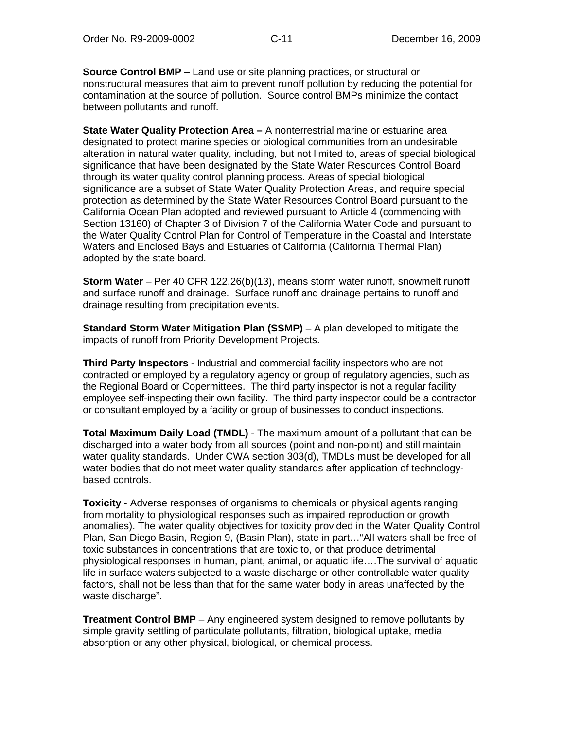**Source Control BMP** – Land use or site planning practices, or structural or nonstructural measures that aim to prevent runoff pollution by reducing the potential for contamination at the source of pollution. Source control BMPs minimize the contact between pollutants and runoff.

**State Water Quality Protection Area –** A nonterrestrial marine or estuarine area designated to protect marine species or biological communities from an undesirable alteration in natural water quality, including, but not limited to, areas of special biological significance that have been designated by the State Water Resources Control Board through its water quality control planning process. Areas of special biological significance are a subset of State Water Quality Protection Areas, and require special protection as determined by the State Water Resources Control Board pursuant to the California Ocean Plan adopted and reviewed pursuant to Article 4 (commencing with Section 13160) of Chapter 3 of Division 7 of the California Water Code and pursuant to the Water Quality Control Plan for Control of Temperature in the Coastal and Interstate Waters and Enclosed Bays and Estuaries of California (California Thermal Plan) adopted by the state board.

**Storm Water** – Per 40 CFR 122.26(b)(13), means storm water runoff, snowmelt runoff and surface runoff and drainage. Surface runoff and drainage pertains to runoff and drainage resulting from precipitation events.

**Standard Storm Water Mitigation Plan (SSMP)** – A plan developed to mitigate the impacts of runoff from Priority Development Projects.

**Third Party Inspectors -** Industrial and commercial facility inspectors who are not contracted or employed by a regulatory agency or group of regulatory agencies, such as the Regional Board or Copermittees. The third party inspector is not a regular facility employee self-inspecting their own facility. The third party inspector could be a contractor or consultant employed by a facility or group of businesses to conduct inspections.

**Total Maximum Daily Load (TMDL)** - The maximum amount of a pollutant that can be discharged into a water body from all sources (point and non-point) and still maintain water quality standards. Under CWA section 303(d), TMDLs must be developed for all water bodies that do not meet water quality standards after application of technology-based controls.

**Toxicity** - Adverse responses of organisms to chemicals or physical agents ranging from mortality to physiological responses such as impaired reproduction or growth anomalies). The water quality objectives for toxicity provided in the Water Quality Control Plan, San Diego Basin, Region 9, (Basin Plan), state in part…"All waters shall be free of toxic substances in concentrations that are toxic to, or that produce detrimental physiological responses in human, plant, animal, or aquatic life….The survival of aquatic life in surface waters subjected to a waste discharge or other controllable water quality factors, shall not be less than that for the same water body in areas unaffected by the waste discharge".

**Treatment Control BMP** – Any engineered system designed to remove pollutants by simple gravity settling of particulate pollutants, filtration, biological uptake, media absorption or any other physical, biological, or chemical process.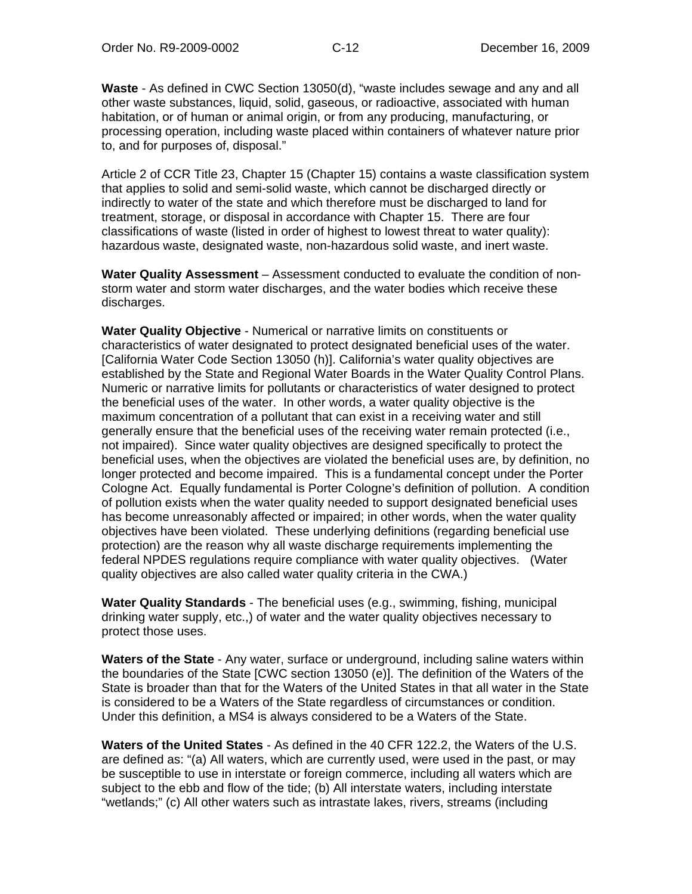**Waste** - As defined in CWC Section 13050(d), "waste includes sewage and any and all other waste substances, liquid, solid, gaseous, or radioactive, associated with human habitation, or of human or animal origin, or from any producing, manufacturing, or processing operation, including waste placed within containers of whatever nature prior to, and for purposes of, disposal."

Article 2 of CCR Title 23, Chapter 15 (Chapter 15) contains a waste classification system that applies to solid and semi-solid waste, which cannot be discharged directly or indirectly to water of the state and which therefore must be discharged to land for treatment, storage, or disposal in accordance with Chapter 15. There are four classifications of waste (listed in order of highest to lowest threat to water quality): hazardous waste, designated waste, non-hazardous solid waste, and inert waste.

**Water Quality Assessment** – Assessment conducted to evaluate the condition of non-storm water and storm water discharges, and the water bodies which receive these discharges.

**Water Quality Objective** - Numerical or narrative limits on constituents or characteristics of water designated to protect designated beneficial uses of the water. [California Water Code Section 13050 (h)]. California's water quality objectives are established by the State and Regional Water Boards in the Water Quality Control Plans. Numeric or narrative limits for pollutants or characteristics of water designed to protect the beneficial uses of the water. In other words, a water quality objective is the maximum concentration of a pollutant that can exist in a receiving water and still generally ensure that the beneficial uses of the receiving water remain protected (i.e., not impaired). Since water quality objectives are designed specifically to protect the beneficial uses, when the objectives are violated the beneficial uses are, by definition, no longer protected and become impaired. This is a fundamental concept under the Porter Cologne Act. Equally fundamental is Porter Cologne's definition of pollution. A condition of pollution exists when the water quality needed to support designated beneficial uses has become unreasonably affected or impaired; in other words, when the water quality objectives have been violated. These underlying definitions (regarding beneficial use protection) are the reason why all waste discharge requirements implementing the federal NPDES regulations require compliance with water quality objectives. (Water quality objectives are also called water quality criteria in the CWA.)

**Water Quality Standards** - The beneficial uses (e.g., swimming, fishing, municipal drinking water supply, etc.,) of water and the water quality objectives necessary to protect those uses.

**Waters of the State** - Any water, surface or underground, including saline waters within the boundaries of the State [CWC section 13050 (e)]. The definition of the Waters of the State is broader than that for the Waters of the United States in that all water in the State is considered to be a Waters of the State regardless of circumstances or condition. Under this definition, a MS4 is always considered to be a Waters of the State.

**Waters of the United States** - As defined in the 40 CFR 122.2, the Waters of the U.S. are defined as: "(a) All waters, which are currently used, were used in the past, or may be susceptible to use in interstate or foreign commerce, including all waters which are subject to the ebb and flow of the tide; (b) All interstate waters, including interstate "wetlands;" (c) All other waters such as intrastate lakes, rivers, streams (including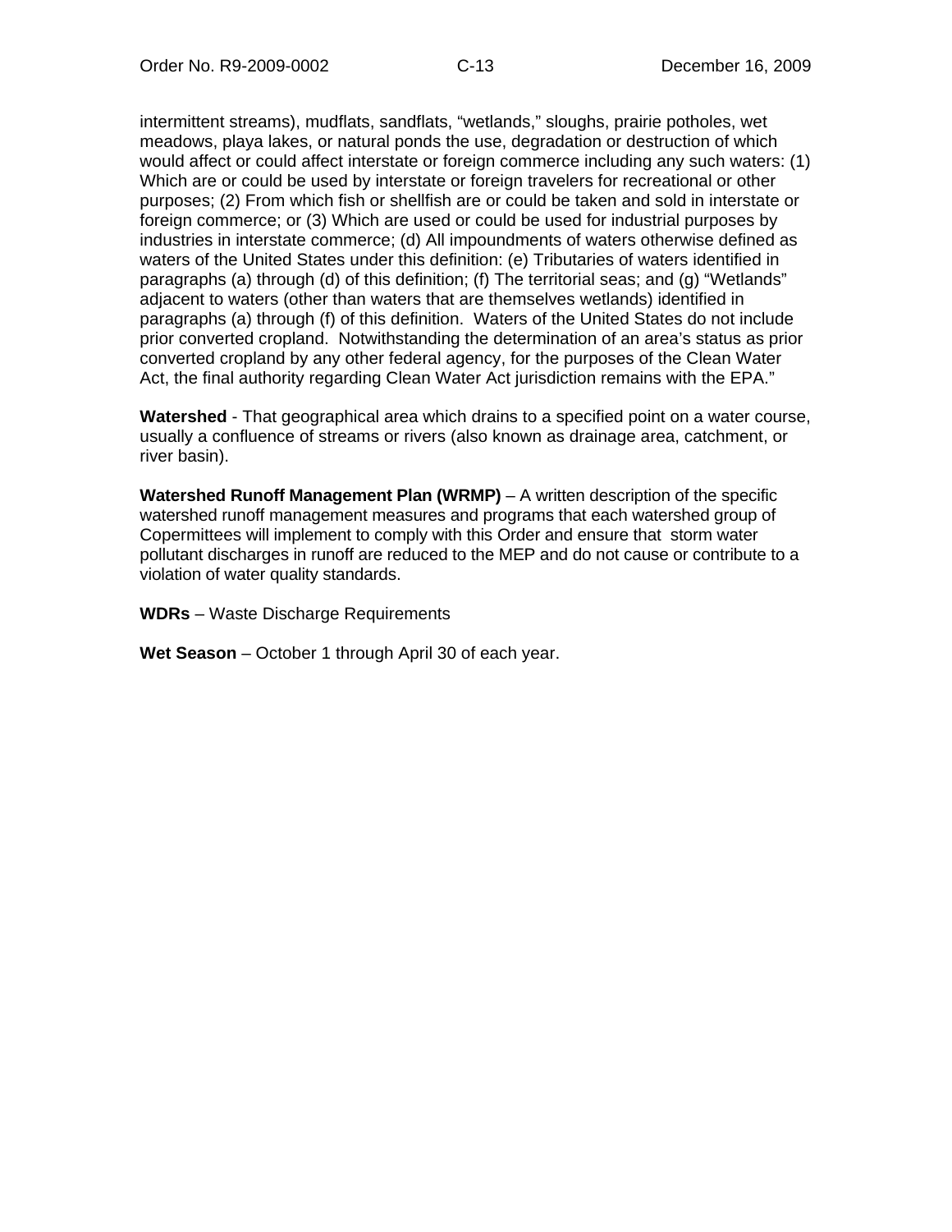intermittent streams), mudflats, sandflats, "wetlands," sloughs, prairie potholes, wet meadows, playa lakes, or natural ponds the use, degradation or destruction of which would affect or could affect interstate or foreign commerce including any such waters: (1) Which are or could be used by interstate or foreign travelers for recreational or other purposes; (2) From which fish or shellfish are or could be taken and sold in interstate or foreign commerce; or (3) Which are used or could be used for industrial purposes by industries in interstate commerce; (d) All impoundments of waters otherwise defined as waters of the United States under this definition: (e) Tributaries of waters identified in paragraphs (a) through (d) of this definition; (f) The territorial seas; and (g) "Wetlands" adjacent to waters (other than waters that are themselves wetlands) identified in paragraphs (a) through (f) of this definition. Waters of the United States do not include prior converted cropland. Notwithstanding the determination of an area's status as prior converted cropland by any other federal agency, for the purposes of the Clean Water Act, the final authority regarding Clean Water Act jurisdiction remains with the EPA."

**Watershed** - That geographical area which drains to a specified point on a water course, usually a confluence of streams or rivers (also known as drainage area, catchment, or river basin).

**Watershed Runoff Management Plan (WRMP)** – A written description of the specific watershed runoff management measures and programs that each watershed group of Copermittees will implement to comply with this Order and ensure that storm water pollutant discharges in runoff are reduced to the MEP and do not cause or contribute to a violation of water quality standards.

**WDRs** – Waste Discharge Requirements

**Wet Season** – October 1 through April 30 of each year.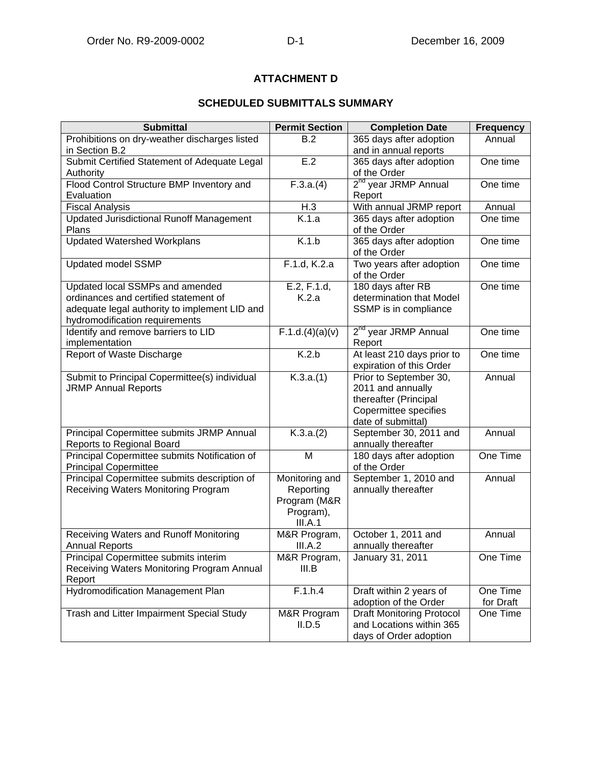# ATTACHMENT D

## SCHEDULED SUBMITTALS SUMMARY

| Submittal | Permit Section | Completion Date | Frequency |
|---|---|---|---|
| Prohibitions on dry-weather discharges listed in Section B.2 | B.2 | 365 days after adoption and in annual reports | Annual |
| Submit Certified Statement of Adequate Legal Authority | E.2 | 365 days after adoption of the Order | One time |
| Flood Control Structure BMP Inventory and Evaluation | F.3.a.(4) | 2nd year JRMP Annual Report | One time |
| Fiscal Analysis | H.3 | With annual JRMP report | Annual |
| Updated Jurisdictional Runoff Management Plans | K.1.a | 365 days after adoption of the Order | One time |
| Updated Watershed Workplans | K.1.b | 365 days after adoption of the Order | One time |
| Updated model SSMP | F.1.d, K.2.a | Two years after adoption of the Order | One time |
| Updated local SSMPs and amended ordinances and certified statement of adequate legal authority to implement LID and hydromodification requirements | E.2, F.1.d, K.2.a | 180 days after RB determination that Model SSMP is in compliance | One time |
| Identify and remove barriers to LID implementation | F.1.d.(4)(a)(v) | 2nd year JRMP Annual Report | One time |
| Report of Waste Discharge | K.2.b | At least 210 days prior to expiration of this Order | One time |
| Submit to Principal Copermittee(s) individual JRMP Annual Reports | K.3.a.(1) | Prior to September 30, 2011 and annually thereafter (Principal Copermittee specifies date of submittal) | Annual |
| Principal Copermittee submits JRMP Annual Reports to Regional Board | K.3.a.(2) | September 30, 2011 and annually thereafter | Annual |
| Principal Copermittee submits Notification of Principal Copermittee | M | 180 days after adoption of the Order | One Time |
| Principal Copermittee submits description of Receiving Waters Monitoring Program | Monitoring and Reporting Program (M&R Program), III.A.1 | September 1, 2010 and annually thereafter | Annual |
| Receiving Waters and Runoff Monitoring Annual Reports | M&R Program, III.A.2 | October 1, 2011 and annually thereafter | Annual |
| Principal Copermittee submits interim Receiving Waters Monitoring Program Annual Report | M&R Program, III.B | January 31, 2011 | One Time |
| Hydromodification Management Plan | F.1.h.4 | Draft within 2 years of adoption of the Order | One Time for Draft |
| Trash and Litter Impairment Special Study | M&R Program II.D.5 | Draft Monitoring Protocol and Locations within 365 days of Order adoption | One Time |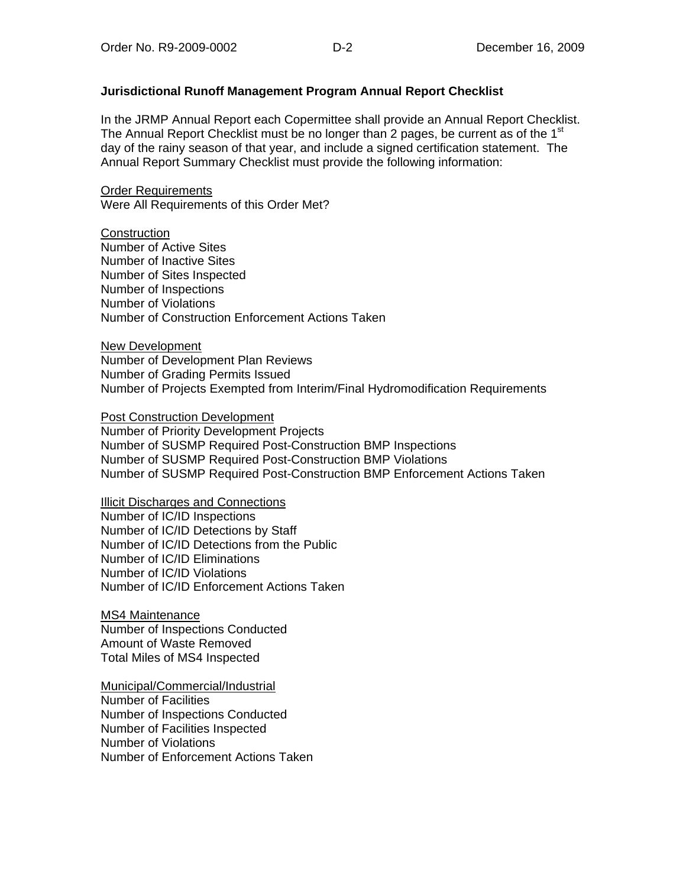**Jurisdictional Runoff Management Program Annual Report Checklist**

In the JRMP Annual Report each Copermittee shall provide an Annual Report Checklist. The Annual Report Checklist must be no longer than 2 pages, be current as of the 1st day of the rainy season of that year, and include a signed certification statement. The Annual Report Summary Checklist must provide the following information:

<u>Order Requirements</u>
Were All Requirements of this Order Met?

<u>Construction</u>
Number of Active Sites
Number of Inactive Sites
Number of Sites Inspected
Number of Inspections
Number of Violations
Number of Construction Enforcement Actions Taken

<u>New Development</u>
Number of Development Plan Reviews
Number of Grading Permits Issued
Number of Projects Exempted from Interim/Final Hydromodification Requirements

<u>Post Construction Development</u>
Number of Priority Development Projects
Number of SUSMP Required Post-Construction BMP Inspections
Number of SUSMP Required Post-Construction BMP Violations
Number of SUSMP Required Post-Construction BMP Enforcement Actions Taken

<u>Illicit Discharges and Connections</u>
Number of IC/ID Inspections
Number of IC/ID Detections by Staff
Number of IC/ID Detections from the Public
Number of IC/ID Eliminations
Number of IC/ID Violations
Number of IC/ID Enforcement Actions Taken

<u>MS4 Maintenance</u>
Number of Inspections Conducted
Amount of Waste Removed
Total Miles of MS4 Inspected

<u>Municipal/Commercial/Industrial</u>
Number of Facilities
Number of Inspections Conducted
Number of Facilities Inspected
Number of Violations
Number of Enforcement Actions Taken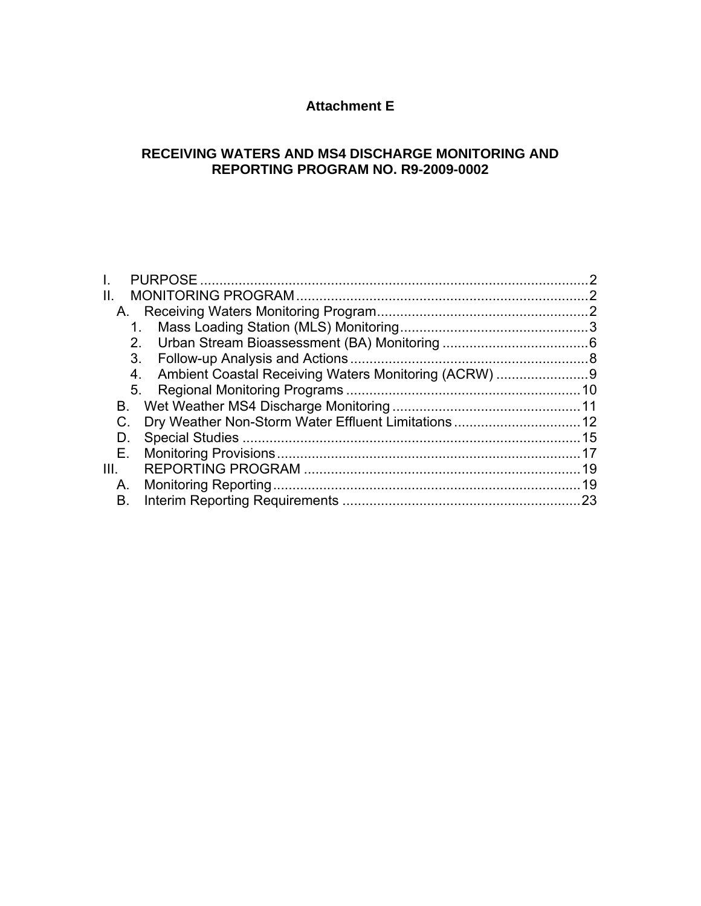# Attachment E

## RECEIVING WATERS AND MS4 DISCHARGE MONITORING AND REPORTING PROGRAM NO. R9-2009-0002

I. PURPOSE ..... 2
II. MONITORING PROGRAM ..... 2
  A. Receiving Waters Monitoring Program ..... 2
    1. Mass Loading Station (MLS) Monitoring ..... 3
    2. Urban Stream Bioassessment (BA) Monitoring ..... 6
    3. Follow-up Analysis and Actions ..... 8
    4. Ambient Coastal Receiving Waters Monitoring (ACRW) ..... 9
    5. Regional Monitoring Programs ..... 10
  B. Wet Weather MS4 Discharge Monitoring ..... 11
  C. Dry Weather Non-Storm Water Effluent Limitations ..... 12
  D. Special Studies ..... 15
  E. Monitoring Provisions ..... 17
III. REPORTING PROGRAM ..... 19
  A. Monitoring Reporting ..... 19
  B. Interim Reporting Requirements ..... 23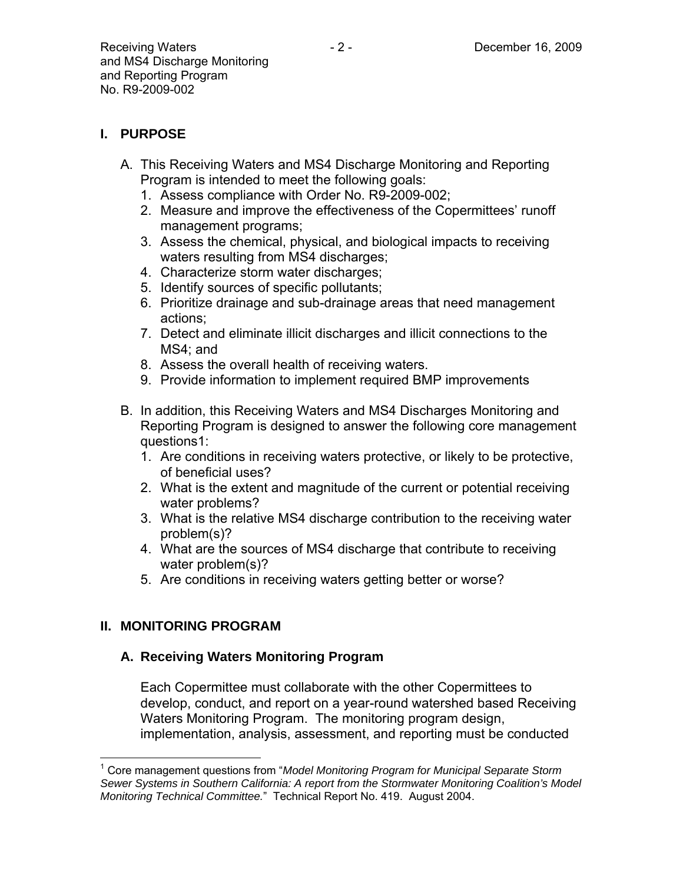## I. PURPOSE

A. This Receiving Waters and MS4 Discharge Monitoring and Reporting Program is intended to meet the following goals:
   1. Assess compliance with Order No. R9-2009-002;
   2. Measure and improve the effectiveness of the Copermittees' runoff management programs;
   3. Assess the chemical, physical, and biological impacts to receiving waters resulting from MS4 discharges;
   4. Characterize storm water discharges;
   5. Identify sources of specific pollutants;
   6. Prioritize drainage and sub-drainage areas that need management actions;
   7. Detect and eliminate illicit discharges and illicit connections to the MS4; and
   8. Assess the overall health of receiving waters.
   9. Provide information to implement required BMP improvements

B. In addition, this Receiving Waters and MS4 Discharges Monitoring and Reporting Program is designed to answer the following core management questions[1]:
   1. Are conditions in receiving waters protective, or likely to be protective, of beneficial uses?
   2. What is the extent and magnitude of the current or potential receiving water problems?
   3. What is the relative MS4 discharge contribution to the receiving water problem(s)?
   4. What are the sources of MS4 discharge that contribute to receiving water problem(s)?
   5. Are conditions in receiving waters getting better or worse?

## II. MONITORING PROGRAM

### A. Receiving Waters Monitoring Program

Each Copermittee must collaborate with the other Copermittees to develop, conduct, and report on a year-round watershed based Receiving Waters Monitoring Program. The monitoring program design, implementation, analysis, assessment, and reporting must be conducted

---

[1] Core management questions from "*Model Monitoring Program for Municipal Separate Storm Sewer Systems in Southern California: A report from the Stormwater Monitoring Coalition's Model Monitoring Technical Committee.*" Technical Report No. 419. August 2004.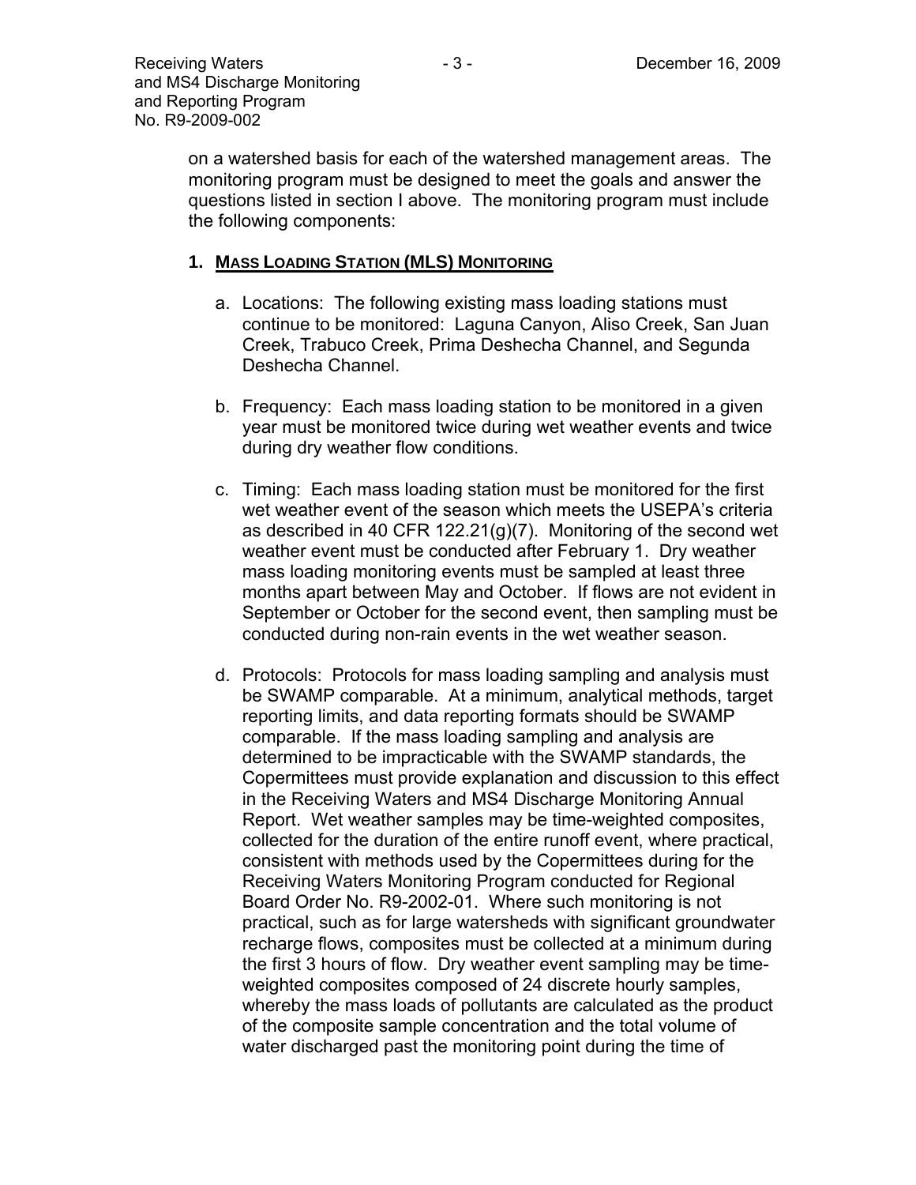on a watershed basis for each of the watershed management areas. The monitoring program must be designed to meet the goals and answer the questions listed in section I above. The monitoring program must include the following components:

### 1. <u>Mass Loading Station (MLS) Monitoring</u>

a. Locations: The following existing mass loading stations must continue to be monitored: Laguna Canyon, Aliso Creek, San Juan Creek, Trabuco Creek, Prima Deshecha Channel, and Segunda Deshecha Channel.

b. Frequency: Each mass loading station to be monitored in a given year must be monitored twice during wet weather events and twice during dry weather flow conditions.

c. Timing: Each mass loading station must be monitored for the first wet weather event of the season which meets the USEPA's criteria as described in 40 CFR 122.21(g)(7). Monitoring of the second wet weather event must be conducted after February 1. Dry weather mass loading monitoring events must be sampled at least three months apart between May and October. If flows are not evident in September or October for the second event, then sampling must be conducted during non-rain events in the wet weather season.

d. Protocols: Protocols for mass loading sampling and analysis must be SWAMP comparable. At a minimum, analytical methods, target reporting limits, and data reporting formats should be SWAMP comparable. If the mass loading sampling and analysis are determined to be impracticable with the SWAMP standards, the Copermittees must provide explanation and discussion to this effect in the Receiving Waters and MS4 Discharge Monitoring Annual Report. Wet weather samples may be time-weighted composites, collected for the duration of the entire runoff event, where practical, consistent with methods used by the Copermittees during for the Receiving Waters Monitoring Program conducted for Regional Board Order No. R9-2002-01. Where such monitoring is not practical, such as for large watersheds with significant groundwater recharge flows, composites must be collected at a minimum during the first 3 hours of flow. Dry weather event sampling may be time-weighted composites composed of 24 discrete hourly samples, whereby the mass loads of pollutants are calculated as the product of the composite sample concentration and the total volume of water discharged past the monitoring point during the time of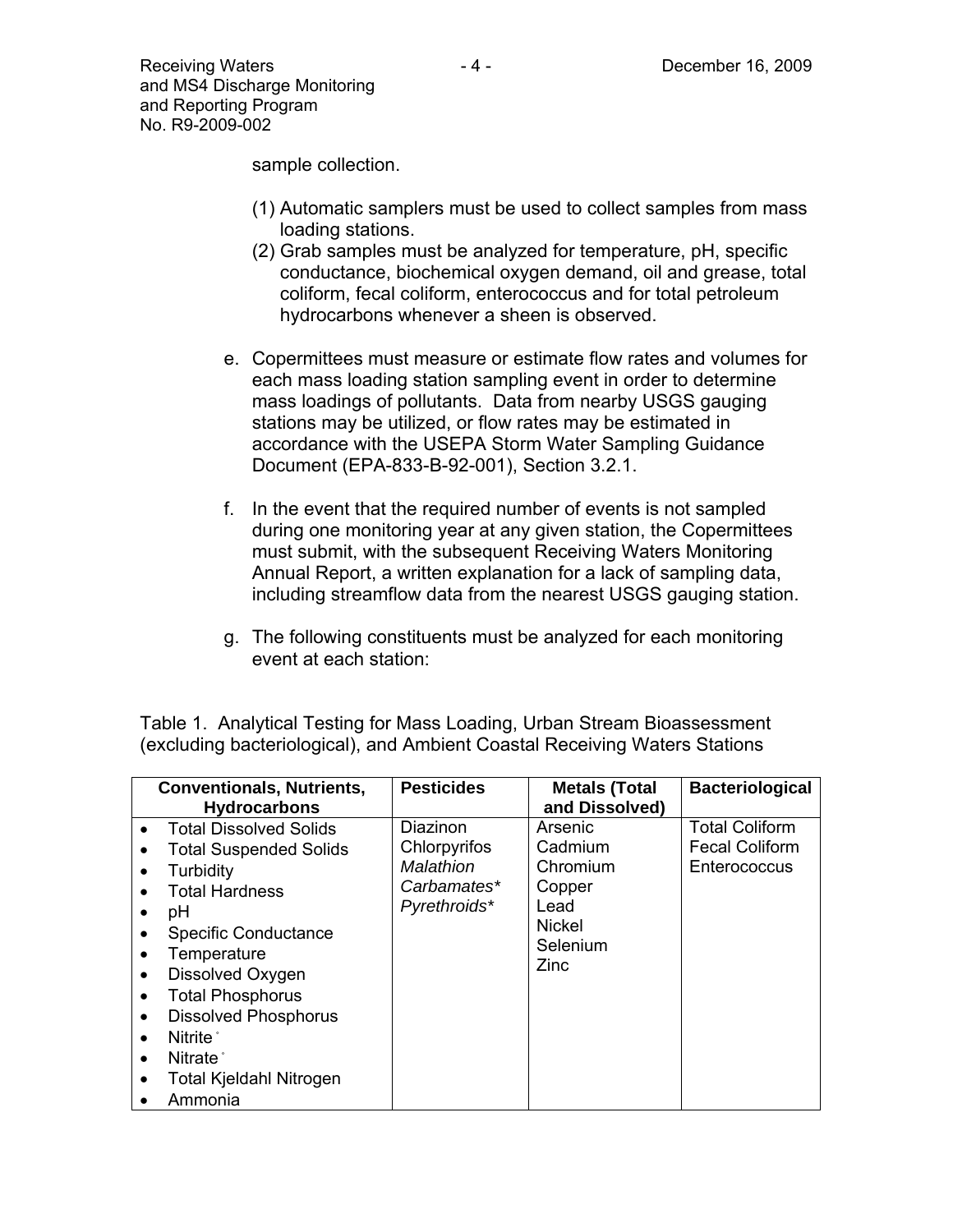sample collection.

(1) Automatic samplers must be used to collect samples from mass loading stations.
(2) Grab samples must be analyzed for temperature, pH, specific conductance, biochemical oxygen demand, oil and grease, total coliform, fecal coliform, enterococcus and for total petroleum hydrocarbons whenever a sheen is observed.

e. Copermittees must measure or estimate flow rates and volumes for each mass loading station sampling event in order to determine mass loadings of pollutants. Data from nearby USGS gauging stations may be utilized, or flow rates may be estimated in accordance with the USEPA Storm Water Sampling Guidance Document (EPA-833-B-92-001), Section 3.2.1.

f. In the event that the required number of events is not sampled during one monitoring year at any given station, the Copermittees must submit, with the subsequent Receiving Waters Monitoring Annual Report, a written explanation for a lack of sampling data, including streamflow data from the nearest USGS gauging station.

g. The following constituents must be analyzed for each monitoring event at each station:

Table 1. Analytical Testing for Mass Loading, Urban Stream Bioassessment (excluding bacteriological), and Ambient Coastal Receiving Waters Stations

| Conventionals, Nutrients, Hydrocarbons | Pesticides | Metals (Total and Dissolved) | Bacteriological |
|---|---|---|---|
| • Total Dissolved Solids<br>• Total Suspended Solids<br>• Turbidity<br>• Total Hardness<br>• pH<br>• Specific Conductance<br>• Temperature<br>• Dissolved Oxygen<br>• Total Phosphorus<br>• Dissolved Phosphorus<br>• Nitrite°<br>• Nitrate°<br>• Total Kjeldahl Nitrogen<br>• Ammonia | Diazinon<br>Chlorpyrifos<br>*Malathion*<br>*Carbamates**<br>*Pyrethroids** | Arsenic<br>Cadmium<br>Chromium<br>Copper<br>Lead<br>Nickel<br>Selenium<br>Zinc | Total Coliform<br>Fecal Coliform<br>Enterococcus |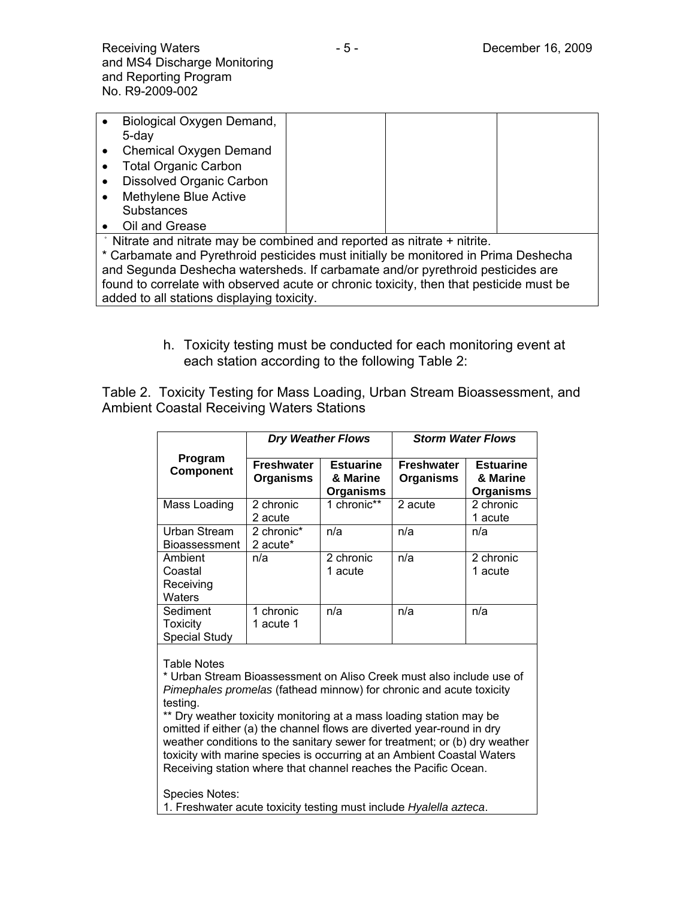| | | | |
|---|---|---|---|
| • Biological Oxygen Demand, 5-day<br>• Chemical Oxygen Demand<br>• Total Organic Carbon<br>• Dissolved Organic Carbon<br>• Methylene Blue Active Substances<br>• Oil and Grease | | | |

° Nitrate and nitrate may be combined and reported as nitrate + nitrite.
* Carbamate and Pyrethroid pesticides must initially be monitored in Prima Deshecha and Segunda Deshecha watersheds. If carbamate and/or pyrethroid pesticides are found to correlate with observed acute or chronic toxicity, then that pesticide must be added to all stations displaying toxicity.

h. Toxicity testing must be conducted for each monitoring event at each station according to the following Table 2:

Table 2. Toxicity Testing for Mass Loading, Urban Stream Bioassessment, and Ambient Coastal Receiving Waters Stations

| Program Component | *Dry Weather Flows* | | *Storm Water Flows* | |
|---|---|---|---|---|
| | **Freshwater Organisms** | **Estuarine & Marine Organisms** | **Freshwater Organisms** | **Estuarine & Marine Organisms** |
| Mass Loading | 2 chronic<br>2 acute | 1 chronic** | 2 acute | 2 chronic<br>1 acute |
| Urban Stream Bioassessment | 2 chronic*<br>2 acute* | n/a | n/a | n/a |
| Ambient Coastal Receiving Waters | n/a | 2 chronic<br>1 acute | n/a | 2 chronic<br>1 acute |
| Sediment Toxicity Special Study | 1 chronic<br>1 acute 1 | n/a | n/a | n/a |

Table Notes

* Urban Stream Bioassessment on Aliso Creek must also include use of *Pimephales promelas* (fathead minnow) for chronic and acute toxicity testing.

** Dry weather toxicity monitoring at a mass loading station may be omitted if either (a) the channel flows are diverted year-round in dry weather conditions to the sanitary sewer for treatment; or (b) dry weather toxicity with marine species is occurring at an Ambient Coastal Waters Receiving station where that channel reaches the Pacific Ocean.

Species Notes:

1. Freshwater acute toxicity testing must include *Hyalella azteca*.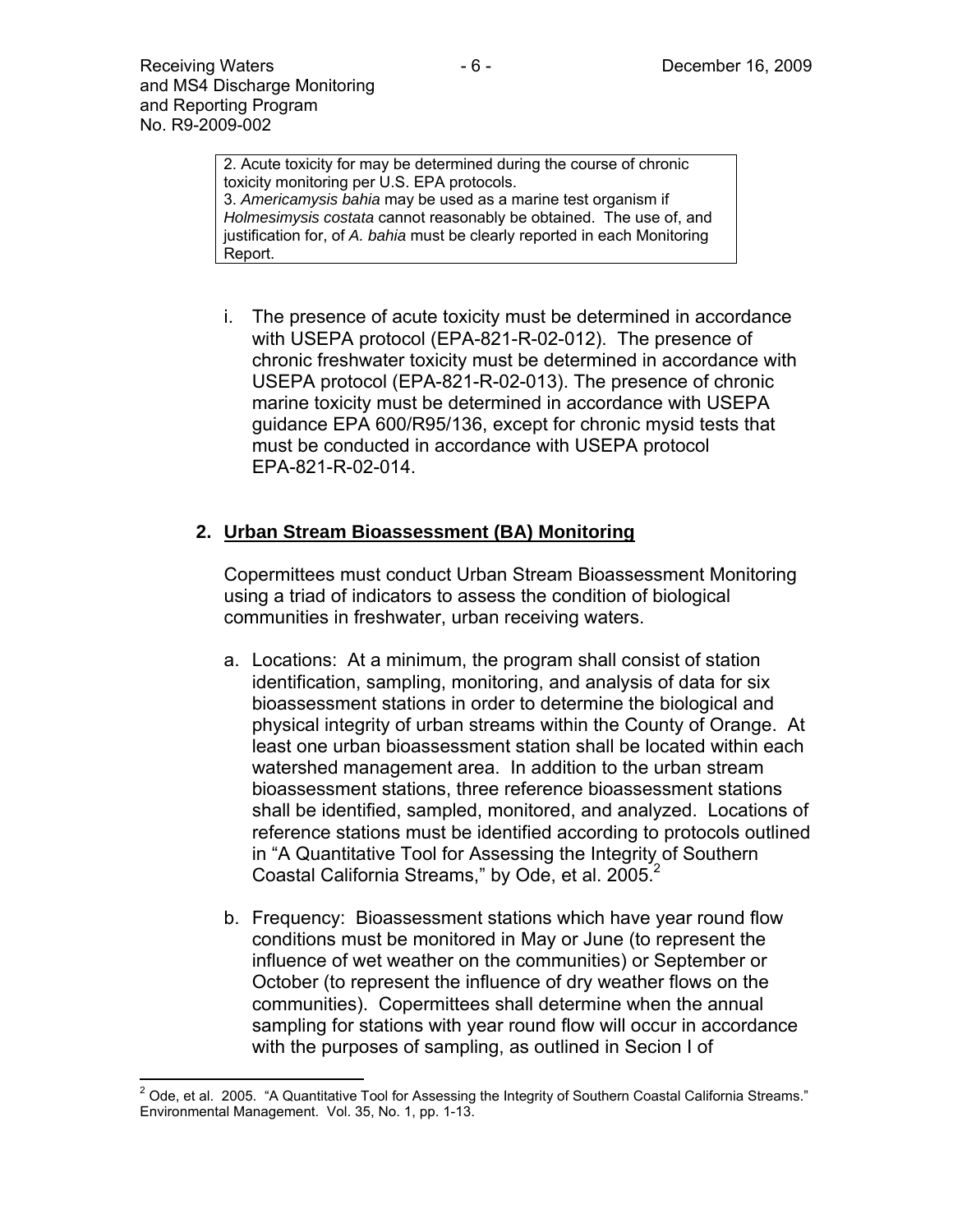2. Acute toxicity for may be determined during the course of chronic toxicity monitoring per U.S. EPA protocols.
3. *Americamysis bahia* may be used as a marine test organism if *Holmesimysis costata* cannot reasonably be obtained. The use of, and justification for, of *A. bahia* must be clearly reported in each Monitoring Report.

i. The presence of acute toxicity must be determined in accordance with USEPA protocol (EPA-821-R-02-012). The presence of chronic freshwater toxicity must be determined in accordance with USEPA protocol (EPA-821-R-02-013). The presence of chronic marine toxicity must be determined in accordance with USEPA guidance EPA 600/R95/136, except for chronic mysid tests that must be conducted in accordance with USEPA protocol EPA-821-R-02-014.

## 2. Urban Stream Bioassessment (BA) Monitoring

Copermittees must conduct Urban Stream Bioassessment Monitoring using a triad of indicators to assess the condition of biological communities in freshwater, urban receiving waters.

a. Locations: At a minimum, the program shall consist of station identification, sampling, monitoring, and analysis of data for six bioassessment stations in order to determine the biological and physical integrity of urban streams within the County of Orange. At least one urban bioassessment station shall be located within each watershed management area. In addition to the urban stream bioassessment stations, three reference bioassessment stations shall be identified, sampled, monitored, and analyzed. Locations of reference stations must be identified according to protocols outlined in "A Quantitative Tool for Assessing the Integrity of Southern Coastal California Streams," by Ode, et al. 2005.[2]

b. Frequency: Bioassessment stations which have year round flow conditions must be monitored in May or June (to represent the influence of wet weather on the communities) or September or October (to represent the influence of dry weather flows on the communities). Copermittees shall determine when the annual sampling for stations with year round flow will occur in accordance with the purposes of sampling, as outlined in Secion I of

---

[2] Ode, et al. 2005. "A Quantitative Tool for Assessing the Integrity of Southern Coastal California Streams." Environmental Management. Vol. 35, No. 1, pp. 1-13.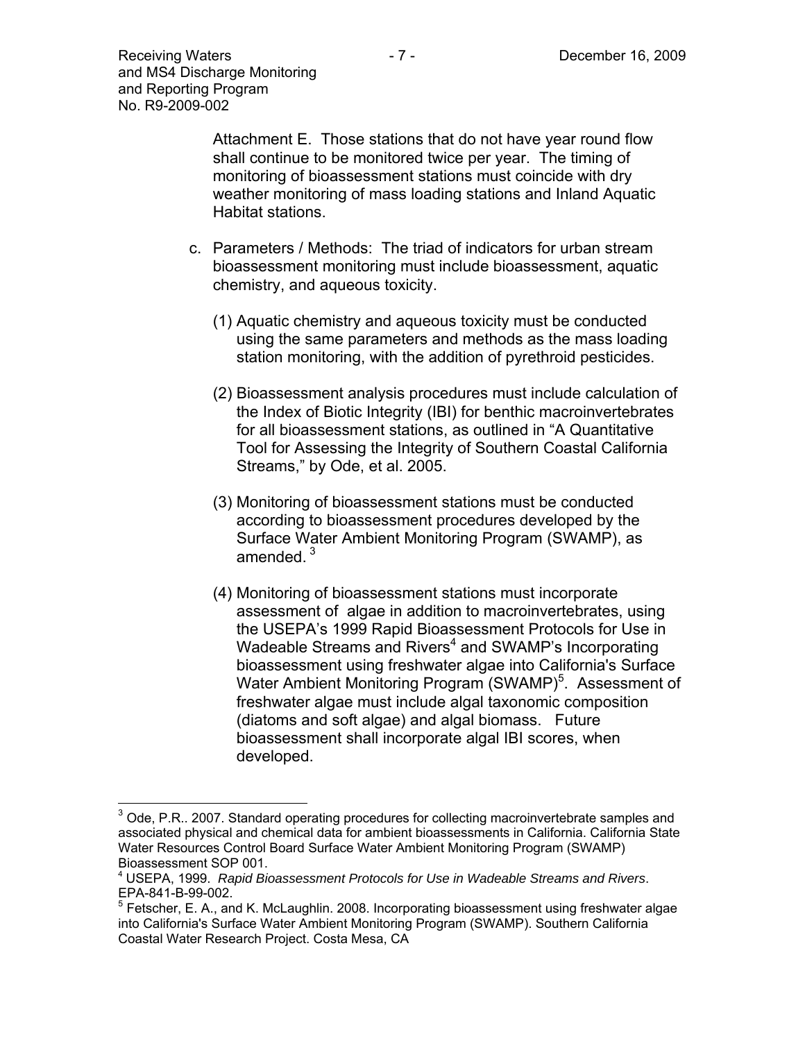Attachment E. Those stations that do not have year round flow shall continue to be monitored twice per year. The timing of monitoring of bioassessment stations must coincide with dry weather monitoring of mass loading stations and Inland Aquatic Habitat stations.

c. Parameters / Methods: The triad of indicators for urban stream bioassessment monitoring must include bioassessment, aquatic chemistry, and aqueous toxicity.

   (1) Aquatic chemistry and aqueous toxicity must be conducted using the same parameters and methods as the mass loading station monitoring, with the addition of pyrethroid pesticides.

   (2) Bioassessment analysis procedures must include calculation of the Index of Biotic Integrity (IBI) for benthic macroinvertebrates for all bioassessment stations, as outlined in "A Quantitative Tool for Assessing the Integrity of Southern Coastal California Streams," by Ode, et al. 2005.

   (3) Monitoring of bioassessment stations must be conducted according to bioassessment procedures developed by the Surface Water Ambient Monitoring Program (SWAMP), as amended. [3]

   (4) Monitoring of bioassessment stations must incorporate assessment of algae in addition to macroinvertebrates, using the USEPA's 1999 Rapid Bioassessment Protocols for Use in Wadeable Streams and Rivers[4] and SWAMP's Incorporating bioassessment using freshwater algae into California's Surface Water Ambient Monitoring Program (SWAMP)[5]. Assessment of freshwater algae must include algal taxonomic composition (diatoms and soft algae) and algal biomass. Future bioassessment shall incorporate algal IBI scores, when developed.

---

[3] Ode, P.R.. 2007. Standard operating procedures for collecting macroinvertebrate samples and associated physical and chemical data for ambient bioassessments in California. California State Water Resources Control Board Surface Water Ambient Monitoring Program (SWAMP) Bioassessment SOP 001.

[4] USEPA, 1999. *Rapid Bioassessment Protocols for Use in Wadeable Streams and Rivers*. EPA-841-B-99-002.

[5] Fetscher, E. A., and K. McLaughlin. 2008. Incorporating bioassessment using freshwater algae into California's Surface Water Ambient Monitoring Program (SWAMP). Southern California Coastal Water Research Project. Costa Mesa, CA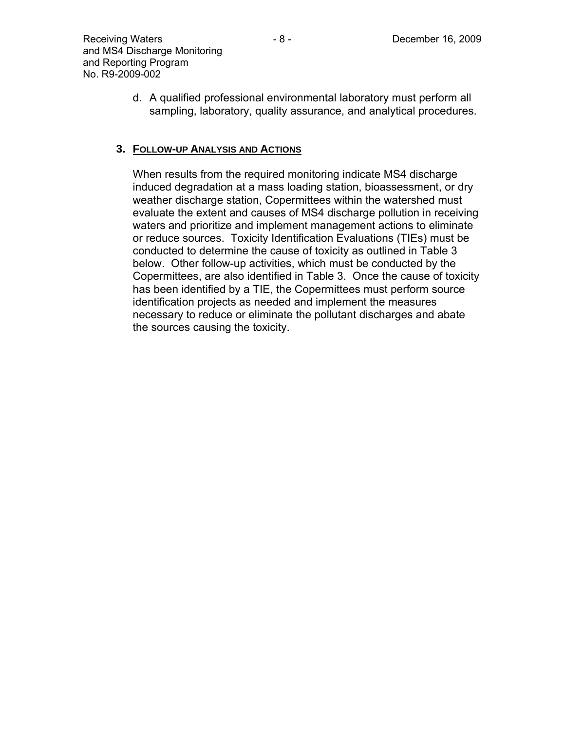d. A qualified professional environmental laboratory must perform all sampling, laboratory, quality assurance, and analytical procedures.

### 3. Follow-up Analysis and Actions

When results from the required monitoring indicate MS4 discharge induced degradation at a mass loading station, bioassessment, or dry weather discharge station, Copermittees within the watershed must evaluate the extent and causes of MS4 discharge pollution in receiving waters and prioritize and implement management actions to eliminate or reduce sources. Toxicity Identification Evaluations (TIEs) must be conducted to determine the cause of toxicity as outlined in Table 3 below. Other follow-up activities, which must be conducted by the Copermittees, are also identified in Table 3. Once the cause of toxicity has been identified by a TIE, the Copermittees must perform source identification projects as needed and implement the measures necessary to reduce or eliminate the pollutant discharges and abate the sources causing the toxicity.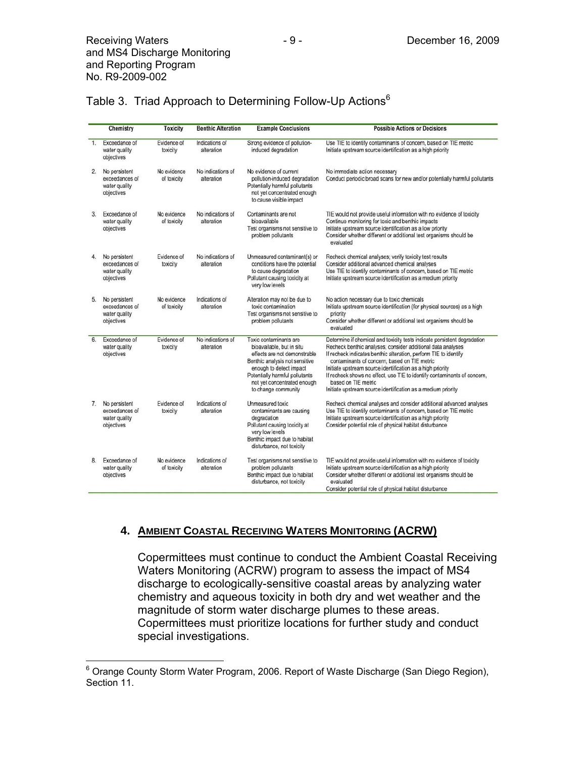Table 3. Triad Approach to Determining Follow-Up Actions[6]

| | Chemistry | Toxicity | Benthic Alteration | Example Conclusions | Possible Actions or Decisions |
|---|---|---|---|---|---|
| 1. | Exceedance of water quality objectives | Evidence of toxicity | Indications of alteration | Strong evidence of pollution-induced degradation | Use TIE to identify contaminants of concern, based on TIE metric<br>Initiate upstream source identification as a high priority |
| 2. | No persistent exceedances of water quality objectives | No evidence of toxicity | No indications of alteration | No evidence of current pollution-induced degradation<br>Potentially harmful pollutants not yet concentrated enough to cause visible impact | No immediate action necessary<br>Conduct periodic broad scans for new and/or potentially harmful pollutants |
| 3. | Exceedance of water quality objectives | No evidence of toxicity | No indications of alteration | Contaminants are not bioavailable<br>Test organisms not sensitive to problem pollutants | TIE would not provide useful information with no evidence of toxicity<br>Continue monitoring for toxic and benthic impacts<br>Initiate upstream source identification as a low priority<br>Consider whether different or additional test organisms should be evaluated |
| 4. | No persistent exceedances of water quality objectives | Evidence of toxicity | No indications of alteration | Unmeasured contaminant(s) or conditions have the potential to cause degradation<br>Pollutant causing toxicity at very low levels | Recheck chemical analyses; verify toxicity test results<br>Consider additional advanced chemical analyses<br>Use TIE to identify contaminants of concern, based on TIE metric<br>Initiate upstream source identification as a medium priority |
| 5. | No persistent exceedances of water quality objectives | No evidence of toxicity | Indications of alteration | Alteration may not be due to toxic contamination<br>Test organisms not sensitive to problem pollutants | No action necessary due to toxic chemicals<br>Initiate upstream source identification (for physical sources) as a high priority<br>Consider whether different or additional test organisms should be evaluated |
| 6. | Exceedance of water quality objectives | Evidence of toxicity | No indications of alteration | Toxic contaminants are bioavailable, but in situ effects are not demonstrable<br>Benthic analysis not sensitive enough to detect impact<br>Potentially harmful pollutants not yet concentrated enough to change community | Determine if chemical and toxicity tests indicate persistent degradation<br>Recheck benthic analyses; consider additional data analyses<br>If recheck indicates benthic alteration, perform TIE to identify contaminants of concern, based on TIE metric<br>Initiate upstream source identification as a high priority<br>If recheck shows no effect, use TIE to identify contaminants of concern, based on TIE metric<br>Initiate upstream source identification as a medium priority |
| 7. | No persistent exceedances of water quality objectives | Evidence of toxicity | Indications of alteration | Unmeasured toxic contaminants are causing degradation<br>Pollutant causing toxicity at very low levels<br>Benthic impact due to habitat disturbance, not toxicity | Recheck chemical analyses and consider additional advanced analyses<br>Use TIE to identify contaminants of concern, based on TIE metric<br>Initiate upstream source identification as a high priority<br>Consider potential role of physical habitat disturbance |
| 8. | Exceedance of water quality objectives | No evidence of toxicity | Indications of alteration | Test organisms not sensitive to problem pollutants<br>Benthic impact due to habitat disturbance, not toxicity | TIE would not provide useful information with no evidence of toxicity<br>Initiate upstream source identification as a high priority<br>Consider whether different or additional test organisms should be evaluated<br>Consider potential role of physical habitat disturbance |

## 4. AMBIENT COASTAL RECEIVING WATERS MONITORING (ACRW)

Copermittees must continue to conduct the Ambient Coastal Receiving Waters Monitoring (ACRW) program to assess the impact of MS4 discharge to ecologically-sensitive coastal areas by analyzing water chemistry and aqueous toxicity in both dry and wet weather and the magnitude of storm water discharge plumes to these areas. Copermittees must prioritize locations for further study and conduct special investigations.

[6] Orange County Storm Water Program, 2006. Report of Waste Discharge (San Diego Region), Section 11.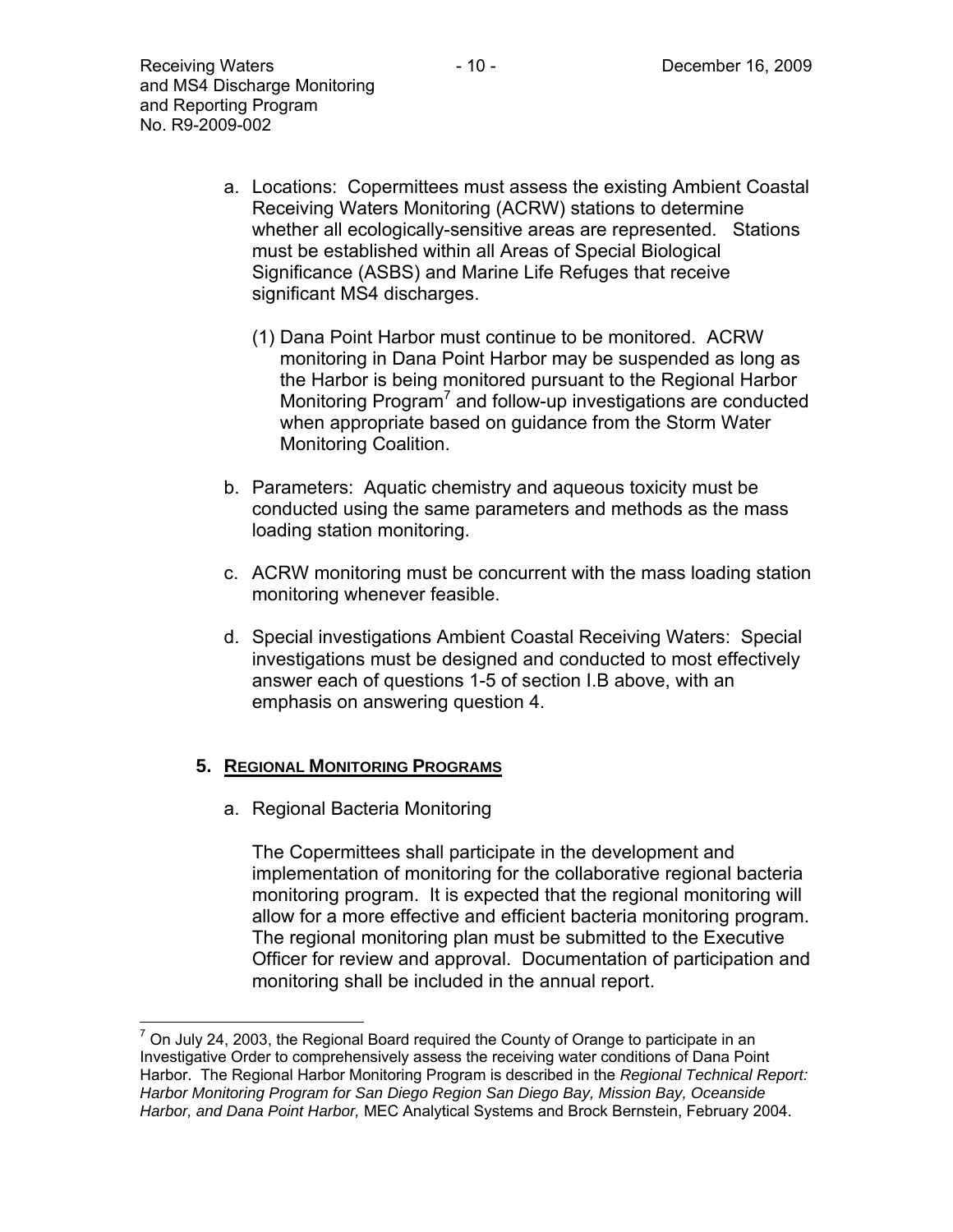a. Locations: Copermittees must assess the existing Ambient Coastal Receiving Waters Monitoring (ACRW) stations to determine whether all ecologically-sensitive areas are represented. Stations must be established within all Areas of Special Biological Significance (ASBS) and Marine Life Refuges that receive significant MS4 discharges.

   (1) Dana Point Harbor must continue to be monitored. ACRW monitoring in Dana Point Harbor may be suspended as long as the Harbor is being monitored pursuant to the Regional Harbor Monitoring Program[7] and follow-up investigations are conducted when appropriate based on guidance from the Storm Water Monitoring Coalition.

b. Parameters: Aquatic chemistry and aqueous toxicity must be conducted using the same parameters and methods as the mass loading station monitoring.

c. ACRW monitoring must be concurrent with the mass loading station monitoring whenever feasible.

d. Special investigations Ambient Coastal Receiving Waters: Special investigations must be designed and conducted to most effectively answer each of questions 1-5 of section I.B above, with an emphasis on answering question 4.

## 5. <u>Regional Monitoring Programs</u>

a. Regional Bacteria Monitoring

   The Copermittees shall participate in the development and implementation of monitoring for the collaborative regional bacteria monitoring program. It is expected that the regional monitoring will allow for a more effective and efficient bacteria monitoring program. The regional monitoring plan must be submitted to the Executive Officer for review and approval. Documentation of participation and monitoring shall be included in the annual report.

---

[7] On July 24, 2003, the Regional Board required the County of Orange to participate in an Investigative Order to comprehensively assess the receiving water conditions of Dana Point Harbor. The Regional Harbor Monitoring Program is described in the *Regional Technical Report: Harbor Monitoring Program for San Diego Region San Diego Bay, Mission Bay, Oceanside Harbor, and Dana Point Harbor,* MEC Analytical Systems and Brock Bernstein, February 2004.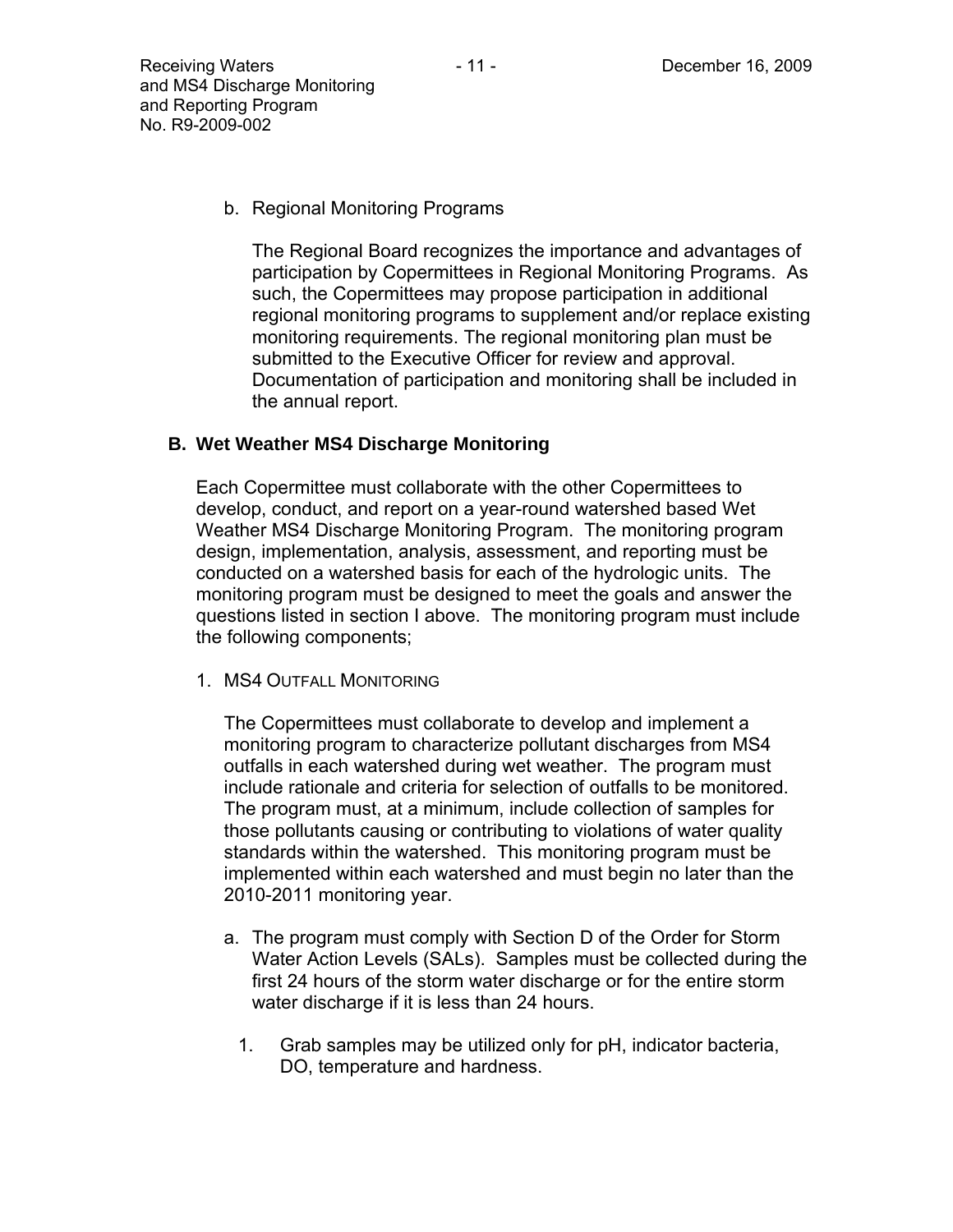b. Regional Monitoring Programs

   The Regional Board recognizes the importance and advantages of participation by Copermittees in Regional Monitoring Programs. As such, the Copermittees may propose participation in additional regional monitoring programs to supplement and/or replace existing monitoring requirements. The regional monitoring plan must be submitted to the Executive Officer for review and approval. Documentation of participation and monitoring shall be included in the annual report.

## B. Wet Weather MS4 Discharge Monitoring

Each Copermittee must collaborate with the other Copermittees to develop, conduct, and report on a year-round watershed based Wet Weather MS4 Discharge Monitoring Program. The monitoring program design, implementation, analysis, assessment, and reporting must be conducted on a watershed basis for each of the hydrologic units. The monitoring program must be designed to meet the goals and answer the questions listed in section I above. The monitoring program must include the following components;

1. MS4 OUTFALL MONITORING

   The Copermittees must collaborate to develop and implement a monitoring program to characterize pollutant discharges from MS4 outfalls in each watershed during wet weather. The program must include rationale and criteria for selection of outfalls to be monitored. The program must, at a minimum, include collection of samples for those pollutants causing or contributing to violations of water quality standards within the watershed. This monitoring program must be implemented within each watershed and must begin no later than the 2010-2011 monitoring year.

   a. The program must comply with Section D of the Order for Storm Water Action Levels (SALs). Samples must be collected during the first 24 hours of the storm water discharge or for the entire storm water discharge if it is less than 24 hours.

      1. Grab samples may be utilized only for pH, indicator bacteria, DO, temperature and hardness.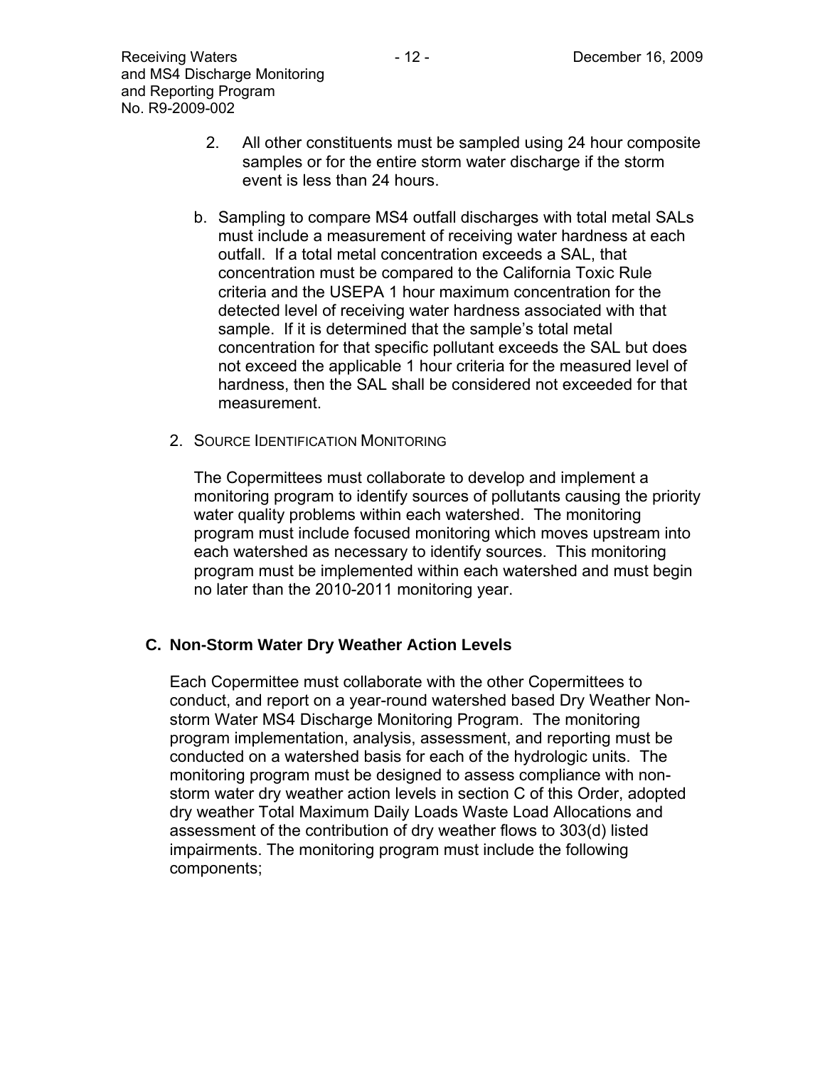2. All other constituents must be sampled using 24 hour composite samples or for the entire storm water discharge if the storm event is less than 24 hours.

b. Sampling to compare MS4 outfall discharges with total metal SALs must include a measurement of receiving water hardness at each outfall. If a total metal concentration exceeds a SAL, that concentration must be compared to the California Toxic Rule criteria and the USEPA 1 hour maximum concentration for the detected level of receiving water hardness associated with that sample. If it is determined that the sample's total metal concentration for that specific pollutant exceeds the SAL but does not exceed the applicable 1 hour criteria for the measured level of hardness, then the SAL shall be considered not exceeded for that measurement.

2. SOURCE IDENTIFICATION MONITORING

The Copermittees must collaborate to develop and implement a monitoring program to identify sources of pollutants causing the priority water quality problems within each watershed. The monitoring program must include focused monitoring which moves upstream into each watershed as necessary to identify sources. This monitoring program must be implemented within each watershed and must begin no later than the 2010-2011 monitoring year.

## C. Non-Storm Water Dry Weather Action Levels

Each Copermittee must collaborate with the other Copermittees to conduct, and report on a year-round watershed based Dry Weather Non-storm Water MS4 Discharge Monitoring Program. The monitoring program implementation, analysis, assessment, and reporting must be conducted on a watershed basis for each of the hydrologic units. The monitoring program must be designed to assess compliance with non-storm water dry weather action levels in section C of this Order, adopted dry weather Total Maximum Daily Loads Waste Load Allocations and assessment of the contribution of dry weather flows to 303(d) listed impairments. The monitoring program must include the following components;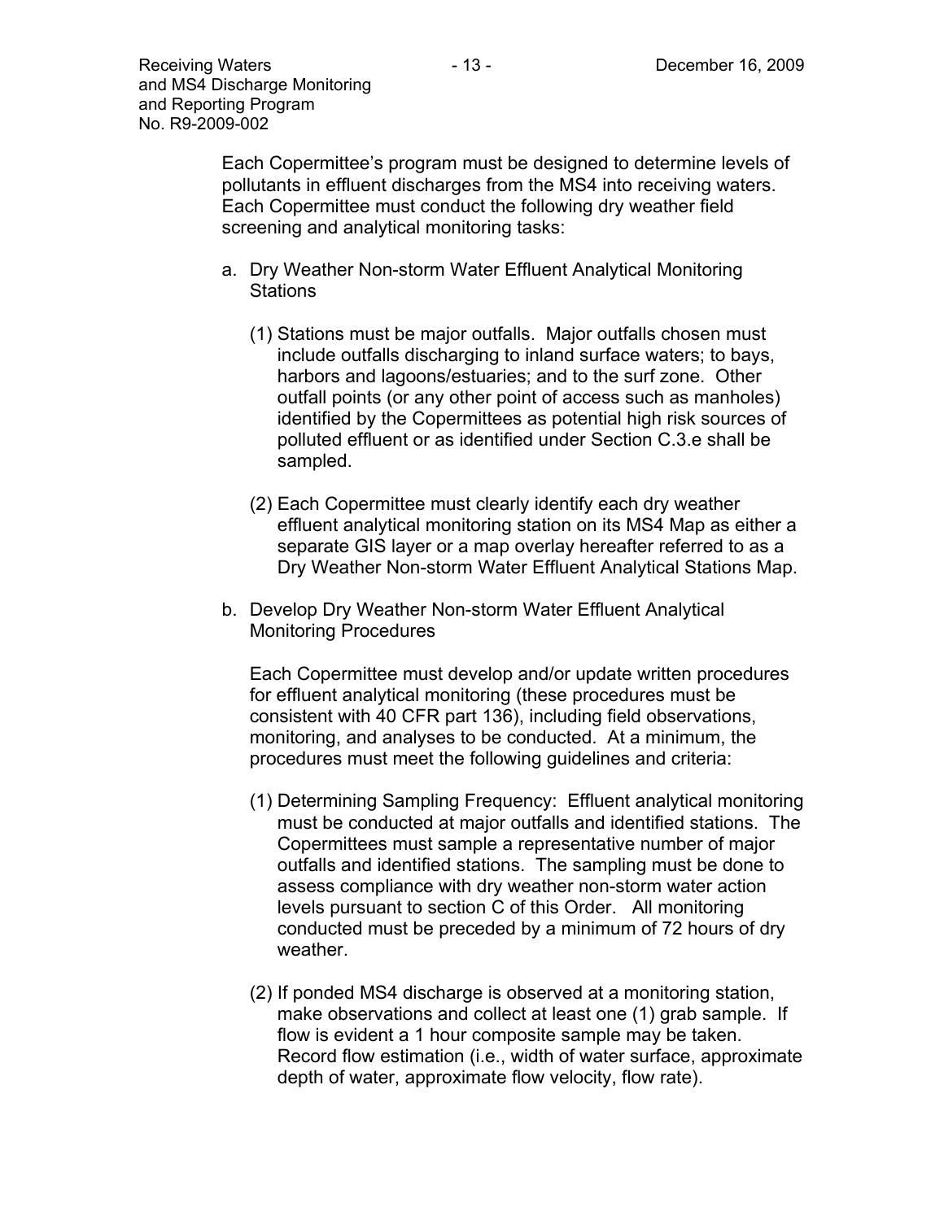Each Copermittee's program must be designed to determine levels of pollutants in effluent discharges from the MS4 into receiving waters. Each Copermittee must conduct the following dry weather field screening and analytical monitoring tasks:

a. Dry Weather Non-storm Water Effluent Analytical Monitoring Stations

   (1) Stations must be major outfalls. Major outfalls chosen must include outfalls discharging to inland surface waters; to bays, harbors and lagoons/estuaries; and to the surf zone. Other outfall points (or any other point of access such as manholes) identified by the Copermittees as potential high risk sources of polluted effluent or as identified under Section C.3.e shall be sampled.

   (2) Each Copermittee must clearly identify each dry weather effluent analytical monitoring station on its MS4 Map as either a separate GIS layer or a map overlay hereafter referred to as a Dry Weather Non-storm Water Effluent Analytical Stations Map.

b. Develop Dry Weather Non-storm Water Effluent Analytical Monitoring Procedures

   Each Copermittee must develop and/or update written procedures for effluent analytical monitoring (these procedures must be consistent with 40 CFR part 136), including field observations, monitoring, and analyses to be conducted. At a minimum, the procedures must meet the following guidelines and criteria:

   (1) Determining Sampling Frequency: Effluent analytical monitoring must be conducted at major outfalls and identified stations. The Copermittees must sample a representative number of major outfalls and identified stations. The sampling must be done to assess compliance with dry weather non-storm water action levels pursuant to section C of this Order. All monitoring conducted must be preceded by a minimum of 72 hours of dry weather.

   (2) If ponded MS4 discharge is observed at a monitoring station, make observations and collect at least one (1) grab sample. If flow is evident a 1 hour composite sample may be taken. Record flow estimation (i.e., width of water surface, approximate depth of water, approximate flow velocity, flow rate).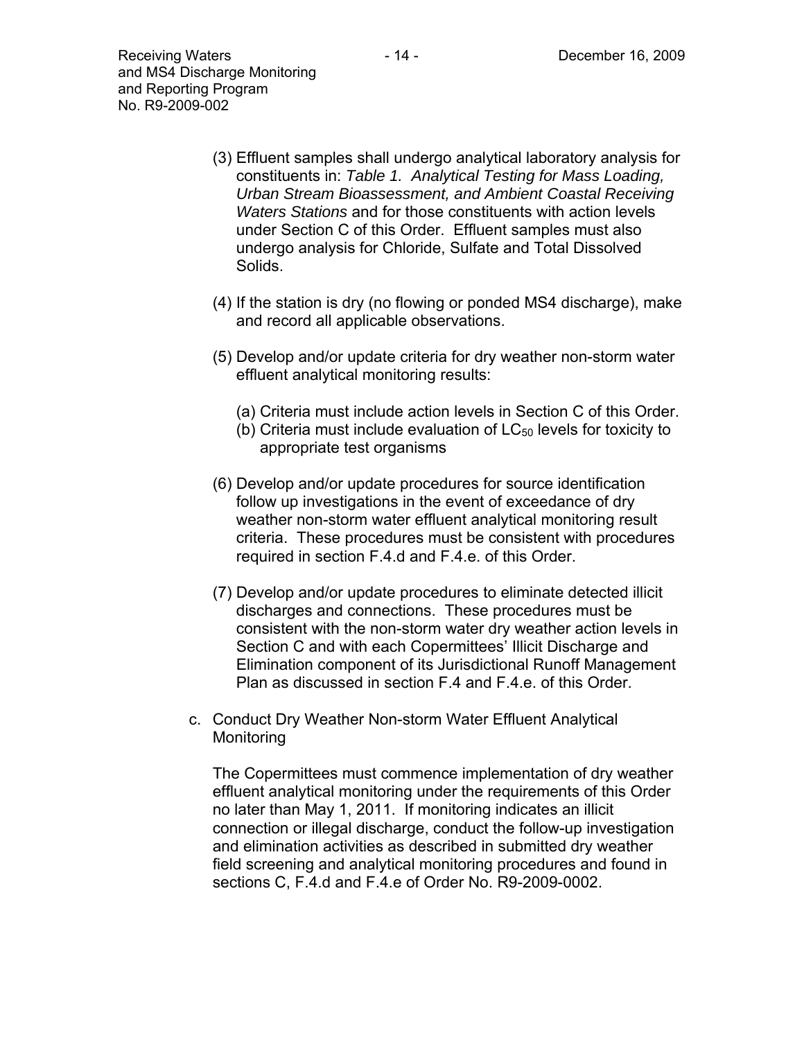(3) Effluent samples shall undergo analytical laboratory analysis for constituents in: *Table 1. Analytical Testing for Mass Loading, Urban Stream Bioassessment, and Ambient Coastal Receiving Waters Stations* and for those constituents with action levels under Section C of this Order. Effluent samples must also undergo analysis for Chloride, Sulfate and Total Dissolved Solids.

(4) If the station is dry (no flowing or ponded MS4 discharge), make and record all applicable observations.

(5) Develop and/or update criteria for dry weather non-storm water effluent analytical monitoring results:

   (a) Criteria must include action levels in Section C of this Order.
   (b) Criteria must include evaluation of $LC_{50}$ levels for toxicity to appropriate test organisms

(6) Develop and/or update procedures for source identification follow up investigations in the event of exceedance of dry weather non-storm water effluent analytical monitoring result criteria. These procedures must be consistent with procedures required in section F.4.d and F.4.e. of this Order.

(7) Develop and/or update procedures to eliminate detected illicit discharges and connections. These procedures must be consistent with the non-storm water dry weather action levels in Section C and with each Copermittees' Illicit Discharge and Elimination component of its Jurisdictional Runoff Management Plan as discussed in section F.4 and F.4.e. of this Order.

c. Conduct Dry Weather Non-storm Water Effluent Analytical Monitoring

The Copermittees must commence implementation of dry weather effluent analytical monitoring under the requirements of this Order no later than May 1, 2011. If monitoring indicates an illicit connection or illegal discharge, conduct the follow-up investigation and elimination activities as described in submitted dry weather field screening and analytical monitoring procedures and found in sections C, F.4.d and F.4.e of Order No. R9-2009-0002.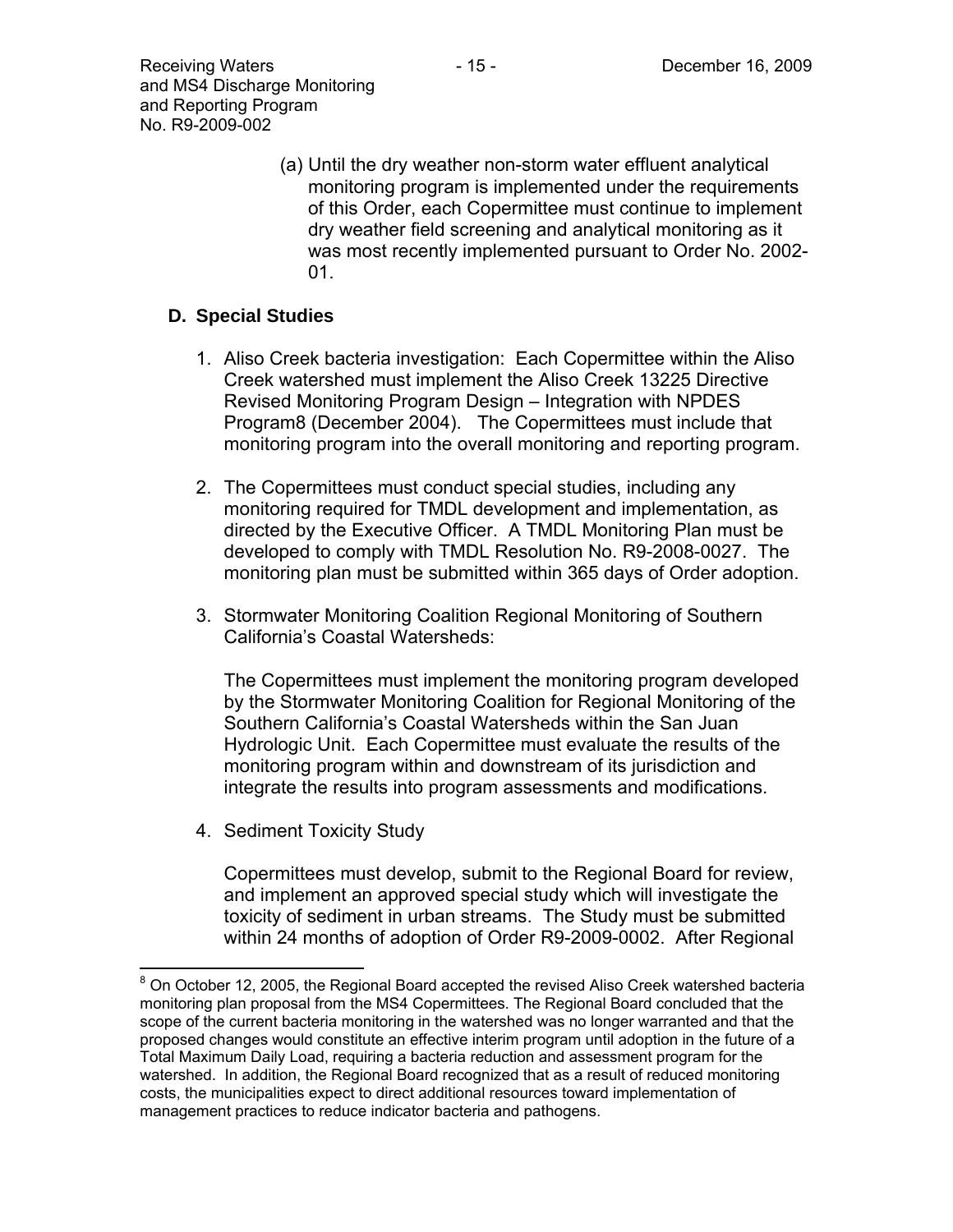(a) Until the dry weather non-storm water effluent analytical monitoring program is implemented under the requirements of this Order, each Copermittee must continue to implement dry weather field screening and analytical monitoring as it was most recently implemented pursuant to Order No. 2002-01.

## D. Special Studies

1. Aliso Creek bacteria investigation: Each Copermittee within the Aliso Creek watershed must implement the Aliso Creek 13225 Directive Revised Monitoring Program Design – Integration with NPDES Program[8] (December 2004). The Copermittees must include that monitoring program into the overall monitoring and reporting program.

2. The Copermittees must conduct special studies, including any monitoring required for TMDL development and implementation, as directed by the Executive Officer. A TMDL Monitoring Plan must be developed to comply with TMDL Resolution No. R9-2008-0027. The monitoring plan must be submitted within 365 days of Order adoption.

3. Stormwater Monitoring Coalition Regional Monitoring of Southern California's Coastal Watersheds:

   The Copermittees must implement the monitoring program developed by the Stormwater Monitoring Coalition for Regional Monitoring of the Southern California's Coastal Watersheds within the San Juan Hydrologic Unit. Each Copermittee must evaluate the results of the monitoring program within and downstream of its jurisdiction and integrate the results into program assessments and modifications.

4. Sediment Toxicity Study

   Copermittees must develop, submit to the Regional Board for review, and implement an approved special study which will investigate the toxicity of sediment in urban streams. The Study must be submitted within 24 months of adoption of Order R9-2009-0002. After Regional

---

[8] On October 12, 2005, the Regional Board accepted the revised Aliso Creek watershed bacteria monitoring plan proposal from the MS4 Copermittees. The Regional Board concluded that the scope of the current bacteria monitoring in the watershed was no longer warranted and that the proposed changes would constitute an effective interim program until adoption in the future of a Total Maximum Daily Load, requiring a bacteria reduction and assessment program for the watershed. In addition, the Regional Board recognized that as a result of reduced monitoring costs, the municipalities expect to direct additional resources toward implementation of management practices to reduce indicator bacteria and pathogens.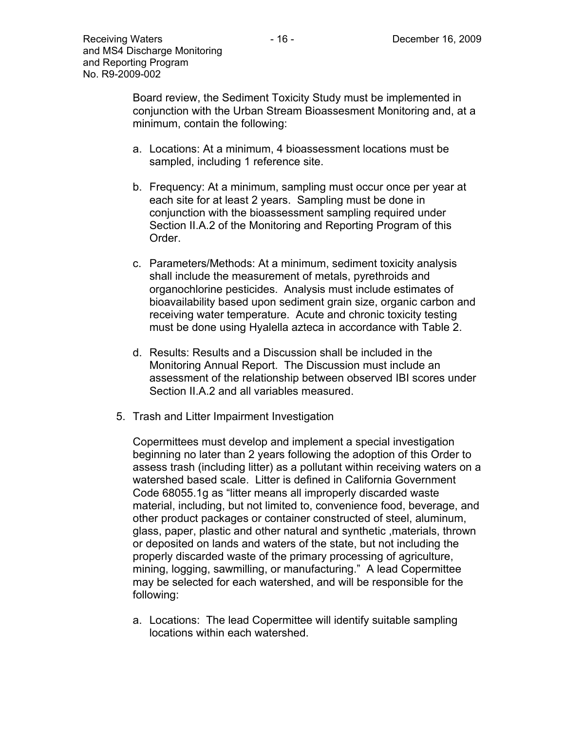Board review, the Sediment Toxicity Study must be implemented in conjunction with the Urban Stream Bioassesment Monitoring and, at a minimum, contain the following:

a. Locations: At a minimum, 4 bioassessment locations must be sampled, including 1 reference site.

b. Frequency: At a minimum, sampling must occur once per year at each site for at least 2 years. Sampling must be done in conjunction with the bioassessment sampling required under Section II.A.2 of the Monitoring and Reporting Program of this Order.

c. Parameters/Methods: At a minimum, sediment toxicity analysis shall include the measurement of metals, pyrethroids and organochlorine pesticides. Analysis must include estimates of bioavailability based upon sediment grain size, organic carbon and receiving water temperature. Acute and chronic toxicity testing must be done using Hyalella azteca in accordance with Table 2.

d. Results: Results and a Discussion shall be included in the Monitoring Annual Report. The Discussion must include an assessment of the relationship between observed IBI scores under Section II.A.2 and all variables measured.

5. Trash and Litter Impairment Investigation

Copermittees must develop and implement a special investigation beginning no later than 2 years following the adoption of this Order to assess trash (including litter) as a pollutant within receiving waters on a watershed based scale. Litter is defined in California Government Code 68055.1g as "litter means all improperly discarded waste material, including, but not limited to, convenience food, beverage, and other product packages or container constructed of steel, aluminum, glass, paper, plastic and other natural and synthetic ,materials, thrown or deposited on lands and waters of the state, but not including the properly discarded waste of the primary processing of agriculture, mining, logging, sawmilling, or manufacturing." A lead Copermittee may be selected for each watershed, and will be responsible for the following:

a. Locations: The lead Copermittee will identify suitable sampling locations within each watershed.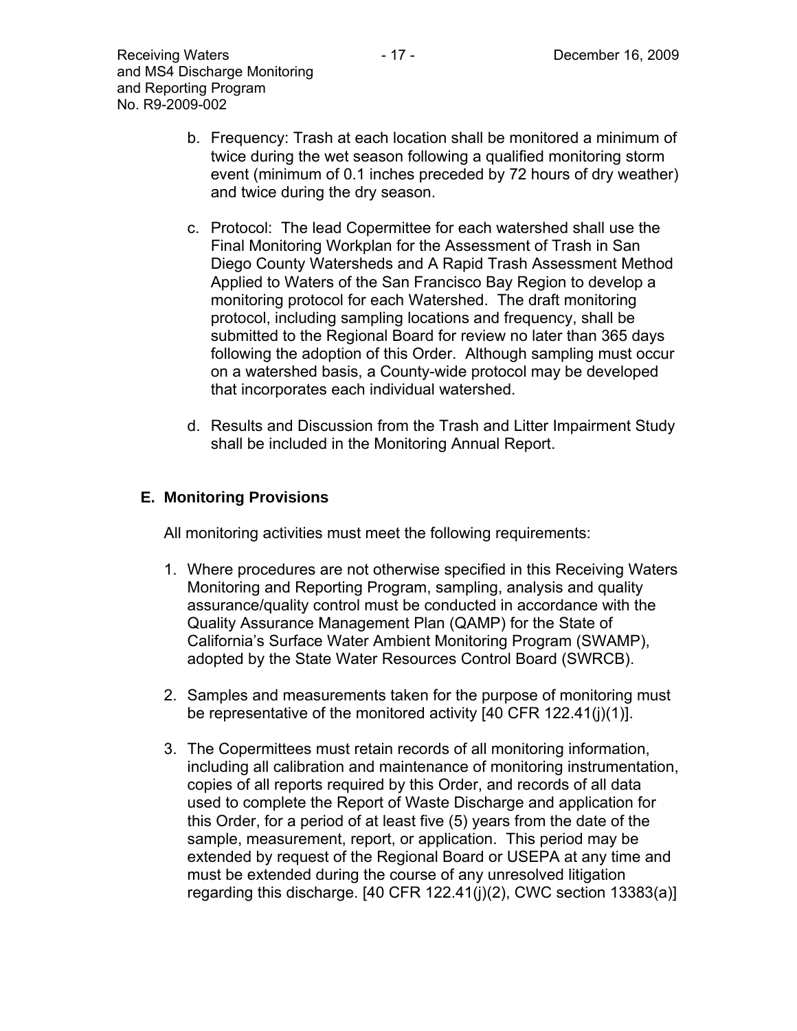b. Frequency: Trash at each location shall be monitored a minimum of twice during the wet season following a qualified monitoring storm event (minimum of 0.1 inches preceded by 72 hours of dry weather) and twice during the dry season.

c. Protocol: The lead Copermittee for each watershed shall use the Final Monitoring Workplan for the Assessment of Trash in San Diego County Watersheds and A Rapid Trash Assessment Method Applied to Waters of the San Francisco Bay Region to develop a monitoring protocol for each Watershed. The draft monitoring protocol, including sampling locations and frequency, shall be submitted to the Regional Board for review no later than 365 days following the adoption of this Order. Although sampling must occur on a watershed basis, a County-wide protocol may be developed that incorporates each individual watershed.

d. Results and Discussion from the Trash and Litter Impairment Study shall be included in the Monitoring Annual Report.

## E. Monitoring Provisions

All monitoring activities must meet the following requirements:

1. Where procedures are not otherwise specified in this Receiving Waters Monitoring and Reporting Program, sampling, analysis and quality assurance/quality control must be conducted in accordance with the Quality Assurance Management Plan (QAMP) for the State of California's Surface Water Ambient Monitoring Program (SWAMP), adopted by the State Water Resources Control Board (SWRCB).

2. Samples and measurements taken for the purpose of monitoring must be representative of the monitored activity [40 CFR 122.41(j)(1)].

3. The Copermittees must retain records of all monitoring information, including all calibration and maintenance of monitoring instrumentation, copies of all reports required by this Order, and records of all data used to complete the Report of Waste Discharge and application for this Order, for a period of at least five (5) years from the date of the sample, measurement, report, or application. This period may be extended by request of the Regional Board or USEPA at any time and must be extended during the course of any unresolved litigation regarding this discharge. [40 CFR 122.41(j)(2), CWC section 13383(a)]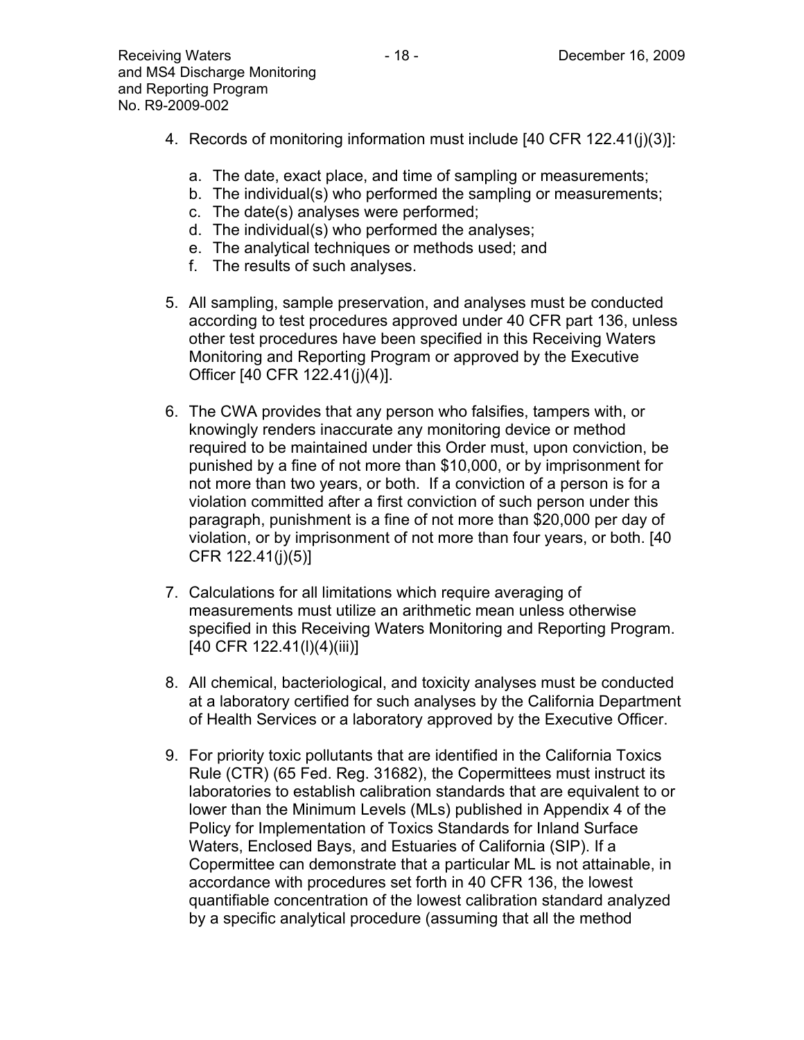4. Records of monitoring information must include [40 CFR 122.41(j)(3)]:

   a. The date, exact place, and time of sampling or measurements;
   b. The individual(s) who performed the sampling or measurements;
   c. The date(s) analyses were performed;
   d. The individual(s) who performed the analyses;
   e. The analytical techniques or methods used; and
   f. The results of such analyses.

5. All sampling, sample preservation, and analyses must be conducted according to test procedures approved under 40 CFR part 136, unless other test procedures have been specified in this Receiving Waters Monitoring and Reporting Program or approved by the Executive Officer [40 CFR 122.41(j)(4)].

6. The CWA provides that any person who falsifies, tampers with, or knowingly renders inaccurate any monitoring device or method required to be maintained under this Order must, upon conviction, be punished by a fine of not more than $10,000, or by imprisonment for not more than two years, or both. If a conviction of a person is for a violation committed after a first conviction of such person under this paragraph, punishment is a fine of not more than $20,000 per day of violation, or by imprisonment of not more than four years, or both. [40 CFR 122.41(j)(5)]

7. Calculations for all limitations which require averaging of measurements must utilize an arithmetic mean unless otherwise specified in this Receiving Waters Monitoring and Reporting Program. [40 CFR 122.41(l)(4)(iii)]

8. All chemical, bacteriological, and toxicity analyses must be conducted at a laboratory certified for such analyses by the California Department of Health Services or a laboratory approved by the Executive Officer.

9. For priority toxic pollutants that are identified in the California Toxics Rule (CTR) (65 Fed. Reg. 31682), the Copermittees must instruct its laboratories to establish calibration standards that are equivalent to or lower than the Minimum Levels (MLs) published in Appendix 4 of the Policy for Implementation of Toxics Standards for Inland Surface Waters, Enclosed Bays, and Estuaries of California (SIP). If a Copermittee can demonstrate that a particular ML is not attainable, in accordance with procedures set forth in 40 CFR 136, the lowest quantifiable concentration of the lowest calibration standard analyzed by a specific analytical procedure (assuming that all the method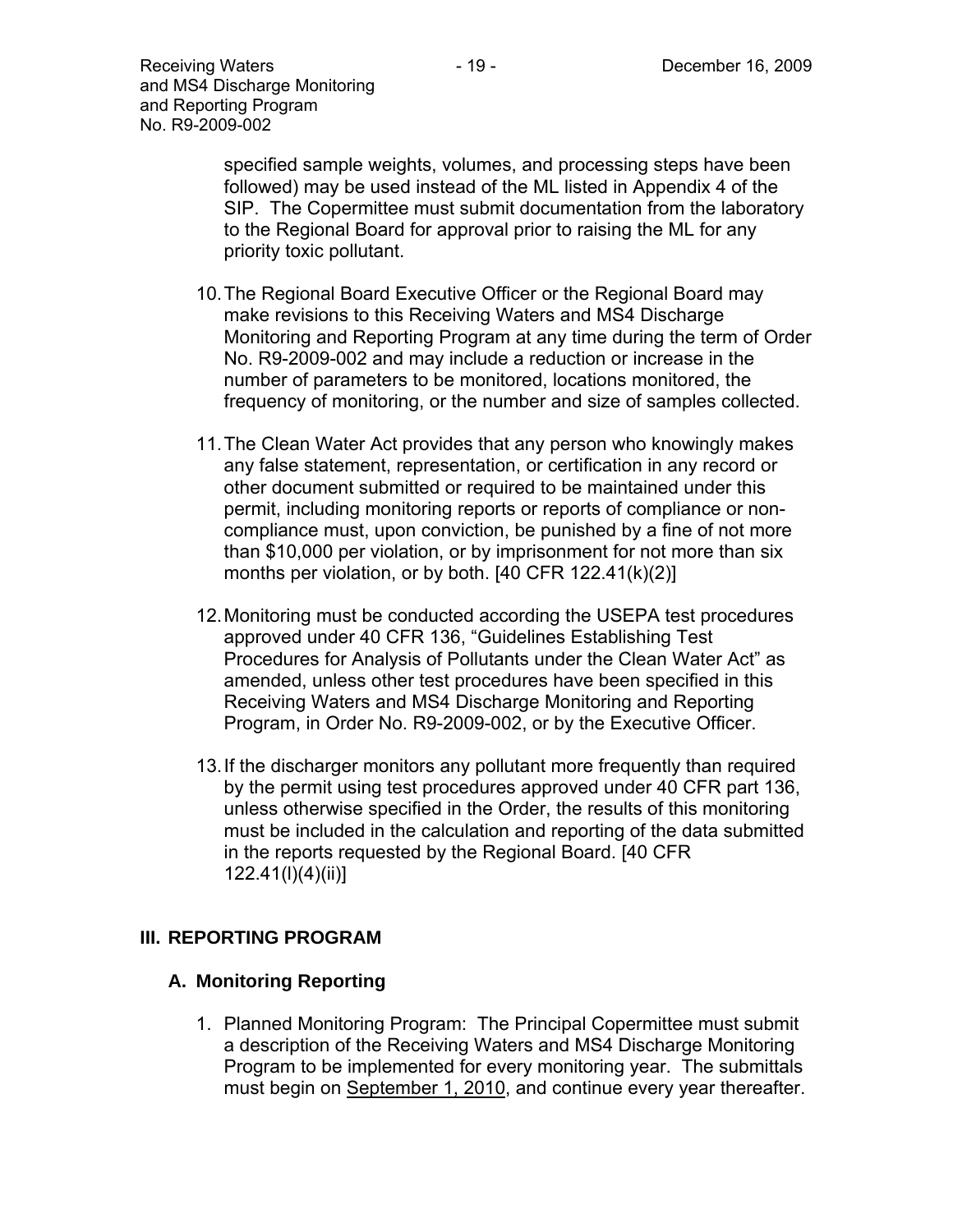specified sample weights, volumes, and processing steps have been followed) may be used instead of the ML listed in Appendix 4 of the SIP. The Copermittee must submit documentation from the laboratory to the Regional Board for approval prior to raising the ML for any priority toxic pollutant.

10. The Regional Board Executive Officer or the Regional Board may make revisions to this Receiving Waters and MS4 Discharge Monitoring and Reporting Program at any time during the term of Order No. R9-2009-002 and may include a reduction or increase in the number of parameters to be monitored, locations monitored, the frequency of monitoring, or the number and size of samples collected.

11. The Clean Water Act provides that any person who knowingly makes any false statement, representation, or certification in any record or other document submitted or required to be maintained under this permit, including monitoring reports or reports of compliance or non-compliance must, upon conviction, be punished by a fine of not more than $10,000 per violation, or by imprisonment for not more than six months per violation, or by both. [40 CFR 122.41(k)(2)]

12. Monitoring must be conducted according the USEPA test procedures approved under 40 CFR 136, "Guidelines Establishing Test Procedures for Analysis of Pollutants under the Clean Water Act" as amended, unless other test procedures have been specified in this Receiving Waters and MS4 Discharge Monitoring and Reporting Program, in Order No. R9-2009-002, or by the Executive Officer.

13. If the discharger monitors any pollutant more frequently than required by the permit using test procedures approved under 40 CFR part 136, unless otherwise specified in the Order, the results of this monitoring must be included in the calculation and reporting of the data submitted in the reports requested by the Regional Board. [40 CFR 122.41(l)(4)(ii)]

## III. REPORTING PROGRAM

### A. Monitoring Reporting

1. Planned Monitoring Program: The Principal Copermittee must submit a description of the Receiving Waters and MS4 Discharge Monitoring Program to be implemented for every monitoring year. The submittals must begin on September 1, 2010, and continue every year thereafter.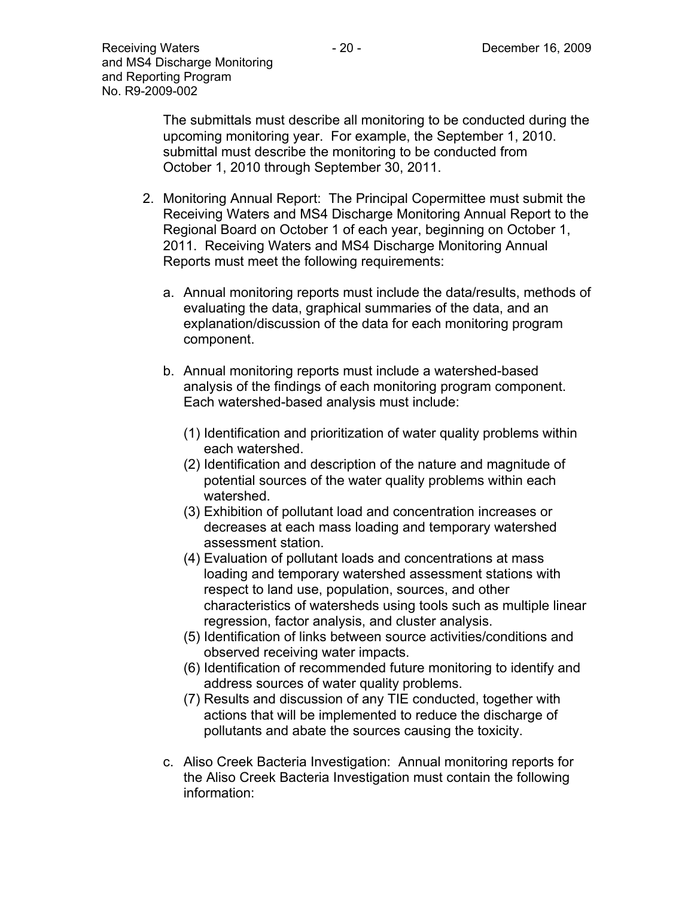The submittals must describe all monitoring to be conducted during the upcoming monitoring year. For example, the September 1, 2010. submittal must describe the monitoring to be conducted from October 1, 2010 through September 30, 2011.

2. Monitoring Annual Report: The Principal Copermittee must submit the Receiving Waters and MS4 Discharge Monitoring Annual Report to the Regional Board on October 1 of each year, beginning on October 1, 2011. Receiving Waters and MS4 Discharge Monitoring Annual Reports must meet the following requirements:

   a. Annual monitoring reports must include the data/results, methods of evaluating the data, graphical summaries of the data, and an explanation/discussion of the data for each monitoring program component.

   b. Annual monitoring reports must include a watershed-based analysis of the findings of each monitoring program component. Each watershed-based analysis must include:

      (1) Identification and prioritization of water quality problems within each watershed.
      (2) Identification and description of the nature and magnitude of potential sources of the water quality problems within each watershed.
      (3) Exhibition of pollutant load and concentration increases or decreases at each mass loading and temporary watershed assessment station.
      (4) Evaluation of pollutant loads and concentrations at mass loading and temporary watershed assessment stations with respect to land use, population, sources, and other characteristics of watersheds using tools such as multiple linear regression, factor analysis, and cluster analysis.
      (5) Identification of links between source activities/conditions and observed receiving water impacts.
      (6) Identification of recommended future monitoring to identify and address sources of water quality problems.
      (7) Results and discussion of any TIE conducted, together with actions that will be implemented to reduce the discharge of pollutants and abate the sources causing the toxicity.

   c. Aliso Creek Bacteria Investigation: Annual monitoring reports for the Aliso Creek Bacteria Investigation must contain the following information: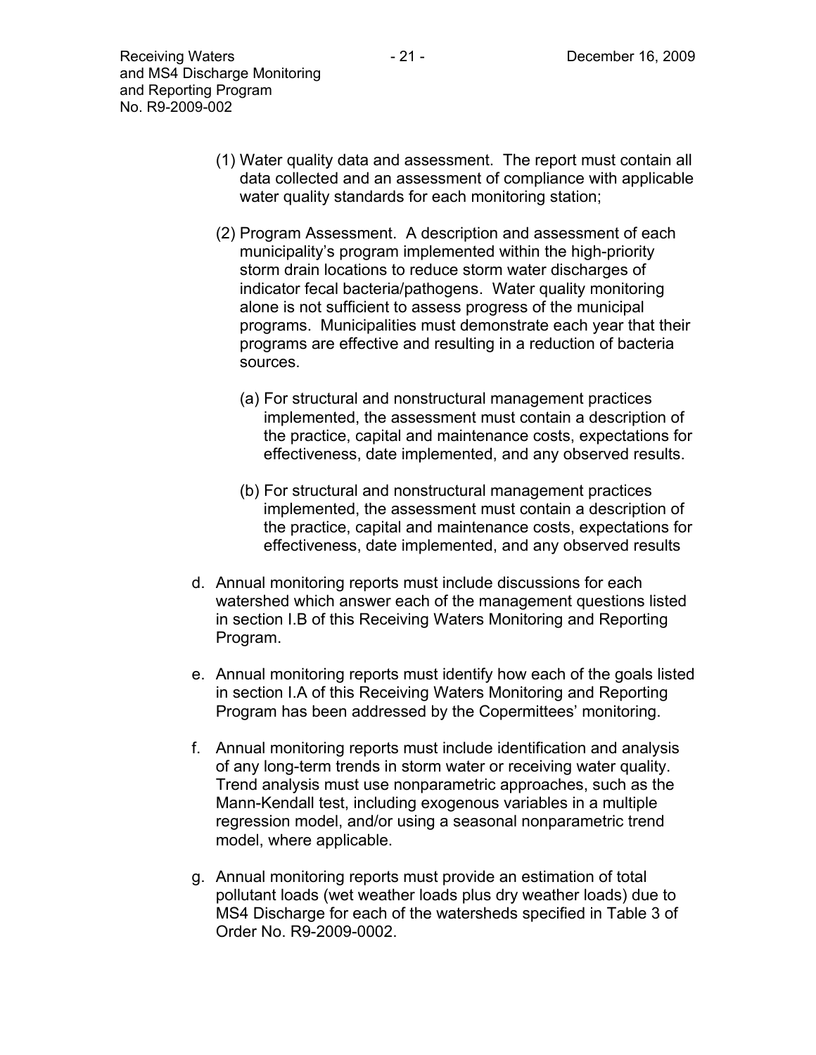(1) Water quality data and assessment. The report must contain all data collected and an assessment of compliance with applicable water quality standards for each monitoring station;

(2) Program Assessment. A description and assessment of each municipality's program implemented within the high-priority storm drain locations to reduce storm water discharges of indicator fecal bacteria/pathogens. Water quality monitoring alone is not sufficient to assess progress of the municipal programs. Municipalities must demonstrate each year that their programs are effective and resulting in a reduction of bacteria sources.

   (a) For structural and nonstructural management practices implemented, the assessment must contain a description of the practice, capital and maintenance costs, expectations for effectiveness, date implemented, and any observed results.

   (b) For structural and nonstructural management practices implemented, the assessment must contain a description of the practice, capital and maintenance costs, expectations for effectiveness, date implemented, and any observed results

d. Annual monitoring reports must include discussions for each watershed which answer each of the management questions listed in section I.B of this Receiving Waters Monitoring and Reporting Program.

e. Annual monitoring reports must identify how each of the goals listed in section I.A of this Receiving Waters Monitoring and Reporting Program has been addressed by the Copermittees' monitoring.

f. Annual monitoring reports must include identification and analysis of any long-term trends in storm water or receiving water quality. Trend analysis must use nonparametric approaches, such as the Mann-Kendall test, including exogenous variables in a multiple regression model, and/or using a seasonal nonparametric trend model, where applicable.

g. Annual monitoring reports must provide an estimation of total pollutant loads (wet weather loads plus dry weather loads) due to MS4 Discharge for each of the watersheds specified in Table 3 of Order No. R9-2009-0002.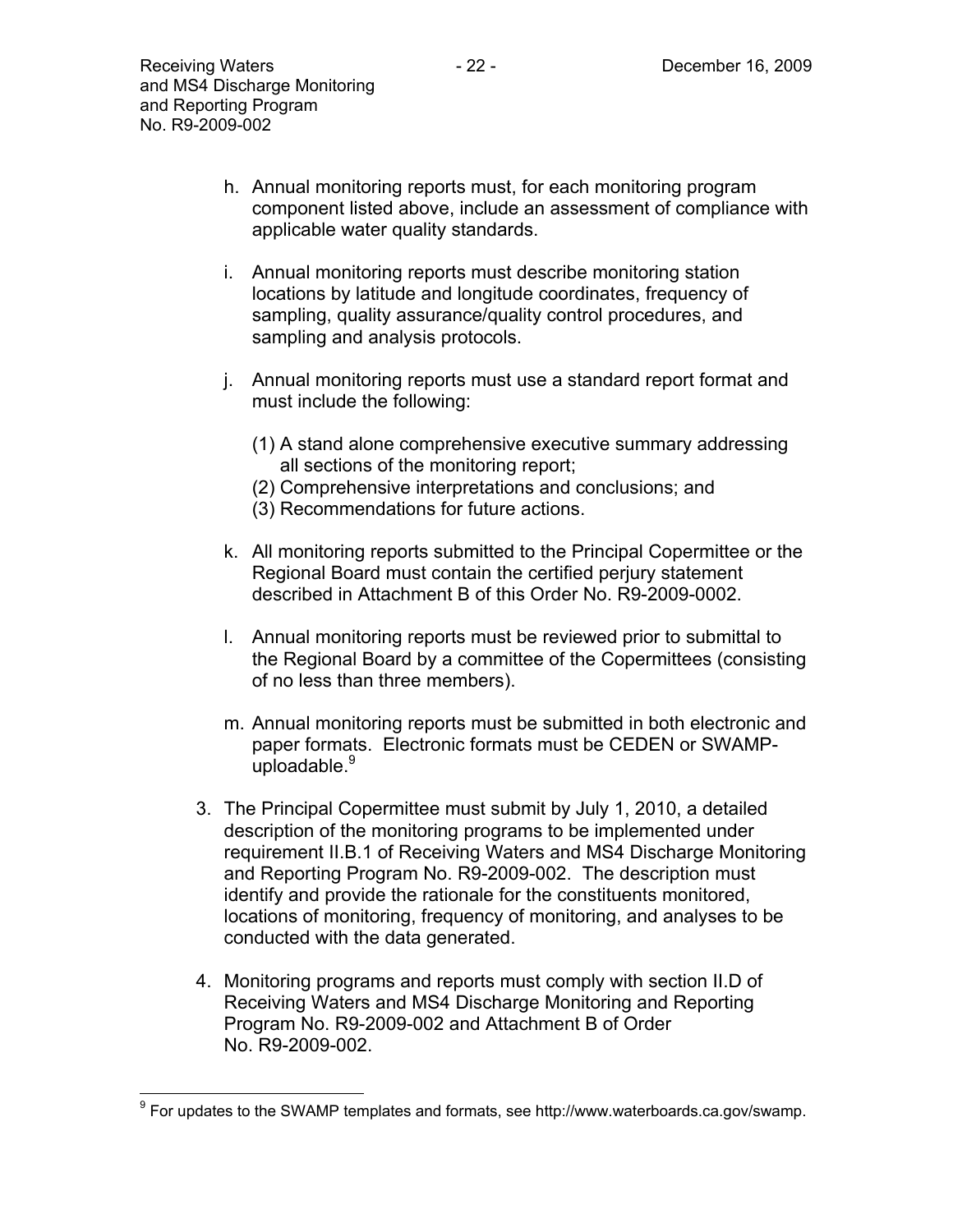h. Annual monitoring reports must, for each monitoring program component listed above, include an assessment of compliance with applicable water quality standards.

i. Annual monitoring reports must describe monitoring station locations by latitude and longitude coordinates, frequency of sampling, quality assurance/quality control procedures, and sampling and analysis protocols.

j. Annual monitoring reports must use a standard report format and must include the following:

   (1) A stand alone comprehensive executive summary addressing all sections of the monitoring report;
   (2) Comprehensive interpretations and conclusions; and
   (3) Recommendations for future actions.

k. All monitoring reports submitted to the Principal Copermittee or the Regional Board must contain the certified perjury statement described in Attachment B of this Order No. R9-2009-0002.

l. Annual monitoring reports must be reviewed prior to submittal to the Regional Board by a committee of the Copermittees (consisting of no less than three members).

m. Annual monitoring reports must be submitted in both electronic and paper formats. Electronic formats must be CEDEN or SWAMP-uploadable.[9]

3. The Principal Copermittee must submit by July 1, 2010, a detailed description of the monitoring programs to be implemented under requirement II.B.1 of Receiving Waters and MS4 Discharge Monitoring and Reporting Program No. R9-2009-002. The description must identify and provide the rationale for the constituents monitored, locations of monitoring, frequency of monitoring, and analyses to be conducted with the data generated.

4. Monitoring programs and reports must comply with section II.D of Receiving Waters and MS4 Discharge Monitoring and Reporting Program No. R9-2009-002 and Attachment B of Order No. R9-2009-002.

---

[9] For updates to the SWAMP templates and formats, see http://www.waterboards.ca.gov/swamp.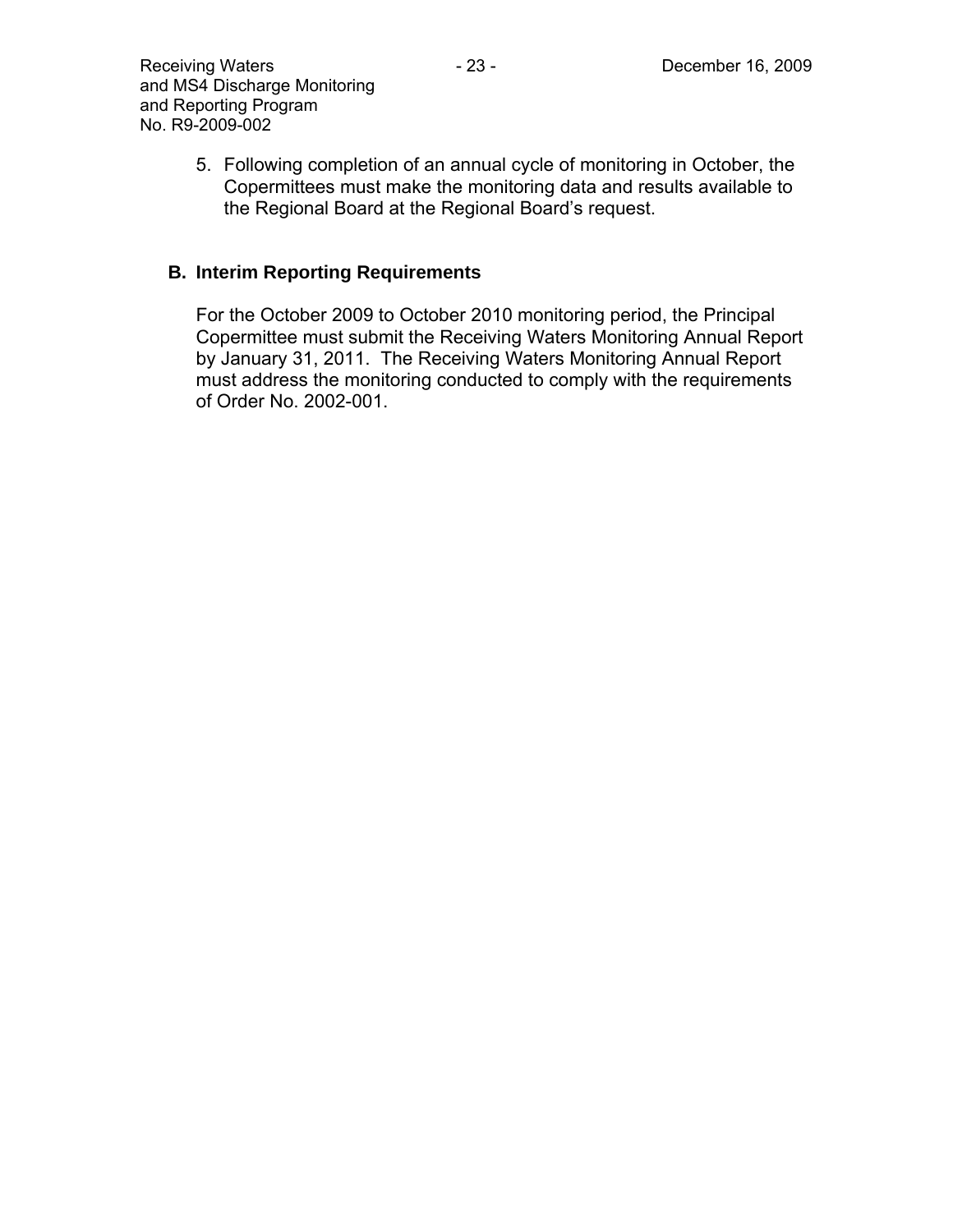5. Following completion of an annual cycle of monitoring in October, the Copermittees must make the monitoring data and results available to the Regional Board at the Regional Board's request.

## B. Interim Reporting Requirements

For the October 2009 to October 2010 monitoring period, the Principal Copermittee must submit the Receiving Waters Monitoring Annual Report by January 31, 2011. The Receiving Waters Monitoring Annual Report must address the monitoring conducted to comply with the requirements of Order No. 2002-001.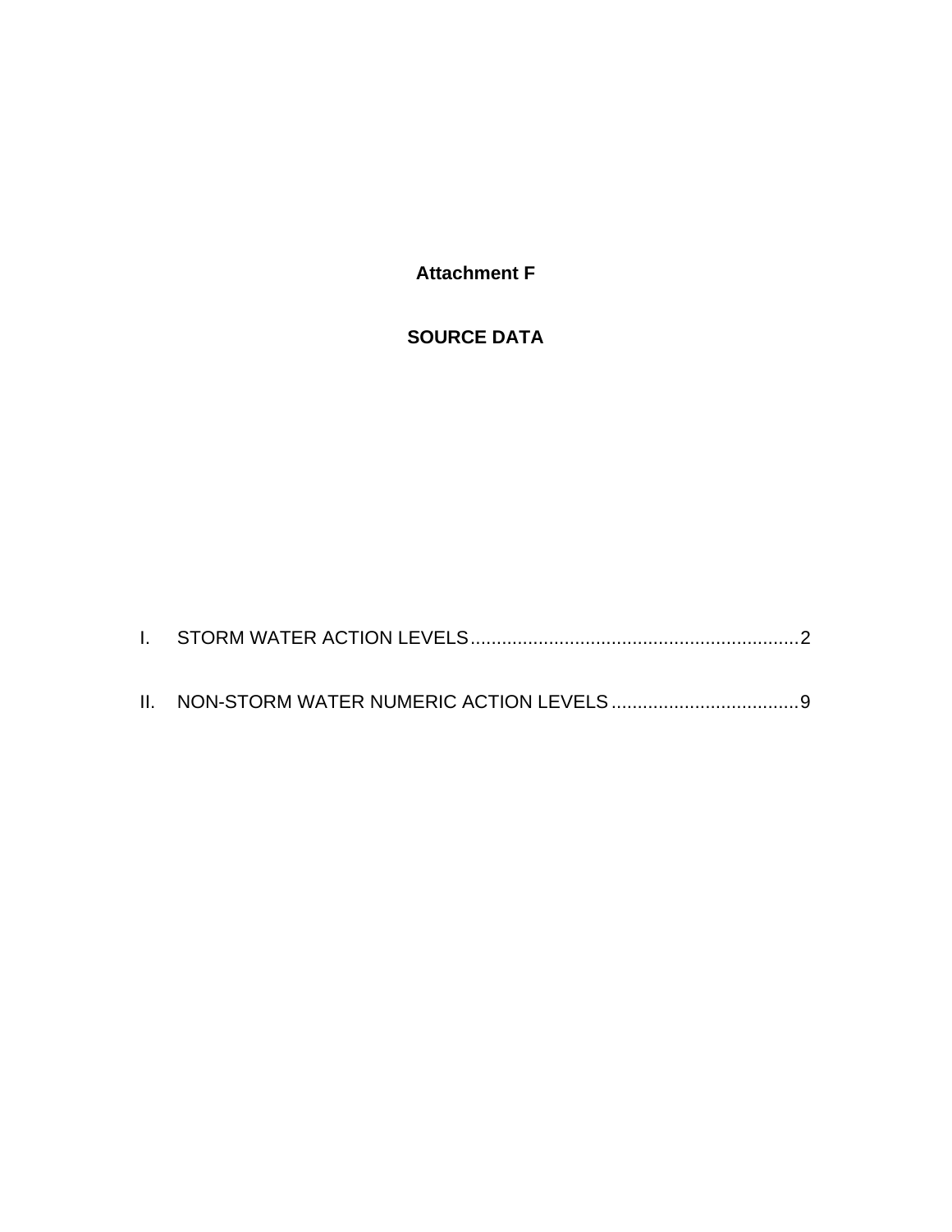# Attachment F

# SOURCE DATA

I. STORM WATER ACTION LEVELS...............................................................2

II. NON-STORM WATER NUMERIC ACTION LEVELS....................................9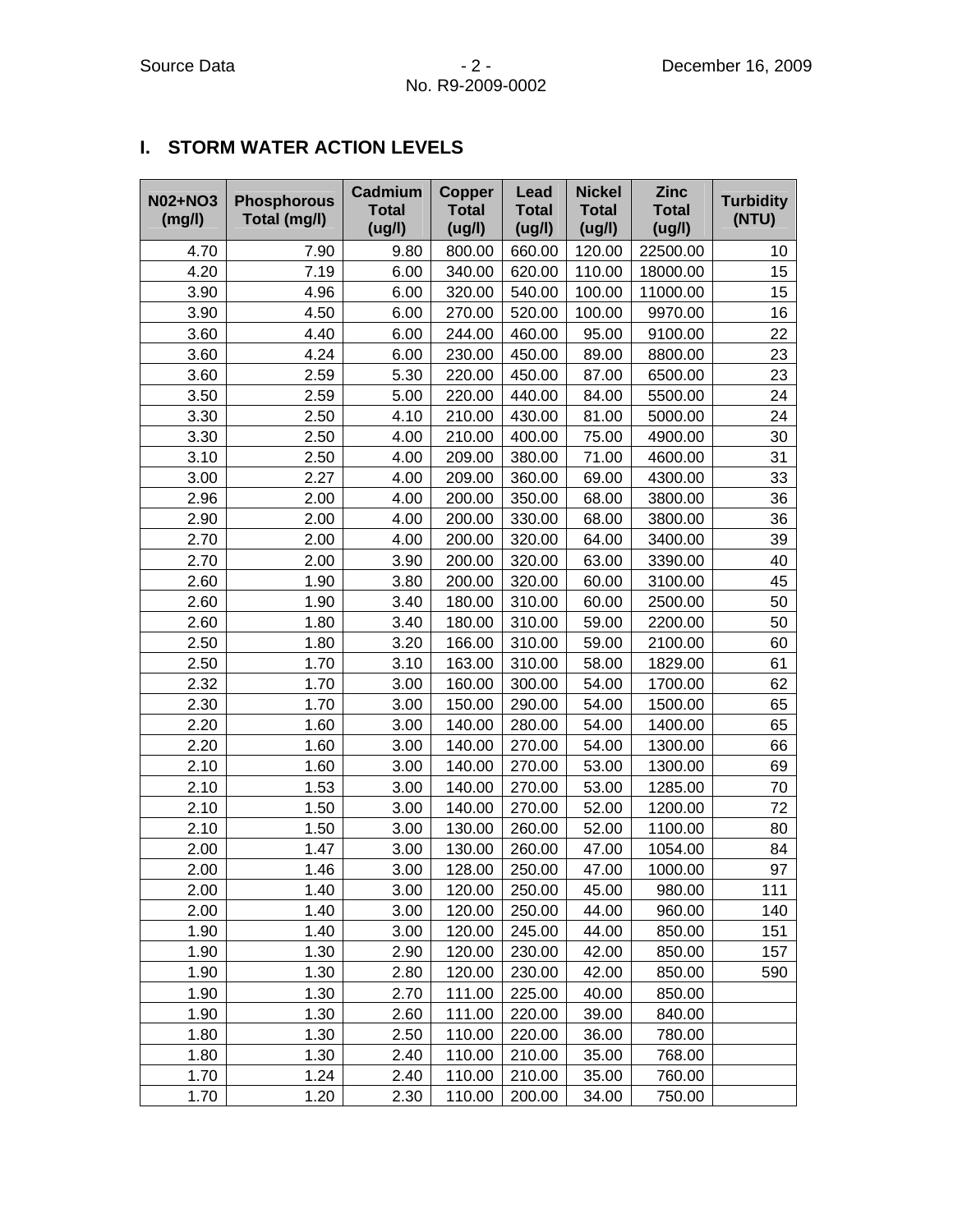## I. STORM WATER ACTION LEVELS

| N02+NO3 (mg/l) | Phosphorous Total (mg/l) | Cadmium Total (ug/l) | Copper Total (ug/l) | Lead Total (ug/l) | Nickel Total (ug/l) | Zinc Total (ug/l) | Turbidity (NTU) |
|---|---|---|---|---|---|---|---|
| 4.70 | 7.90 | 9.80 | 800.00 | 660.00 | 120.00 | 22500.00 | 10 |
| 4.20 | 7.19 | 6.00 | 340.00 | 620.00 | 110.00 | 18000.00 | 15 |
| 3.90 | 4.96 | 6.00 | 320.00 | 540.00 | 100.00 | 11000.00 | 15 |
| 3.90 | 4.50 | 6.00 | 270.00 | 520.00 | 100.00 | 9970.00 | 16 |
| 3.60 | 4.40 | 6.00 | 244.00 | 460.00 | 95.00 | 9100.00 | 22 |
| 3.60 | 4.24 | 6.00 | 230.00 | 450.00 | 89.00 | 8800.00 | 23 |
| 3.60 | 2.59 | 5.30 | 220.00 | 450.00 | 87.00 | 6500.00 | 23 |
| 3.50 | 2.59 | 5.00 | 220.00 | 440.00 | 84.00 | 5500.00 | 24 |
| 3.30 | 2.50 | 4.10 | 210.00 | 430.00 | 81.00 | 5000.00 | 24 |
| 3.30 | 2.50 | 4.00 | 210.00 | 400.00 | 75.00 | 4900.00 | 30 |
| 3.10 | 2.50 | 4.00 | 209.00 | 380.00 | 71.00 | 4600.00 | 31 |
| 3.00 | 2.27 | 4.00 | 209.00 | 360.00 | 69.00 | 4300.00 | 33 |
| 2.96 | 2.00 | 4.00 | 200.00 | 350.00 | 68.00 | 3800.00 | 36 |
| 2.90 | 2.00 | 4.00 | 200.00 | 330.00 | 68.00 | 3800.00 | 36 |
| 2.70 | 2.00 | 4.00 | 200.00 | 320.00 | 64.00 | 3400.00 | 39 |
| 2.70 | 2.00 | 3.90 | 200.00 | 320.00 | 63.00 | 3390.00 | 40 |
| 2.60 | 1.90 | 3.80 | 200.00 | 320.00 | 60.00 | 3100.00 | 45 |
| 2.60 | 1.90 | 3.40 | 180.00 | 310.00 | 60.00 | 2500.00 | 50 |
| 2.60 | 1.80 | 3.40 | 180.00 | 310.00 | 59.00 | 2200.00 | 50 |
| 2.50 | 1.80 | 3.20 | 166.00 | 310.00 | 59.00 | 2100.00 | 60 |
| 2.50 | 1.70 | 3.10 | 163.00 | 310.00 | 58.00 | 1829.00 | 61 |
| 2.32 | 1.70 | 3.00 | 160.00 | 300.00 | 54.00 | 1700.00 | 62 |
| 2.30 | 1.70 | 3.00 | 150.00 | 290.00 | 54.00 | 1500.00 | 65 |
| 2.20 | 1.60 | 3.00 | 140.00 | 280.00 | 54.00 | 1400.00 | 65 |
| 2.20 | 1.60 | 3.00 | 140.00 | 270.00 | 54.00 | 1300.00 | 66 |
| 2.10 | 1.60 | 3.00 | 140.00 | 270.00 | 53.00 | 1300.00 | 69 |
| 2.10 | 1.53 | 3.00 | 140.00 | 270.00 | 53.00 | 1285.00 | 70 |
| 2.10 | 1.50 | 3.00 | 140.00 | 270.00 | 52.00 | 1200.00 | 72 |
| 2.10 | 1.50 | 3.00 | 130.00 | 260.00 | 52.00 | 1100.00 | 80 |
| 2.00 | 1.47 | 3.00 | 130.00 | 260.00 | 47.00 | 1054.00 | 84 |
| 2.00 | 1.46 | 3.00 | 128.00 | 250.00 | 47.00 | 1000.00 | 97 |
| 2.00 | 1.40 | 3.00 | 120.00 | 250.00 | 45.00 | 980.00 | 111 |
| 2.00 | 1.40 | 3.00 | 120.00 | 250.00 | 44.00 | 960.00 | 140 |
| 1.90 | 1.40 | 3.00 | 120.00 | 245.00 | 44.00 | 850.00 | 151 |
| 1.90 | 1.30 | 2.90 | 120.00 | 230.00 | 42.00 | 850.00 | 157 |
| 1.90 | 1.30 | 2.80 | 120.00 | 230.00 | 42.00 | 850.00 | 590 |
| 1.90 | 1.30 | 2.70 | 111.00 | 225.00 | 40.00 | 850.00 | |
| 1.90 | 1.30 | 2.60 | 111.00 | 220.00 | 39.00 | 840.00 | |
| 1.80 | 1.30 | 2.50 | 110.00 | 220.00 | 36.00 | 780.00 | |
| 1.80 | 1.30 | 2.40 | 110.00 | 210.00 | 35.00 | 768.00 | |
| 1.70 | 1.24 | 2.40 | 110.00 | 210.00 | 35.00 | 760.00 | |
| 1.70 | 1.20 | 2.30 | 110.00 | 200.00 | 34.00 | 750.00 | |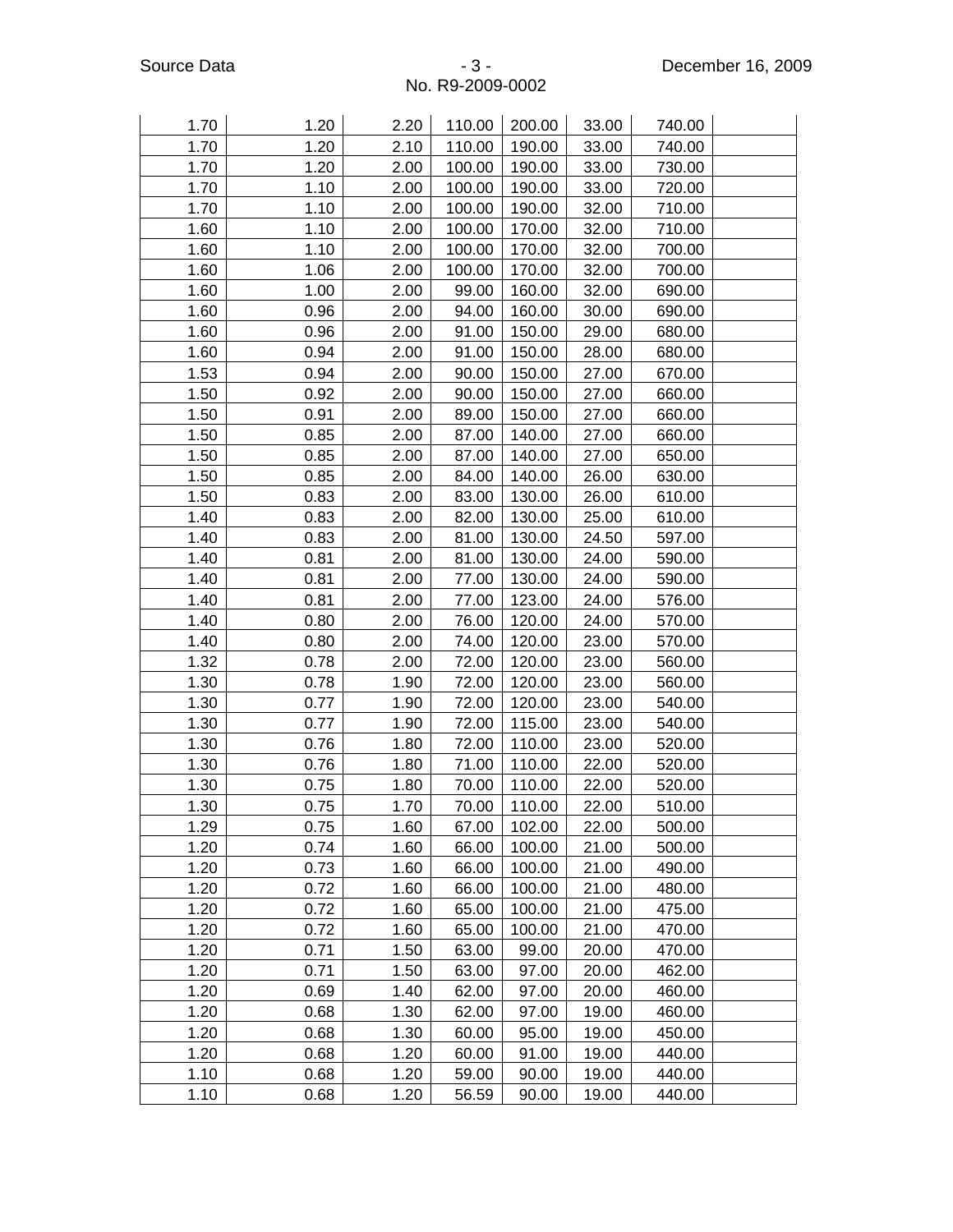| | | | | | | | |
|---|---|---|---|---|---|---|---|
| 1.70 | 1.20 | 2.20 | 110.00 | 200.00 | 33.00 | 740.00 | |
| 1.70 | 1.20 | 2.10 | 110.00 | 190.00 | 33.00 | 740.00 | |
| 1.70 | 1.20 | 2.00 | 100.00 | 190.00 | 33.00 | 730.00 | |
| 1.70 | 1.10 | 2.00 | 100.00 | 190.00 | 33.00 | 720.00 | |
| 1.70 | 1.10 | 2.00 | 100.00 | 190.00 | 32.00 | 710.00 | |
| 1.60 | 1.10 | 2.00 | 100.00 | 170.00 | 32.00 | 710.00 | |
| 1.60 | 1.10 | 2.00 | 100.00 | 170.00 | 32.00 | 700.00 | |
| 1.60 | 1.06 | 2.00 | 100.00 | 170.00 | 32.00 | 700.00 | |
| 1.60 | 1.00 | 2.00 | 99.00 | 160.00 | 32.00 | 690.00 | |
| 1.60 | 0.96 | 2.00 | 94.00 | 160.00 | 30.00 | 690.00 | |
| 1.60 | 0.96 | 2.00 | 91.00 | 150.00 | 29.00 | 680.00 | |
| 1.60 | 0.94 | 2.00 | 91.00 | 150.00 | 28.00 | 680.00 | |
| 1.53 | 0.94 | 2.00 | 90.00 | 150.00 | 27.00 | 670.00 | |
| 1.50 | 0.92 | 2.00 | 90.00 | 150.00 | 27.00 | 660.00 | |
| 1.50 | 0.91 | 2.00 | 89.00 | 150.00 | 27.00 | 660.00 | |
| 1.50 | 0.85 | 2.00 | 87.00 | 140.00 | 27.00 | 660.00 | |
| 1.50 | 0.85 | 2.00 | 87.00 | 140.00 | 27.00 | 650.00 | |
| 1.50 | 0.85 | 2.00 | 84.00 | 140.00 | 26.00 | 630.00 | |
| 1.50 | 0.83 | 2.00 | 83.00 | 130.00 | 26.00 | 610.00 | |
| 1.40 | 0.83 | 2.00 | 82.00 | 130.00 | 25.00 | 610.00 | |
| 1.40 | 0.83 | 2.00 | 81.00 | 130.00 | 24.50 | 597.00 | |
| 1.40 | 0.81 | 2.00 | 81.00 | 130.00 | 24.00 | 590.00 | |
| 1.40 | 0.81 | 2.00 | 77.00 | 130.00 | 24.00 | 590.00 | |
| 1.40 | 0.81 | 2.00 | 77.00 | 123.00 | 24.00 | 576.00 | |
| 1.40 | 0.80 | 2.00 | 76.00 | 120.00 | 24.00 | 570.00 | |
| 1.40 | 0.80 | 2.00 | 74.00 | 120.00 | 23.00 | 570.00 | |
| 1.32 | 0.78 | 2.00 | 72.00 | 120.00 | 23.00 | 560.00 | |
| 1.30 | 0.78 | 1.90 | 72.00 | 120.00 | 23.00 | 560.00 | |
| 1.30 | 0.77 | 1.90 | 72.00 | 120.00 | 23.00 | 540.00 | |
| 1.30 | 0.77 | 1.90 | 72.00 | 115.00 | 23.00 | 540.00 | |
| 1.30 | 0.76 | 1.80 | 72.00 | 110.00 | 23.00 | 520.00 | |
| 1.30 | 0.76 | 1.80 | 71.00 | 110.00 | 22.00 | 520.00 | |
| 1.30 | 0.75 | 1.80 | 70.00 | 110.00 | 22.00 | 520.00 | |
| 1.30 | 0.75 | 1.70 | 70.00 | 110.00 | 22.00 | 510.00 | |
| 1.29 | 0.75 | 1.60 | 67.00 | 102.00 | 22.00 | 500.00 | |
| 1.20 | 0.74 | 1.60 | 66.00 | 100.00 | 21.00 | 500.00 | |
| 1.20 | 0.73 | 1.60 | 66.00 | 100.00 | 21.00 | 490.00 | |
| 1.20 | 0.72 | 1.60 | 66.00 | 100.00 | 21.00 | 480.00 | |
| 1.20 | 0.72 | 1.60 | 65.00 | 100.00 | 21.00 | 475.00 | |
| 1.20 | 0.72 | 1.60 | 65.00 | 100.00 | 21.00 | 470.00 | |
| 1.20 | 0.71 | 1.50 | 63.00 | 99.00 | 20.00 | 470.00 | |
| 1.20 | 0.71 | 1.50 | 63.00 | 97.00 | 20.00 | 462.00 | |
| 1.20 | 0.69 | 1.40 | 62.00 | 97.00 | 20.00 | 460.00 | |
| 1.20 | 0.68 | 1.30 | 62.00 | 97.00 | 19.00 | 460.00 | |
| 1.20 | 0.68 | 1.30 | 60.00 | 95.00 | 19.00 | 450.00 | |
| 1.20 | 0.68 | 1.20 | 60.00 | 91.00 | 19.00 | 440.00 | |
| 1.10 | 0.68 | 1.20 | 59.00 | 90.00 | 19.00 | 440.00 | |
| 1.10 | 0.68 | 1.20 | 56.59 | 90.00 | 19.00 | 440.00 | |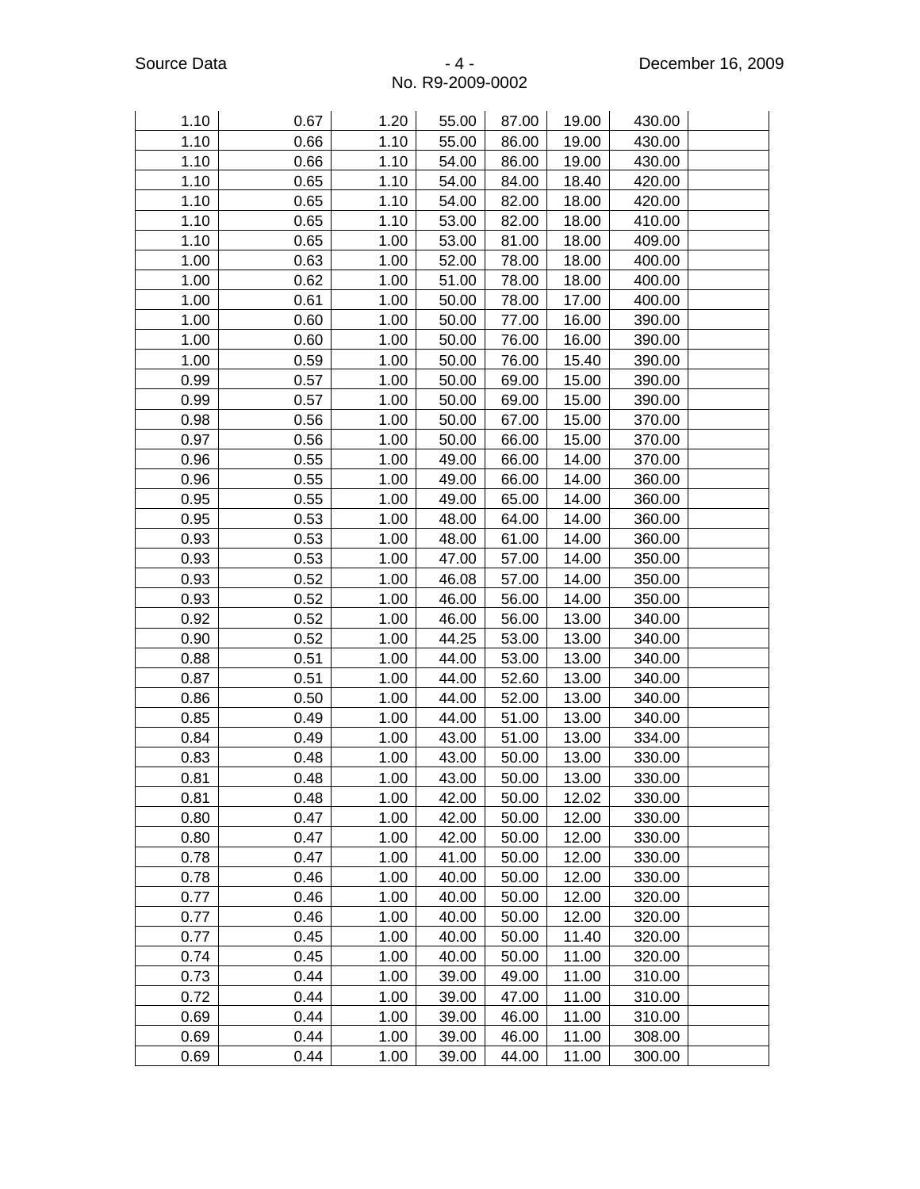| | | | | | | | |
|---|---|---|---|---|---|---|---|
| 1.10 | 0.67 | 1.20 | 55.00 | 87.00 | 19.00 | 430.00 | |
| 1.10 | 0.66 | 1.10 | 55.00 | 86.00 | 19.00 | 430.00 | |
| 1.10 | 0.66 | 1.10 | 54.00 | 86.00 | 19.00 | 430.00 | |
| 1.10 | 0.65 | 1.10 | 54.00 | 84.00 | 18.40 | 420.00 | |
| 1.10 | 0.65 | 1.10 | 54.00 | 82.00 | 18.00 | 420.00 | |
| 1.10 | 0.65 | 1.10 | 53.00 | 82.00 | 18.00 | 410.00 | |
| 1.10 | 0.65 | 1.00 | 53.00 | 81.00 | 18.00 | 409.00 | |
| 1.00 | 0.63 | 1.00 | 52.00 | 78.00 | 18.00 | 400.00 | |
| 1.00 | 0.62 | 1.00 | 51.00 | 78.00 | 18.00 | 400.00 | |
| 1.00 | 0.61 | 1.00 | 50.00 | 78.00 | 17.00 | 400.00 | |
| 1.00 | 0.60 | 1.00 | 50.00 | 77.00 | 16.00 | 390.00 | |
| 1.00 | 0.60 | 1.00 | 50.00 | 76.00 | 16.00 | 390.00 | |
| 1.00 | 0.59 | 1.00 | 50.00 | 76.00 | 15.40 | 390.00 | |
| 0.99 | 0.57 | 1.00 | 50.00 | 69.00 | 15.00 | 390.00 | |
| 0.99 | 0.57 | 1.00 | 50.00 | 69.00 | 15.00 | 390.00 | |
| 0.98 | 0.56 | 1.00 | 50.00 | 67.00 | 15.00 | 370.00 | |
| 0.97 | 0.56 | 1.00 | 50.00 | 66.00 | 15.00 | 370.00 | |
| 0.96 | 0.55 | 1.00 | 49.00 | 66.00 | 14.00 | 370.00 | |
| 0.96 | 0.55 | 1.00 | 49.00 | 66.00 | 14.00 | 360.00 | |
| 0.95 | 0.55 | 1.00 | 49.00 | 65.00 | 14.00 | 360.00 | |
| 0.95 | 0.53 | 1.00 | 48.00 | 64.00 | 14.00 | 360.00 | |
| 0.93 | 0.53 | 1.00 | 48.00 | 61.00 | 14.00 | 360.00 | |
| 0.93 | 0.53 | 1.00 | 47.00 | 57.00 | 14.00 | 350.00 | |
| 0.93 | 0.52 | 1.00 | 46.08 | 57.00 | 14.00 | 350.00 | |
| 0.93 | 0.52 | 1.00 | 46.00 | 56.00 | 14.00 | 350.00 | |
| 0.92 | 0.52 | 1.00 | 46.00 | 56.00 | 13.00 | 340.00 | |
| 0.90 | 0.52 | 1.00 | 44.25 | 53.00 | 13.00 | 340.00 | |
| 0.88 | 0.51 | 1.00 | 44.00 | 53.00 | 13.00 | 340.00 | |
| 0.87 | 0.51 | 1.00 | 44.00 | 52.60 | 13.00 | 340.00 | |
| 0.86 | 0.50 | 1.00 | 44.00 | 52.00 | 13.00 | 340.00 | |
| 0.85 | 0.49 | 1.00 | 44.00 | 51.00 | 13.00 | 340.00 | |
| 0.84 | 0.49 | 1.00 | 43.00 | 51.00 | 13.00 | 334.00 | |
| 0.83 | 0.48 | 1.00 | 43.00 | 50.00 | 13.00 | 330.00 | |
| 0.81 | 0.48 | 1.00 | 43.00 | 50.00 | 13.00 | 330.00 | |
| 0.81 | 0.48 | 1.00 | 42.00 | 50.00 | 12.02 | 330.00 | |
| 0.80 | 0.47 | 1.00 | 42.00 | 50.00 | 12.00 | 330.00 | |
| 0.80 | 0.47 | 1.00 | 42.00 | 50.00 | 12.00 | 330.00 | |
| 0.78 | 0.47 | 1.00 | 41.00 | 50.00 | 12.00 | 330.00 | |
| 0.78 | 0.46 | 1.00 | 40.00 | 50.00 | 12.00 | 330.00 | |
| 0.77 | 0.46 | 1.00 | 40.00 | 50.00 | 12.00 | 320.00 | |
| 0.77 | 0.46 | 1.00 | 40.00 | 50.00 | 12.00 | 320.00 | |
| 0.77 | 0.45 | 1.00 | 40.00 | 50.00 | 11.40 | 320.00 | |
| 0.74 | 0.45 | 1.00 | 40.00 | 50.00 | 11.00 | 320.00 | |
| 0.73 | 0.44 | 1.00 | 39.00 | 49.00 | 11.00 | 310.00 | |
| 0.72 | 0.44 | 1.00 | 39.00 | 47.00 | 11.00 | 310.00 | |
| 0.69 | 0.44 | 1.00 | 39.00 | 46.00 | 11.00 | 310.00 | |
| 0.69 | 0.44 | 1.00 | 39.00 | 46.00 | 11.00 | 308.00 | |
| 0.69 | 0.44 | 1.00 | 39.00 | 44.00 | 11.00 | 300.00 | |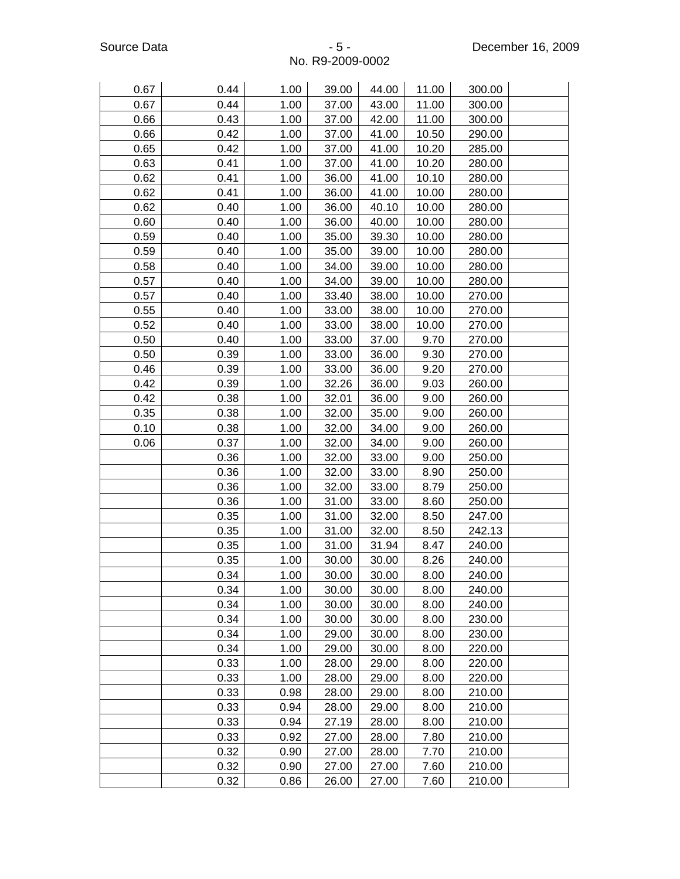| | | | | | | | |
|---|---|---|---|---|---|---|---|
| 0.67 | 0.44 | 1.00 | 39.00 | 44.00 | 11.00 | 300.00 | |
| 0.67 | 0.44 | 1.00 | 37.00 | 43.00 | 11.00 | 300.00 | |
| 0.66 | 0.43 | 1.00 | 37.00 | 42.00 | 11.00 | 300.00 | |
| 0.66 | 0.42 | 1.00 | 37.00 | 41.00 | 10.50 | 290.00 | |
| 0.65 | 0.42 | 1.00 | 37.00 | 41.00 | 10.20 | 285.00 | |
| 0.63 | 0.41 | 1.00 | 37.00 | 41.00 | 10.20 | 280.00 | |
| 0.62 | 0.41 | 1.00 | 36.00 | 41.00 | 10.10 | 280.00 | |
| 0.62 | 0.41 | 1.00 | 36.00 | 41.00 | 10.00 | 280.00 | |
| 0.62 | 0.40 | 1.00 | 36.00 | 40.10 | 10.00 | 280.00 | |
| 0.60 | 0.40 | 1.00 | 36.00 | 40.00 | 10.00 | 280.00 | |
| 0.59 | 0.40 | 1.00 | 35.00 | 39.30 | 10.00 | 280.00 | |
| 0.59 | 0.40 | 1.00 | 35.00 | 39.00 | 10.00 | 280.00 | |
| 0.58 | 0.40 | 1.00 | 34.00 | 39.00 | 10.00 | 280.00 | |
| 0.57 | 0.40 | 1.00 | 34.00 | 39.00 | 10.00 | 280.00 | |
| 0.57 | 0.40 | 1.00 | 33.40 | 38.00 | 10.00 | 270.00 | |
| 0.55 | 0.40 | 1.00 | 33.00 | 38.00 | 10.00 | 270.00 | |
| 0.52 | 0.40 | 1.00 | 33.00 | 38.00 | 10.00 | 270.00 | |
| 0.50 | 0.40 | 1.00 | 33.00 | 37.00 | 9.70 | 270.00 | |
| 0.50 | 0.39 | 1.00 | 33.00 | 36.00 | 9.30 | 270.00 | |
| 0.46 | 0.39 | 1.00 | 33.00 | 36.00 | 9.20 | 270.00 | |
| 0.42 | 0.39 | 1.00 | 32.26 | 36.00 | 9.03 | 260.00 | |
| 0.42 | 0.38 | 1.00 | 32.01 | 36.00 | 9.00 | 260.00 | |
| 0.35 | 0.38 | 1.00 | 32.00 | 35.00 | 9.00 | 260.00 | |
| 0.10 | 0.38 | 1.00 | 32.00 | 34.00 | 9.00 | 260.00 | |
| 0.06 | 0.37 | 1.00 | 32.00 | 34.00 | 9.00 | 260.00 | |
| | 0.36 | 1.00 | 32.00 | 33.00 | 9.00 | 250.00 | |
| | 0.36 | 1.00 | 32.00 | 33.00 | 8.90 | 250.00 | |
| | 0.36 | 1.00 | 32.00 | 33.00 | 8.79 | 250.00 | |
| | 0.36 | 1.00 | 31.00 | 33.00 | 8.60 | 250.00 | |
| | 0.35 | 1.00 | 31.00 | 32.00 | 8.50 | 247.00 | |
| | 0.35 | 1.00 | 31.00 | 32.00 | 8.50 | 242.13 | |
| | 0.35 | 1.00 | 31.00 | 31.94 | 8.47 | 240.00 | |
| | 0.35 | 1.00 | 30.00 | 30.00 | 8.26 | 240.00 | |
| | 0.34 | 1.00 | 30.00 | 30.00 | 8.00 | 240.00 | |
| | 0.34 | 1.00 | 30.00 | 30.00 | 8.00 | 240.00 | |
| | 0.34 | 1.00 | 30.00 | 30.00 | 8.00 | 240.00 | |
| | 0.34 | 1.00 | 30.00 | 30.00 | 8.00 | 230.00 | |
| | 0.34 | 1.00 | 29.00 | 30.00 | 8.00 | 230.00 | |
| | 0.34 | 1.00 | 29.00 | 30.00 | 8.00 | 220.00 | |
| | 0.33 | 1.00 | 28.00 | 29.00 | 8.00 | 220.00 | |
| | 0.33 | 1.00 | 28.00 | 29.00 | 8.00 | 220.00 | |
| | 0.33 | 0.98 | 28.00 | 29.00 | 8.00 | 210.00 | |
| | 0.33 | 0.94 | 28.00 | 29.00 | 8.00 | 210.00 | |
| | 0.33 | 0.94 | 27.19 | 28.00 | 8.00 | 210.00 | |
| | 0.33 | 0.92 | 27.00 | 28.00 | 7.80 | 210.00 | |
| | 0.32 | 0.90 | 27.00 | 28.00 | 7.70 | 210.00 | |
| | 0.32 | 0.90 | 27.00 | 27.00 | 7.60 | 210.00 | |
| | 0.32 | 0.86 | 26.00 | 27.00 | 7.60 | 210.00 | |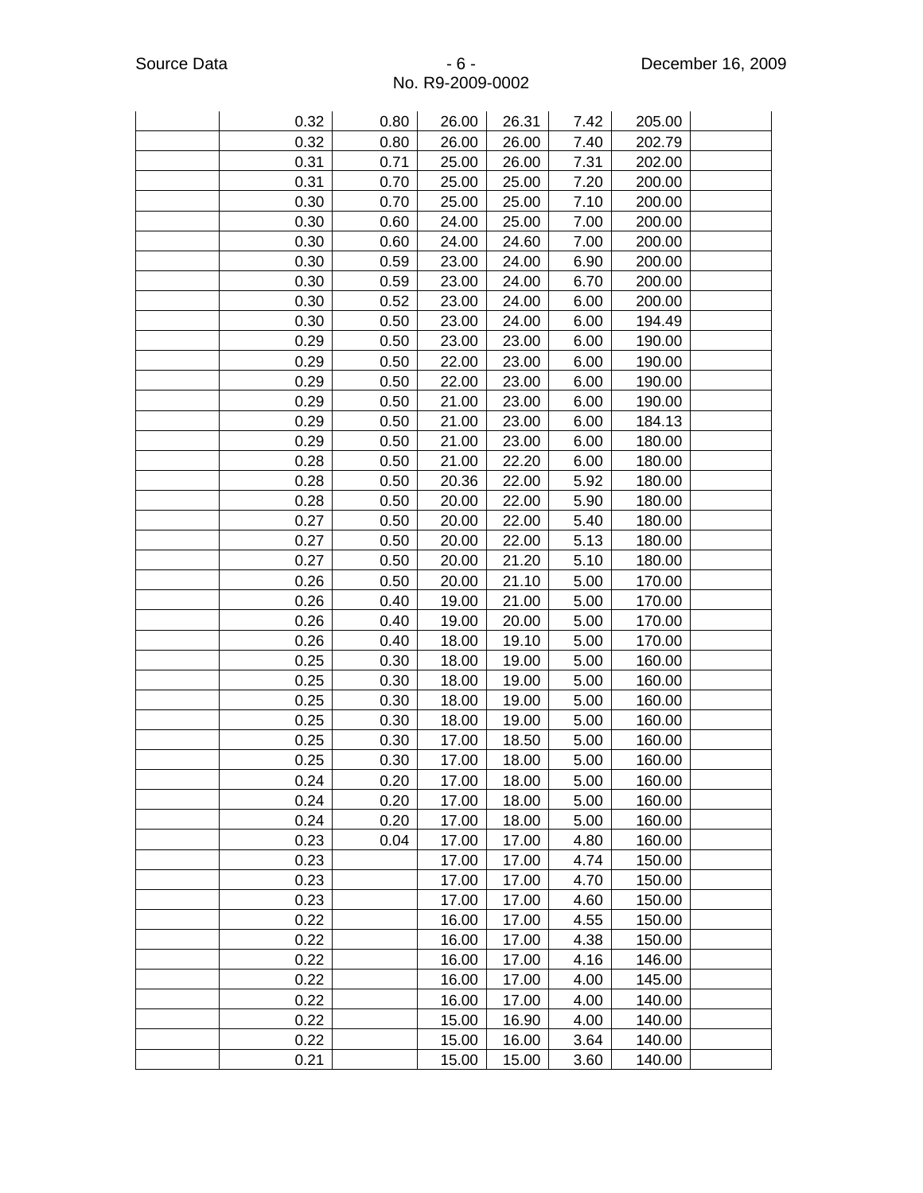| | | | | | | | |
|---|---|---|---|---|---|---|---|
| | 0.32 | 0.80 | 26.00 | 26.31 | 7.42 | 205.00 | |
| | 0.32 | 0.80 | 26.00 | 26.00 | 7.40 | 202.79 | |
| | 0.31 | 0.71 | 25.00 | 26.00 | 7.31 | 202.00 | |
| | 0.31 | 0.70 | 25.00 | 25.00 | 7.20 | 200.00 | |
| | 0.30 | 0.70 | 25.00 | 25.00 | 7.10 | 200.00 | |
| | 0.30 | 0.60 | 24.00 | 25.00 | 7.00 | 200.00 | |
| | 0.30 | 0.60 | 24.00 | 24.60 | 7.00 | 200.00 | |
| | 0.30 | 0.59 | 23.00 | 24.00 | 6.90 | 200.00 | |
| | 0.30 | 0.59 | 23.00 | 24.00 | 6.70 | 200.00 | |
| | 0.30 | 0.52 | 23.00 | 24.00 | 6.00 | 200.00 | |
| | 0.30 | 0.50 | 23.00 | 24.00 | 6.00 | 194.49 | |
| | 0.29 | 0.50 | 23.00 | 23.00 | 6.00 | 190.00 | |
| | 0.29 | 0.50 | 22.00 | 23.00 | 6.00 | 190.00 | |
| | 0.29 | 0.50 | 22.00 | 23.00 | 6.00 | 190.00 | |
| | 0.29 | 0.50 | 21.00 | 23.00 | 6.00 | 190.00 | |
| | 0.29 | 0.50 | 21.00 | 23.00 | 6.00 | 184.13 | |
| | 0.29 | 0.50 | 21.00 | 23.00 | 6.00 | 180.00 | |
| | 0.28 | 0.50 | 21.00 | 22.20 | 6.00 | 180.00 | |
| | 0.28 | 0.50 | 20.36 | 22.00 | 5.92 | 180.00 | |
| | 0.28 | 0.50 | 20.00 | 22.00 | 5.90 | 180.00 | |
| | 0.27 | 0.50 | 20.00 | 22.00 | 5.40 | 180.00 | |
| | 0.27 | 0.50 | 20.00 | 22.00 | 5.13 | 180.00 | |
| | 0.27 | 0.50 | 20.00 | 21.20 | 5.10 | 180.00 | |
| | 0.26 | 0.50 | 20.00 | 21.10 | 5.00 | 170.00 | |
| | 0.26 | 0.40 | 19.00 | 21.00 | 5.00 | 170.00 | |
| | 0.26 | 0.40 | 19.00 | 20.00 | 5.00 | 170.00 | |
| | 0.26 | 0.40 | 18.00 | 19.10 | 5.00 | 170.00 | |
| | 0.25 | 0.30 | 18.00 | 19.00 | 5.00 | 160.00 | |
| | 0.25 | 0.30 | 18.00 | 19.00 | 5.00 | 160.00 | |
| | 0.25 | 0.30 | 18.00 | 19.00 | 5.00 | 160.00 | |
| | 0.25 | 0.30 | 18.00 | 19.00 | 5.00 | 160.00 | |
| | 0.25 | 0.30 | 17.00 | 18.50 | 5.00 | 160.00 | |
| | 0.25 | 0.30 | 17.00 | 18.00 | 5.00 | 160.00 | |
| | 0.24 | 0.20 | 17.00 | 18.00 | 5.00 | 160.00 | |
| | 0.24 | 0.20 | 17.00 | 18.00 | 5.00 | 160.00 | |
| | 0.24 | 0.20 | 17.00 | 18.00 | 5.00 | 160.00 | |
| | 0.23 | 0.04 | 17.00 | 17.00 | 4.80 | 160.00 | |
| | 0.23 | | 17.00 | 17.00 | 4.74 | 150.00 | |
| | 0.23 | | 17.00 | 17.00 | 4.70 | 150.00 | |
| | 0.23 | | 17.00 | 17.00 | 4.60 | 150.00 | |
| | 0.22 | | 16.00 | 17.00 | 4.55 | 150.00 | |
| | 0.22 | | 16.00 | 17.00 | 4.38 | 150.00 | |
| | 0.22 | | 16.00 | 17.00 | 4.16 | 146.00 | |
| | 0.22 | | 16.00 | 17.00 | 4.00 | 145.00 | |
| | 0.22 | | 16.00 | 17.00 | 4.00 | 140.00 | |
| | 0.22 | | 15.00 | 16.90 | 4.00 | 140.00 | |
| | 0.22 | | 15.00 | 16.00 | 3.64 | 140.00 | |
| | 0.21 | | 15.00 | 15.00 | 3.60 | 140.00 | |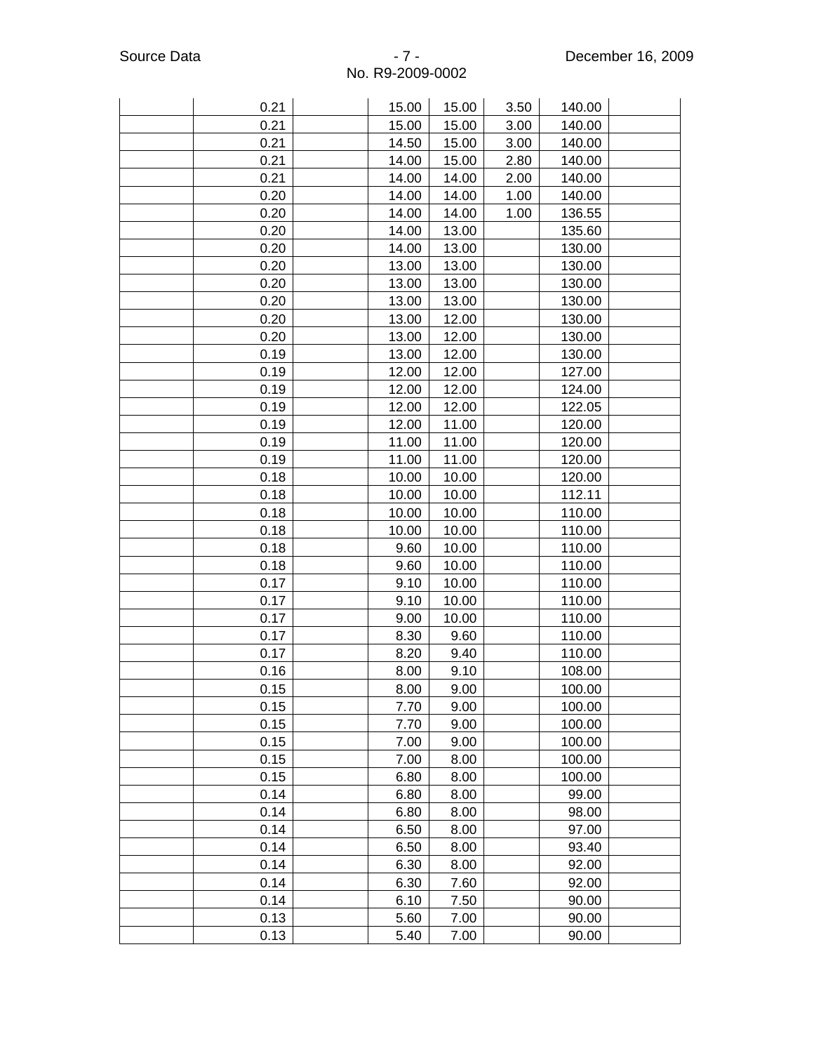| | | | | | | | |
|---|---|---|---|---|---|---|---|
| | 0.21 | | 15.00 | 15.00 | 3.50 | 140.00 | |
| | 0.21 | | 15.00 | 15.00 | 3.00 | 140.00 | |
| | 0.21 | | 14.50 | 15.00 | 3.00 | 140.00 | |
| | 0.21 | | 14.00 | 15.00 | 2.80 | 140.00 | |
| | 0.21 | | 14.00 | 14.00 | 2.00 | 140.00 | |
| | 0.20 | | 14.00 | 14.00 | 1.00 | 140.00 | |
| | 0.20 | | 14.00 | 14.00 | 1.00 | 136.55 | |
| | 0.20 | | 14.00 | 13.00 | | 135.60 | |
| | 0.20 | | 14.00 | 13.00 | | 130.00 | |
| | 0.20 | | 13.00 | 13.00 | | 130.00 | |
| | 0.20 | | 13.00 | 13.00 | | 130.00 | |
| | 0.20 | | 13.00 | 13.00 | | 130.00 | |
| | 0.20 | | 13.00 | 12.00 | | 130.00 | |
| | 0.20 | | 13.00 | 12.00 | | 130.00 | |
| | 0.19 | | 13.00 | 12.00 | | 130.00 | |
| | 0.19 | | 12.00 | 12.00 | | 127.00 | |
| | 0.19 | | 12.00 | 12.00 | | 124.00 | |
| | 0.19 | | 12.00 | 12.00 | | 122.05 | |
| | 0.19 | | 12.00 | 11.00 | | 120.00 | |
| | 0.19 | | 11.00 | 11.00 | | 120.00 | |
| | 0.19 | | 11.00 | 11.00 | | 120.00 | |
| | 0.18 | | 10.00 | 10.00 | | 120.00 | |
| | 0.18 | | 10.00 | 10.00 | | 112.11 | |
| | 0.18 | | 10.00 | 10.00 | | 110.00 | |
| | 0.18 | | 10.00 | 10.00 | | 110.00 | |
| | 0.18 | | 9.60 | 10.00 | | 110.00 | |
| | 0.18 | | 9.60 | 10.00 | | 110.00 | |
| | 0.17 | | 9.10 | 10.00 | | 110.00 | |
| | 0.17 | | 9.10 | 10.00 | | 110.00 | |
| | 0.17 | | 9.00 | 10.00 | | 110.00 | |
| | 0.17 | | 8.30 | 9.60 | | 110.00 | |
| | 0.17 | | 8.20 | 9.40 | | 110.00 | |
| | 0.16 | | 8.00 | 9.10 | | 108.00 | |
| | 0.15 | | 8.00 | 9.00 | | 100.00 | |
| | 0.15 | | 7.70 | 9.00 | | 100.00 | |
| | 0.15 | | 7.70 | 9.00 | | 100.00 | |
| | 0.15 | | 7.00 | 9.00 | | 100.00 | |
| | 0.15 | | 7.00 | 8.00 | | 100.00 | |
| | 0.15 | | 6.80 | 8.00 | | 100.00 | |
| | 0.14 | | 6.80 | 8.00 | | 99.00 | |
| | 0.14 | | 6.80 | 8.00 | | 98.00 | |
| | 0.14 | | 6.50 | 8.00 | | 97.00 | |
| | 0.14 | | 6.50 | 8.00 | | 93.40 | |
| | 0.14 | | 6.30 | 8.00 | | 92.00 | |
| | 0.14 | | 6.30 | 7.60 | | 92.00 | |
| | 0.14 | | 6.10 | 7.50 | | 90.00 | |
| | 0.13 | | 5.60 | 7.00 | | 90.00 | |
| | 0.13 | | 5.40 | 7.00 | | 90.00 | |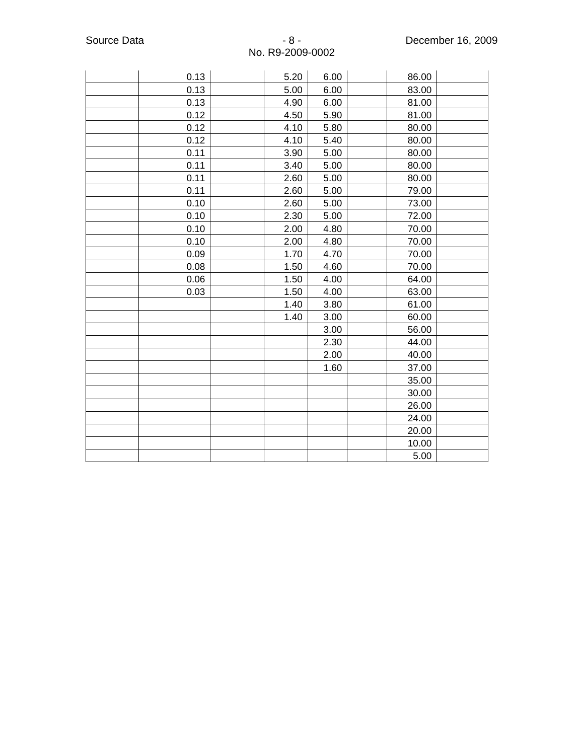| | | | | | | | |
|---|---|---|---|---|---|---|---|
| | 0.13 | | 5.20 | 6.00 | | 86.00 | |
| | 0.13 | | 5.00 | 6.00 | | 83.00 | |
| | 0.13 | | 4.90 | 6.00 | | 81.00 | |
| | 0.12 | | 4.50 | 5.90 | | 81.00 | |
| | 0.12 | | 4.10 | 5.80 | | 80.00 | |
| | 0.12 | | 4.10 | 5.40 | | 80.00 | |
| | 0.11 | | 3.90 | 5.00 | | 80.00 | |
| | 0.11 | | 3.40 | 5.00 | | 80.00 | |
| | 0.11 | | 2.60 | 5.00 | | 80.00 | |
| | 0.11 | | 2.60 | 5.00 | | 79.00 | |
| | 0.10 | | 2.60 | 5.00 | | 73.00 | |
| | 0.10 | | 2.30 | 5.00 | | 72.00 | |
| | 0.10 | | 2.00 | 4.80 | | 70.00 | |
| | 0.10 | | 2.00 | 4.80 | | 70.00 | |
| | 0.09 | | 1.70 | 4.70 | | 70.00 | |
| | 0.08 | | 1.50 | 4.60 | | 70.00 | |
| | 0.06 | | 1.50 | 4.00 | | 64.00 | |
| | 0.03 | | 1.50 | 4.00 | | 63.00 | |
| | | | 1.40 | 3.80 | | 61.00 | |
| | | | 1.40 | 3.00 | | 60.00 | |
| | | | | 3.00 | | 56.00 | |
| | | | | 2.30 | | 44.00 | |
| | | | | 2.00 | | 40.00 | |
| | | | | 1.60 | | 37.00 | |
| | | | | | | 35.00 | |
| | | | | | | 30.00 | |
| | | | | | | 26.00 | |
| | | | | | | 24.00 | |
| | | | | | | 20.00 | |
| | | | | | | 10.00 | |
| | | | | | | 5.00 | |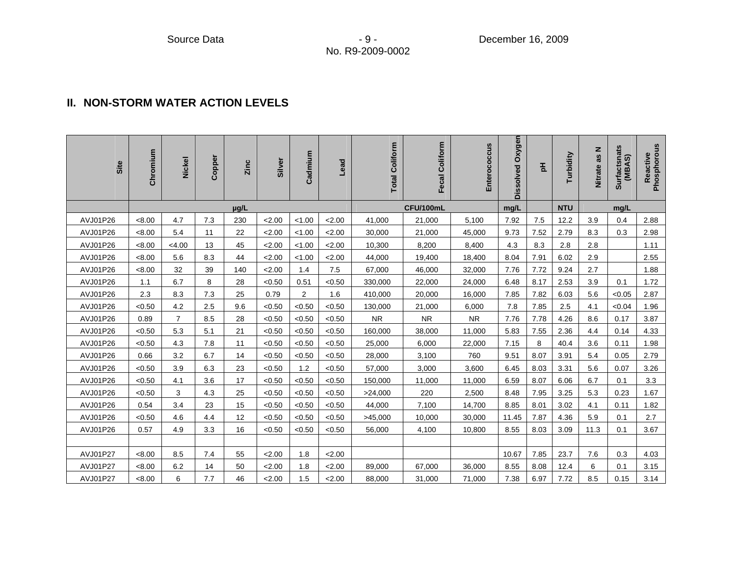## II. NON-STORM WATER ACTION LEVELS

| Site | Chromium | Nickel | Copper | Zinc | Silver | Cadmium | Lead | Total Coliform | Fecal Coliform | Enterococcus | Dissolved Oxygen | pH | Turbidity | Nitrate as N | Surfactsnats (MBAS) | Reactive Phosphorous |
|---|---|---|---|---|---|---|---|---|---|---|---|---|---|---|---|---|
| | µg/L | | | | | | | CFU/100mL | | | mg/L | | NTU | mg/L | | |
| AVJ01P26 | <8.00 | 4.7 | 7.3 | 230 | <2.00 | <1.00 | <2.00 | 41,000 | 21,000 | 5,100 | 7.92 | 7.5 | 12.2 | 3.9 | 0.4 | 2.88 |
| AVJ01P26 | <8.00 | 5.4 | 11 | 22 | <2.00 | <1.00 | <2.00 | 30,000 | 21,000 | 45,000 | 9.73 | 7.52 | 2.79 | 8.3 | 0.3 | 2.98 |
| AVJ01P26 | <8.00 | <4.00 | 13 | 45 | <2.00 | <1.00 | <2.00 | 10,300 | 8,200 | 8,400 | 4.3 | 8.3 | 2.8 | 2.8 | | 1.11 |
| AVJ01P26 | <8.00 | 5.6 | 8.3 | 44 | <2.00 | <1.00 | <2.00 | 44,000 | 19,400 | 18,400 | 8.04 | 7.91 | 6.02 | 2.9 | | 2.55 |
| AVJ01P26 | <8.00 | 32 | 39 | 140 | <2.00 | 1.4 | 7.5 | 67,000 | 46,000 | 32,000 | 7.76 | 7.72 | 9.24 | 2.7 | | 1.88 |
| AVJ01P26 | 1.1 | 6.7 | 8 | 28 | <0.50 | 0.51 | <0.50 | 330,000 | 22,000 | 24,000 | 6.48 | 8.17 | 2.53 | 3.9 | 0.1 | 1.72 |
| AVJ01P26 | 2.3 | 8.3 | 7.3 | 25 | 0.79 | 2 | 1.6 | 410,000 | 20,000 | 16,000 | 7.85 | 7.82 | 6.03 | 5.6 | <0.05 | 2.87 |
| AVJ01P26 | <0.50 | 4.2 | 2.5 | 9.6 | <0.50 | <0.50 | <0.50 | 130,000 | 21,000 | 6,000 | 7.8 | 7.85 | 2.5 | 4.1 | <0.04 | 1.96 |
| AVJ01P26 | 0.89 | 7 | 8.5 | 28 | <0.50 | <0.50 | <0.50 | NR | NR | NR | 7.76 | 7.78 | 4.26 | 8.6 | 0.17 | 3.87 |
| AVJ01P26 | <0.50 | 5.3 | 5.1 | 21 | <0.50 | <0.50 | <0.50 | 160,000 | 38,000 | 11,000 | 5.83 | 7.55 | 2.36 | 4.4 | 0.14 | 4.33 |
| AVJ01P26 | <0.50 | 4.3 | 7.8 | 11 | <0.50 | <0.50 | <0.50 | 25,000 | 6,000 | 22,000 | 7.15 | 8 | 40.4 | 3.6 | 0.11 | 1.98 |
| AVJ01P26 | 0.66 | 3.2 | 6.7 | 14 | <0.50 | <0.50 | <0.50 | 28,000 | 3,100 | 760 | 9.51 | 8.07 | 3.91 | 5.4 | 0.05 | 2.79 |
| AVJ01P26 | <0.50 | 3.9 | 6.3 | 23 | <0.50 | 1.2 | <0.50 | 57,000 | 3,000 | 3,600 | 6.45 | 8.03 | 3.31 | 5.6 | 0.07 | 3.26 |
| AVJ01P26 | <0.50 | 4.1 | 3.6 | 17 | <0.50 | <0.50 | <0.50 | 150,000 | 11,000 | 11,000 | 6.59 | 8.07 | 6.06 | 6.7 | 0.1 | 3.3 |
| AVJ01P26 | <0.50 | 3 | 4.3 | 25 | <0.50 | <0.50 | <0.50 | >24,000 | 220 | 2,500 | 8.48 | 7.95 | 3.25 | 5.3 | 0.23 | 1.67 |
| AVJ01P26 | 0.54 | 3.4 | 23 | 15 | <0.50 | <0.50 | <0.50 | 44,000 | 7,100 | 14,700 | 8.85 | 8.01 | 3.02 | 4.1 | 0.11 | 1.82 |
| AVJ01P26 | <0.50 | 4.6 | 4.4 | 12 | <0.50 | <0.50 | <0.50 | >45,000 | 10,000 | 30,000 | 11.45 | 7.87 | 4.36 | 5.9 | 0.1 | 2.7 |
| AVJ01P26 | 0.57 | 4.9 | 3.3 | 16 | <0.50 | <0.50 | <0.50 | 56,000 | 4,100 | 10,800 | 8.55 | 8.03 | 3.09 | 11.3 | 0.1 | 3.67 |
| | | | | | | | | | | | | | | | | |
| AVJ01P27 | <8.00 | 8.5 | 7.4 | 55 | <2.00 | 1.8 | <2.00 | | | | 10.67 | 7.85 | 23.7 | 7.6 | 0.3 | 4.03 |
| AVJ01P27 | <8.00 | 6.2 | 14 | 50 | <2.00 | 1.8 | <2.00 | 89,000 | 67,000 | 36,000 | 8.55 | 8.08 | 12.4 | 6 | 0.1 | 3.15 |
| AVJ01P27 | <8.00 | 6 | 7.7 | 46 | <2.00 | 1.5 | <2.00 | 88,000 | 31,000 | 71,000 | 7.38 | 6.97 | 7.72 | 8.5 | 0.15 | 3.14 |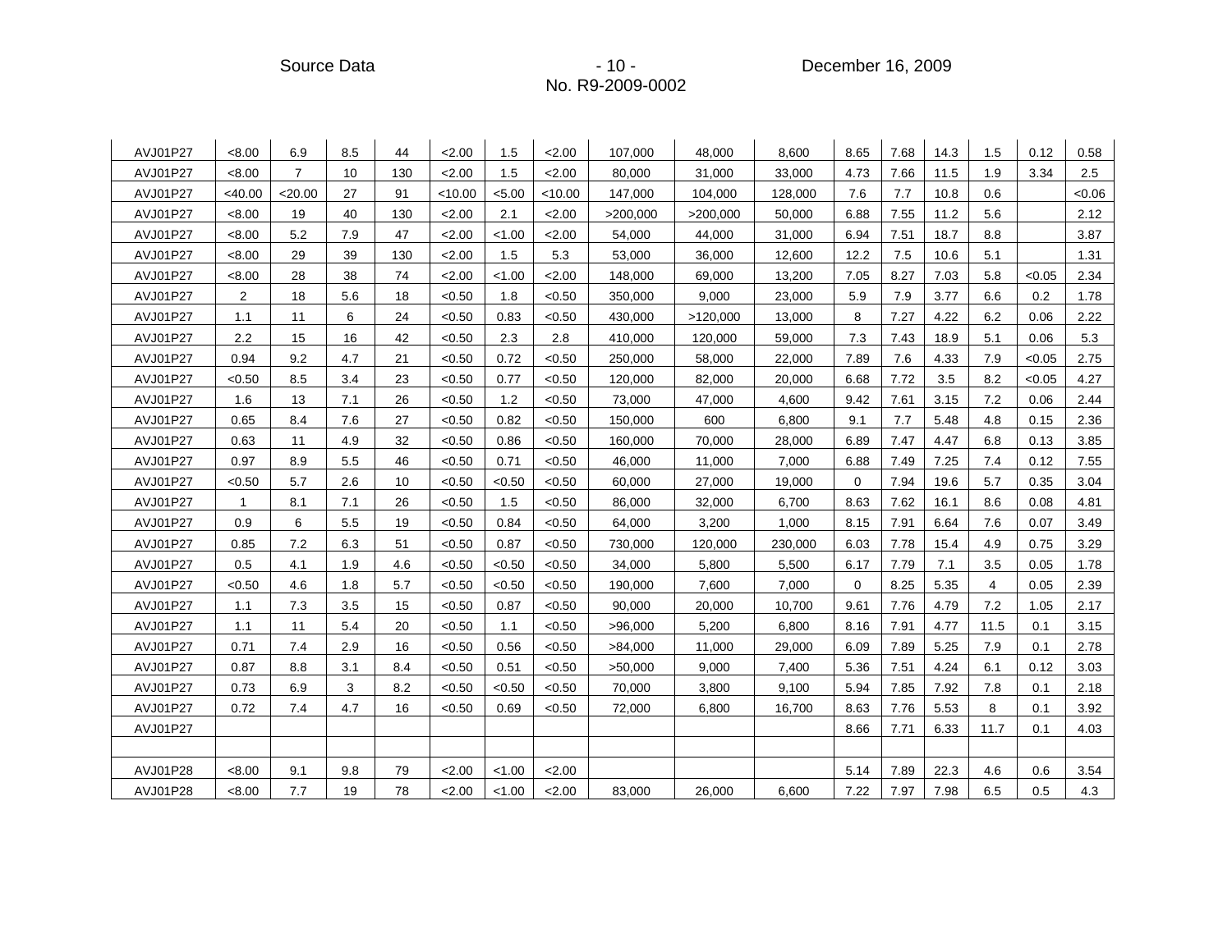| | | | | | | | | | | | | | | | | |
|---|---|---|---|---|---|---|---|---|---|---|---|---|---|---|---|---|
| AVJ01P27 | <8.00 | 6.9 | 8.5 | 44 | <2.00 | 1.5 | <2.00 | 107,000 | 48,000 | 8,600 | 8.65 | 7.68 | 14.3 | 1.5 | 0.12 | 0.58 |
| AVJ01P27 | <8.00 | 7 | 10 | 130 | <2.00 | 1.5 | <2.00 | 80,000 | 31,000 | 33,000 | 4.73 | 7.66 | 11.5 | 1.9 | 3.34 | 2.5 |
| AVJ01P27 | <40.00 | <20.00 | 27 | 91 | <10.00 | <5.00 | <10.00 | 147,000 | 104,000 | 128,000 | 7.6 | 7.7 | 10.8 | 0.6 | | <0.06 |
| AVJ01P27 | <8.00 | 19 | 40 | 130 | <2.00 | 2.1 | <2.00 | >200,000 | >200,000 | 50,000 | 6.88 | 7.55 | 11.2 | 5.6 | | 2.12 |
| AVJ01P27 | <8.00 | 5.2 | 7.9 | 47 | <2.00 | <1.00 | <2.00 | 54,000 | 44,000 | 31,000 | 6.94 | 7.51 | 18.7 | 8.8 | | 3.87 |
| AVJ01P27 | <8.00 | 29 | 39 | 130 | <2.00 | 1.5 | 5.3 | 53,000 | 36,000 | 12,600 | 12.2 | 7.5 | 10.6 | 5.1 | | 1.31 |
| AVJ01P27 | <8.00 | 28 | 38 | 74 | <2.00 | <1.00 | <2.00 | 148,000 | 69,000 | 13,200 | 7.05 | 8.27 | 7.03 | 5.8 | <0.05 | 2.34 |
| AVJ01P27 | 2 | 18 | 5.6 | 18 | <0.50 | 1.8 | <0.50 | 350,000 | 9,000 | 23,000 | 5.9 | 7.9 | 3.77 | 6.6 | 0.2 | 1.78 |
| AVJ01P27 | 1.1 | 11 | 6 | 24 | <0.50 | 0.83 | <0.50 | 430,000 | >120,000 | 13,000 | 8 | 7.27 | 4.22 | 6.2 | 0.06 | 2.22 |
| AVJ01P27 | 2.2 | 15 | 16 | 42 | <0.50 | 2.3 | 2.8 | 410,000 | 120,000 | 59,000 | 7.3 | 7.43 | 18.9 | 5.1 | 0.06 | 5.3 |
| AVJ01P27 | 0.94 | 9.2 | 4.7 | 21 | <0.50 | 0.72 | <0.50 | 250,000 | 58,000 | 22,000 | 7.89 | 7.6 | 4.33 | 7.9 | <0.05 | 2.75 |
| AVJ01P27 | <0.50 | 8.5 | 3.4 | 23 | <0.50 | 0.77 | <0.50 | 120,000 | 82,000 | 20,000 | 6.68 | 7.72 | 3.5 | 8.2 | <0.05 | 4.27 |
| AVJ01P27 | 1.6 | 13 | 7.1 | 26 | <0.50 | 1.2 | <0.50 | 73,000 | 47,000 | 4,600 | 9.42 | 7.61 | 3.15 | 7.2 | 0.06 | 2.44 |
| AVJ01P27 | 0.65 | 8.4 | 7.6 | 27 | <0.50 | 0.82 | <0.50 | 150,000 | 600 | 6,800 | 9.1 | 7.7 | 5.48 | 4.8 | 0.15 | 2.36 |
| AVJ01P27 | 0.63 | 11 | 4.9 | 32 | <0.50 | 0.86 | <0.50 | 160,000 | 70,000 | 28,000 | 6.89 | 7.47 | 4.47 | 6.8 | 0.13 | 3.85 |
| AVJ01P27 | 0.97 | 8.9 | 5.5 | 46 | <0.50 | 0.71 | <0.50 | 46,000 | 11,000 | 7,000 | 6.88 | 7.49 | 7.25 | 7.4 | 0.12 | 7.55 |
| AVJ01P27 | <0.50 | 5.7 | 2.6 | 10 | <0.50 | <0.50 | <0.50 | 60,000 | 27,000 | 19,000 | 0 | 7.94 | 19.6 | 5.7 | 0.35 | 3.04 |
| AVJ01P27 | 1 | 8.1 | 7.1 | 26 | <0.50 | 1.5 | <0.50 | 86,000 | 32,000 | 6,700 | 8.63 | 7.62 | 16.1 | 8.6 | 0.08 | 4.81 |
| AVJ01P27 | 0.9 | 6 | 5.5 | 19 | <0.50 | 0.84 | <0.50 | 64,000 | 3,200 | 1,000 | 8.15 | 7.91 | 6.64 | 7.6 | 0.07 | 3.49 |
| AVJ01P27 | 0.85 | 7.2 | 6.3 | 51 | <0.50 | 0.87 | <0.50 | 730,000 | 120,000 | 230,000 | 6.03 | 7.78 | 15.4 | 4.9 | 0.75 | 3.29 |
| AVJ01P27 | 0.5 | 4.1 | 1.9 | 4.6 | <0.50 | <0.50 | <0.50 | 34,000 | 5,800 | 5,500 | 6.17 | 7.79 | 7.1 | 3.5 | 0.05 | 1.78 |
| AVJ01P27 | <0.50 | 4.6 | 1.8 | 5.7 | <0.50 | <0.50 | <0.50 | 190,000 | 7,600 | 7,000 | 0 | 8.25 | 5.35 | 4 | 0.05 | 2.39 |
| AVJ01P27 | 1.1 | 7.3 | 3.5 | 15 | <0.50 | 0.87 | <0.50 | 90,000 | 20,000 | 10,700 | 9.61 | 7.76 | 4.79 | 7.2 | 1.05 | 2.17 |
| AVJ01P27 | 1.1 | 11 | 5.4 | 20 | <0.50 | 1.1 | <0.50 | >96,000 | 5,200 | 6,800 | 8.16 | 7.91 | 4.77 | 11.5 | 0.1 | 3.15 |
| AVJ01P27 | 0.71 | 7.4 | 2.9 | 16 | <0.50 | 0.56 | <0.50 | >84,000 | 11,000 | 29,000 | 6.09 | 7.89 | 5.25 | 7.9 | 0.1 | 2.78 |
| AVJ01P27 | 0.87 | 8.8 | 3.1 | 8.4 | <0.50 | 0.51 | <0.50 | >50,000 | 9,000 | 7,400 | 5.36 | 7.51 | 4.24 | 6.1 | 0.12 | 3.03 |
| AVJ01P27 | 0.73 | 6.9 | 3 | 8.2 | <0.50 | <0.50 | <0.50 | 70,000 | 3,800 | 9,100 | 5.94 | 7.85 | 7.92 | 7.8 | 0.1 | 2.18 |
| AVJ01P27 | 0.72 | 7.4 | 4.7 | 16 | <0.50 | 0.69 | <0.50 | 72,000 | 6,800 | 16,700 | 8.63 | 7.76 | 5.53 | 8 | 0.1 | 3.92 |
| AVJ01P27 | | | | | | | | | | | 8.66 | 7.71 | 6.33 | 11.7 | 0.1 | 4.03 |
| | | | | | | | | | | | | | | | | |
| AVJ01P28 | <8.00 | 9.1 | 9.8 | 79 | <2.00 | <1.00 | <2.00 | | | | 5.14 | 7.89 | 22.3 | 4.6 | 0.6 | 3.54 |
| AVJ01P28 | <8.00 | 7.7 | 19 | 78 | <2.00 | <1.00 | <2.00 | 83,000 | 26,000 | 6,600 | 7.22 | 7.97 | 7.98 | 6.5 | 0.5 | 4.3 |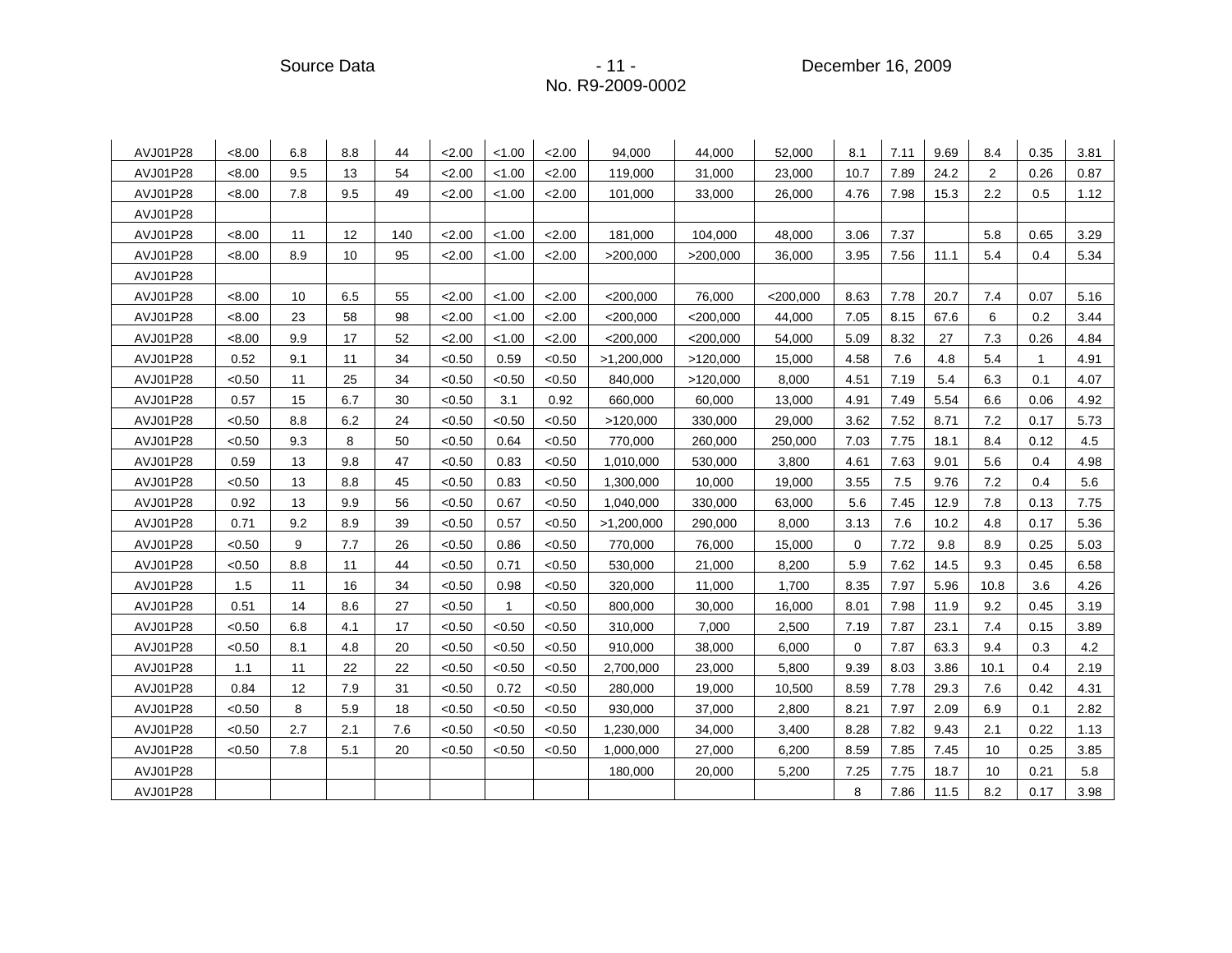| | | | | | | | | | | | | | | | | |
|---|---|---|---|---|---|---|---|---|---|---|---|---|---|---|---|---|
| AVJ01P28 | <8.00 | 6.8 | 8.8 | 44 | <2.00 | <1.00 | <2.00 | 94,000 | 44,000 | 52,000 | 8.1 | 7.11 | 9.69 | 8.4 | 0.35 | 3.81 |
| AVJ01P28 | <8.00 | 9.5 | 13 | 54 | <2.00 | <1.00 | <2.00 | 119,000 | 31,000 | 23,000 | 10.7 | 7.89 | 24.2 | 2 | 0.26 | 0.87 |
| AVJ01P28 | <8.00 | 7.8 | 9.5 | 49 | <2.00 | <1.00 | <2.00 | 101,000 | 33,000 | 26,000 | 4.76 | 7.98 | 15.3 | 2.2 | 0.5 | 1.12 |
| AVJ01P28 | | | | | | | | | | | | | | | | |
| AVJ01P28 | <8.00 | 11 | 12 | 140 | <2.00 | <1.00 | <2.00 | 181,000 | 104,000 | 48,000 | 3.06 | 7.37 | | 5.8 | 0.65 | 3.29 |
| AVJ01P28 | <8.00 | 8.9 | 10 | 95 | <2.00 | <1.00 | <2.00 | >200,000 | >200,000 | 36,000 | 3.95 | 7.56 | 11.1 | 5.4 | 0.4 | 5.34 |
| AVJ01P28 | | | | | | | | | | | | | | | | |
| AVJ01P28 | <8.00 | 10 | 6.5 | 55 | <2.00 | <1.00 | <2.00 | <200,000 | 76,000 | <200,000 | 8.63 | 7.78 | 20.7 | 7.4 | 0.07 | 5.16 |
| AVJ01P28 | <8.00 | 23 | 58 | 98 | <2.00 | <1.00 | <2.00 | <200,000 | <200,000 | 44,000 | 7.05 | 8.15 | 67.6 | 6 | 0.2 | 3.44 |
| AVJ01P28 | <8.00 | 9.9 | 17 | 52 | <2.00 | <1.00 | <2.00 | <200,000 | <200,000 | 54,000 | 5.09 | 8.32 | 27 | 7.3 | 0.26 | 4.84 |
| AVJ01P28 | 0.52 | 9.1 | 11 | 34 | <0.50 | 0.59 | <0.50 | >1,200,000 | >120,000 | 15,000 | 4.58 | 7.6 | 4.8 | 5.4 | 1 | 4.91 |
| AVJ01P28 | <0.50 | 11 | 25 | 34 | <0.50 | <0.50 | <0.50 | 840,000 | >120,000 | 8,000 | 4.51 | 7.19 | 5.4 | 6.3 | 0.1 | 4.07 |
| AVJ01P28 | 0.57 | 15 | 6.7 | 30 | <0.50 | 3.1 | 0.92 | 660,000 | 60,000 | 13,000 | 4.91 | 7.49 | 5.54 | 6.6 | 0.06 | 4.92 |
| AVJ01P28 | <0.50 | 8.8 | 6.2 | 24 | <0.50 | <0.50 | <0.50 | >120,000 | 330,000 | 29,000 | 3.62 | 7.52 | 8.71 | 7.2 | 0.17 | 5.73 |
| AVJ01P28 | <0.50 | 9.3 | 8 | 50 | <0.50 | 0.64 | <0.50 | 770,000 | 260,000 | 250,000 | 7.03 | 7.75 | 18.1 | 8.4 | 0.12 | 4.5 |
| AVJ01P28 | 0.59 | 13 | 9.8 | 47 | <0.50 | 0.83 | <0.50 | 1,010,000 | 530,000 | 3,800 | 4.61 | 7.63 | 9.01 | 5.6 | 0.4 | 4.98 |
| AVJ01P28 | <0.50 | 13 | 8.8 | 45 | <0.50 | 0.83 | <0.50 | 1,300,000 | 10,000 | 19,000 | 3.55 | 7.5 | 9.76 | 7.2 | 0.4 | 5.6 |
| AVJ01P28 | 0.92 | 13 | 9.9 | 56 | <0.50 | 0.67 | <0.50 | 1,040,000 | 330,000 | 63,000 | 5.6 | 7.45 | 12.9 | 7.8 | 0.13 | 7.75 |
| AVJ01P28 | 0.71 | 9.2 | 8.9 | 39 | <0.50 | 0.57 | <0.50 | >1,200,000 | 290,000 | 8,000 | 3.13 | 7.6 | 10.2 | 4.8 | 0.17 | 5.36 |
| AVJ01P28 | <0.50 | 9 | 7.7 | 26 | <0.50 | 0.86 | <0.50 | 770,000 | 76,000 | 15,000 | 0 | 7.72 | 9.8 | 8.9 | 0.25 | 5.03 |
| AVJ01P28 | <0.50 | 8.8 | 11 | 44 | <0.50 | 0.71 | <0.50 | 530,000 | 21,000 | 8,200 | 5.9 | 7.62 | 14.5 | 9.3 | 0.45 | 6.58 |
| AVJ01P28 | 1.5 | 11 | 16 | 34 | <0.50 | 0.98 | <0.50 | 320,000 | 11,000 | 1,700 | 8.35 | 7.97 | 5.96 | 10.8 | 3.6 | 4.26 |
| AVJ01P28 | 0.51 | 14 | 8.6 | 27 | <0.50 | 1 | <0.50 | 800,000 | 30,000 | 16,000 | 8.01 | 7.98 | 11.9 | 9.2 | 0.45 | 3.19 |
| AVJ01P28 | <0.50 | 6.8 | 4.1 | 17 | <0.50 | <0.50 | <0.50 | 310,000 | 7,000 | 2,500 | 7.19 | 7.87 | 23.1 | 7.4 | 0.15 | 3.89 |
| AVJ01P28 | <0.50 | 8.1 | 4.8 | 20 | <0.50 | <0.50 | <0.50 | 910,000 | 38,000 | 6,000 | 0 | 7.87 | 63.3 | 9.4 | 0.3 | 4.2 |
| AVJ01P28 | 1.1 | 11 | 22 | 22 | <0.50 | <0.50 | <0.50 | 2,700,000 | 23,000 | 5,800 | 9.39 | 8.03 | 3.86 | 10.1 | 0.4 | 2.19 |
| AVJ01P28 | 0.84 | 12 | 7.9 | 31 | <0.50 | 0.72 | <0.50 | 280,000 | 19,000 | 10,500 | 8.59 | 7.78 | 29.3 | 7.6 | 0.42 | 4.31 |
| AVJ01P28 | <0.50 | 8 | 5.9 | 18 | <0.50 | <0.50 | <0.50 | 930,000 | 37,000 | 2,800 | 8.21 | 7.97 | 2.09 | 6.9 | 0.1 | 2.82 |
| AVJ01P28 | <0.50 | 2.7 | 2.1 | 7.6 | <0.50 | <0.50 | <0.50 | 1,230,000 | 34,000 | 3,400 | 8.28 | 7.82 | 9.43 | 2.1 | 0.22 | 1.13 |
| AVJ01P28 | <0.50 | 7.8 | 5.1 | 20 | <0.50 | <0.50 | <0.50 | 1,000,000 | 27,000 | 6,200 | 8.59 | 7.85 | 7.45 | 10 | 0.25 | 3.85 |
| AVJ01P28 | | | | | | | | 180,000 | 20,000 | 5,200 | 7.25 | 7.75 | 18.7 | 10 | 0.21 | 5.8 |
| AVJ01P28 | | | | | | | | | | | 8 | 7.86 | 11.5 | 8.2 | 0.17 | 3.98 |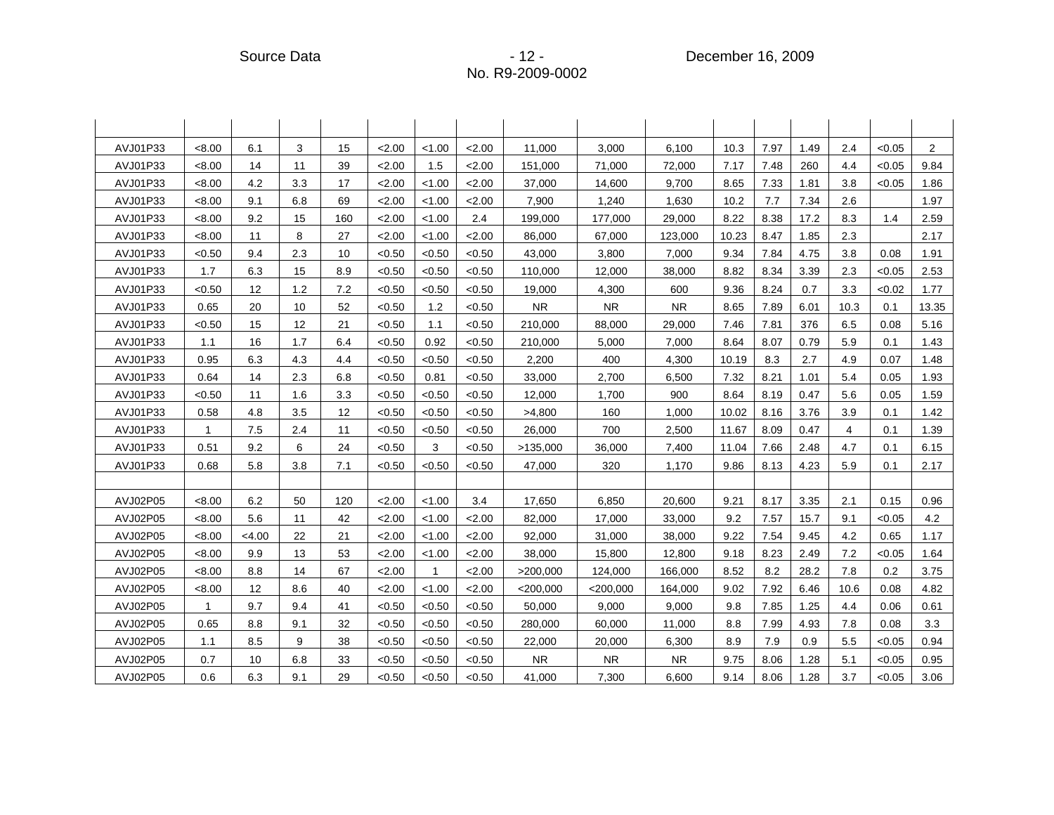| | | | | | | | | | | | | | | | | |
|---|---|---|---|---|---|---|---|---|---|---|---|---|---|---|---|---|
| AVJ01P33 | <8.00 | 6.1 | 3 | 15 | <2.00 | <1.00 | <2.00 | 11,000 | 3,000 | 6,100 | 10.3 | 7.97 | 1.49 | 2.4 | <0.05 | 2 |
| AVJ01P33 | <8.00 | 14 | 11 | 39 | <2.00 | 1.5 | <2.00 | 151,000 | 71,000 | 72,000 | 7.17 | 7.48 | 260 | 4.4 | <0.05 | 9.84 |
| AVJ01P33 | <8.00 | 4.2 | 3.3 | 17 | <2.00 | <1.00 | <2.00 | 37,000 | 14,600 | 9,700 | 8.65 | 7.33 | 1.81 | 3.8 | <0.05 | 1.86 |
| AVJ01P33 | <8.00 | 9.1 | 6.8 | 69 | <2.00 | <1.00 | <2.00 | 7,900 | 1,240 | 1,630 | 10.2 | 7.7 | 7.34 | 2.6 | | 1.97 |
| AVJ01P33 | <8.00 | 9.2 | 15 | 160 | <2.00 | <1.00 | 2.4 | 199,000 | 177,000 | 29,000 | 8.22 | 8.38 | 17.2 | 8.3 | 1.4 | 2.59 |
| AVJ01P33 | <8.00 | 11 | 8 | 27 | <2.00 | <1.00 | <2.00 | 86,000 | 67,000 | 123,000 | 10.23 | 8.47 | 1.85 | 2.3 | | 2.17 |
| AVJ01P33 | <0.50 | 9.4 | 2.3 | 10 | <0.50 | <0.50 | <0.50 | 43,000 | 3,800 | 7,000 | 9.34 | 7.84 | 4.75 | 3.8 | 0.08 | 1.91 |
| AVJ01P33 | 1.7 | 6.3 | 15 | 8.9 | <0.50 | <0.50 | <0.50 | 110,000 | 12,000 | 38,000 | 8.82 | 8.34 | 3.39 | 2.3 | <0.05 | 2.53 |
| AVJ01P33 | <0.50 | 12 | 1.2 | 7.2 | <0.50 | <0.50 | <0.50 | 19,000 | 4,300 | 600 | 9.36 | 8.24 | 0.7 | 3.3 | <0.02 | 1.77 |
| AVJ01P33 | 0.65 | 20 | 10 | 52 | <0.50 | 1.2 | <0.50 | NR | NR | NR | 8.65 | 7.89 | 6.01 | 10.3 | 0.1 | 13.35 |
| AVJ01P33 | <0.50 | 15 | 12 | 21 | <0.50 | 1.1 | <0.50 | 210,000 | 88,000 | 29,000 | 7.46 | 7.81 | 376 | 6.5 | 0.08 | 5.16 |
| AVJ01P33 | 1.1 | 16 | 1.7 | 6.4 | <0.50 | 0.92 | <0.50 | 210,000 | 5,000 | 7,000 | 8.64 | 8.07 | 0.79 | 5.9 | 0.1 | 1.43 |
| AVJ01P33 | 0.95 | 6.3 | 4.3 | 4.4 | <0.50 | <0.50 | <0.50 | 2,200 | 400 | 4,300 | 10.19 | 8.3 | 2.7 | 4.9 | 0.07 | 1.48 |
| AVJ01P33 | 0.64 | 14 | 2.3 | 6.8 | <0.50 | 0.81 | <0.50 | 33,000 | 2,700 | 6,500 | 7.32 | 8.21 | 1.01 | 5.4 | 0.05 | 1.93 |
| AVJ01P33 | <0.50 | 11 | 1.6 | 3.3 | <0.50 | <0.50 | <0.50 | 12,000 | 1,700 | 900 | 8.64 | 8.19 | 0.47 | 5.6 | 0.05 | 1.59 |
| AVJ01P33 | 0.58 | 4.8 | 3.5 | 12 | <0.50 | <0.50 | <0.50 | >4,800 | 160 | 1,000 | 10.02 | 8.16 | 3.76 | 3.9 | 0.1 | 1.42 |
| AVJ01P33 | 1 | 7.5 | 2.4 | 11 | <0.50 | <0.50 | <0.50 | 26,000 | 700 | 2,500 | 11.67 | 8.09 | 0.47 | 4 | 0.1 | 1.39 |
| AVJ01P33 | 0.51 | 9.2 | 6 | 24 | <0.50 | 3 | <0.50 | >135,000 | 36,000 | 7,400 | 11.04 | 7.66 | 2.48 | 4.7 | 0.1 | 6.15 |
| AVJ01P33 | 0.68 | 5.8 | 3.8 | 7.1 | <0.50 | <0.50 | <0.50 | 47,000 | 320 | 1,170 | 9.86 | 8.13 | 4.23 | 5.9 | 0.1 | 2.17 |
| | | | | | | | | | | | | | | | | |
| AVJ02P05 | <8.00 | 6.2 | 50 | 120 | <2.00 | <1.00 | 3.4 | 17,650 | 6,850 | 20,600 | 9.21 | 8.17 | 3.35 | 2.1 | 0.15 | 0.96 |
| AVJ02P05 | <8.00 | 5.6 | 11 | 42 | <2.00 | <1.00 | <2.00 | 82,000 | 17,000 | 33,000 | 9.2 | 7.57 | 15.7 | 9.1 | <0.05 | 4.2 |
| AVJ02P05 | <8.00 | <4.00 | 22 | 21 | <2.00 | <1.00 | <2.00 | 92,000 | 31,000 | 38,000 | 9.22 | 7.54 | 9.45 | 4.2 | 0.65 | 1.17 |
| AVJ02P05 | <8.00 | 9.9 | 13 | 53 | <2.00 | <1.00 | <2.00 | 38,000 | 15,800 | 12,800 | 9.18 | 8.23 | 2.49 | 7.2 | <0.05 | 1.64 |
| AVJ02P05 | <8.00 | 8.8 | 14 | 67 | <2.00 | 1 | <2.00 | >200,000 | 124,000 | 166,000 | 8.52 | 8.2 | 28.2 | 7.8 | 0.2 | 3.75 |
| AVJ02P05 | <8.00 | 12 | 8.6 | 40 | <2.00 | <1.00 | <2.00 | <200,000 | <200,000 | 164,000 | 9.02 | 7.92 | 6.46 | 10.6 | 0.08 | 4.82 |
| AVJ02P05 | 1 | 9.7 | 9.4 | 41 | <0.50 | <0.50 | <0.50 | 50,000 | 9,000 | 9,000 | 9.8 | 7.85 | 1.25 | 4.4 | 0.06 | 0.61 |
| AVJ02P05 | 0.65 | 8.8 | 9.1 | 32 | <0.50 | <0.50 | <0.50 | 280,000 | 60,000 | 11,000 | 8.8 | 7.99 | 4.93 | 7.8 | 0.08 | 3.3 |
| AVJ02P05 | 1.1 | 8.5 | 9 | 38 | <0.50 | <0.50 | <0.50 | 22,000 | 20,000 | 6,300 | 8.9 | 7.9 | 0.9 | 5.5 | <0.05 | 0.94 |
| AVJ02P05 | 0.7 | 10 | 6.8 | 33 | <0.50 | <0.50 | <0.50 | NR | NR | NR | 9.75 | 8.06 | 1.28 | 5.1 | <0.05 | 0.95 |
| AVJ02P05 | 0.6 | 6.3 | 9.1 | 29 | <0.50 | <0.50 | <0.50 | 41,000 | 7,300 | 6,600 | 9.14 | 8.06 | 1.28 | 3.7 | <0.05 | 3.06 |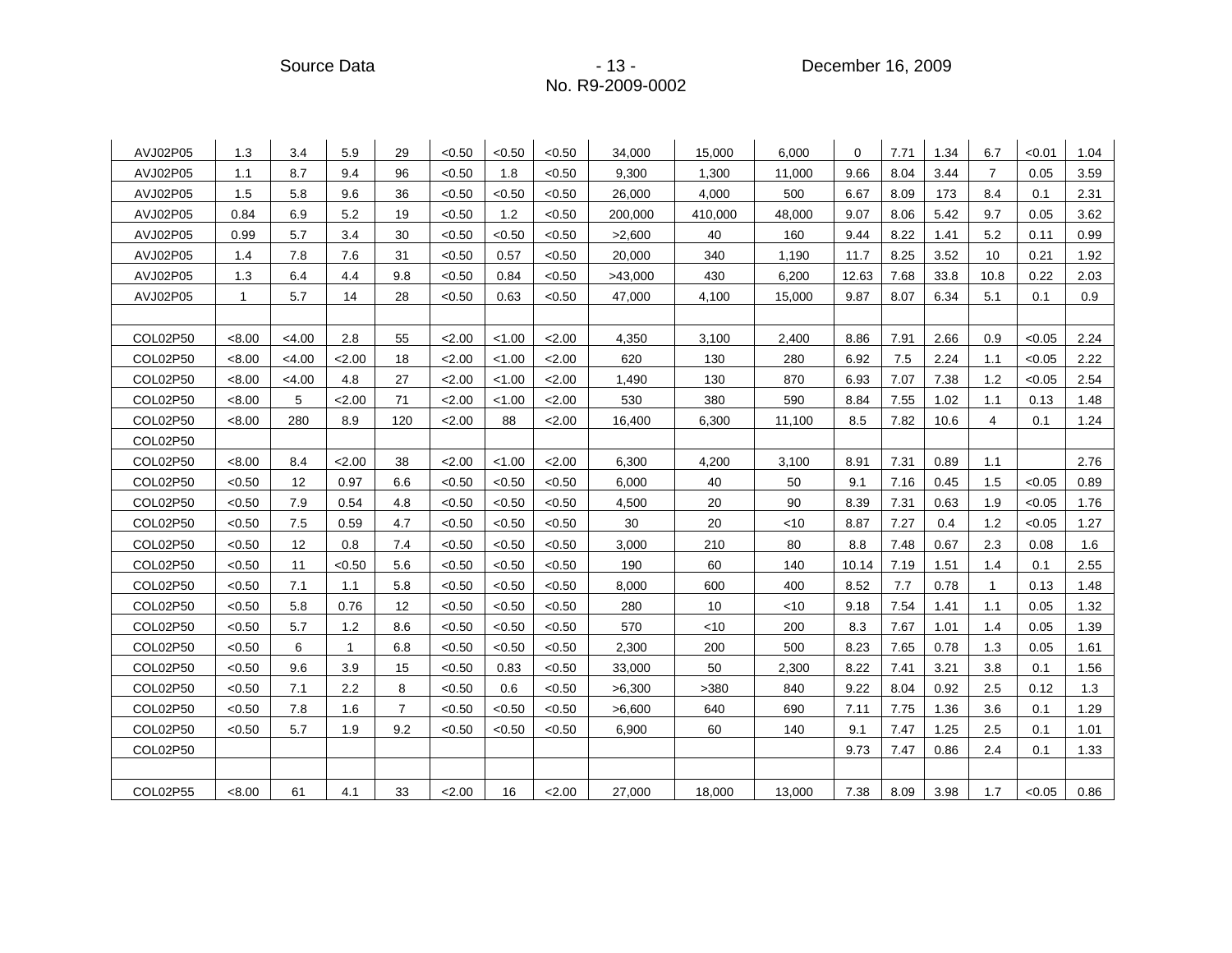| | | | | | | | | | | | | | | | | |
|---|---|---|---|---|---|---|---|---|---|---|---|---|---|---|---|---|
| AVJ02P05 | 1.3 | 3.4 | 5.9 | 29 | <0.50 | <0.50 | <0.50 | 34,000 | 15,000 | 6,000 | 0 | 7.71 | 1.34 | 6.7 | <0.01 | 1.04 |
| AVJ02P05 | 1.1 | 8.7 | 9.4 | 96 | <0.50 | 1.8 | <0.50 | 9,300 | 1,300 | 11,000 | 9.66 | 8.04 | 3.44 | 7 | 0.05 | 3.59 |
| AVJ02P05 | 1.5 | 5.8 | 9.6 | 36 | <0.50 | <0.50 | <0.50 | 26,000 | 4,000 | 500 | 6.67 | 8.09 | 173 | 8.4 | 0.1 | 2.31 |
| AVJ02P05 | 0.84 | 6.9 | 5.2 | 19 | <0.50 | 1.2 | <0.50 | 200,000 | 410,000 | 48,000 | 9.07 | 8.06 | 5.42 | 9.7 | 0.05 | 3.62 |
| AVJ02P05 | 0.99 | 5.7 | 3.4 | 30 | <0.50 | <0.50 | <0.50 | >2,600 | 40 | 160 | 9.44 | 8.22 | 1.41 | 5.2 | 0.11 | 0.99 |
| AVJ02P05 | 1.4 | 7.8 | 7.6 | 31 | <0.50 | 0.57 | <0.50 | 20,000 | 340 | 1,190 | 11.7 | 8.25 | 3.52 | 10 | 0.21 | 1.92 |
| AVJ02P05 | 1.3 | 6.4 | 4.4 | 9.8 | <0.50 | 0.84 | <0.50 | >43,000 | 430 | 6,200 | 12.63 | 7.68 | 33.8 | 10.8 | 0.22 | 2.03 |
| AVJ02P05 | 1 | 5.7 | 14 | 28 | <0.50 | 0.63 | <0.50 | 47,000 | 4,100 | 15,000 | 9.87 | 8.07 | 6.34 | 5.1 | 0.1 | 0.9 |
| | | | | | | | | | | | | | | | | |
| COL02P50 | <8.00 | <4.00 | 2.8 | 55 | <2.00 | <1.00 | <2.00 | 4,350 | 3,100 | 2,400 | 8.86 | 7.91 | 2.66 | 0.9 | <0.05 | 2.24 |
| COL02P50 | <8.00 | <4.00 | <2.00 | 18 | <2.00 | <1.00 | <2.00 | 620 | 130 | 280 | 6.92 | 7.5 | 2.24 | 1.1 | <0.05 | 2.22 |
| COL02P50 | <8.00 | <4.00 | 4.8 | 27 | <2.00 | <1.00 | <2.00 | 1,490 | 130 | 870 | 6.93 | 7.07 | 7.38 | 1.2 | <0.05 | 2.54 |
| COL02P50 | <8.00 | 5 | <2.00 | 71 | <2.00 | <1.00 | <2.00 | 530 | 380 | 590 | 8.84 | 7.55 | 1.02 | 1.1 | 0.13 | 1.48 |
| COL02P50 | <8.00 | 280 | 8.9 | 120 | <2.00 | 88 | <2.00 | 16,400 | 6,300 | 11,100 | 8.5 | 7.82 | 10.6 | 4 | 0.1 | 1.24 |
| COL02P50 | | | | | | | | | | | | | | | | |
| COL02P50 | <8.00 | 8.4 | <2.00 | 38 | <2.00 | <1.00 | <2.00 | 6,300 | 4,200 | 3,100 | 8.91 | 7.31 | 0.89 | 1.1 | | 2.76 |
| COL02P50 | <0.50 | 12 | 0.97 | 6.6 | <0.50 | <0.50 | <0.50 | 6,000 | 40 | 50 | 9.1 | 7.16 | 0.45 | 1.5 | <0.05 | 0.89 |
| COL02P50 | <0.50 | 7.9 | 0.54 | 4.8 | <0.50 | <0.50 | <0.50 | 4,500 | 20 | 90 | 8.39 | 7.31 | 0.63 | 1.9 | <0.05 | 1.76 |
| COL02P50 | <0.50 | 7.5 | 0.59 | 4.7 | <0.50 | <0.50 | <0.50 | 30 | 20 | <10 | 8.87 | 7.27 | 0.4 | 1.2 | <0.05 | 1.27 |
| COL02P50 | <0.50 | 12 | 0.8 | 7.4 | <0.50 | <0.50 | <0.50 | 3,000 | 210 | 80 | 8.8 | 7.48 | 0.67 | 2.3 | 0.08 | 1.6 |
| COL02P50 | <0.50 | 11 | <0.50 | 5.6 | <0.50 | <0.50 | <0.50 | 190 | 60 | 140 | 10.14 | 7.19 | 1.51 | 1.4 | 0.1 | 2.55 |
| COL02P50 | <0.50 | 7.1 | 1.1 | 5.8 | <0.50 | <0.50 | <0.50 | 8,000 | 600 | 400 | 8.52 | 7.7 | 0.78 | 1 | 0.13 | 1.48 |
| COL02P50 | <0.50 | 5.8 | 0.76 | 12 | <0.50 | <0.50 | <0.50 | 280 | 10 | <10 | 9.18 | 7.54 | 1.41 | 1.1 | 0.05 | 1.32 |
| COL02P50 | <0.50 | 5.7 | 1.2 | 8.6 | <0.50 | <0.50 | <0.50 | 570 | <10 | 200 | 8.3 | 7.67 | 1.01 | 1.4 | 0.05 | 1.39 |
| COL02P50 | <0.50 | 6 | 1 | 6.8 | <0.50 | <0.50 | <0.50 | 2,300 | 200 | 500 | 8.23 | 7.65 | 0.78 | 1.3 | 0.05 | 1.61 |
| COL02P50 | <0.50 | 9.6 | 3.9 | 15 | <0.50 | 0.83 | <0.50 | 33,000 | 50 | 2,300 | 8.22 | 7.41 | 3.21 | 3.8 | 0.1 | 1.56 |
| COL02P50 | <0.50 | 7.1 | 2.2 | 8 | <0.50 | 0.6 | <0.50 | >6,300 | >380 | 840 | 9.22 | 8.04 | 0.92 | 2.5 | 0.12 | 1.3 |
| COL02P50 | <0.50 | 7.8 | 1.6 | 7 | <0.50 | <0.50 | <0.50 | >6,600 | 640 | 690 | 7.11 | 7.75 | 1.36 | 3.6 | 0.1 | 1.29 |
| COL02P50 | <0.50 | 5.7 | 1.9 | 9.2 | <0.50 | <0.50 | <0.50 | 6,900 | 60 | 140 | 9.1 | 7.47 | 1.25 | 2.5 | 0.1 | 1.01 |
| COL02P50 | | | | | | | | | | | 9.73 | 7.47 | 0.86 | 2.4 | 0.1 | 1.33 |
| | | | | | | | | | | | | | | | | |
| COL02P55 | <8.00 | 61 | 4.1 | 33 | <2.00 | 16 | <2.00 | 27,000 | 18,000 | 13,000 | 7.38 | 8.09 | 3.98 | 1.7 | <0.05 | 0.86 |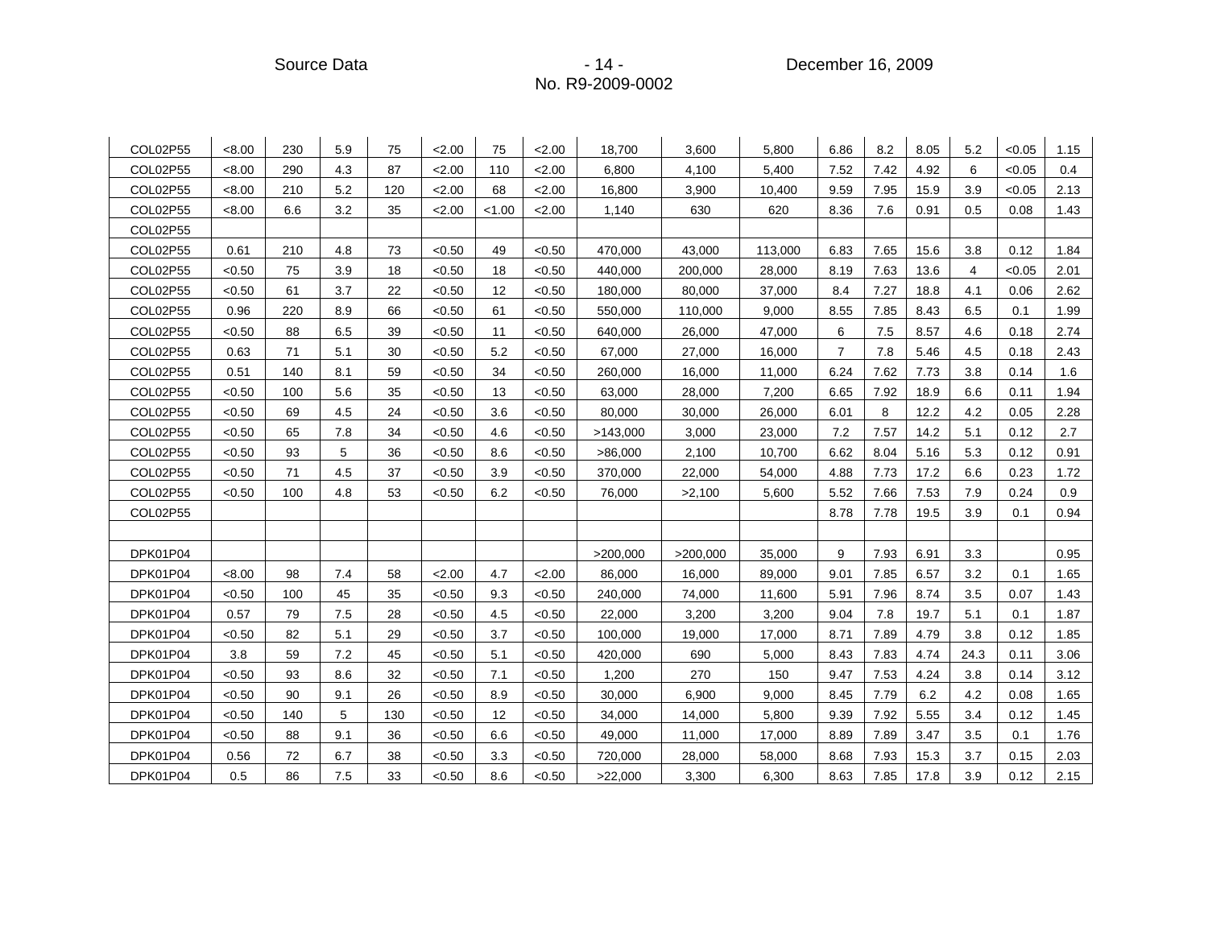| | | | | | | | | | | | | | | | | |
|---|---|---|---|---|---|---|---|---|---|---|---|---|---|---|---|---|
| COL02P55 | <8.00 | 230 | 5.9 | 75 | <2.00 | 75 | <2.00 | 18,700 | 3,600 | 5,800 | 6.86 | 8.2 | 8.05 | 5.2 | <0.05 | 1.15 |
| COL02P55 | <8.00 | 290 | 4.3 | 87 | <2.00 | 110 | <2.00 | 6,800 | 4,100 | 5,400 | 7.52 | 7.42 | 4.92 | 6 | <0.05 | 0.4 |
| COL02P55 | <8.00 | 210 | 5.2 | 120 | <2.00 | 68 | <2.00 | 16,800 | 3,900 | 10,400 | 9.59 | 7.95 | 15.9 | 3.9 | <0.05 | 2.13 |
| COL02P55 | <8.00 | 6.6 | 3.2 | 35 | <2.00 | <1.00 | <2.00 | 1,140 | 630 | 620 | 8.36 | 7.6 | 0.91 | 0.5 | 0.08 | 1.43 |
| COL02P55 | | | | | | | | | | | | | | | | |
| COL02P55 | 0.61 | 210 | 4.8 | 73 | <0.50 | 49 | <0.50 | 470,000 | 43,000 | 113,000 | 6.83 | 7.65 | 15.6 | 3.8 | 0.12 | 1.84 |
| COL02P55 | <0.50 | 75 | 3.9 | 18 | <0.50 | 18 | <0.50 | 440,000 | 200,000 | 28,000 | 8.19 | 7.63 | 13.6 | 4 | <0.05 | 2.01 |
| COL02P55 | <0.50 | 61 | 3.7 | 22 | <0.50 | 12 | <0.50 | 180,000 | 80,000 | 37,000 | 8.4 | 7.27 | 18.8 | 4.1 | 0.06 | 2.62 |
| COL02P55 | 0.96 | 220 | 8.9 | 66 | <0.50 | 61 | <0.50 | 550,000 | 110,000 | 9,000 | 8.55 | 7.85 | 8.43 | 6.5 | 0.1 | 1.99 |
| COL02P55 | <0.50 | 88 | 6.5 | 39 | <0.50 | 11 | <0.50 | 640,000 | 26,000 | 47,000 | 6 | 7.5 | 8.57 | 4.6 | 0.18 | 2.74 |
| COL02P55 | 0.63 | 71 | 5.1 | 30 | <0.50 | 5.2 | <0.50 | 67,000 | 27,000 | 16,000 | 7 | 7.8 | 5.46 | 4.5 | 0.18 | 2.43 |
| COL02P55 | 0.51 | 140 | 8.1 | 59 | <0.50 | 34 | <0.50 | 260,000 | 16,000 | 11,000 | 6.24 | 7.62 | 7.73 | 3.8 | 0.14 | 1.6 |
| COL02P55 | <0.50 | 100 | 5.6 | 35 | <0.50 | 13 | <0.50 | 63,000 | 28,000 | 7,200 | 6.65 | 7.92 | 18.9 | 6.6 | 0.11 | 1.94 |
| COL02P55 | <0.50 | 69 | 4.5 | 24 | <0.50 | 3.6 | <0.50 | 80,000 | 30,000 | 26,000 | 6.01 | 8 | 12.2 | 4.2 | 0.05 | 2.28 |
| COL02P55 | <0.50 | 65 | 7.8 | 34 | <0.50 | 4.6 | <0.50 | >143,000 | 3,000 | 23,000 | 7.2 | 7.57 | 14.2 | 5.1 | 0.12 | 2.7 |
| COL02P55 | <0.50 | 93 | 5 | 36 | <0.50 | 8.6 | <0.50 | >86,000 | 2,100 | 10,700 | 6.62 | 8.04 | 5.16 | 5.3 | 0.12 | 0.91 |
| COL02P55 | <0.50 | 71 | 4.5 | 37 | <0.50 | 3.9 | <0.50 | 370,000 | 22,000 | 54,000 | 4.88 | 7.73 | 17.2 | 6.6 | 0.23 | 1.72 |
| COL02P55 | <0.50 | 100 | 4.8 | 53 | <0.50 | 6.2 | <0.50 | 76,000 | >2,100 | 5,600 | 5.52 | 7.66 | 7.53 | 7.9 | 0.24 | 0.9 |
| COL02P55 | | | | | | | | | | | 8.78 | 7.78 | 19.5 | 3.9 | 0.1 | 0.94 |
| | | | | | | | | | | | | | | | | |
| DPK01P04 | | | | | | | | >200,000 | >200,000 | 35,000 | 9 | 7.93 | 6.91 | 3.3 | | 0.95 |
| DPK01P04 | <8.00 | 98 | 7.4 | 58 | <2.00 | 4.7 | <2.00 | 86,000 | 16,000 | 89,000 | 9.01 | 7.85 | 6.57 | 3.2 | 0.1 | 1.65 |
| DPK01P04 | <0.50 | 100 | 45 | 35 | <0.50 | 9.3 | <0.50 | 240,000 | 74,000 | 11,600 | 5.91 | 7.96 | 8.74 | 3.5 | 0.07 | 1.43 |
| DPK01P04 | 0.57 | 79 | 7.5 | 28 | <0.50 | 4.5 | <0.50 | 22,000 | 3,200 | 3,200 | 9.04 | 7.8 | 19.7 | 5.1 | 0.1 | 1.87 |
| DPK01P04 | <0.50 | 82 | 5.1 | 29 | <0.50 | 3.7 | <0.50 | 100,000 | 19,000 | 17,000 | 8.71 | 7.89 | 4.79 | 3.8 | 0.12 | 1.85 |
| DPK01P04 | 3.8 | 59 | 7.2 | 45 | <0.50 | 5.1 | <0.50 | 420,000 | 690 | 5,000 | 8.43 | 7.83 | 4.74 | 24.3 | 0.11 | 3.06 |
| DPK01P04 | <0.50 | 93 | 8.6 | 32 | <0.50 | 7.1 | <0.50 | 1,200 | 270 | 150 | 9.47 | 7.53 | 4.24 | 3.8 | 0.14 | 3.12 |
| DPK01P04 | <0.50 | 90 | 9.1 | 26 | <0.50 | 8.9 | <0.50 | 30,000 | 6,900 | 9,000 | 8.45 | 7.79 | 6.2 | 4.2 | 0.08 | 1.65 |
| DPK01P04 | <0.50 | 140 | 5 | 130 | <0.50 | 12 | <0.50 | 34,000 | 14,000 | 5,800 | 9.39 | 7.92 | 5.55 | 3.4 | 0.12 | 1.45 |
| DPK01P04 | <0.50 | 88 | 9.1 | 36 | <0.50 | 6.6 | <0.50 | 49,000 | 11,000 | 17,000 | 8.89 | 7.89 | 3.47 | 3.5 | 0.1 | 1.76 |
| DPK01P04 | 0.56 | 72 | 6.7 | 38 | <0.50 | 3.3 | <0.50 | 720,000 | 28,000 | 58,000 | 8.68 | 7.93 | 15.3 | 3.7 | 0.15 | 2.03 |
| DPK01P04 | 0.5 | 86 | 7.5 | 33 | <0.50 | 8.6 | <0.50 | >22,000 | 3,300 | 6,300 | 8.63 | 7.85 | 17.8 | 3.9 | 0.12 | 2.15 |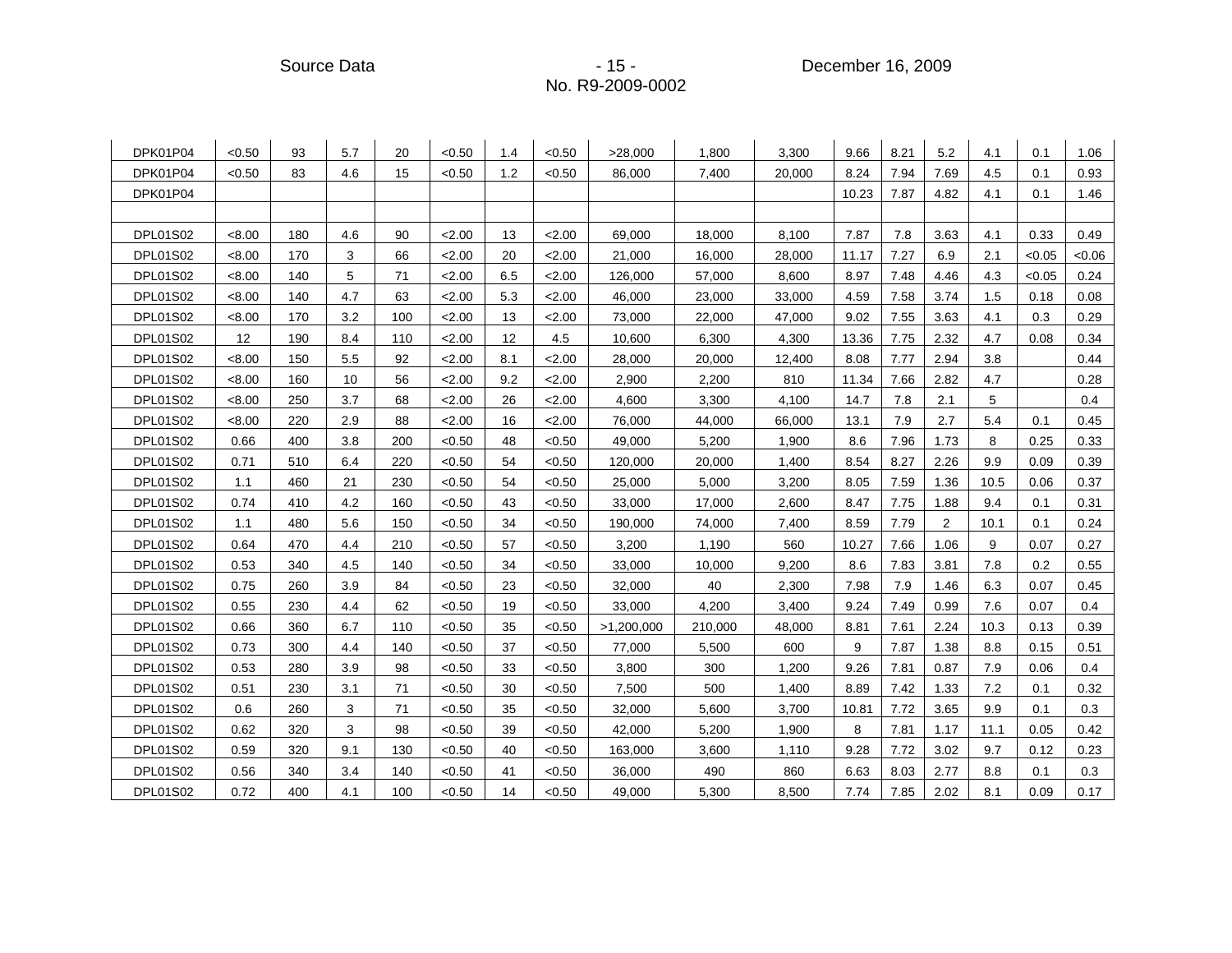| | | | | | | | | | | | | | | | | |
|---|---|---|---|---|---|---|---|---|---|---|---|---|---|---|---|---|
| DPK01P04 | <0.50 | 93 | 5.7 | 20 | <0.50 | 1.4 | <0.50 | >28,000 | 1,800 | 3,300 | 9.66 | 8.21 | 5.2 | 4.1 | 0.1 | 1.06 |
| DPK01P04 | <0.50 | 83 | 4.6 | 15 | <0.50 | 1.2 | <0.50 | 86,000 | 7,400 | 20,000 | 8.24 | 7.94 | 7.69 | 4.5 | 0.1 | 0.93 |
| DPK01P04 | | | | | | | | | | | 10.23 | 7.87 | 4.82 | 4.1 | 0.1 | 1.46 |
| | | | | | | | | | | | | | | | | |
| DPL01S02 | <8.00 | 180 | 4.6 | 90 | <2.00 | 13 | <2.00 | 69,000 | 18,000 | 8,100 | 7.87 | 7.8 | 3.63 | 4.1 | 0.33 | 0.49 |
| DPL01S02 | <8.00 | 170 | 3 | 66 | <2.00 | 20 | <2.00 | 21,000 | 16,000 | 28,000 | 11.17 | 7.27 | 6.9 | 2.1 | <0.05 | <0.06 |
| DPL01S02 | <8.00 | 140 | 5 | 71 | <2.00 | 6.5 | <2.00 | 126,000 | 57,000 | 8,600 | 8.97 | 7.48 | 4.46 | 4.3 | <0.05 | 0.24 |
| DPL01S02 | <8.00 | 140 | 4.7 | 63 | <2.00 | 5.3 | <2.00 | 46,000 | 23,000 | 33,000 | 4.59 | 7.58 | 3.74 | 1.5 | 0.18 | 0.08 |
| DPL01S02 | <8.00 | 170 | 3.2 | 100 | <2.00 | 13 | <2.00 | 73,000 | 22,000 | 47,000 | 9.02 | 7.55 | 3.63 | 4.1 | 0.3 | 0.29 |
| DPL01S02 | 12 | 190 | 8.4 | 110 | <2.00 | 12 | 4.5 | 10,600 | 6,300 | 4,300 | 13.36 | 7.75 | 2.32 | 4.7 | 0.08 | 0.34 |
| DPL01S02 | <8.00 | 150 | 5.5 | 92 | <2.00 | 8.1 | <2.00 | 28,000 | 20,000 | 12,400 | 8.08 | 7.77 | 2.94 | 3.8 | | 0.44 |
| DPL01S02 | <8.00 | 160 | 10 | 56 | <2.00 | 9.2 | <2.00 | 2,900 | 2,200 | 810 | 11.34 | 7.66 | 2.82 | 4.7 | | 0.28 |
| DPL01S02 | <8.00 | 250 | 3.7 | 68 | <2.00 | 26 | <2.00 | 4,600 | 3,300 | 4,100 | 14.7 | 7.8 | 2.1 | 5 | | 0.4 |
| DPL01S02 | <8.00 | 220 | 2.9 | 88 | <2.00 | 16 | <2.00 | 76,000 | 44,000 | 66,000 | 13.1 | 7.9 | 2.7 | 5.4 | 0.1 | 0.45 |
| DPL01S02 | 0.66 | 400 | 3.8 | 200 | <0.50 | 48 | <0.50 | 49,000 | 5,200 | 1,900 | 8.6 | 7.96 | 1.73 | 8 | 0.25 | 0.33 |
| DPL01S02 | 0.71 | 510 | 6.4 | 220 | <0.50 | 54 | <0.50 | 120,000 | 20,000 | 1,400 | 8.54 | 8.27 | 2.26 | 9.9 | 0.09 | 0.39 |
| DPL01S02 | 1.1 | 460 | 21 | 230 | <0.50 | 54 | <0.50 | 25,000 | 5,000 | 3,200 | 8.05 | 7.59 | 1.36 | 10.5 | 0.06 | 0.37 |
| DPL01S02 | 0.74 | 410 | 4.2 | 160 | <0.50 | 43 | <0.50 | 33,000 | 17,000 | 2,600 | 8.47 | 7.75 | 1.88 | 9.4 | 0.1 | 0.31 |
| DPL01S02 | 1.1 | 480 | 5.6 | 150 | <0.50 | 34 | <0.50 | 190,000 | 74,000 | 7,400 | 8.59 | 7.79 | 2 | 10.1 | 0.1 | 0.24 |
| DPL01S02 | 0.64 | 470 | 4.4 | 210 | <0.50 | 57 | <0.50 | 3,200 | 1,190 | 560 | 10.27 | 7.66 | 1.06 | 9 | 0.07 | 0.27 |
| DPL01S02 | 0.53 | 340 | 4.5 | 140 | <0.50 | 34 | <0.50 | 33,000 | 10,000 | 9,200 | 8.6 | 7.83 | 3.81 | 7.8 | 0.2 | 0.55 |
| DPL01S02 | 0.75 | 260 | 3.9 | 84 | <0.50 | 23 | <0.50 | 32,000 | 40 | 2,300 | 7.98 | 7.9 | 1.46 | 6.3 | 0.07 | 0.45 |
| DPL01S02 | 0.55 | 230 | 4.4 | 62 | <0.50 | 19 | <0.50 | 33,000 | 4,200 | 3,400 | 9.24 | 7.49 | 0.99 | 7.6 | 0.07 | 0.4 |
| DPL01S02 | 0.66 | 360 | 6.7 | 110 | <0.50 | 35 | <0.50 | >1,200,000 | 210,000 | 48,000 | 8.81 | 7.61 | 2.24 | 10.3 | 0.13 | 0.39 |
| DPL01S02 | 0.73 | 300 | 4.4 | 140 | <0.50 | 37 | <0.50 | 77,000 | 5,500 | 600 | 9 | 7.87 | 1.38 | 8.8 | 0.15 | 0.51 |
| DPL01S02 | 0.53 | 280 | 3.9 | 98 | <0.50 | 33 | <0.50 | 3,800 | 300 | 1,200 | 9.26 | 7.81 | 0.87 | 7.9 | 0.06 | 0.4 |
| DPL01S02 | 0.51 | 230 | 3.1 | 71 | <0.50 | 30 | <0.50 | 7,500 | 500 | 1,400 | 8.89 | 7.42 | 1.33 | 7.2 | 0.1 | 0.32 |
| DPL01S02 | 0.6 | 260 | 3 | 71 | <0.50 | 35 | <0.50 | 32,000 | 5,600 | 3,700 | 10.81 | 7.72 | 3.65 | 9.9 | 0.1 | 0.3 |
| DPL01S02 | 0.62 | 320 | 3 | 98 | <0.50 | 39 | <0.50 | 42,000 | 5,200 | 1,900 | 8 | 7.81 | 1.17 | 11.1 | 0.05 | 0.42 |
| DPL01S02 | 0.59 | 320 | 9.1 | 130 | <0.50 | 40 | <0.50 | 163,000 | 3,600 | 1,110 | 9.28 | 7.72 | 3.02 | 9.7 | 0.12 | 0.23 |
| DPL01S02 | 0.56 | 340 | 3.4 | 140 | <0.50 | 41 | <0.50 | 36,000 | 490 | 860 | 6.63 | 8.03 | 2.77 | 8.8 | 0.1 | 0.3 |
| DPL01S02 | 0.72 | 400 | 4.1 | 100 | <0.50 | 14 | <0.50 | 49,000 | 5,300 | 8,500 | 7.74 | 7.85 | 2.02 | 8.1 | 0.09 | 0.17 |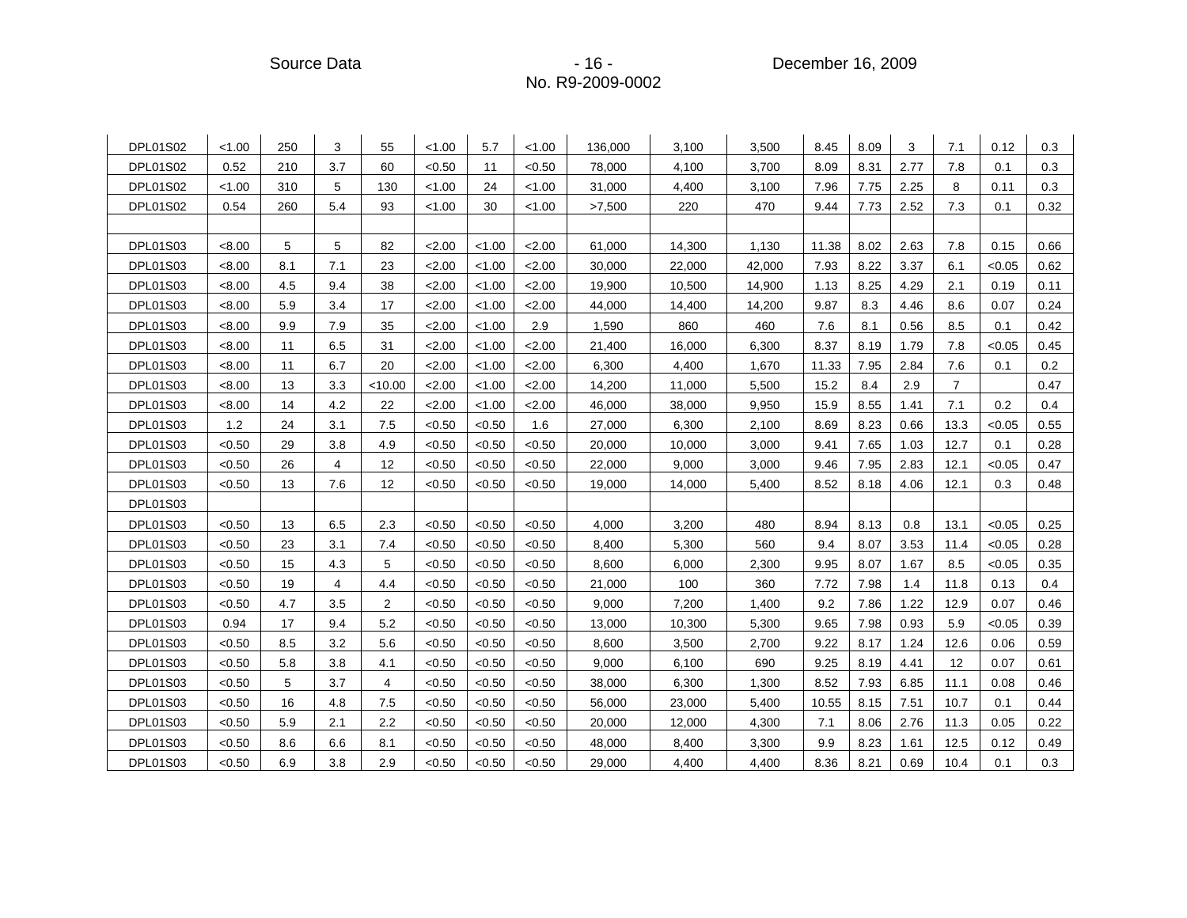| | | | | | | | | | | | | | | | | |
|---|---|---|---|---|---|---|---|---|---|---|---|---|---|---|---|---|
| DPL01S02 | <1.00 | 250 | 3 | 55 | <1.00 | 5.7 | <1.00 | 136,000 | 3,100 | 3,500 | 8.45 | 8.09 | 3 | 7.1 | 0.12 | 0.3 |
| DPL01S02 | 0.52 | 210 | 3.7 | 60 | <0.50 | 11 | <0.50 | 78,000 | 4,100 | 3,700 | 8.09 | 8.31 | 2.77 | 7.8 | 0.1 | 0.3 |
| DPL01S02 | <1.00 | 310 | 5 | 130 | <1.00 | 24 | <1.00 | 31,000 | 4,400 | 3,100 | 7.96 | 7.75 | 2.25 | 8 | 0.11 | 0.3 |
| DPL01S02 | 0.54 | 260 | 5.4 | 93 | <1.00 | 30 | <1.00 | >7,500 | 220 | 470 | 9.44 | 7.73 | 2.52 | 7.3 | 0.1 | 0.32 |
| | | | | | | | | | | | | | | | | |
| DPL01S03 | <8.00 | 5 | 5 | 82 | <2.00 | <1.00 | <2.00 | 61,000 | 14,300 | 1,130 | 11.38 | 8.02 | 2.63 | 7.8 | 0.15 | 0.66 |
| DPL01S03 | <8.00 | 8.1 | 7.1 | 23 | <2.00 | <1.00 | <2.00 | 30,000 | 22,000 | 42,000 | 7.93 | 8.22 | 3.37 | 6.1 | <0.05 | 0.62 |
| DPL01S03 | <8.00 | 4.5 | 9.4 | 38 | <2.00 | <1.00 | <2.00 | 19,900 | 10,500 | 14,900 | 1.13 | 8.25 | 4.29 | 2.1 | 0.19 | 0.11 |
| DPL01S03 | <8.00 | 5.9 | 3.4 | 17 | <2.00 | <1.00 | <2.00 | 44,000 | 14,400 | 14,200 | 9.87 | 8.3 | 4.46 | 8.6 | 0.07 | 0.24 |
| DPL01S03 | <8.00 | 9.9 | 7.9 | 35 | <2.00 | <1.00 | 2.9 | 1,590 | 860 | 460 | 7.6 | 8.1 | 0.56 | 8.5 | 0.1 | 0.42 |
| DPL01S03 | <8.00 | 11 | 6.5 | 31 | <2.00 | <1.00 | <2.00 | 21,400 | 16,000 | 6,300 | 8.37 | 8.19 | 1.79 | 7.8 | <0.05 | 0.45 |
| DPL01S03 | <8.00 | 11 | 6.7 | 20 | <2.00 | <1.00 | <2.00 | 6,300 | 4,400 | 1,670 | 11.33 | 7.95 | 2.84 | 7.6 | 0.1 | 0.2 |
| DPL01S03 | <8.00 | 13 | 3.3 | <10.00 | <2.00 | <1.00 | <2.00 | 14,200 | 11,000 | 5,500 | 15.2 | 8.4 | 2.9 | 7 | | 0.47 |
| DPL01S03 | <8.00 | 14 | 4.2 | 22 | <2.00 | <1.00 | <2.00 | 46,000 | 38,000 | 9,950 | 15.9 | 8.55 | 1.41 | 7.1 | 0.2 | 0.4 |
| DPL01S03 | 1.2 | 24 | 3.1 | 7.5 | <0.50 | <0.50 | 1.6 | 27,000 | 6,300 | 2,100 | 8.69 | 8.23 | 0.66 | 13.3 | <0.05 | 0.55 |
| DPL01S03 | <0.50 | 29 | 3.8 | 4.9 | <0.50 | <0.50 | <0.50 | 20,000 | 10,000 | 3,000 | 9.41 | 7.65 | 1.03 | 12.7 | 0.1 | 0.28 |
| DPL01S03 | <0.50 | 26 | 4 | 12 | <0.50 | <0.50 | <0.50 | 22,000 | 9,000 | 3,000 | 9.46 | 7.95 | 2.83 | 12.1 | <0.05 | 0.47 |
| DPL01S03 | <0.50 | 13 | 7.6 | 12 | <0.50 | <0.50 | <0.50 | 19,000 | 14,000 | 5,400 | 8.52 | 8.18 | 4.06 | 12.1 | 0.3 | 0.48 |
| DPL01S03 | | | | | | | | | | | | | | | | |
| DPL01S03 | <0.50 | 13 | 6.5 | 2.3 | <0.50 | <0.50 | <0.50 | 4,000 | 3,200 | 480 | 8.94 | 8.13 | 0.8 | 13.1 | <0.05 | 0.25 |
| DPL01S03 | <0.50 | 23 | 3.1 | 7.4 | <0.50 | <0.50 | <0.50 | 8,400 | 5,300 | 560 | 9.4 | 8.07 | 3.53 | 11.4 | <0.05 | 0.28 |
| DPL01S03 | <0.50 | 15 | 4.3 | 5 | <0.50 | <0.50 | <0.50 | 8,600 | 6,000 | 2,300 | 9.95 | 8.07 | 1.67 | 8.5 | <0.05 | 0.35 |
| DPL01S03 | <0.50 | 19 | 4 | 4.4 | <0.50 | <0.50 | <0.50 | 21,000 | 100 | 360 | 7.72 | 7.98 | 1.4 | 11.8 | 0.13 | 0.4 |
| DPL01S03 | <0.50 | 4.7 | 3.5 | 2 | <0.50 | <0.50 | <0.50 | 9,000 | 7,200 | 1,400 | 9.2 | 7.86 | 1.22 | 12.9 | 0.07 | 0.46 |
| DPL01S03 | 0.94 | 17 | 9.4 | 5.2 | <0.50 | <0.50 | <0.50 | 13,000 | 10,300 | 5,300 | 9.65 | 7.98 | 0.93 | 5.9 | <0.05 | 0.39 |
| DPL01S03 | <0.50 | 8.5 | 3.2 | 5.6 | <0.50 | <0.50 | <0.50 | 8,600 | 3,500 | 2,700 | 9.22 | 8.17 | 1.24 | 12.6 | 0.06 | 0.59 |
| DPL01S03 | <0.50 | 5.8 | 3.8 | 4.1 | <0.50 | <0.50 | <0.50 | 9,000 | 6,100 | 690 | 9.25 | 8.19 | 4.41 | 12 | 0.07 | 0.61 |
| DPL01S03 | <0.50 | 5 | 3.7 | 4 | <0.50 | <0.50 | <0.50 | 38,000 | 6,300 | 1,300 | 8.52 | 7.93 | 6.85 | 11.1 | 0.08 | 0.46 |
| DPL01S03 | <0.50 | 16 | 4.8 | 7.5 | <0.50 | <0.50 | <0.50 | 56,000 | 23,000 | 5,400 | 10.55 | 8.15 | 7.51 | 10.7 | 0.1 | 0.44 |
| DPL01S03 | <0.50 | 5.9 | 2.1 | 2.2 | <0.50 | <0.50 | <0.50 | 20,000 | 12,000 | 4,300 | 7.1 | 8.06 | 2.76 | 11.3 | 0.05 | 0.22 |
| DPL01S03 | <0.50 | 8.6 | 6.6 | 8.1 | <0.50 | <0.50 | <0.50 | 48,000 | 8,400 | 3,300 | 9.9 | 8.23 | 1.61 | 12.5 | 0.12 | 0.49 |
| DPL01S03 | <0.50 | 6.9 | 3.8 | 2.9 | <0.50 | <0.50 | <0.50 | 29,000 | 4,400 | 4,400 | 8.36 | 8.21 | 0.69 | 10.4 | 0.1 | 0.3 |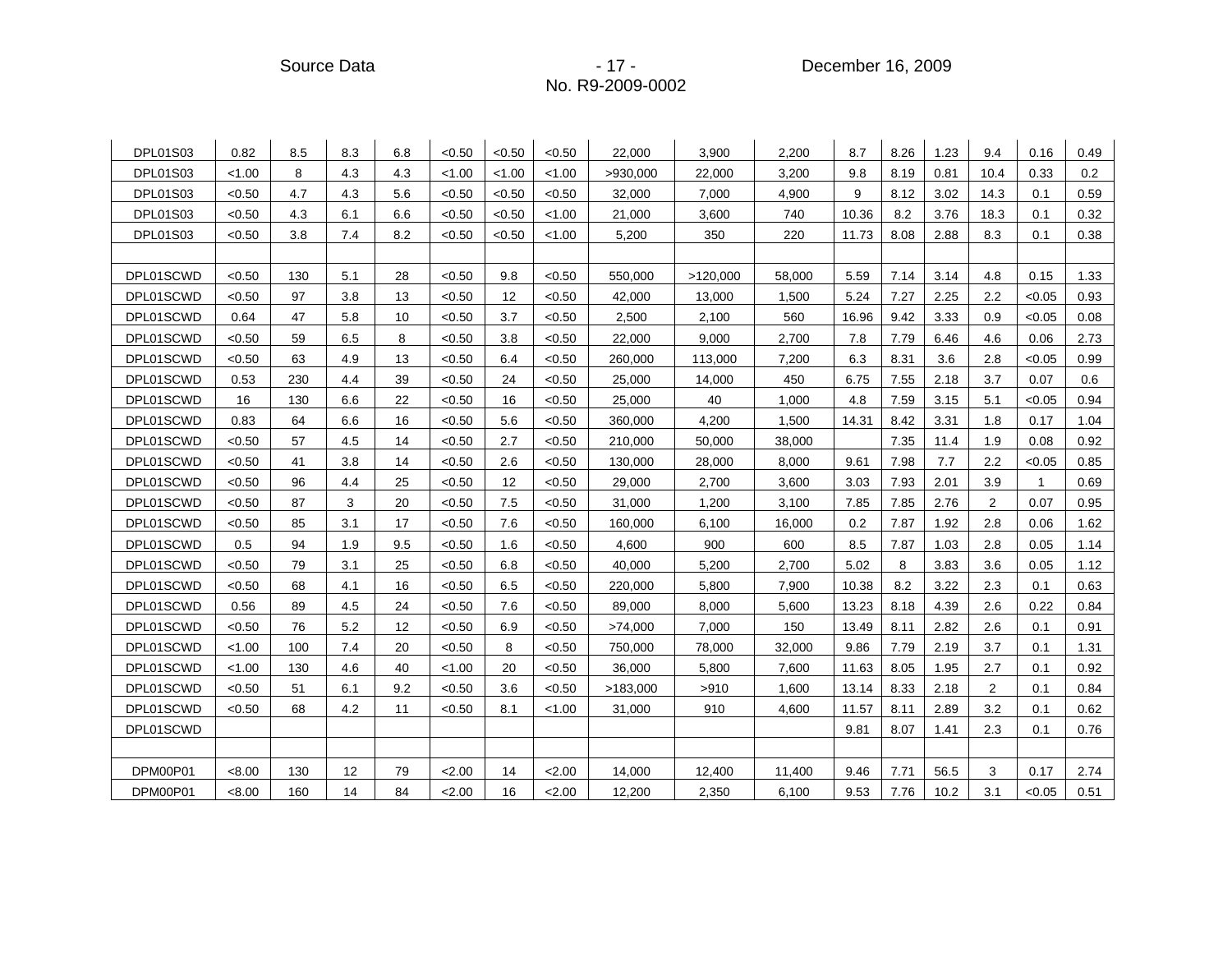| | | | | | | | | | | | | | | | | |
|---|---|---|---|---|---|---|---|---|---|---|---|---|---|---|---|---|
| DPL01S03 | 0.82 | 8.5 | 8.3 | 6.8 | <0.50 | <0.50 | <0.50 | 22,000 | 3,900 | 2,200 | 8.7 | 8.26 | 1.23 | 9.4 | 0.16 | 0.49 |
| DPL01S03 | <1.00 | 8 | 4.3 | 4.3 | <1.00 | <1.00 | <1.00 | >930,000 | 22,000 | 3,200 | 9.8 | 8.19 | 0.81 | 10.4 | 0.33 | 0.2 |
| DPL01S03 | <0.50 | 4.7 | 4.3 | 5.6 | <0.50 | <0.50 | <0.50 | 32,000 | 7,000 | 4,900 | 9 | 8.12 | 3.02 | 14.3 | 0.1 | 0.59 |
| DPL01S03 | <0.50 | 4.3 | 6.1 | 6.6 | <0.50 | <0.50 | <1.00 | 21,000 | 3,600 | 740 | 10.36 | 8.2 | 3.76 | 18.3 | 0.1 | 0.32 |
| DPL01S03 | <0.50 | 3.8 | 7.4 | 8.2 | <0.50 | <0.50 | <1.00 | 5,200 | 350 | 220 | 11.73 | 8.08 | 2.88 | 8.3 | 0.1 | 0.38 |
| | | | | | | | | | | | | | | | | |
| DPL01SCWD | <0.50 | 130 | 5.1 | 28 | <0.50 | 9.8 | <0.50 | 550,000 | >120,000 | 58,000 | 5.59 | 7.14 | 3.14 | 4.8 | 0.15 | 1.33 |
| DPL01SCWD | <0.50 | 97 | 3.8 | 13 | <0.50 | 12 | <0.50 | 42,000 | 13,000 | 1,500 | 5.24 | 7.27 | 2.25 | 2.2 | <0.05 | 0.93 |
| DPL01SCWD | 0.64 | 47 | 5.8 | 10 | <0.50 | 3.7 | <0.50 | 2,500 | 2,100 | 560 | 16.96 | 9.42 | 3.33 | 0.9 | <0.05 | 0.08 |
| DPL01SCWD | <0.50 | 59 | 6.5 | 8 | <0.50 | 3.8 | <0.50 | 22,000 | 9,000 | 2,700 | 7.8 | 7.79 | 6.46 | 4.6 | 0.06 | 2.73 |
| DPL01SCWD | <0.50 | 63 | 4.9 | 13 | <0.50 | 6.4 | <0.50 | 260,000 | 113,000 | 7,200 | 6.3 | 8.31 | 3.6 | 2.8 | <0.05 | 0.99 |
| DPL01SCWD | 0.53 | 230 | 4.4 | 39 | <0.50 | 24 | <0.50 | 25,000 | 14,000 | 450 | 6.75 | 7.55 | 2.18 | 3.7 | 0.07 | 0.6 |
| DPL01SCWD | 16 | 130 | 6.6 | 22 | <0.50 | 16 | <0.50 | 25,000 | 40 | 1,000 | 4.8 | 7.59 | 3.15 | 5.1 | <0.05 | 0.94 |
| DPL01SCWD | 0.83 | 64 | 6.6 | 16 | <0.50 | 5.6 | <0.50 | 360,000 | 4,200 | 1,500 | 14.31 | 8.42 | 3.31 | 1.8 | 0.17 | 1.04 |
| DPL01SCWD | <0.50 | 57 | 4.5 | 14 | <0.50 | 2.7 | <0.50 | 210,000 | 50,000 | 38,000 | | 7.35 | 11.4 | 1.9 | 0.08 | 0.92 |
| DPL01SCWD | <0.50 | 41 | 3.8 | 14 | <0.50 | 2.6 | <0.50 | 130,000 | 28,000 | 8,000 | 9.61 | 7.98 | 7.7 | 2.2 | <0.05 | 0.85 |
| DPL01SCWD | <0.50 | 96 | 4.4 | 25 | <0.50 | 12 | <0.50 | 29,000 | 2,700 | 3,600 | 3.03 | 7.93 | 2.01 | 3.9 | 1 | 0.69 |
| DPL01SCWD | <0.50 | 87 | 3 | 20 | <0.50 | 7.5 | <0.50 | 31,000 | 1,200 | 3,100 | 7.85 | 7.85 | 2.76 | 2 | 0.07 | 0.95 |
| DPL01SCWD | <0.50 | 85 | 3.1 | 17 | <0.50 | 7.6 | <0.50 | 160,000 | 6,100 | 16,000 | 0.2 | 7.87 | 1.92 | 2.8 | 0.06 | 1.62 |
| DPL01SCWD | 0.5 | 94 | 1.9 | 9.5 | <0.50 | 1.6 | <0.50 | 4,600 | 900 | 600 | 8.5 | 7.87 | 1.03 | 2.8 | 0.05 | 1.14 |
| DPL01SCWD | <0.50 | 79 | 3.1 | 25 | <0.50 | 6.8 | <0.50 | 40,000 | 5,200 | 2,700 | 5.02 | 8 | 3.83 | 3.6 | 0.05 | 1.12 |
| DPL01SCWD | <0.50 | 68 | 4.1 | 16 | <0.50 | 6.5 | <0.50 | 220,000 | 5,800 | 7,900 | 10.38 | 8.2 | 3.22 | 2.3 | 0.1 | 0.63 |
| DPL01SCWD | 0.56 | 89 | 4.5 | 24 | <0.50 | 7.6 | <0.50 | 89,000 | 8,000 | 5,600 | 13.23 | 8.18 | 4.39 | 2.6 | 0.22 | 0.84 |
| DPL01SCWD | <0.50 | 76 | 5.2 | 12 | <0.50 | 6.9 | <0.50 | >74,000 | 7,000 | 150 | 13.49 | 8.11 | 2.82 | 2.6 | 0.1 | 0.91 |
| DPL01SCWD | <1.00 | 100 | 7.4 | 20 | <0.50 | 8 | <0.50 | 750,000 | 78,000 | 32,000 | 9.86 | 7.79 | 2.19 | 3.7 | 0.1 | 1.31 |
| DPL01SCWD | <1.00 | 130 | 4.6 | 40 | <1.00 | 20 | <0.50 | 36,000 | 5,800 | 7,600 | 11.63 | 8.05 | 1.95 | 2.7 | 0.1 | 0.92 |
| DPL01SCWD | <0.50 | 51 | 6.1 | 9.2 | <0.50 | 3.6 | <0.50 | >183,000 | >910 | 1,600 | 13.14 | 8.33 | 2.18 | 2 | 0.1 | 0.84 |
| DPL01SCWD | <0.50 | 68 | 4.2 | 11 | <0.50 | 8.1 | <1.00 | 31,000 | 910 | 4,600 | 11.57 | 8.11 | 2.89 | 3.2 | 0.1 | 0.62 |
| DPL01SCWD | | | | | | | | | | | 9.81 | 8.07 | 1.41 | 2.3 | 0.1 | 0.76 |
| | | | | | | | | | | | | | | | | |
| DPM00P01 | <8.00 | 130 | 12 | 79 | <2.00 | 14 | <2.00 | 14,000 | 12,400 | 11,400 | 9.46 | 7.71 | 56.5 | 3 | 0.17 | 2.74 |
| DPM00P01 | <8.00 | 160 | 14 | 84 | <2.00 | 16 | <2.00 | 12,200 | 2,350 | 6,100 | 9.53 | 7.76 | 10.2 | 3.1 | <0.05 | 0.51 |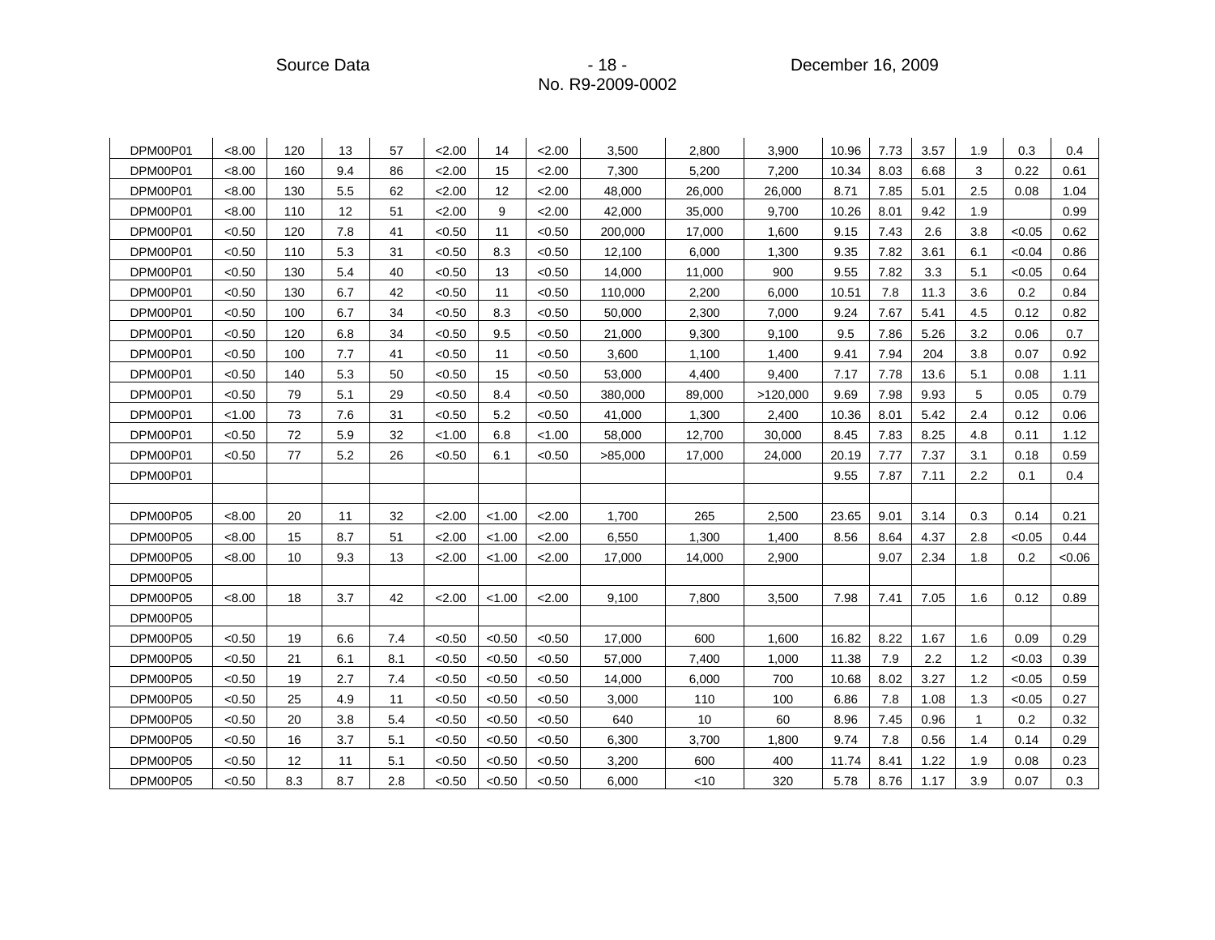| | | | | | | | | | | | | | | | | |
|---|---|---|---|---|---|---|---|---|---|---|---|---|---|---|---|---|
| DPM00P01 | <8.00 | 120 | 13 | 57 | <2.00 | 14 | <2.00 | 3,500 | 2,800 | 3,900 | 10.96 | 7.73 | 3.57 | 1.9 | 0.3 | 0.4 |
| DPM00P01 | <8.00 | 160 | 9.4 | 86 | <2.00 | 15 | <2.00 | 7,300 | 5,200 | 7,200 | 10.34 | 8.03 | 6.68 | 3 | 0.22 | 0.61 |
| DPM00P01 | <8.00 | 130 | 5.5 | 62 | <2.00 | 12 | <2.00 | 48,000 | 26,000 | 26,000 | 8.71 | 7.85 | 5.01 | 2.5 | 0.08 | 1.04 |
| DPM00P01 | <8.00 | 110 | 12 | 51 | <2.00 | 9 | <2.00 | 42,000 | 35,000 | 9,700 | 10.26 | 8.01 | 9.42 | 1.9 | | 0.99 |
| DPM00P01 | <0.50 | 120 | 7.8 | 41 | <0.50 | 11 | <0.50 | 200,000 | 17,000 | 1,600 | 9.15 | 7.43 | 2.6 | 3.8 | <0.05 | 0.62 |
| DPM00P01 | <0.50 | 110 | 5.3 | 31 | <0.50 | 8.3 | <0.50 | 12,100 | 6,000 | 1,300 | 9.35 | 7.82 | 3.61 | 6.1 | <0.04 | 0.86 |
| DPM00P01 | <0.50 | 130 | 5.4 | 40 | <0.50 | 13 | <0.50 | 14,000 | 11,000 | 900 | 9.55 | 7.82 | 3.3 | 5.1 | <0.05 | 0.64 |
| DPM00P01 | <0.50 | 130 | 6.7 | 42 | <0.50 | 11 | <0.50 | 110,000 | 2,200 | 6,000 | 10.51 | 7.8 | 11.3 | 3.6 | 0.2 | 0.84 |
| DPM00P01 | <0.50 | 100 | 6.7 | 34 | <0.50 | 8.3 | <0.50 | 50,000 | 2,300 | 7,000 | 9.24 | 7.67 | 5.41 | 4.5 | 0.12 | 0.82 |
| DPM00P01 | <0.50 | 120 | 6.8 | 34 | <0.50 | 9.5 | <0.50 | 21,000 | 9,300 | 9,100 | 9.5 | 7.86 | 5.26 | 3.2 | 0.06 | 0.7 |
| DPM00P01 | <0.50 | 100 | 7.7 | 41 | <0.50 | 11 | <0.50 | 3,600 | 1,100 | 1,400 | 9.41 | 7.94 | 204 | 3.8 | 0.07 | 0.92 |
| DPM00P01 | <0.50 | 140 | 5.3 | 50 | <0.50 | 15 | <0.50 | 53,000 | 4,400 | 9,400 | 7.17 | 7.78 | 13.6 | 5.1 | 0.08 | 1.11 |
| DPM00P01 | <0.50 | 79 | 5.1 | 29 | <0.50 | 8.4 | <0.50 | 380,000 | 89,000 | >120,000 | 9.69 | 7.98 | 9.93 | 5 | 0.05 | 0.79 |
| DPM00P01 | <1.00 | 73 | 7.6 | 31 | <0.50 | 5.2 | <0.50 | 41,000 | 1,300 | 2,400 | 10.36 | 8.01 | 5.42 | 2.4 | 0.12 | 0.06 |
| DPM00P01 | <0.50 | 72 | 5.9 | 32 | <1.00 | 6.8 | <1.00 | 58,000 | 12,700 | 30,000 | 8.45 | 7.83 | 8.25 | 4.8 | 0.11 | 1.12 |
| DPM00P01 | <0.50 | 77 | 5.2 | 26 | <0.50 | 6.1 | <0.50 | >85,000 | 17,000 | 24,000 | 20.19 | 7.77 | 7.37 | 3.1 | 0.18 | 0.59 |
| DPM00P01 | | | | | | | | | | | 9.55 | 7.87 | 7.11 | 2.2 | 0.1 | 0.4 |
| | | | | | | | | | | | | | | | | |
| DPM00P05 | <8.00 | 20 | 11 | 32 | <2.00 | <1.00 | <2.00 | 1,700 | 265 | 2,500 | 23.65 | 9.01 | 3.14 | 0.3 | 0.14 | 0.21 |
| DPM00P05 | <8.00 | 15 | 8.7 | 51 | <2.00 | <1.00 | <2.00 | 6,550 | 1,300 | 1,400 | 8.56 | 8.64 | 4.37 | 2.8 | <0.05 | 0.44 |
| DPM00P05 | <8.00 | 10 | 9.3 | 13 | <2.00 | <1.00 | <2.00 | 17,000 | 14,000 | 2,900 | | 9.07 | 2.34 | 1.8 | 0.2 | <0.06 |
| DPM00P05 | | | | | | | | | | | | | | | | |
| DPM00P05 | <8.00 | 18 | 3.7 | 42 | <2.00 | <1.00 | <2.00 | 9,100 | 7,800 | 3,500 | 7.98 | 7.41 | 7.05 | 1.6 | 0.12 | 0.89 |
| DPM00P05 | | | | | | | | | | | | | | | | |
| DPM00P05 | <0.50 | 19 | 6.6 | 7.4 | <0.50 | <0.50 | <0.50 | 17,000 | 600 | 1,600 | 16.82 | 8.22 | 1.67 | 1.6 | 0.09 | 0.29 |
| DPM00P05 | <0.50 | 21 | 6.1 | 8.1 | <0.50 | <0.50 | <0.50 | 57,000 | 7,400 | 1,000 | 11.38 | 7.9 | 2.2 | 1.2 | <0.03 | 0.39 |
| DPM00P05 | <0.50 | 19 | 2.7 | 7.4 | <0.50 | <0.50 | <0.50 | 14,000 | 6,000 | 700 | 10.68 | 8.02 | 3.27 | 1.2 | <0.05 | 0.59 |
| DPM00P05 | <0.50 | 25 | 4.9 | 11 | <0.50 | <0.50 | <0.50 | 3,000 | 110 | 100 | 6.86 | 7.8 | 1.08 | 1.3 | <0.05 | 0.27 |
| DPM00P05 | <0.50 | 20 | 3.8 | 5.4 | <0.50 | <0.50 | <0.50 | 640 | 10 | 60 | 8.96 | 7.45 | 0.96 | 1 | 0.2 | 0.32 |
| DPM00P05 | <0.50 | 16 | 3.7 | 5.1 | <0.50 | <0.50 | <0.50 | 6,300 | 3,700 | 1,800 | 9.74 | 7.8 | 0.56 | 1.4 | 0.14 | 0.29 |
| DPM00P05 | <0.50 | 12 | 11 | 5.1 | <0.50 | <0.50 | <0.50 | 3,200 | 600 | 400 | 11.74 | 8.41 | 1.22 | 1.9 | 0.08 | 0.23 |
| DPM00P05 | <0.50 | 8.3 | 8.7 | 2.8 | <0.50 | <0.50 | <0.50 | 6,000 | <10 | 320 | 5.78 | 8.76 | 1.17 | 3.9 | 0.07 | 0.3 |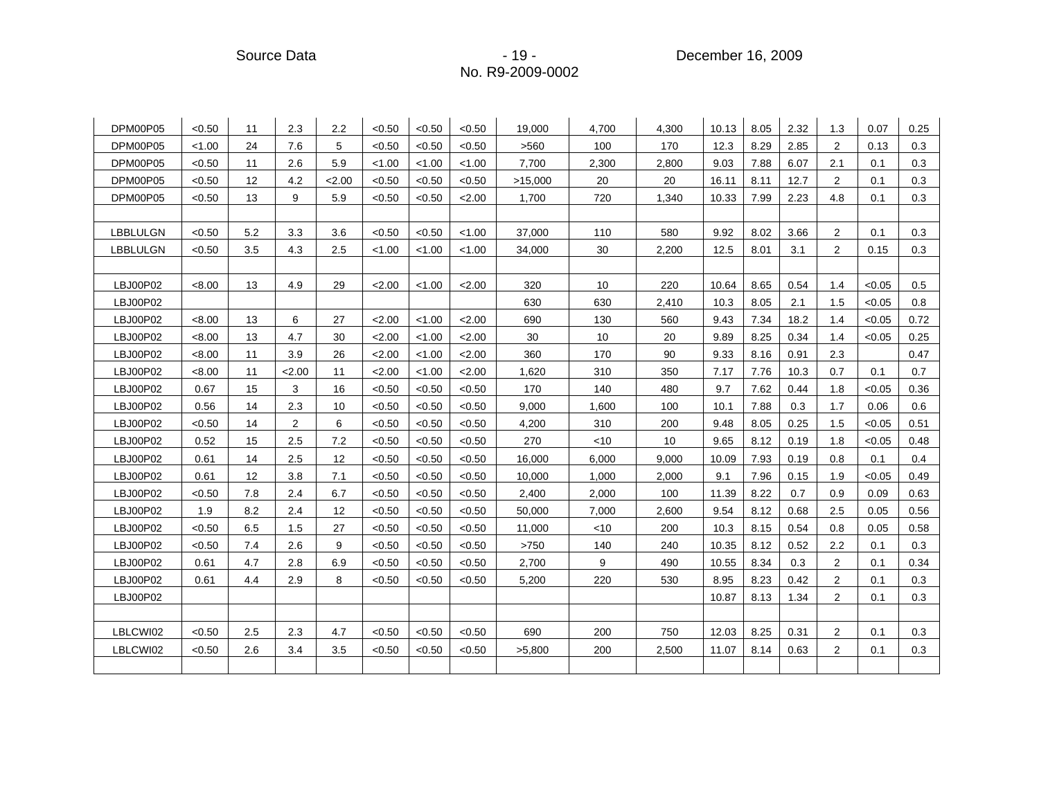| | | | | | | | | | | | | | | | | |
|---|---|---|---|---|---|---|---|---|---|---|---|---|---|---|---|---|
| DPM00P05 | <0.50 | 11 | 2.3 | 2.2 | <0.50 | <0.50 | <0.50 | 19,000 | 4,700 | 4,300 | 10.13 | 8.05 | 2.32 | 1.3 | 0.07 | 0.25 |
| DPM00P05 | <1.00 | 24 | 7.6 | 5 | <0.50 | <0.50 | <0.50 | >560 | 100 | 170 | 12.3 | 8.29 | 2.85 | 2 | 0.13 | 0.3 |
| DPM00P05 | <0.50 | 11 | 2.6 | 5.9 | <1.00 | <1.00 | <1.00 | 7,700 | 2,300 | 2,800 | 9.03 | 7.88 | 6.07 | 2.1 | 0.1 | 0.3 |
| DPM00P05 | <0.50 | 12 | 4.2 | <2.00 | <0.50 | <0.50 | <0.50 | >15,000 | 20 | 20 | 16.11 | 8.11 | 12.7 | 2 | 0.1 | 0.3 |
| DPM00P05 | <0.50 | 13 | 9 | 5.9 | <0.50 | <0.50 | <2.00 | 1,700 | 720 | 1,340 | 10.33 | 7.99 | 2.23 | 4.8 | 0.1 | 0.3 |
| | | | | | | | | | | | | | | | | |
| LBBLULGN | <0.50 | 5.2 | 3.3 | 3.6 | <0.50 | <0.50 | <1.00 | 37,000 | 110 | 580 | 9.92 | 8.02 | 3.66 | 2 | 0.1 | 0.3 |
| LBBLULGN | <0.50 | 3.5 | 4.3 | 2.5 | <1.00 | <1.00 | <1.00 | 34,000 | 30 | 2,200 | 12.5 | 8.01 | 3.1 | 2 | 0.15 | 0.3 |
| | | | | | | | | | | | | | | | | |
| LBJ00P02 | <8.00 | 13 | 4.9 | 29 | <2.00 | <1.00 | <2.00 | 320 | 10 | 220 | 10.64 | 8.65 | 0.54 | 1.4 | <0.05 | 0.5 |
| LBJ00P02 | | | | | | | | 630 | 630 | 2,410 | 10.3 | 8.05 | 2.1 | 1.5 | <0.05 | 0.8 |
| LBJ00P02 | <8.00 | 13 | 6 | 27 | <2.00 | <1.00 | <2.00 | 690 | 130 | 560 | 9.43 | 7.34 | 18.2 | 1.4 | <0.05 | 0.72 |
| LBJ00P02 | <8.00 | 13 | 4.7 | 30 | <2.00 | <1.00 | <2.00 | 30 | 10 | 20 | 9.89 | 8.25 | 0.34 | 1.4 | <0.05 | 0.25 |
| LBJ00P02 | <8.00 | 11 | 3.9 | 26 | <2.00 | <1.00 | <2.00 | 360 | 170 | 90 | 9.33 | 8.16 | 0.91 | 2.3 | | 0.47 |
| LBJ00P02 | <8.00 | 11 | <2.00 | 11 | <2.00 | <1.00 | <2.00 | 1,620 | 310 | 350 | 7.17 | 7.76 | 10.3 | 0.7 | 0.1 | 0.7 |
| LBJ00P02 | 0.67 | 15 | 3 | 16 | <0.50 | <0.50 | <0.50 | 170 | 140 | 480 | 9.7 | 7.62 | 0.44 | 1.8 | <0.05 | 0.36 |
| LBJ00P02 | 0.56 | 14 | 2.3 | 10 | <0.50 | <0.50 | <0.50 | 9,000 | 1,600 | 100 | 10.1 | 7.88 | 0.3 | 1.7 | 0.06 | 0.6 |
| LBJ00P02 | <0.50 | 14 | 2 | 6 | <0.50 | <0.50 | <0.50 | 4,200 | 310 | 200 | 9.48 | 8.05 | 0.25 | 1.5 | <0.05 | 0.51 |
| LBJ00P02 | 0.52 | 15 | 2.5 | 7.2 | <0.50 | <0.50 | <0.50 | 270 | <10 | 10 | 9.65 | 8.12 | 0.19 | 1.8 | <0.05 | 0.48 |
| LBJ00P02 | 0.61 | 14 | 2.5 | 12 | <0.50 | <0.50 | <0.50 | 16,000 | 6,000 | 9,000 | 10.09 | 7.93 | 0.19 | 0.8 | 0.1 | 0.4 |
| LBJ00P02 | 0.61 | 12 | 3.8 | 7.1 | <0.50 | <0.50 | <0.50 | 10,000 | 1,000 | 2,000 | 9.1 | 7.96 | 0.15 | 1.9 | <0.05 | 0.49 |
| LBJ00P02 | <0.50 | 7.8 | 2.4 | 6.7 | <0.50 | <0.50 | <0.50 | 2,400 | 2,000 | 100 | 11.39 | 8.22 | 0.7 | 0.9 | 0.09 | 0.63 |
| LBJ00P02 | 1.9 | 8.2 | 2.4 | 12 | <0.50 | <0.50 | <0.50 | 50,000 | 7,000 | 2,600 | 9.54 | 8.12 | 0.68 | 2.5 | 0.05 | 0.56 |
| LBJ00P02 | <0.50 | 6.5 | 1.5 | 27 | <0.50 | <0.50 | <0.50 | 11,000 | <10 | 200 | 10.3 | 8.15 | 0.54 | 0.8 | 0.05 | 0.58 |
| LBJ00P02 | <0.50 | 7.4 | 2.6 | 9 | <0.50 | <0.50 | <0.50 | >750 | 140 | 240 | 10.35 | 8.12 | 0.52 | 2.2 | 0.1 | 0.3 |
| LBJ00P02 | 0.61 | 4.7 | 2.8 | 6.9 | <0.50 | <0.50 | <0.50 | 2,700 | 9 | 490 | 10.55 | 8.34 | 0.3 | 2 | 0.1 | 0.34 |
| LBJ00P02 | 0.61 | 4.4 | 2.9 | 8 | <0.50 | <0.50 | <0.50 | 5,200 | 220 | 530 | 8.95 | 8.23 | 0.42 | 2 | 0.1 | 0.3 |
| LBJ00P02 | | | | | | | | | | | 10.87 | 8.13 | 1.34 | 2 | 0.1 | 0.3 |
| | | | | | | | | | | | | | | | | |
| LBLCWI02 | <0.50 | 2.5 | 2.3 | 4.7 | <0.50 | <0.50 | <0.50 | 690 | 200 | 750 | 12.03 | 8.25 | 0.31 | 2 | 0.1 | 0.3 |
| LBLCWI02 | <0.50 | 2.6 | 3.4 | 3.5 | <0.50 | <0.50 | <0.50 | >5,800 | 200 | 2,500 | 11.07 | 8.14 | 0.63 | 2 | 0.1 | 0.3 |
| | | | | | | | | | | | | | | | | |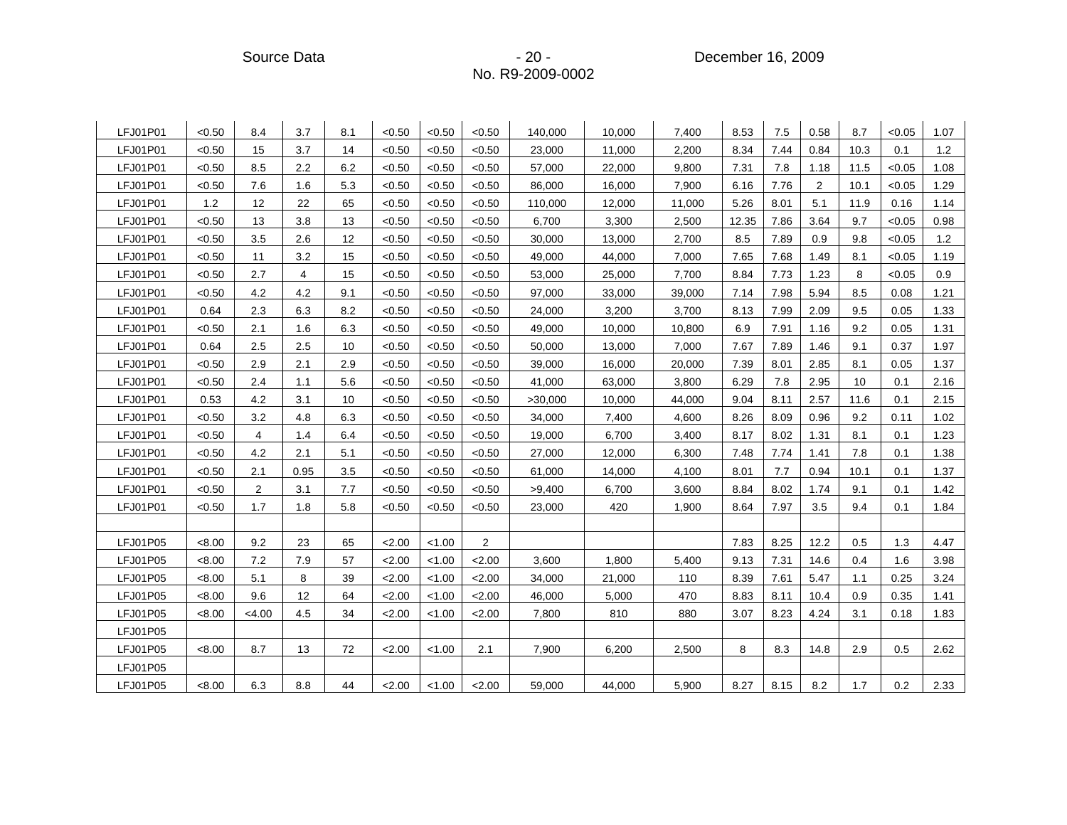| | | | | | | | | | | | | | | | | |
|---|---|---|---|---|---|---|---|---|---|---|---|---|---|---|---|---|
| LFJ01P01 | <0.50 | 8.4 | 3.7 | 8.1 | <0.50 | <0.50 | <0.50 | 140,000 | 10,000 | 7,400 | 8.53 | 7.5 | 0.58 | 8.7 | <0.05 | 1.07 |
| LFJ01P01 | <0.50 | 15 | 3.7 | 14 | <0.50 | <0.50 | <0.50 | 23,000 | 11,000 | 2,200 | 8.34 | 7.44 | 0.84 | 10.3 | 0.1 | 1.2 |
| LFJ01P01 | <0.50 | 8.5 | 2.2 | 6.2 | <0.50 | <0.50 | <0.50 | 57,000 | 22,000 | 9,800 | 7.31 | 7.8 | 1.18 | 11.5 | <0.05 | 1.08 |
| LFJ01P01 | <0.50 | 7.6 | 1.6 | 5.3 | <0.50 | <0.50 | <0.50 | 86,000 | 16,000 | 7,900 | 6.16 | 7.76 | 2 | 10.1 | <0.05 | 1.29 |
| LFJ01P01 | 1.2 | 12 | 22 | 65 | <0.50 | <0.50 | <0.50 | 110,000 | 12,000 | 11,000 | 5.26 | 8.01 | 5.1 | 11.9 | 0.16 | 1.14 |
| LFJ01P01 | <0.50 | 13 | 3.8 | 13 | <0.50 | <0.50 | <0.50 | 6,700 | 3,300 | 2,500 | 12.35 | 7.86 | 3.64 | 9.7 | <0.05 | 0.98 |
| LFJ01P01 | <0.50 | 3.5 | 2.6 | 12 | <0.50 | <0.50 | <0.50 | 30,000 | 13,000 | 2,700 | 8.5 | 7.89 | 0.9 | 9.8 | <0.05 | 1.2 |
| LFJ01P01 | <0.50 | 11 | 3.2 | 15 | <0.50 | <0.50 | <0.50 | 49,000 | 44,000 | 7,000 | 7.65 | 7.68 | 1.49 | 8.1 | <0.05 | 1.19 |
| LFJ01P01 | <0.50 | 2.7 | 4 | 15 | <0.50 | <0.50 | <0.50 | 53,000 | 25,000 | 7,700 | 8.84 | 7.73 | 1.23 | 8 | <0.05 | 0.9 |
| LFJ01P01 | <0.50 | 4.2 | 4.2 | 9.1 | <0.50 | <0.50 | <0.50 | 97,000 | 33,000 | 39,000 | 7.14 | 7.98 | 5.94 | 8.5 | 0.08 | 1.21 |
| LFJ01P01 | 0.64 | 2.3 | 6.3 | 8.2 | <0.50 | <0.50 | <0.50 | 24,000 | 3,200 | 3,700 | 8.13 | 7.99 | 2.09 | 9.5 | 0.05 | 1.33 |
| LFJ01P01 | <0.50 | 2.1 | 1.6 | 6.3 | <0.50 | <0.50 | <0.50 | 49,000 | 10,000 | 10,800 | 6.9 | 7.91 | 1.16 | 9.2 | 0.05 | 1.31 |
| LFJ01P01 | 0.64 | 2.5 | 2.5 | 10 | <0.50 | <0.50 | <0.50 | 50,000 | 13,000 | 7,000 | 7.67 | 7.89 | 1.46 | 9.1 | 0.37 | 1.97 |
| LFJ01P01 | <0.50 | 2.9 | 2.1 | 2.9 | <0.50 | <0.50 | <0.50 | 39,000 | 16,000 | 20,000 | 7.39 | 8.01 | 2.85 | 8.1 | 0.05 | 1.37 |
| LFJ01P01 | <0.50 | 2.4 | 1.1 | 5.6 | <0.50 | <0.50 | <0.50 | 41,000 | 63,000 | 3,800 | 6.29 | 7.8 | 2.95 | 10 | 0.1 | 2.16 |
| LFJ01P01 | 0.53 | 4.2 | 3.1 | 10 | <0.50 | <0.50 | <0.50 | >30,000 | 10,000 | 44,000 | 9.04 | 8.11 | 2.57 | 11.6 | 0.1 | 2.15 |
| LFJ01P01 | <0.50 | 3.2 | 4.8 | 6.3 | <0.50 | <0.50 | <0.50 | 34,000 | 7,400 | 4,600 | 8.26 | 8.09 | 0.96 | 9.2 | 0.11 | 1.02 |
| LFJ01P01 | <0.50 | 4 | 1.4 | 6.4 | <0.50 | <0.50 | <0.50 | 19,000 | 6,700 | 3,400 | 8.17 | 8.02 | 1.31 | 8.1 | 0.1 | 1.23 |
| LFJ01P01 | <0.50 | 4.2 | 2.1 | 5.1 | <0.50 | <0.50 | <0.50 | 27,000 | 12,000 | 6,300 | 7.48 | 7.74 | 1.41 | 7.8 | 0.1 | 1.38 |
| LFJ01P01 | <0.50 | 2.1 | 0.95 | 3.5 | <0.50 | <0.50 | <0.50 | 61,000 | 14,000 | 4,100 | 8.01 | 7.7 | 0.94 | 10.1 | 0.1 | 1.37 |
| LFJ01P01 | <0.50 | 2 | 3.1 | 7.7 | <0.50 | <0.50 | <0.50 | >9,400 | 6,700 | 3,600 | 8.84 | 8.02 | 1.74 | 9.1 | 0.1 | 1.42 |
| LFJ01P01 | <0.50 | 1.7 | 1.8 | 5.8 | <0.50 | <0.50 | <0.50 | 23,000 | 420 | 1,900 | 8.64 | 7.97 | 3.5 | 9.4 | 0.1 | 1.84 |
| | | | | | | | | | | | | | | | | |
| LFJ01P05 | <8.00 | 9.2 | 23 | 65 | <2.00 | <1.00 | 2 | | | | 7.83 | 8.25 | 12.2 | 0.5 | 1.3 | 4.47 |
| LFJ01P05 | <8.00 | 7.2 | 7.9 | 57 | <2.00 | <1.00 | <2.00 | 3,600 | 1,800 | 5,400 | 9.13 | 7.31 | 14.6 | 0.4 | 1.6 | 3.98 |
| LFJ01P05 | <8.00 | 5.1 | 8 | 39 | <2.00 | <1.00 | <2.00 | 34,000 | 21,000 | 110 | 8.39 | 7.61 | 5.47 | 1.1 | 0.25 | 3.24 |
| LFJ01P05 | <8.00 | 9.6 | 12 | 64 | <2.00 | <1.00 | <2.00 | 46,000 | 5,000 | 470 | 8.83 | 8.11 | 10.4 | 0.9 | 0.35 | 1.41 |
| LFJ01P05 | <8.00 | <4.00 | 4.5 | 34 | <2.00 | <1.00 | <2.00 | 7,800 | 810 | 880 | 3.07 | 8.23 | 4.24 | 3.1 | 0.18 | 1.83 |
| LFJ01P05 | | | | | | | | | | | | | | | | |
| LFJ01P05 | <8.00 | 8.7 | 13 | 72 | <2.00 | <1.00 | 2.1 | 7,900 | 6,200 | 2,500 | 8 | 8.3 | 14.8 | 2.9 | 0.5 | 2.62 |
| LFJ01P05 | | | | | | | | | | | | | | | | |
| LFJ01P05 | <8.00 | 6.3 | 8.8 | 44 | <2.00 | <1.00 | <2.00 | 59,000 | 44,000 | 5,900 | 8.27 | 8.15 | 8.2 | 1.7 | 0.2 | 2.33 |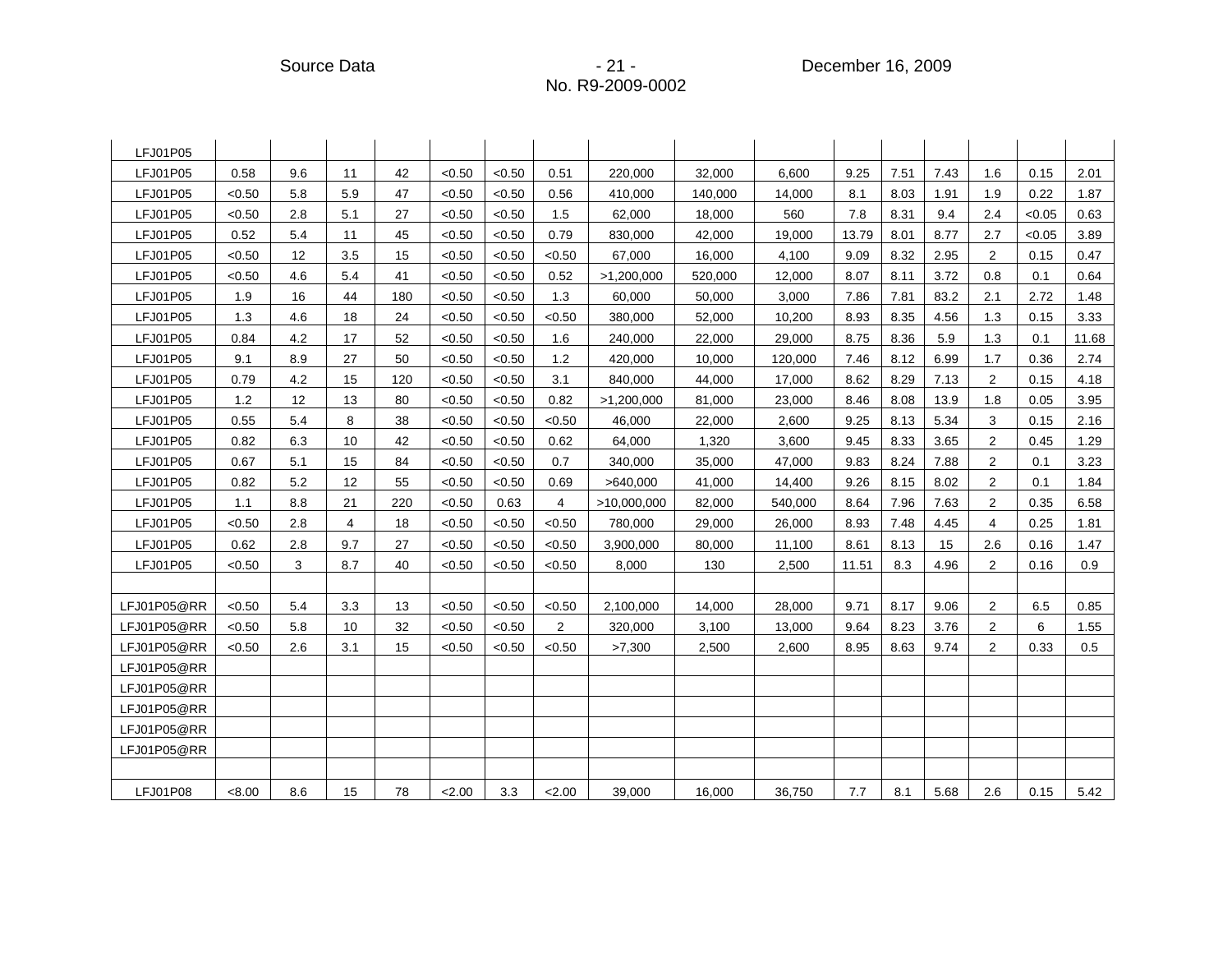| LFJ01P05 | | | | | | | | | | | | | | | | |
|---|---|---|---|---|---|---|---|---|---|---|---|---|---|---|---|---|
| LFJ01P05 | 0.58 | 9.6 | 11 | 42 | <0.50 | <0.50 | 0.51 | 220,000 | 32,000 | 6,600 | 9.25 | 7.51 | 7.43 | 1.6 | 0.15 | 2.01 |
| LFJ01P05 | <0.50 | 5.8 | 5.9 | 47 | <0.50 | <0.50 | 0.56 | 410,000 | 140,000 | 14,000 | 8.1 | 8.03 | 1.91 | 1.9 | 0.22 | 1.87 |
| LFJ01P05 | <0.50 | 2.8 | 5.1 | 27 | <0.50 | <0.50 | 1.5 | 62,000 | 18,000 | 560 | 7.8 | 8.31 | 9.4 | 2.4 | <0.05 | 0.63 |
| LFJ01P05 | 0.52 | 5.4 | 11 | 45 | <0.50 | <0.50 | 0.79 | 830,000 | 42,000 | 19,000 | 13.79 | 8.01 | 8.77 | 2.7 | <0.05 | 3.89 |
| LFJ01P05 | <0.50 | 12 | 3.5 | 15 | <0.50 | <0.50 | <0.50 | 67,000 | 16,000 | 4,100 | 9.09 | 8.32 | 2.95 | 2 | 0.15 | 0.47 |
| LFJ01P05 | <0.50 | 4.6 | 5.4 | 41 | <0.50 | <0.50 | 0.52 | >1,200,000 | 520,000 | 12,000 | 8.07 | 8.11 | 3.72 | 0.8 | 0.1 | 0.64 |
| LFJ01P05 | 1.9 | 16 | 44 | 180 | <0.50 | <0.50 | 1.3 | 60,000 | 50,000 | 3,000 | 7.86 | 7.81 | 83.2 | 2.1 | 2.72 | 1.48 |
| LFJ01P05 | 1.3 | 4.6 | 18 | 24 | <0.50 | <0.50 | <0.50 | 380,000 | 52,000 | 10,200 | 8.93 | 8.35 | 4.56 | 1.3 | 0.15 | 3.33 |
| LFJ01P05 | 0.84 | 4.2 | 17 | 52 | <0.50 | <0.50 | 1.6 | 240,000 | 22,000 | 29,000 | 8.75 | 8.36 | 5.9 | 1.3 | 0.1 | 11.68 |
| LFJ01P05 | 9.1 | 8.9 | 27 | 50 | <0.50 | <0.50 | 1.2 | 420,000 | 10,000 | 120,000 | 7.46 | 8.12 | 6.99 | 1.7 | 0.36 | 2.74 |
| LFJ01P05 | 0.79 | 4.2 | 15 | 120 | <0.50 | <0.50 | 3.1 | 840,000 | 44,000 | 17,000 | 8.62 | 8.29 | 7.13 | 2 | 0.15 | 4.18 |
| LFJ01P05 | 1.2 | 12 | 13 | 80 | <0.50 | <0.50 | 0.82 | >1,200,000 | 81,000 | 23,000 | 8.46 | 8.08 | 13.9 | 1.8 | 0.05 | 3.95 |
| LFJ01P05 | 0.55 | 5.4 | 8 | 38 | <0.50 | <0.50 | <0.50 | 46,000 | 22,000 | 2,600 | 9.25 | 8.13 | 5.34 | 3 | 0.15 | 2.16 |
| LFJ01P05 | 0.82 | 6.3 | 10 | 42 | <0.50 | <0.50 | 0.62 | 64,000 | 1,320 | 3,600 | 9.45 | 8.33 | 3.65 | 2 | 0.45 | 1.29 |
| LFJ01P05 | 0.67 | 5.1 | 15 | 84 | <0.50 | <0.50 | 0.7 | 340,000 | 35,000 | 47,000 | 9.83 | 8.24 | 7.88 | 2 | 0.1 | 3.23 |
| LFJ01P05 | 0.82 | 5.2 | 12 | 55 | <0.50 | <0.50 | 0.69 | >640,000 | 41,000 | 14,400 | 9.26 | 8.15 | 8.02 | 2 | 0.1 | 1.84 |
| LFJ01P05 | 1.1 | 8.8 | 21 | 220 | <0.50 | 0.63 | 4 | >10,000,000 | 82,000 | 540,000 | 8.64 | 7.96 | 7.63 | 2 | 0.35 | 6.58 |
| LFJ01P05 | <0.50 | 2.8 | 4 | 18 | <0.50 | <0.50 | <0.50 | 780,000 | 29,000 | 26,000 | 8.93 | 7.48 | 4.45 | 4 | 0.25 | 1.81 |
| LFJ01P05 | 0.62 | 2.8 | 9.7 | 27 | <0.50 | <0.50 | <0.50 | 3,900,000 | 80,000 | 11,100 | 8.61 | 8.13 | 15 | 2.6 | 0.16 | 1.47 |
| LFJ01P05 | <0.50 | 3 | 8.7 | 40 | <0.50 | <0.50 | <0.50 | 8,000 | 130 | 2,500 | 11.51 | 8.3 | 4.96 | 2 | 0.16 | 0.9 |
| | | | | | | | | | | | | | | | | |
| LFJ01P05@RR | <0.50 | 5.4 | 3.3 | 13 | <0.50 | <0.50 | <0.50 | 2,100,000 | 14,000 | 28,000 | 9.71 | 8.17 | 9.06 | 2 | 6.5 | 0.85 |
| LFJ01P05@RR | <0.50 | 5.8 | 10 | 32 | <0.50 | <0.50 | 2 | 320,000 | 3,100 | 13,000 | 9.64 | 8.23 | 3.76 | 2 | 6 | 1.55 |
| LFJ01P05@RR | <0.50 | 2.6 | 3.1 | 15 | <0.50 | <0.50 | <0.50 | >7,300 | 2,500 | 2,600 | 8.95 | 8.63 | 9.74 | 2 | 0.33 | 0.5 |
| LFJ01P05@RR | | | | | | | | | | | | | | | | |
| LFJ01P05@RR | | | | | | | | | | | | | | | | |
| LFJ01P05@RR | | | | | | | | | | | | | | | | |
| LFJ01P05@RR | | | | | | | | | | | | | | | | |
| LFJ01P05@RR | | | | | | | | | | | | | | | | |
| | | | | | | | | | | | | | | | | |
| LFJ01P08 | <8.00 | 8.6 | 15 | 78 | <2.00 | 3.3 | <2.00 | 39,000 | 16,000 | 36,750 | 7.7 | 8.1 | 5.68 | 2.6 | 0.15 | 5.42 |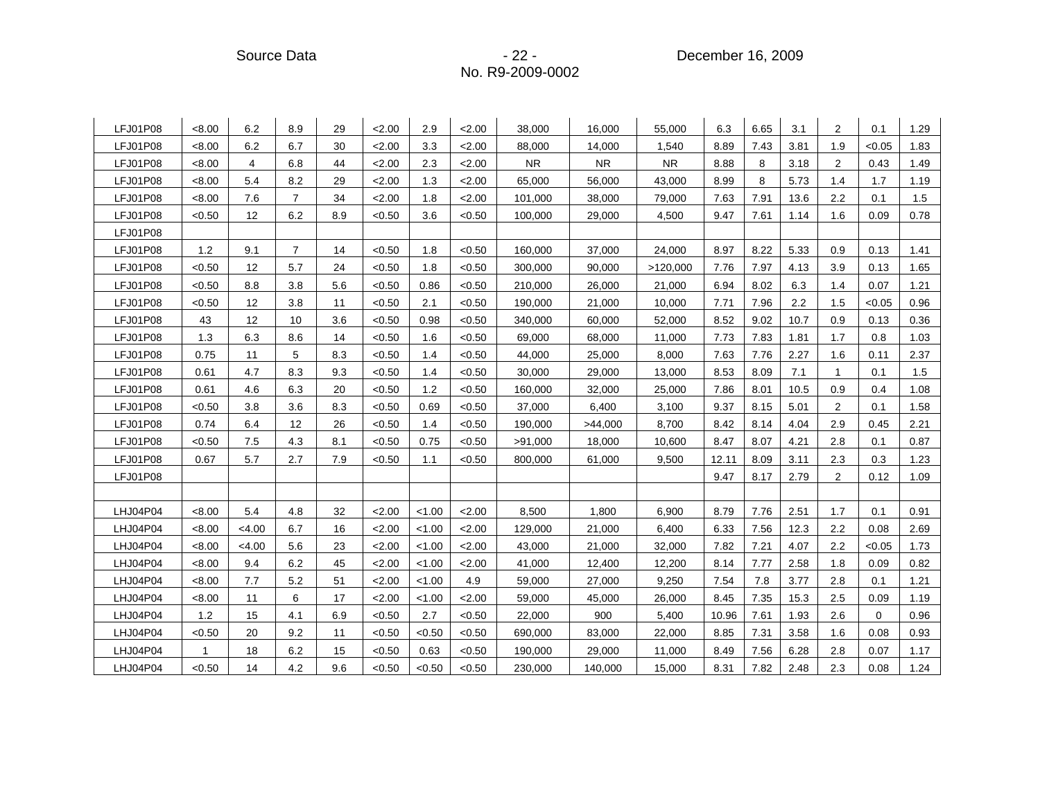| | | | | | | | | | | | | | | | | |
|---|---|---|---|---|---|---|---|---|---|---|---|---|---|---|---|---|
| LFJ01P08 | <8.00 | 6.2 | 8.9 | 29 | <2.00 | 2.9 | <2.00 | 38,000 | 16,000 | 55,000 | 6.3 | 6.65 | 3.1 | 2 | 0.1 | 1.29 |
| LFJ01P08 | <8.00 | 6.2 | 6.7 | 30 | <2.00 | 3.3 | <2.00 | 88,000 | 14,000 | 1,540 | 8.89 | 7.43 | 3.81 | 1.9 | <0.05 | 1.83 |
| LFJ01P08 | <8.00 | 4 | 6.8 | 44 | <2.00 | 2.3 | <2.00 | NR | NR | NR | 8.88 | 8 | 3.18 | 2 | 0.43 | 1.49 |
| LFJ01P08 | <8.00 | 5.4 | 8.2 | 29 | <2.00 | 1.3 | <2.00 | 65,000 | 56,000 | 43,000 | 8.99 | 8 | 5.73 | 1.4 | 1.7 | 1.19 |
| LFJ01P08 | <8.00 | 7.6 | 7 | 34 | <2.00 | 1.8 | <2.00 | 101,000 | 38,000 | 79,000 | 7.63 | 7.91 | 13.6 | 2.2 | 0.1 | 1.5 |
| LFJ01P08 | <0.50 | 12 | 6.2 | 8.9 | <0.50 | 3.6 | <0.50 | 100,000 | 29,000 | 4,500 | 9.47 | 7.61 | 1.14 | 1.6 | 0.09 | 0.78 |
| LFJ01P08 | | | | | | | | | | | | | | | | |
| LFJ01P08 | 1.2 | 9.1 | 7 | 14 | <0.50 | 1.8 | <0.50 | 160,000 | 37,000 | 24,000 | 8.97 | 8.22 | 5.33 | 0.9 | 0.13 | 1.41 |
| LFJ01P08 | <0.50 | 12 | 5.7 | 24 | <0.50 | 1.8 | <0.50 | 300,000 | 90,000 | >120,000 | 7.76 | 7.97 | 4.13 | 3.9 | 0.13 | 1.65 |
| LFJ01P08 | <0.50 | 8.8 | 3.8 | 5.6 | <0.50 | 0.86 | <0.50 | 210,000 | 26,000 | 21,000 | 6.94 | 8.02 | 6.3 | 1.4 | 0.07 | 1.21 |
| LFJ01P08 | <0.50 | 12 | 3.8 | 11 | <0.50 | 2.1 | <0.50 | 190,000 | 21,000 | 10,000 | 7.71 | 7.96 | 2.2 | 1.5 | <0.05 | 0.96 |
| LFJ01P08 | 43 | 12 | 10 | 3.6 | <0.50 | 0.98 | <0.50 | 340,000 | 60,000 | 52,000 | 8.52 | 9.02 | 10.7 | 0.9 | 0.13 | 0.36 |
| LFJ01P08 | 1.3 | 6.3 | 8.6 | 14 | <0.50 | 1.6 | <0.50 | 69,000 | 68,000 | 11,000 | 7.73 | 7.83 | 1.81 | 1.7 | 0.8 | 1.03 |
| LFJ01P08 | 0.75 | 11 | 5 | 8.3 | <0.50 | 1.4 | <0.50 | 44,000 | 25,000 | 8,000 | 7.63 | 7.76 | 2.27 | 1.6 | 0.11 | 2.37 |
| LFJ01P08 | 0.61 | 4.7 | 8.3 | 9.3 | <0.50 | 1.4 | <0.50 | 30,000 | 29,000 | 13,000 | 8.53 | 8.09 | 7.1 | 1 | 0.1 | 1.5 |
| LFJ01P08 | 0.61 | 4.6 | 6.3 | 20 | <0.50 | 1.2 | <0.50 | 160,000 | 32,000 | 25,000 | 7.86 | 8.01 | 10.5 | 0.9 | 0.4 | 1.08 |
| LFJ01P08 | <0.50 | 3.8 | 3.6 | 8.3 | <0.50 | 0.69 | <0.50 | 37,000 | 6,400 | 3,100 | 9.37 | 8.15 | 5.01 | 2 | 0.1 | 1.58 |
| LFJ01P08 | 0.74 | 6.4 | 12 | 26 | <0.50 | 1.4 | <0.50 | 190,000 | >44,000 | 8,700 | 8.42 | 8.14 | 4.04 | 2.9 | 0.45 | 2.21 |
| LFJ01P08 | <0.50 | 7.5 | 4.3 | 8.1 | <0.50 | 0.75 | <0.50 | >91,000 | 18,000 | 10,600 | 8.47 | 8.07 | 4.21 | 2.8 | 0.1 | 0.87 |
| LFJ01P08 | 0.67 | 5.7 | 2.7 | 7.9 | <0.50 | 1.1 | <0.50 | 800,000 | 61,000 | 9,500 | 12.11 | 8.09 | 3.11 | 2.3 | 0.3 | 1.23 |
| LFJ01P08 | | | | | | | | | | | 9.47 | 8.17 | 2.79 | 2 | 0.12 | 1.09 |
| | | | | | | | | | | | | | | | | |
| LHJ04P04 | <8.00 | 5.4 | 4.8 | 32 | <2.00 | <1.00 | <2.00 | 8,500 | 1,800 | 6,900 | 8.79 | 7.76 | 2.51 | 1.7 | 0.1 | 0.91 |
| LHJ04P04 | <8.00 | <4.00 | 6.7 | 16 | <2.00 | <1.00 | <2.00 | 129,000 | 21,000 | 6,400 | 6.33 | 7.56 | 12.3 | 2.2 | 0.08 | 2.69 |
| LHJ04P04 | <8.00 | <4.00 | 5.6 | 23 | <2.00 | <1.00 | <2.00 | 43,000 | 21,000 | 32,000 | 7.82 | 7.21 | 4.07 | 2.2 | <0.05 | 1.73 |
| LHJ04P04 | <8.00 | 9.4 | 6.2 | 45 | <2.00 | <1.00 | <2.00 | 41,000 | 12,400 | 12,200 | 8.14 | 7.77 | 2.58 | 1.8 | 0.09 | 0.82 |
| LHJ04P04 | <8.00 | 7.7 | 5.2 | 51 | <2.00 | <1.00 | 4.9 | 59,000 | 27,000 | 9,250 | 7.54 | 7.8 | 3.77 | 2.8 | 0.1 | 1.21 |
| LHJ04P04 | <8.00 | 11 | 6 | 17 | <2.00 | <1.00 | <2.00 | 59,000 | 45,000 | 26,000 | 8.45 | 7.35 | 15.3 | 2.5 | 0.09 | 1.19 |
| LHJ04P04 | 1.2 | 15 | 4.1 | 6.9 | <0.50 | 2.7 | <0.50 | 22,000 | 900 | 5,400 | 10.96 | 7.61 | 1.93 | 2.6 | 0 | 0.96 |
| LHJ04P04 | <0.50 | 20 | 9.2 | 11 | <0.50 | <0.50 | <0.50 | 690,000 | 83,000 | 22,000 | 8.85 | 7.31 | 3.58 | 1.6 | 0.08 | 0.93 |
| LHJ04P04 | 1 | 18 | 6.2 | 15 | <0.50 | 0.63 | <0.50 | 190,000 | 29,000 | 11,000 | 8.49 | 7.56 | 6.28 | 2.8 | 0.07 | 1.17 |
| LHJ04P04 | <0.50 | 14 | 4.2 | 9.6 | <0.50 | <0.50 | <0.50 | 230,000 | 140,000 | 15,000 | 8.31 | 7.82 | 2.48 | 2.3 | 0.08 | 1.24 |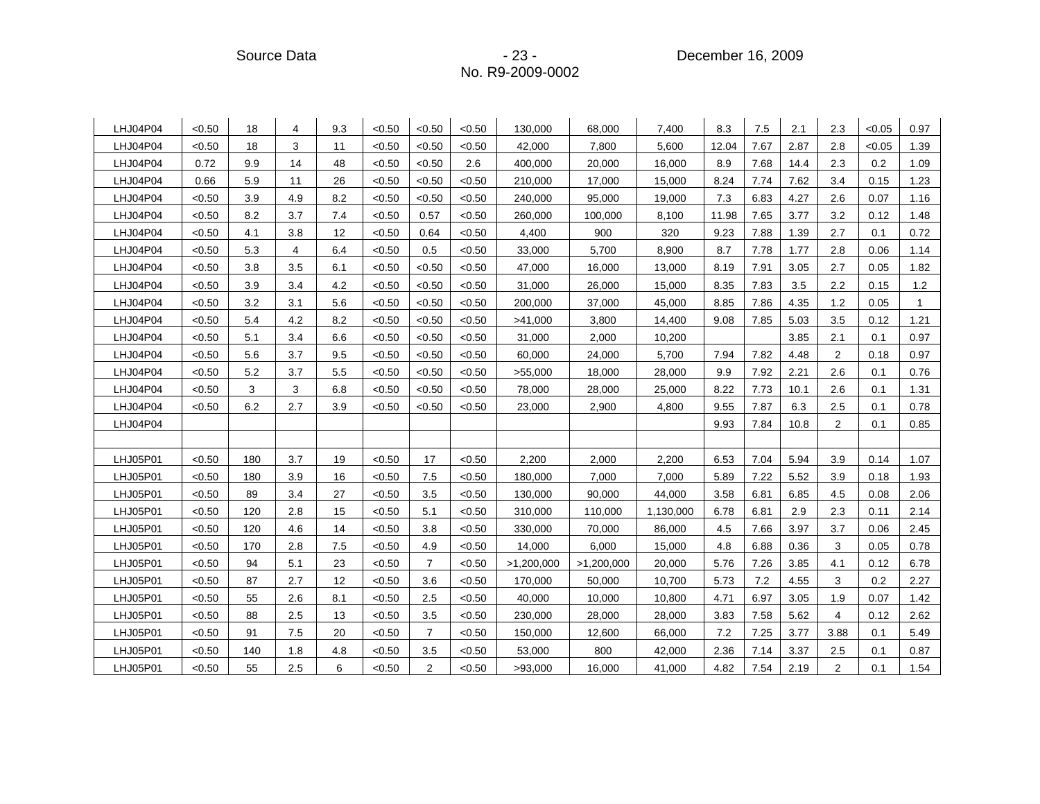| | | | | | | | | | | | | | | | | |
|---|---|---|---|---|---|---|---|---|---|---|---|---|---|---|---|---|
| LHJ04P04 | <0.50 | 18 | 4 | 9.3 | <0.50 | <0.50 | <0.50 | 130,000 | 68,000 | 7,400 | 8.3 | 7.5 | 2.1 | 2.3 | <0.05 | 0.97 |
| LHJ04P04 | <0.50 | 18 | 3 | 11 | <0.50 | <0.50 | <0.50 | 42,000 | 7,800 | 5,600 | 12.04 | 7.67 | 2.87 | 2.8 | <0.05 | 1.39 |
| LHJ04P04 | 0.72 | 9.9 | 14 | 48 | <0.50 | <0.50 | 2.6 | 400,000 | 20,000 | 16,000 | 8.9 | 7.68 | 14.4 | 2.3 | 0.2 | 1.09 |
| LHJ04P04 | 0.66 | 5.9 | 11 | 26 | <0.50 | <0.50 | <0.50 | 210,000 | 17,000 | 15,000 | 8.24 | 7.74 | 7.62 | 3.4 | 0.15 | 1.23 |
| LHJ04P04 | <0.50 | 3.9 | 4.9 | 8.2 | <0.50 | <0.50 | <0.50 | 240,000 | 95,000 | 19,000 | 7.3 | 6.83 | 4.27 | 2.6 | 0.07 | 1.16 |
| LHJ04P04 | <0.50 | 8.2 | 3.7 | 7.4 | <0.50 | 0.57 | <0.50 | 260,000 | 100,000 | 8,100 | 11.98 | 7.65 | 3.77 | 3.2 | 0.12 | 1.48 |
| LHJ04P04 | <0.50 | 4.1 | 3.8 | 12 | <0.50 | 0.64 | <0.50 | 4,400 | 900 | 320 | 9.23 | 7.88 | 1.39 | 2.7 | 0.1 | 0.72 |
| LHJ04P04 | <0.50 | 5.3 | 4 | 6.4 | <0.50 | 0.5 | <0.50 | 33,000 | 5,700 | 8,900 | 8.7 | 7.78 | 1.77 | 2.8 | 0.06 | 1.14 |
| LHJ04P04 | <0.50 | 3.8 | 3.5 | 6.1 | <0.50 | <0.50 | <0.50 | 47,000 | 16,000 | 13,000 | 8.19 | 7.91 | 3.05 | 2.7 | 0.05 | 1.82 |
| LHJ04P04 | <0.50 | 3.9 | 3.4 | 4.2 | <0.50 | <0.50 | <0.50 | 31,000 | 26,000 | 15,000 | 8.35 | 7.83 | 3.5 | 2.2 | 0.15 | 1.2 |
| LHJ04P04 | <0.50 | 3.2 | 3.1 | 5.6 | <0.50 | <0.50 | <0.50 | 200,000 | 37,000 | 45,000 | 8.85 | 7.86 | 4.35 | 1.2 | 0.05 | 1 |
| LHJ04P04 | <0.50 | 5.4 | 4.2 | 8.2 | <0.50 | <0.50 | <0.50 | >41,000 | 3,800 | 14,400 | 9.08 | 7.85 | 5.03 | 3.5 | 0.12 | 1.21 |
| LHJ04P04 | <0.50 | 5.1 | 3.4 | 6.6 | <0.50 | <0.50 | <0.50 | 31,000 | 2,000 | 10,200 | | | 3.85 | 2.1 | 0.1 | 0.97 |
| LHJ04P04 | <0.50 | 5.6 | 3.7 | 9.5 | <0.50 | <0.50 | <0.50 | 60,000 | 24,000 | 5,700 | 7.94 | 7.82 | 4.48 | 2 | 0.18 | 0.97 |
| LHJ04P04 | <0.50 | 5.2 | 3.7 | 5.5 | <0.50 | <0.50 | <0.50 | >55,000 | 18,000 | 28,000 | 9.9 | 7.92 | 2.21 | 2.6 | 0.1 | 0.76 |
| LHJ04P04 | <0.50 | 3 | 3 | 6.8 | <0.50 | <0.50 | <0.50 | 78,000 | 28,000 | 25,000 | 8.22 | 7.73 | 10.1 | 2.6 | 0.1 | 1.31 |
| LHJ04P04 | <0.50 | 6.2 | 2.7 | 3.9 | <0.50 | <0.50 | <0.50 | 23,000 | 2,900 | 4,800 | 9.55 | 7.87 | 6.3 | 2.5 | 0.1 | 0.78 |
| LHJ04P04 | | | | | | | | | | | 9.93 | 7.84 | 10.8 | 2 | 0.1 | 0.85 |
| | | | | | | | | | | | | | | | | |
| LHJ05P01 | <0.50 | 180 | 3.7 | 19 | <0.50 | 17 | <0.50 | 2,200 | 2,000 | 2,200 | 6.53 | 7.04 | 5.94 | 3.9 | 0.14 | 1.07 |
| LHJ05P01 | <0.50 | 180 | 3.9 | 16 | <0.50 | 7.5 | <0.50 | 180,000 | 7,000 | 7,000 | 5.89 | 7.22 | 5.52 | 3.9 | 0.18 | 1.93 |
| LHJ05P01 | <0.50 | 89 | 3.4 | 27 | <0.50 | 3.5 | <0.50 | 130,000 | 90,000 | 44,000 | 3.58 | 6.81 | 6.85 | 4.5 | 0.08 | 2.06 |
| LHJ05P01 | <0.50 | 120 | 2.8 | 15 | <0.50 | 5.1 | <0.50 | 310,000 | 110,000 | 1,130,000 | 6.78 | 6.81 | 2.9 | 2.3 | 0.11 | 2.14 |
| LHJ05P01 | <0.50 | 120 | 4.6 | 14 | <0.50 | 3.8 | <0.50 | 330,000 | 70,000 | 86,000 | 4.5 | 7.66 | 3.97 | 3.7 | 0.06 | 2.45 |
| LHJ05P01 | <0.50 | 170 | 2.8 | 7.5 | <0.50 | 4.9 | <0.50 | 14,000 | 6,000 | 15,000 | 4.8 | 6.88 | 0.36 | 3 | 0.05 | 0.78 |
| LHJ05P01 | <0.50 | 94 | 5.1 | 23 | <0.50 | 7 | <0.50 | >1,200,000 | >1,200,000 | 20,000 | 5.76 | 7.26 | 3.85 | 4.1 | 0.12 | 6.78 |
| LHJ05P01 | <0.50 | 87 | 2.7 | 12 | <0.50 | 3.6 | <0.50 | 170,000 | 50,000 | 10,700 | 5.73 | 7.2 | 4.55 | 3 | 0.2 | 2.27 |
| LHJ05P01 | <0.50 | 55 | 2.6 | 8.1 | <0.50 | 2.5 | <0.50 | 40,000 | 10,000 | 10,800 | 4.71 | 6.97 | 3.05 | 1.9 | 0.07 | 1.42 |
| LHJ05P01 | <0.50 | 88 | 2.5 | 13 | <0.50 | 3.5 | <0.50 | 230,000 | 28,000 | 28,000 | 3.83 | 7.58 | 5.62 | 4 | 0.12 | 2.62 |
| LHJ05P01 | <0.50 | 91 | 7.5 | 20 | <0.50 | 7 | <0.50 | 150,000 | 12,600 | 66,000 | 7.2 | 7.25 | 3.77 | 3.88 | 0.1 | 5.49 |
| LHJ05P01 | <0.50 | 140 | 1.8 | 4.8 | <0.50 | 3.5 | <0.50 | 53,000 | 800 | 42,000 | 2.36 | 7.14 | 3.37 | 2.5 | 0.1 | 0.87 |
| LHJ05P01 | <0.50 | 55 | 2.5 | 6 | <0.50 | 2 | <0.50 | >93,000 | 16,000 | 41,000 | 4.82 | 7.54 | 2.19 | 2 | 0.1 | 1.54 |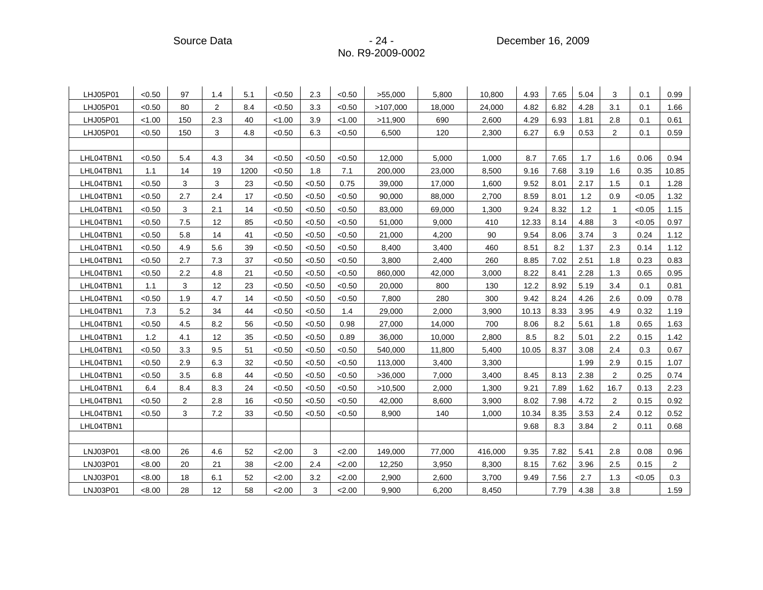Source Data December 16, 2009
No. R9-2009-0002

| | | | | | | | | | | | | | | | | |
|---|---|---|---|---|---|---|---|---|---|---|---|---|---|---|---|---|
| LHJ05P01 | <0.50 | 97 | 1.4 | 5.1 | <0.50 | 2.3 | <0.50 | >55,000 | 5,800 | 10,800 | 4.93 | 7.65 | 5.04 | 3 | 0.1 | 0.99 |
| LHJ05P01 | <0.50 | 80 | 2 | 8.4 | <0.50 | 3.3 | <0.50 | >107,000 | 18,000 | 24,000 | 4.82 | 6.82 | 4.28 | 3.1 | 0.1 | 1.66 |
| LHJ05P01 | <1.00 | 150 | 2.3 | 40 | <1.00 | 3.9 | <1.00 | >11,900 | 690 | 2,600 | 4.29 | 6.93 | 1.81 | 2.8 | 0.1 | 0.61 |
| LHJ05P01 | <0.50 | 150 | 3 | 4.8 | <0.50 | 6.3 | <0.50 | 6,500 | 120 | 2,300 | 6.27 | 6.9 | 0.53 | 2 | 0.1 | 0.59 |
| | | | | | | | | | | | | | | | | |
| LHL04TBN1 | <0.50 | 5.4 | 4.3 | 34 | <0.50 | <0.50 | <0.50 | 12,000 | 5,000 | 1,000 | 8.7 | 7.65 | 1.7 | 1.6 | 0.06 | 0.94 |
| LHL04TBN1 | 1.1 | 14 | 19 | 1200 | <0.50 | 1.8 | 7.1 | 200,000 | 23,000 | 8,500 | 9.16 | 7.68 | 3.19 | 1.6 | 0.35 | 10.85 |
| LHL04TBN1 | <0.50 | 3 | 3 | 23 | <0.50 | <0.50 | 0.75 | 39,000 | 17,000 | 1,600 | 9.52 | 8.01 | 2.17 | 1.5 | 0.1 | 1.28 |
| LHL04TBN1 | <0.50 | 2.7 | 2.4 | 17 | <0.50 | <0.50 | <0.50 | 90,000 | 88,000 | 2,700 | 8.59 | 8.01 | 1.2 | 0.9 | <0.05 | 1.32 |
| LHL04TBN1 | <0.50 | 3 | 2.1 | 14 | <0.50 | <0.50 | <0.50 | 83,000 | 69,000 | 1,300 | 9.24 | 8.32 | 1.2 | 1 | <0.05 | 1.15 |
| LHL04TBN1 | <0.50 | 7.5 | 12 | 85 | <0.50 | <0.50 | <0.50 | 51,000 | 9,000 | 410 | 12.33 | 8.14 | 4.88 | 3 | <0.05 | 0.97 |
| LHL04TBN1 | <0.50 | 5.8 | 14 | 41 | <0.50 | <0.50 | <0.50 | 21,000 | 4,200 | 90 | 9.54 | 8.06 | 3.74 | 3 | 0.24 | 1.12 |
| LHL04TBN1 | <0.50 | 4.9 | 5.6 | 39 | <0.50 | <0.50 | <0.50 | 8,400 | 3,400 | 460 | 8.51 | 8.2 | 1.37 | 2.3 | 0.14 | 1.12 |
| LHL04TBN1 | <0.50 | 2.7 | 7.3 | 37 | <0.50 | <0.50 | <0.50 | 3,800 | 2,400 | 260 | 8.85 | 7.02 | 2.51 | 1.8 | 0.23 | 0.83 |
| LHL04TBN1 | <0.50 | 2.2 | 4.8 | 21 | <0.50 | <0.50 | <0.50 | 860,000 | 42,000 | 3,000 | 8.22 | 8.41 | 2.28 | 1.3 | 0.65 | 0.95 |
| LHL04TBN1 | 1.1 | 3 | 12 | 23 | <0.50 | <0.50 | <0.50 | 20,000 | 800 | 130 | 12.2 | 8.92 | 5.19 | 3.4 | 0.1 | 0.81 |
| LHL04TBN1 | <0.50 | 1.9 | 4.7 | 14 | <0.50 | <0.50 | <0.50 | 7,800 | 280 | 300 | 9.42 | 8.24 | 4.26 | 2.6 | 0.09 | 0.78 |
| LHL04TBN1 | 7.3 | 5.2 | 34 | 44 | <0.50 | <0.50 | 1.4 | 29,000 | 2,000 | 3,900 | 10.13 | 8.33 | 3.95 | 4.9 | 0.32 | 1.19 |
| LHL04TBN1 | <0.50 | 4.5 | 8.2 | 56 | <0.50 | <0.50 | 0.98 | 27,000 | 14,000 | 700 | 8.06 | 8.2 | 5.61 | 1.8 | 0.65 | 1.63 |
| LHL04TBN1 | 1.2 | 4.1 | 12 | 35 | <0.50 | <0.50 | 0.89 | 36,000 | 10,000 | 2,800 | 8.5 | 8.2 | 5.01 | 2.2 | 0.15 | 1.42 |
| LHL04TBN1 | <0.50 | 3.3 | 9.5 | 51 | <0.50 | <0.50 | <0.50 | 540,000 | 11,800 | 5,400 | 10.05 | 8.37 | 3.08 | 2.4 | 0.3 | 0.67 |
| LHL04TBN1 | <0.50 | 2.9 | 6.3 | 32 | <0.50 | <0.50 | <0.50 | 113,000 | 3,400 | 3,300 | | | 1.99 | 2.9 | 0.15 | 1.07 |
| LHL04TBN1 | <0.50 | 3.5 | 6.8 | 44 | <0.50 | <0.50 | <0.50 | >36,000 | 7,000 | 3,400 | 8.45 | 8.13 | 2.38 | 2 | 0.25 | 0.74 |
| LHL04TBN1 | 6.4 | 8.4 | 8.3 | 24 | <0.50 | <0.50 | <0.50 | >10,500 | 2,000 | 1,300 | 9.21 | 7.89 | 1.62 | 16.7 | 0.13 | 2.23 |
| LHL04TBN1 | <0.50 | 2 | 2.8 | 16 | <0.50 | <0.50 | <0.50 | 42,000 | 8,600 | 3,900 | 8.02 | 7.98 | 4.72 | 2 | 0.15 | 0.92 |
| LHL04TBN1 | <0.50 | 3 | 7.2 | 33 | <0.50 | <0.50 | <0.50 | 8,900 | 140 | 1,000 | 10.34 | 8.35 | 3.53 | 2.4 | 0.12 | 0.52 |
| LHL04TBN1 | | | | | | | | | | | 9.68 | 8.3 | 3.84 | 2 | 0.11 | 0.68 |
| | | | | | | | | | | | | | | | | |
| LNJ03P01 | <8.00 | 26 | 4.6 | 52 | <2.00 | 3 | <2.00 | 149,000 | 77,000 | 416,000 | 9.35 | 7.82 | 5.41 | 2.8 | 0.08 | 0.96 |
| LNJ03P01 | <8.00 | 20 | 21 | 38 | <2.00 | 2.4 | <2.00 | 12,250 | 3,950 | 8,300 | 8.15 | 7.62 | 3.96 | 2.5 | 0.15 | 2 |
| LNJ03P01 | <8.00 | 18 | 6.1 | 52 | <2.00 | 3.2 | <2.00 | 2,900 | 2,600 | 3,700 | 9.49 | 7.56 | 2.7 | 1.3 | <0.05 | 0.3 |
| LNJ03P01 | <8.00 | 28 | 12 | 58 | <2.00 | 3 | <2.00 | 9,900 | 6,200 | 8,450 | | 7.79 | 4.38 | 3.8 | | 1.59 |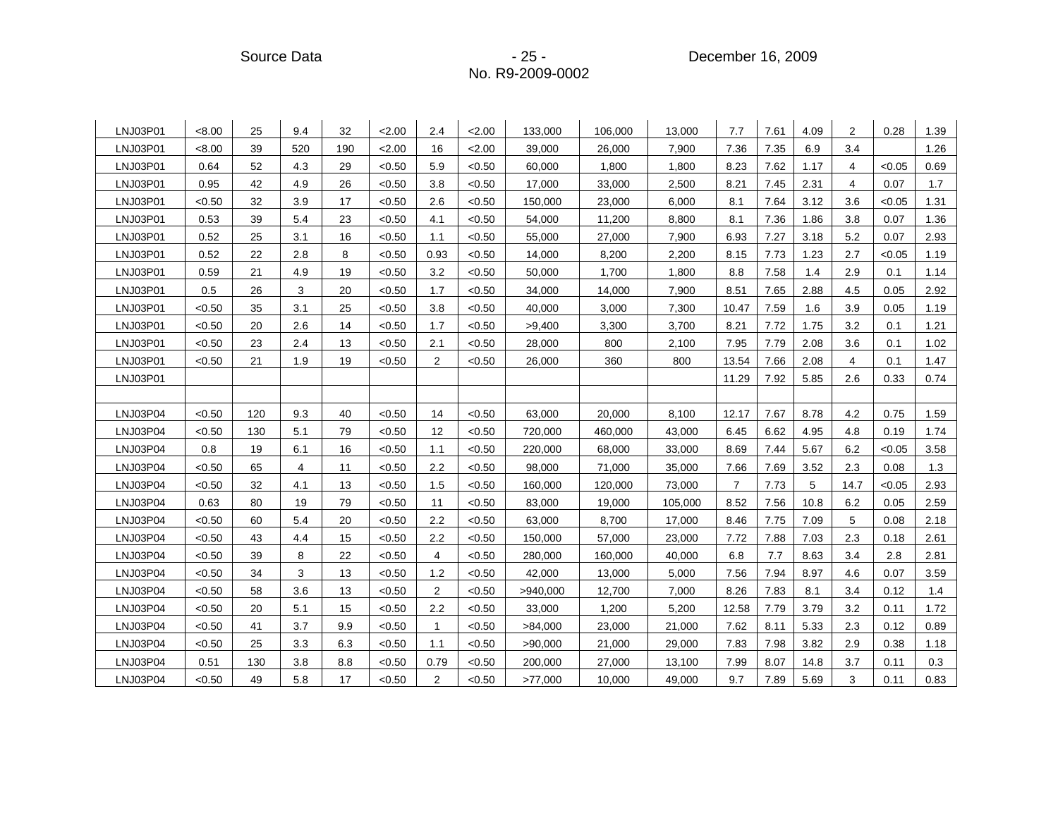| | | | | | | | | | | | | | | | | |
|---|---|---|---|---|---|---|---|---|---|---|---|---|---|---|---|---|
| LNJ03P01 | <8.00 | 25 | 9.4 | 32 | <2.00 | 2.4 | <2.00 | 133,000 | 106,000 | 13,000 | 7.7 | 7.61 | 4.09 | 2 | 0.28 | 1.39 |
| LNJ03P01 | <8.00 | 39 | 520 | 190 | <2.00 | 16 | <2.00 | 39,000 | 26,000 | 7,900 | 7.36 | 7.35 | 6.9 | 3.4 | | 1.26 |
| LNJ03P01 | 0.64 | 52 | 4.3 | 29 | <0.50 | 5.9 | <0.50 | 60,000 | 1,800 | 1,800 | 8.23 | 7.62 | 1.17 | 4 | <0.05 | 0.69 |
| LNJ03P01 | 0.95 | 42 | 4.9 | 26 | <0.50 | 3.8 | <0.50 | 17,000 | 33,000 | 2,500 | 8.21 | 7.45 | 2.31 | 4 | 0.07 | 1.7 |
| LNJ03P01 | <0.50 | 32 | 3.9 | 17 | <0.50 | 2.6 | <0.50 | 150,000 | 23,000 | 6,000 | 8.1 | 7.64 | 3.12 | 3.6 | <0.05 | 1.31 |
| LNJ03P01 | 0.53 | 39 | 5.4 | 23 | <0.50 | 4.1 | <0.50 | 54,000 | 11,200 | 8,800 | 8.1 | 7.36 | 1.86 | 3.8 | 0.07 | 1.36 |
| LNJ03P01 | 0.52 | 25 | 3.1 | 16 | <0.50 | 1.1 | <0.50 | 55,000 | 27,000 | 7,900 | 6.93 | 7.27 | 3.18 | 5.2 | 0.07 | 2.93 |
| LNJ03P01 | 0.52 | 22 | 2.8 | 8 | <0.50 | 0.93 | <0.50 | 14,000 | 8,200 | 2,200 | 8.15 | 7.73 | 1.23 | 2.7 | <0.05 | 1.19 |
| LNJ03P01 | 0.59 | 21 | 4.9 | 19 | <0.50 | 3.2 | <0.50 | 50,000 | 1,700 | 1,800 | 8.8 | 7.58 | 1.4 | 2.9 | 0.1 | 1.14 |
| LNJ03P01 | 0.5 | 26 | 3 | 20 | <0.50 | 1.7 | <0.50 | 34,000 | 14,000 | 7,900 | 8.51 | 7.65 | 2.88 | 4.5 | 0.05 | 2.92 |
| LNJ03P01 | <0.50 | 35 | 3.1 | 25 | <0.50 | 3.8 | <0.50 | 40,000 | 3,000 | 7,300 | 10.47 | 7.59 | 1.6 | 3.9 | 0.05 | 1.19 |
| LNJ03P01 | <0.50 | 20 | 2.6 | 14 | <0.50 | 1.7 | <0.50 | >9,400 | 3,300 | 3,700 | 8.21 | 7.72 | 1.75 | 3.2 | 0.1 | 1.21 |
| LNJ03P01 | <0.50 | 23 | 2.4 | 13 | <0.50 | 2.1 | <0.50 | 28,000 | 800 | 2,100 | 7.95 | 7.79 | 2.08 | 3.6 | 0.1 | 1.02 |
| LNJ03P01 | <0.50 | 21 | 1.9 | 19 | <0.50 | 2 | <0.50 | 26,000 | 360 | 800 | 13.54 | 7.66 | 2.08 | 4 | 0.1 | 1.47 |
| LNJ03P01 | | | | | | | | | | | 11.29 | 7.92 | 5.85 | 2.6 | 0.33 | 0.74 |
| | | | | | | | | | | | | | | | | |
| LNJ03P04 | <0.50 | 120 | 9.3 | 40 | <0.50 | 14 | <0.50 | 63,000 | 20,000 | 8,100 | 12.17 | 7.67 | 8.78 | 4.2 | 0.75 | 1.59 |
| LNJ03P04 | <0.50 | 130 | 5.1 | 79 | <0.50 | 12 | <0.50 | 720,000 | 460,000 | 43,000 | 6.45 | 6.62 | 4.95 | 4.8 | 0.19 | 1.74 |
| LNJ03P04 | 0.8 | 19 | 6.1 | 16 | <0.50 | 1.1 | <0.50 | 220,000 | 68,000 | 33,000 | 8.69 | 7.44 | 5.67 | 6.2 | <0.05 | 3.58 |
| LNJ03P04 | <0.50 | 65 | 4 | 11 | <0.50 | 2.2 | <0.50 | 98,000 | 71,000 | 35,000 | 7.66 | 7.69 | 3.52 | 2.3 | 0.08 | 1.3 |
| LNJ03P04 | <0.50 | 32 | 4.1 | 13 | <0.50 | 1.5 | <0.50 | 160,000 | 120,000 | 73,000 | 7 | 7.73 | 5 | 14.7 | <0.05 | 2.93 |
| LNJ03P04 | 0.63 | 80 | 19 | 79 | <0.50 | 11 | <0.50 | 83,000 | 19,000 | 105,000 | 8.52 | 7.56 | 10.8 | 6.2 | 0.05 | 2.59 |
| LNJ03P04 | <0.50 | 60 | 5.4 | 20 | <0.50 | 2.2 | <0.50 | 63,000 | 8,700 | 17,000 | 8.46 | 7.75 | 7.09 | 5 | 0.08 | 2.18 |
| LNJ03P04 | <0.50 | 43 | 4.4 | 15 | <0.50 | 2.2 | <0.50 | 150,000 | 57,000 | 23,000 | 7.72 | 7.88 | 7.03 | 2.3 | 0.18 | 2.61 |
| LNJ03P04 | <0.50 | 39 | 8 | 22 | <0.50 | 4 | <0.50 | 280,000 | 160,000 | 40,000 | 6.8 | 7.7 | 8.63 | 3.4 | 2.8 | 2.81 |
| LNJ03P04 | <0.50 | 34 | 3 | 13 | <0.50 | 1.2 | <0.50 | 42,000 | 13,000 | 5,000 | 7.56 | 7.94 | 8.97 | 4.6 | 0.07 | 3.59 |
| LNJ03P04 | <0.50 | 58 | 3.6 | 13 | <0.50 | 2 | <0.50 | >940,000 | 12,700 | 7,000 | 8.26 | 7.83 | 8.1 | 3.4 | 0.12 | 1.4 |
| LNJ03P04 | <0.50 | 20 | 5.1 | 15 | <0.50 | 2.2 | <0.50 | 33,000 | 1,200 | 5,200 | 12.58 | 7.79 | 3.79 | 3.2 | 0.11 | 1.72 |
| LNJ03P04 | <0.50 | 41 | 3.7 | 9.9 | <0.50 | 1 | <0.50 | >84,000 | 23,000 | 21,000 | 7.62 | 8.11 | 5.33 | 2.3 | 0.12 | 0.89 |
| LNJ03P04 | <0.50 | 25 | 3.3 | 6.3 | <0.50 | 1.1 | <0.50 | >90,000 | 21,000 | 29,000 | 7.83 | 7.98 | 3.82 | 2.9 | 0.38 | 1.18 |
| LNJ03P04 | 0.51 | 130 | 3.8 | 8.8 | <0.50 | 0.79 | <0.50 | 200,000 | 27,000 | 13,100 | 7.99 | 8.07 | 14.8 | 3.7 | 0.11 | 0.3 |
| LNJ03P04 | <0.50 | 49 | 5.8 | 17 | <0.50 | 2 | <0.50 | >77,000 | 10,000 | 49,000 | 9.7 | 7.89 | 5.69 | 3 | 0.11 | 0.83 |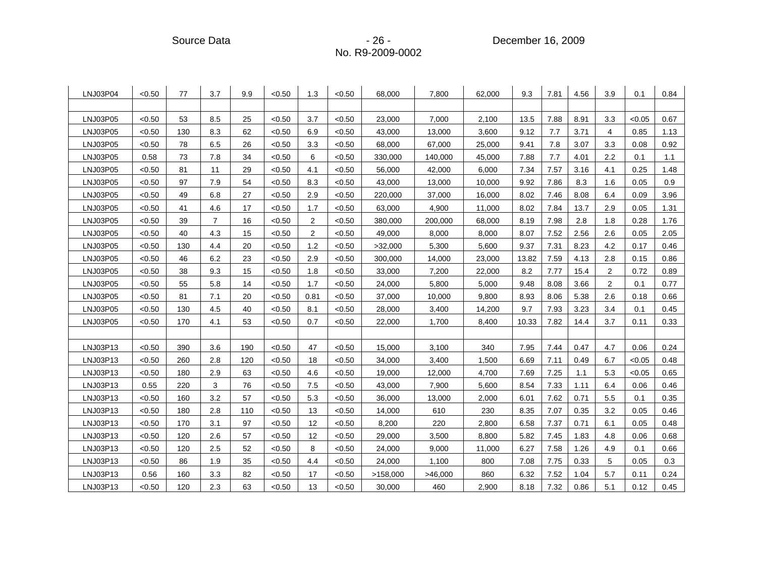| | | | | | | | | | | | | | | | | |
|---|---|---|---|---|---|---|---|---|---|---|---|---|---|---|---|---|
| LNJ03P04 | <0.50 | 77 | 3.7 | 9.9 | <0.50 | 1.3 | <0.50 | 68,000 | 7,800 | 62,000 | 9.3 | 7.81 | 4.56 | 3.9 | 0.1 | 0.84 |
| | | | | | | | | | | | | | | | | |
| LNJ03P05 | <0.50 | 53 | 8.5 | 25 | <0.50 | 3.7 | <0.50 | 23,000 | 7,000 | 2,100 | 13.5 | 7.88 | 8.91 | 3.3 | <0.05 | 0.67 |
| LNJ03P05 | <0.50 | 130 | 8.3 | 62 | <0.50 | 6.9 | <0.50 | 43,000 | 13,000 | 3,600 | 9.12 | 7.7 | 3.71 | 4 | 0.85 | 1.13 |
| LNJ03P05 | <0.50 | 78 | 6.5 | 26 | <0.50 | 3.3 | <0.50 | 68,000 | 67,000 | 25,000 | 9.41 | 7.8 | 3.07 | 3.3 | 0.08 | 0.92 |
| LNJ03P05 | 0.58 | 73 | 7.8 | 34 | <0.50 | 6 | <0.50 | 330,000 | 140,000 | 45,000 | 7.88 | 7.7 | 4.01 | 2.2 | 0.1 | 1.1 |
| LNJ03P05 | <0.50 | 81 | 11 | 29 | <0.50 | 4.1 | <0.50 | 56,000 | 42,000 | 6,000 | 7.34 | 7.57 | 3.16 | 4.1 | 0.25 | 1.48 |
| LNJ03P05 | <0.50 | 97 | 7.9 | 54 | <0.50 | 8.3 | <0.50 | 43,000 | 13,000 | 10,000 | 9.92 | 7.86 | 8.3 | 1.6 | 0.05 | 0.9 |
| LNJ03P05 | <0.50 | 49 | 6.8 | 27 | <0.50 | 2.9 | <0.50 | 220,000 | 37,000 | 16,000 | 8.02 | 7.46 | 8.08 | 6.4 | 0.09 | 3.96 |
| LNJ03P05 | <0.50 | 41 | 4.6 | 17 | <0.50 | 1.7 | <0.50 | 63,000 | 4,900 | 11,000 | 8.02 | 7.84 | 13.7 | 2.9 | 0.05 | 1.31 |
| LNJ03P05 | <0.50 | 39 | 7 | 16 | <0.50 | 2 | <0.50 | 380,000 | 200,000 | 68,000 | 8.19 | 7.98 | 2.8 | 1.8 | 0.28 | 1.76 |
| LNJ03P05 | <0.50 | 40 | 4.3 | 15 | <0.50 | 2 | <0.50 | 49,000 | 8,000 | 8,000 | 8.07 | 7.52 | 2.56 | 2.6 | 0.05 | 2.05 |
| LNJ03P05 | <0.50 | 130 | 4.4 | 20 | <0.50 | 1.2 | <0.50 | >32,000 | 5,300 | 5,600 | 9.37 | 7.31 | 8.23 | 4.2 | 0.17 | 0.46 |
| LNJ03P05 | <0.50 | 46 | 6.2 | 23 | <0.50 | 2.9 | <0.50 | 300,000 | 14,000 | 23,000 | 13.82 | 7.59 | 4.13 | 2.8 | 0.15 | 0.86 |
| LNJ03P05 | <0.50 | 38 | 9.3 | 15 | <0.50 | 1.8 | <0.50 | 33,000 | 7,200 | 22,000 | 8.2 | 7.77 | 15.4 | 2 | 0.72 | 0.89 |
| LNJ03P05 | <0.50 | 55 | 5.8 | 14 | <0.50 | 1.7 | <0.50 | 24,000 | 5,800 | 5,000 | 9.48 | 8.08 | 3.66 | 2 | 0.1 | 0.77 |
| LNJ03P05 | <0.50 | 81 | 7.1 | 20 | <0.50 | 0.81 | <0.50 | 37,000 | 10,000 | 9,800 | 8.93 | 8.06 | 5.38 | 2.6 | 0.18 | 0.66 |
| LNJ03P05 | <0.50 | 130 | 4.5 | 40 | <0.50 | 8.1 | <0.50 | 28,000 | 3,400 | 14,200 | 9.7 | 7.93 | 3.23 | 3.4 | 0.1 | 0.45 |
| LNJ03P05 | <0.50 | 170 | 4.1 | 53 | <0.50 | 0.7 | <0.50 | 22,000 | 1,700 | 8,400 | 10.33 | 7.82 | 14.4 | 3.7 | 0.11 | 0.33 |
| | | | | | | | | | | | | | | | | |
| LNJ03P13 | <0.50 | 390 | 3.6 | 190 | <0.50 | 47 | <0.50 | 15,000 | 3,100 | 340 | 7.95 | 7.44 | 0.47 | 4.7 | 0.06 | 0.24 |
| LNJ03P13 | <0.50 | 260 | 2.8 | 120 | <0.50 | 18 | <0.50 | 34,000 | 3,400 | 1,500 | 6.69 | 7.11 | 0.49 | 6.7 | <0.05 | 0.48 |
| LNJ03P13 | <0.50 | 180 | 2.9 | 63 | <0.50 | 4.6 | <0.50 | 19,000 | 12,000 | 4,700 | 7.69 | 7.25 | 1.1 | 5.3 | <0.05 | 0.65 |
| LNJ03P13 | 0.55 | 220 | 3 | 76 | <0.50 | 7.5 | <0.50 | 43,000 | 7,900 | 5,600 | 8.54 | 7.33 | 1.11 | 6.4 | 0.06 | 0.46 |
| LNJ03P13 | <0.50 | 160 | 3.2 | 57 | <0.50 | 5.3 | <0.50 | 36,000 | 13,000 | 2,000 | 6.01 | 7.62 | 0.71 | 5.5 | 0.1 | 0.35 |
| LNJ03P13 | <0.50 | 180 | 2.8 | 110 | <0.50 | 13 | <0.50 | 14,000 | 610 | 230 | 8.35 | 7.07 | 0.35 | 3.2 | 0.05 | 0.46 |
| LNJ03P13 | <0.50 | 170 | 3.1 | 97 | <0.50 | 12 | <0.50 | 8,200 | 220 | 2,800 | 6.58 | 7.37 | 0.71 | 6.1 | 0.05 | 0.48 |
| LNJ03P13 | <0.50 | 120 | 2.6 | 57 | <0.50 | 12 | <0.50 | 29,000 | 3,500 | 8,800 | 5.82 | 7.45 | 1.83 | 4.8 | 0.06 | 0.68 |
| LNJ03P13 | <0.50 | 120 | 2.5 | 52 | <0.50 | 8 | <0.50 | 24,000 | 9,000 | 11,000 | 6.27 | 7.58 | 1.26 | 4.9 | 0.1 | 0.66 |
| LNJ03P13 | <0.50 | 86 | 1.9 | 35 | <0.50 | 4.4 | <0.50 | 24,000 | 1,100 | 800 | 7.08 | 7.75 | 0.33 | 5 | 0.05 | 0.3 |
| LNJ03P13 | 0.56 | 160 | 3.3 | 82 | <0.50 | 17 | <0.50 | >158,000 | >46,000 | 860 | 6.32 | 7.52 | 1.04 | 5.7 | 0.11 | 0.24 |
| LNJ03P13 | <0.50 | 120 | 2.3 | 63 | <0.50 | 13 | <0.50 | 30,000 | 460 | 2,900 | 8.18 | 7.32 | 0.86 | 5.1 | 0.12 | 0.45 |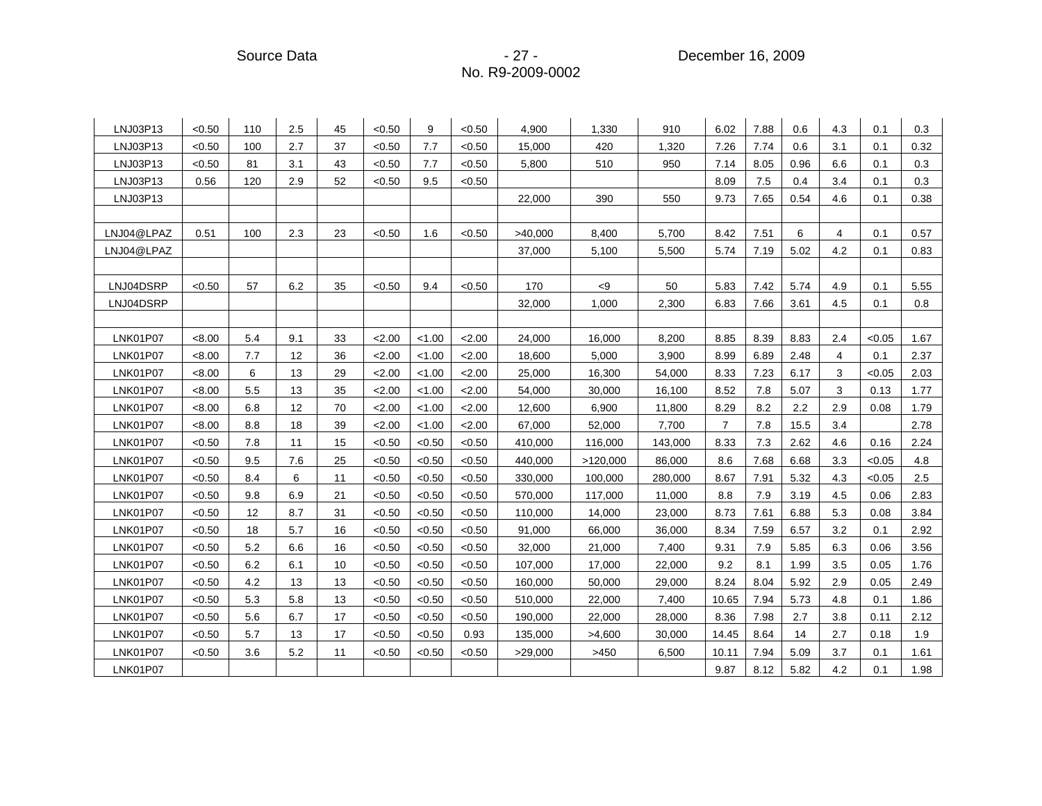| | | | | | | | | | | | | | | | | |
|---|---|---|---|---|---|---|---|---|---|---|---|---|---|---|---|---|
| LNJ03P13 | <0.50 | 110 | 2.5 | 45 | <0.50 | 9 | <0.50 | 4,900 | 1,330 | 910 | 6.02 | 7.88 | 0.6 | 4.3 | 0.1 | 0.3 |
| LNJ03P13 | <0.50 | 100 | 2.7 | 37 | <0.50 | 7.7 | <0.50 | 15,000 | 420 | 1,320 | 7.26 | 7.74 | 0.6 | 3.1 | 0.1 | 0.32 |
| LNJ03P13 | <0.50 | 81 | 3.1 | 43 | <0.50 | 7.7 | <0.50 | 5,800 | 510 | 950 | 7.14 | 8.05 | 0.96 | 6.6 | 0.1 | 0.3 |
| LNJ03P13 | 0.56 | 120 | 2.9 | 52 | <0.50 | 9.5 | <0.50 | | | | 8.09 | 7.5 | 0.4 | 3.4 | 0.1 | 0.3 |
| LNJ03P13 | | | | | | | | 22,000 | 390 | 550 | 9.73 | 7.65 | 0.54 | 4.6 | 0.1 | 0.38 |
| | | | | | | | | | | | | | | | | |
| LNJ04@LPAZ | 0.51 | 100 | 2.3 | 23 | <0.50 | 1.6 | <0.50 | >40,000 | 8,400 | 5,700 | 8.42 | 7.51 | 6 | 4 | 0.1 | 0.57 |
| LNJ04@LPAZ | | | | | | | | 37,000 | 5,100 | 5,500 | 5.74 | 7.19 | 5.02 | 4.2 | 0.1 | 0.83 |
| | | | | | | | | | | | | | | | | |
| LNJ04DSRP | <0.50 | 57 | 6.2 | 35 | <0.50 | 9.4 | <0.50 | 170 | <9 | 50 | 5.83 | 7.42 | 5.74 | 4.9 | 0.1 | 5.55 |
| LNJ04DSRP | | | | | | | | 32,000 | 1,000 | 2,300 | 6.83 | 7.66 | 3.61 | 4.5 | 0.1 | 0.8 |
| | | | | | | | | | | | | | | | | |
| LNK01P07 | <8.00 | 5.4 | 9.1 | 33 | <2.00 | <1.00 | <2.00 | 24,000 | 16,000 | 8,200 | 8.85 | 8.39 | 8.83 | 2.4 | <0.05 | 1.67 |
| LNK01P07 | <8.00 | 7.7 | 12 | 36 | <2.00 | <1.00 | <2.00 | 18,600 | 5,000 | 3,900 | 8.99 | 6.89 | 2.48 | 4 | 0.1 | 2.37 |
| LNK01P07 | <8.00 | 6 | 13 | 29 | <2.00 | <1.00 | <2.00 | 25,000 | 16,300 | 54,000 | 8.33 | 7.23 | 6.17 | 3 | <0.05 | 2.03 |
| LNK01P07 | <8.00 | 5.5 | 13 | 35 | <2.00 | <1.00 | <2.00 | 54,000 | 30,000 | 16,100 | 8.52 | 7.8 | 5.07 | 3 | 0.13 | 1.77 |
| LNK01P07 | <8.00 | 6.8 | 12 | 70 | <2.00 | <1.00 | <2.00 | 12,600 | 6,900 | 11,800 | 8.29 | 8.2 | 2.2 | 2.9 | 0.08 | 1.79 |
| LNK01P07 | <8.00 | 8.8 | 18 | 39 | <2.00 | <1.00 | <2.00 | 67,000 | 52,000 | 7,700 | 7 | 7.8 | 15.5 | 3.4 | | 2.78 |
| LNK01P07 | <0.50 | 7.8 | 11 | 15 | <0.50 | <0.50 | <0.50 | 410,000 | 116,000 | 143,000 | 8.33 | 7.3 | 2.62 | 4.6 | 0.16 | 2.24 |
| LNK01P07 | <0.50 | 9.5 | 7.6 | 25 | <0.50 | <0.50 | <0.50 | 440,000 | >120,000 | 86,000 | 8.6 | 7.68 | 6.68 | 3.3 | <0.05 | 4.8 |
| LNK01P07 | <0.50 | 8.4 | 6 | 11 | <0.50 | <0.50 | <0.50 | 330,000 | 100,000 | 280,000 | 8.67 | 7.91 | 5.32 | 4.3 | <0.05 | 2.5 |
| LNK01P07 | <0.50 | 9.8 | 6.9 | 21 | <0.50 | <0.50 | <0.50 | 570,000 | 117,000 | 11,000 | 8.8 | 7.9 | 3.19 | 4.5 | 0.06 | 2.83 |
| LNK01P07 | <0.50 | 12 | 8.7 | 31 | <0.50 | <0.50 | <0.50 | 110,000 | 14,000 | 23,000 | 8.73 | 7.61 | 6.88 | 5.3 | 0.08 | 3.84 |
| LNK01P07 | <0.50 | 18 | 5.7 | 16 | <0.50 | <0.50 | <0.50 | 91,000 | 66,000 | 36,000 | 8.34 | 7.59 | 6.57 | 3.2 | 0.1 | 2.92 |
| LNK01P07 | <0.50 | 5.2 | 6.6 | 16 | <0.50 | <0.50 | <0.50 | 32,000 | 21,000 | 7,400 | 9.31 | 7.9 | 5.85 | 6.3 | 0.06 | 3.56 |
| LNK01P07 | <0.50 | 6.2 | 6.1 | 10 | <0.50 | <0.50 | <0.50 | 107,000 | 17,000 | 22,000 | 9.2 | 8.1 | 1.99 | 3.5 | 0.05 | 1.76 |
| LNK01P07 | <0.50 | 4.2 | 13 | 13 | <0.50 | <0.50 | <0.50 | 160,000 | 50,000 | 29,000 | 8.24 | 8.04 | 5.92 | 2.9 | 0.05 | 2.49 |
| LNK01P07 | <0.50 | 5.3 | 5.8 | 13 | <0.50 | <0.50 | <0.50 | 510,000 | 22,000 | 7,400 | 10.65 | 7.94 | 5.73 | 4.8 | 0.1 | 1.86 |
| LNK01P07 | <0.50 | 5.6 | 6.7 | 17 | <0.50 | <0.50 | <0.50 | 190,000 | 22,000 | 28,000 | 8.36 | 7.98 | 2.7 | 3.8 | 0.11 | 2.12 |
| LNK01P07 | <0.50 | 5.7 | 13 | 17 | <0.50 | <0.50 | 0.93 | 135,000 | >4,600 | 30,000 | 14.45 | 8.64 | 14 | 2.7 | 0.18 | 1.9 |
| LNK01P07 | <0.50 | 3.6 | 5.2 | 11 | <0.50 | <0.50 | <0.50 | >29,000 | >450 | 6,500 | 10.11 | 7.94 | 5.09 | 3.7 | 0.1 | 1.61 |
| LNK01P07 | | | | | | | | | | | 9.87 | 8.12 | 5.82 | 4.2 | 0.1 | 1.98 |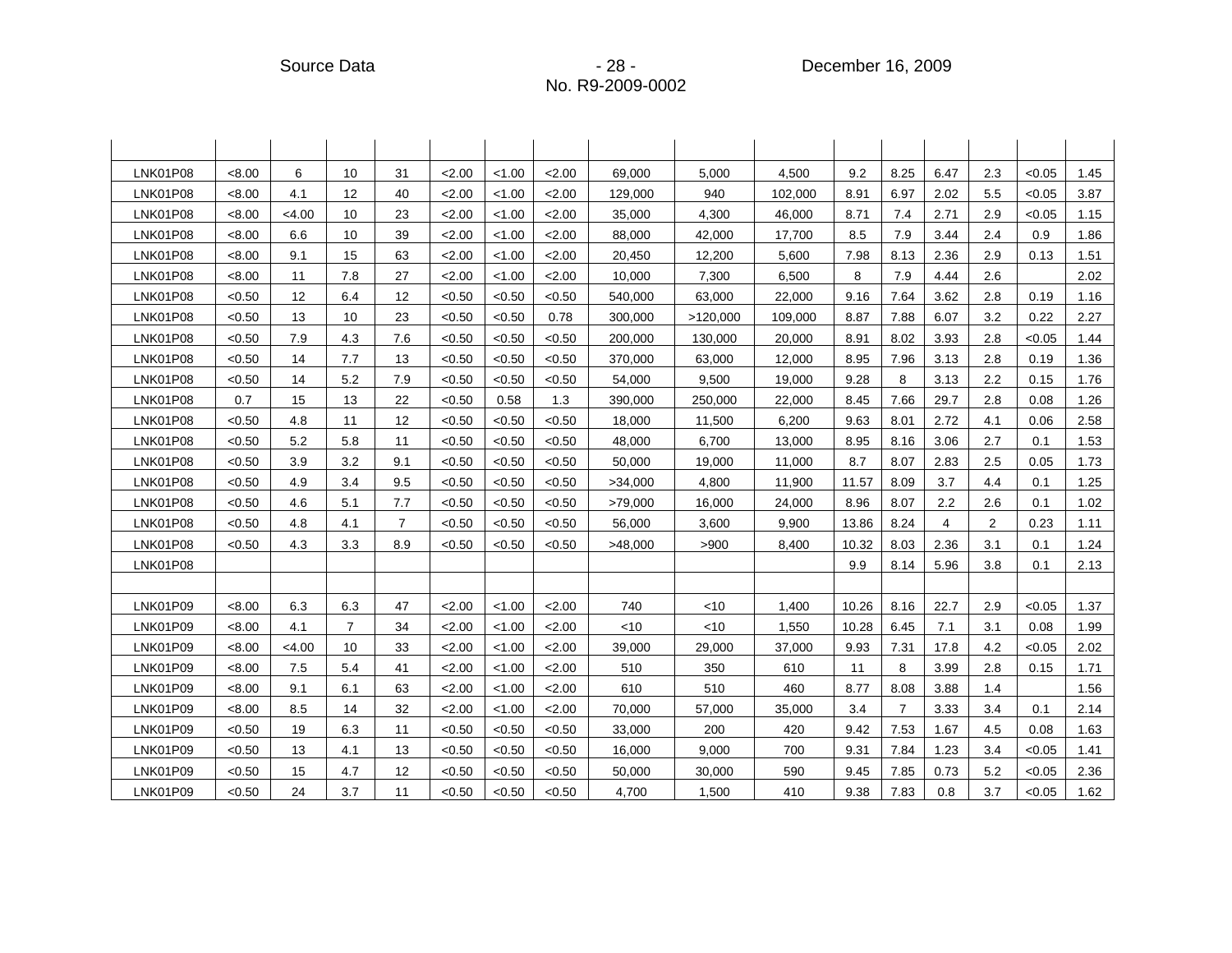| | | | | | | | | | | | | | | | | |
|---|---|---|---|---|---|---|---|---|---|---|---|---|---|---|---|---|
| LNK01P08 | <8.00 | 6 | 10 | 31 | <2.00 | <1.00 | <2.00 | 69,000 | 5,000 | 4,500 | 9.2 | 8.25 | 6.47 | 2.3 | <0.05 | 1.45 |
| LNK01P08 | <8.00 | 4.1 | 12 | 40 | <2.00 | <1.00 | <2.00 | 129,000 | 940 | 102,000 | 8.91 | 6.97 | 2.02 | 5.5 | <0.05 | 3.87 |
| LNK01P08 | <8.00 | <4.00 | 10 | 23 | <2.00 | <1.00 | <2.00 | 35,000 | 4,300 | 46,000 | 8.71 | 7.4 | 2.71 | 2.9 | <0.05 | 1.15 |
| LNK01P08 | <8.00 | 6.6 | 10 | 39 | <2.00 | <1.00 | <2.00 | 88,000 | 42,000 | 17,700 | 8.5 | 7.9 | 3.44 | 2.4 | 0.9 | 1.86 |
| LNK01P08 | <8.00 | 9.1 | 15 | 63 | <2.00 | <1.00 | <2.00 | 20,450 | 12,200 | 5,600 | 7.98 | 8.13 | 2.36 | 2.9 | 0.13 | 1.51 |
| LNK01P08 | <8.00 | 11 | 7.8 | 27 | <2.00 | <1.00 | <2.00 | 10,000 | 7,300 | 6,500 | 8 | 7.9 | 4.44 | 2.6 | | 2.02 |
| LNK01P08 | <0.50 | 12 | 6.4 | 12 | <0.50 | <0.50 | <0.50 | 540,000 | 63,000 | 22,000 | 9.16 | 7.64 | 3.62 | 2.8 | 0.19 | 1.16 |
| LNK01P08 | <0.50 | 13 | 10 | 23 | <0.50 | <0.50 | 0.78 | 300,000 | >120,000 | 109,000 | 8.87 | 7.88 | 6.07 | 3.2 | 0.22 | 2.27 |
| LNK01P08 | <0.50 | 7.9 | 4.3 | 7.6 | <0.50 | <0.50 | <0.50 | 200,000 | 130,000 | 20,000 | 8.91 | 8.02 | 3.93 | 2.8 | <0.05 | 1.44 |
| LNK01P08 | <0.50 | 14 | 7.7 | 13 | <0.50 | <0.50 | <0.50 | 370,000 | 63,000 | 12,000 | 8.95 | 7.96 | 3.13 | 2.8 | 0.19 | 1.36 |
| LNK01P08 | <0.50 | 14 | 5.2 | 7.9 | <0.50 | <0.50 | <0.50 | 54,000 | 9,500 | 19,000 | 9.28 | 8 | 3.13 | 2.2 | 0.15 | 1.76 |
| LNK01P08 | 0.7 | 15 | 13 | 22 | <0.50 | 0.58 | 1.3 | 390,000 | 250,000 | 22,000 | 8.45 | 7.66 | 29.7 | 2.8 | 0.08 | 1.26 |
| LNK01P08 | <0.50 | 4.8 | 11 | 12 | <0.50 | <0.50 | <0.50 | 18,000 | 11,500 | 6,200 | 9.63 | 8.01 | 2.72 | 4.1 | 0.06 | 2.58 |
| LNK01P08 | <0.50 | 5.2 | 5.8 | 11 | <0.50 | <0.50 | <0.50 | 48,000 | 6,700 | 13,000 | 8.95 | 8.16 | 3.06 | 2.7 | 0.1 | 1.53 |
| LNK01P08 | <0.50 | 3.9 | 3.2 | 9.1 | <0.50 | <0.50 | <0.50 | 50,000 | 19,000 | 11,000 | 8.7 | 8.07 | 2.83 | 2.5 | 0.05 | 1.73 |
| LNK01P08 | <0.50 | 4.9 | 3.4 | 9.5 | <0.50 | <0.50 | <0.50 | >34,000 | 4,800 | 11,900 | 11.57 | 8.09 | 3.7 | 4.4 | 0.1 | 1.25 |
| LNK01P08 | <0.50 | 4.6 | 5.1 | 7.7 | <0.50 | <0.50 | <0.50 | >79,000 | 16,000 | 24,000 | 8.96 | 8.07 | 2.2 | 2.6 | 0.1 | 1.02 |
| LNK01P08 | <0.50 | 4.8 | 4.1 | 7 | <0.50 | <0.50 | <0.50 | 56,000 | 3,600 | 9,900 | 13.86 | 8.24 | 4 | 2 | 0.23 | 1.11 |
| LNK01P08 | <0.50 | 4.3 | 3.3 | 8.9 | <0.50 | <0.50 | <0.50 | >48,000 | >900 | 8,400 | 10.32 | 8.03 | 2.36 | 3.1 | 0.1 | 1.24 |
| LNK01P08 | | | | | | | | | | | 9.9 | 8.14 | 5.96 | 3.8 | 0.1 | 2.13 |
| | | | | | | | | | | | | | | | | |
| LNK01P09 | <8.00 | 6.3 | 6.3 | 47 | <2.00 | <1.00 | <2.00 | 740 | <10 | 1,400 | 10.26 | 8.16 | 22.7 | 2.9 | <0.05 | 1.37 |
| LNK01P09 | <8.00 | 4.1 | 7 | 34 | <2.00 | <1.00 | <2.00 | <10 | <10 | 1,550 | 10.28 | 6.45 | 7.1 | 3.1 | 0.08 | 1.99 |
| LNK01P09 | <8.00 | <4.00 | 10 | 33 | <2.00 | <1.00 | <2.00 | 39,000 | 29,000 | 37,000 | 9.93 | 7.31 | 17.8 | 4.2 | <0.05 | 2.02 |
| LNK01P09 | <8.00 | 7.5 | 5.4 | 41 | <2.00 | <1.00 | <2.00 | 510 | 350 | 610 | 11 | 8 | 3.99 | 2.8 | 0.15 | 1.71 |
| LNK01P09 | <8.00 | 9.1 | 6.1 | 63 | <2.00 | <1.00 | <2.00 | 610 | 510 | 460 | 8.77 | 8.08 | 3.88 | 1.4 | | 1.56 |
| LNK01P09 | <8.00 | 8.5 | 14 | 32 | <2.00 | <1.00 | <2.00 | 70,000 | 57,000 | 35,000 | 3.4 | 7 | 3.33 | 3.4 | 0.1 | 2.14 |
| LNK01P09 | <0.50 | 19 | 6.3 | 11 | <0.50 | <0.50 | <0.50 | 33,000 | 200 | 420 | 9.42 | 7.53 | 1.67 | 4.5 | 0.08 | 1.63 |
| LNK01P09 | <0.50 | 13 | 4.1 | 13 | <0.50 | <0.50 | <0.50 | 16,000 | 9,000 | 700 | 9.31 | 7.84 | 1.23 | 3.4 | <0.05 | 1.41 |
| LNK01P09 | <0.50 | 15 | 4.7 | 12 | <0.50 | <0.50 | <0.50 | 50,000 | 30,000 | 590 | 9.45 | 7.85 | 0.73 | 5.2 | <0.05 | 2.36 |
| LNK01P09 | <0.50 | 24 | 3.7 | 11 | <0.50 | <0.50 | <0.50 | 4,700 | 1,500 | 410 | 9.38 | 7.83 | 0.8 | 3.7 | <0.05 | 1.62 |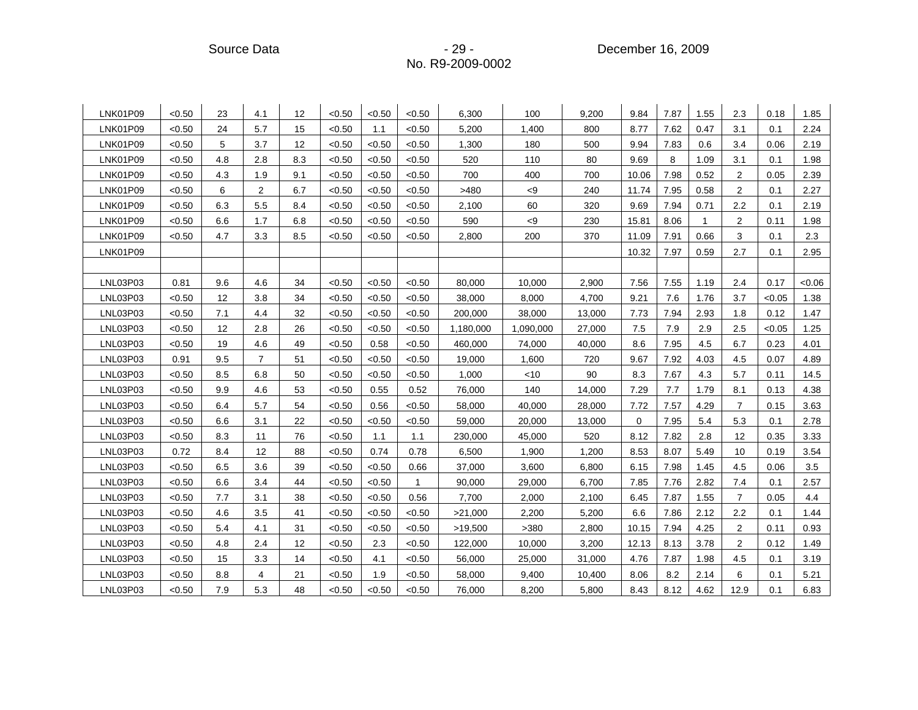| | | | | | | | | | | | | | | | | |
|---|---|---|---|---|---|---|---|---|---|---|---|---|---|---|---|---|
| LNK01P09 | <0.50 | 23 | 4.1 | 12 | <0.50 | <0.50 | <0.50 | 6,300 | 100 | 9,200 | 9.84 | 7.87 | 1.55 | 2.3 | 0.18 | 1.85 |
| LNK01P09 | <0.50 | 24 | 5.7 | 15 | <0.50 | 1.1 | <0.50 | 5,200 | 1,400 | 800 | 8.77 | 7.62 | 0.47 | 3.1 | 0.1 | 2.24 |
| LNK01P09 | <0.50 | 5 | 3.7 | 12 | <0.50 | <0.50 | <0.50 | 1,300 | 180 | 500 | 9.94 | 7.83 | 0.6 | 3.4 | 0.06 | 2.19 |
| LNK01P09 | <0.50 | 4.8 | 2.8 | 8.3 | <0.50 | <0.50 | <0.50 | 520 | 110 | 80 | 9.69 | 8 | 1.09 | 3.1 | 0.1 | 1.98 |
| LNK01P09 | <0.50 | 4.3 | 1.9 | 9.1 | <0.50 | <0.50 | <0.50 | 700 | 400 | 700 | 10.06 | 7.98 | 0.52 | 2 | 0.05 | 2.39 |
| LNK01P09 | <0.50 | 6 | 2 | 6.7 | <0.50 | <0.50 | <0.50 | >480 | <9 | 240 | 11.74 | 7.95 | 0.58 | 2 | 0.1 | 2.27 |
| LNK01P09 | <0.50 | 6.3 | 5.5 | 8.4 | <0.50 | <0.50 | <0.50 | 2,100 | 60 | 320 | 9.69 | 7.94 | 0.71 | 2.2 | 0.1 | 2.19 |
| LNK01P09 | <0.50 | 6.6 | 1.7 | 6.8 | <0.50 | <0.50 | <0.50 | 590 | <9 | 230 | 15.81 | 8.06 | 1 | 2 | 0.11 | 1.98 |
| LNK01P09 | <0.50 | 4.7 | 3.3 | 8.5 | <0.50 | <0.50 | <0.50 | 2,800 | 200 | 370 | 11.09 | 7.91 | 0.66 | 3 | 0.1 | 2.3 |
| LNK01P09 | | | | | | | | | | | 10.32 | 7.97 | 0.59 | 2.7 | 0.1 | 2.95 |
| | | | | | | | | | | | | | | | | |
| LNL03P03 | 0.81 | 9.6 | 4.6 | 34 | <0.50 | <0.50 | <0.50 | 80,000 | 10,000 | 2,900 | 7.56 | 7.55 | 1.19 | 2.4 | 0.17 | <0.06 |
| LNL03P03 | <0.50 | 12 | 3.8 | 34 | <0.50 | <0.50 | <0.50 | 38,000 | 8,000 | 4,700 | 9.21 | 7.6 | 1.76 | 3.7 | <0.05 | 1.38 |
| LNL03P03 | <0.50 | 7.1 | 4.4 | 32 | <0.50 | <0.50 | <0.50 | 200,000 | 38,000 | 13,000 | 7.73 | 7.94 | 2.93 | 1.8 | 0.12 | 1.47 |
| LNL03P03 | <0.50 | 12 | 2.8 | 26 | <0.50 | <0.50 | <0.50 | 1,180,000 | 1,090,000 | 27,000 | 7.5 | 7.9 | 2.9 | 2.5 | <0.05 | 1.25 |
| LNL03P03 | <0.50 | 19 | 4.6 | 49 | <0.50 | 0.58 | <0.50 | 460,000 | 74,000 | 40,000 | 8.6 | 7.95 | 4.5 | 6.7 | 0.23 | 4.01 |
| LNL03P03 | 0.91 | 9.5 | 7 | 51 | <0.50 | <0.50 | <0.50 | 19,000 | 1,600 | 720 | 9.67 | 7.92 | 4.03 | 4.5 | 0.07 | 4.89 |
| LNL03P03 | <0.50 | 8.5 | 6.8 | 50 | <0.50 | <0.50 | <0.50 | 1,000 | <10 | 90 | 8.3 | 7.67 | 4.3 | 5.7 | 0.11 | 14.5 |
| LNL03P03 | <0.50 | 9.9 | 4.6 | 53 | <0.50 | 0.55 | 0.52 | 76,000 | 140 | 14,000 | 7.29 | 7.7 | 1.79 | 8.1 | 0.13 | 4.38 |
| LNL03P03 | <0.50 | 6.4 | 5.7 | 54 | <0.50 | 0.56 | <0.50 | 58,000 | 40,000 | 28,000 | 7.72 | 7.57 | 4.29 | 7 | 0.15 | 3.63 |
| LNL03P03 | <0.50 | 6.6 | 3.1 | 22 | <0.50 | <0.50 | <0.50 | 59,000 | 20,000 | 13,000 | 0 | 7.95 | 5.4 | 5.3 | 0.1 | 2.78 |
| LNL03P03 | <0.50 | 8.3 | 11 | 76 | <0.50 | 1.1 | 1.1 | 230,000 | 45,000 | 520 | 8.12 | 7.82 | 2.8 | 12 | 0.35 | 3.33 |
| LNL03P03 | 0.72 | 8.4 | 12 | 88 | <0.50 | 0.74 | 0.78 | 6,500 | 1,900 | 1,200 | 8.53 | 8.07 | 5.49 | 10 | 0.19 | 3.54 |
| LNL03P03 | <0.50 | 6.5 | 3.6 | 39 | <0.50 | <0.50 | 0.66 | 37,000 | 3,600 | 6,800 | 6.15 | 7.98 | 1.45 | 4.5 | 0.06 | 3.5 |
| LNL03P03 | <0.50 | 6.6 | 3.4 | 44 | <0.50 | <0.50 | 1 | 90,000 | 29,000 | 6,700 | 7.85 | 7.76 | 2.82 | 7.4 | 0.1 | 2.57 |
| LNL03P03 | <0.50 | 7.7 | 3.1 | 38 | <0.50 | <0.50 | 0.56 | 7,700 | 2,000 | 2,100 | 6.45 | 7.87 | 1.55 | 7 | 0.05 | 4.4 |
| LNL03P03 | <0.50 | 4.6 | 3.5 | 41 | <0.50 | <0.50 | <0.50 | >21,000 | 2,200 | 5,200 | 6.6 | 7.86 | 2.12 | 2.2 | 0.1 | 1.44 |
| LNL03P03 | <0.50 | 5.4 | 4.1 | 31 | <0.50 | <0.50 | <0.50 | >19,500 | >380 | 2,800 | 10.15 | 7.94 | 4.25 | 2 | 0.11 | 0.93 |
| LNL03P03 | <0.50 | 4.8 | 2.4 | 12 | <0.50 | 2.3 | <0.50 | 122,000 | 10,000 | 3,200 | 12.13 | 8.13 | 3.78 | 2 | 0.12 | 1.49 |
| LNL03P03 | <0.50 | 15 | 3.3 | 14 | <0.50 | 4.1 | <0.50 | 56,000 | 25,000 | 31,000 | 4.76 | 7.87 | 1.98 | 4.5 | 0.1 | 3.19 |
| LNL03P03 | <0.50 | 8.8 | 4 | 21 | <0.50 | 1.9 | <0.50 | 58,000 | 9,400 | 10,400 | 8.06 | 8.2 | 2.14 | 6 | 0.1 | 5.21 |
| LNL03P03 | <0.50 | 7.9 | 5.3 | 48 | <0.50 | <0.50 | <0.50 | 76,000 | 8,200 | 5,800 | 8.43 | 8.12 | 4.62 | 12.9 | 0.1 | 6.83 |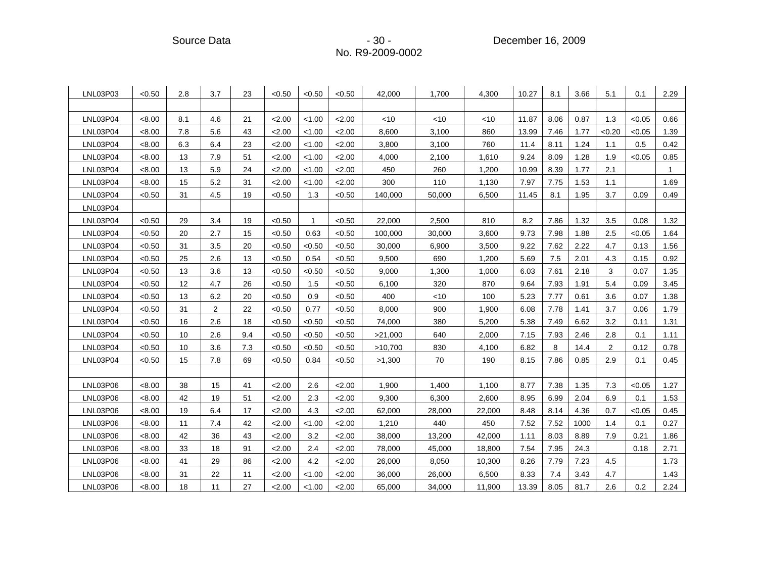| | | | | | | | | | | | | | | | | |
|---|---|---|---|---|---|---|---|---|---|---|---|---|---|---|---|---|
| LNL03P03 | <0.50 | 2.8 | 3.7 | 23 | <0.50 | <0.50 | <0.50 | 42,000 | 1,700 | 4,300 | 10.27 | 8.1 | 3.66 | 5.1 | 0.1 | 2.29 |
| | | | | | | | | | | | | | | | | |
| LNL03P04 | <8.00 | 8.1 | 4.6 | 21 | <2.00 | <1.00 | <2.00 | <10 | <10 | <10 | 11.87 | 8.06 | 0.87 | 1.3 | <0.05 | 0.66 |
| LNL03P04 | <8.00 | 7.8 | 5.6 | 43 | <2.00 | <1.00 | <2.00 | 8,600 | 3,100 | 860 | 13.99 | 7.46 | 1.77 | <0.20 | <0.05 | 1.39 |
| LNL03P04 | <8.00 | 6.3 | 6.4 | 23 | <2.00 | <1.00 | <2.00 | 3,800 | 3,100 | 760 | 11.4 | 8.11 | 1.24 | 1.1 | 0.5 | 0.42 |
| LNL03P04 | <8.00 | 13 | 7.9 | 51 | <2.00 | <1.00 | <2.00 | 4,000 | 2,100 | 1,610 | 9.24 | 8.09 | 1.28 | 1.9 | <0.05 | 0.85 |
| LNL03P04 | <8.00 | 13 | 5.9 | 24 | <2.00 | <1.00 | <2.00 | 450 | 260 | 1,200 | 10.99 | 8.39 | 1.77 | 2.1 | | 1 |
| LNL03P04 | <8.00 | 15 | 5.2 | 31 | <2.00 | <1.00 | <2.00 | 300 | 110 | 1,130 | 7.97 | 7.75 | 1.53 | 1.1 | | 1.69 |
| LNL03P04 | <0.50 | 31 | 4.5 | 19 | <0.50 | 1.3 | <0.50 | 140,000 | 50,000 | 6,500 | 11.45 | 8.1 | 1.95 | 3.7 | 0.09 | 0.49 |
| LNL03P04 | | | | | | | | | | | | | | | | |
| LNL03P04 | <0.50 | 29 | 3.4 | 19 | <0.50 | 1 | <0.50 | 22,000 | 2,500 | 810 | 8.2 | 7.86 | 1.32 | 3.5 | 0.08 | 1.32 |
| LNL03P04 | <0.50 | 20 | 2.7 | 15 | <0.50 | 0.63 | <0.50 | 100,000 | 30,000 | 3,600 | 9.73 | 7.98 | 1.88 | 2.5 | <0.05 | 1.64 |
| LNL03P04 | <0.50 | 31 | 3.5 | 20 | <0.50 | <0.50 | <0.50 | 30,000 | 6,900 | 3,500 | 9.22 | 7.62 | 2.22 | 4.7 | 0.13 | 1.56 |
| LNL03P04 | <0.50 | 25 | 2.6 | 13 | <0.50 | 0.54 | <0.50 | 9,500 | 690 | 1,200 | 5.69 | 7.5 | 2.01 | 4.3 | 0.15 | 0.92 |
| LNL03P04 | <0.50 | 13 | 3.6 | 13 | <0.50 | <0.50 | <0.50 | 9,000 | 1,300 | 1,000 | 6.03 | 7.61 | 2.18 | 3 | 0.07 | 1.35 |
| LNL03P04 | <0.50 | 12 | 4.7 | 26 | <0.50 | 1.5 | <0.50 | 6,100 | 320 | 870 | 9.64 | 7.93 | 1.91 | 5.4 | 0.09 | 3.45 |
| LNL03P04 | <0.50 | 13 | 6.2 | 20 | <0.50 | 0.9 | <0.50 | 400 | <10 | 100 | 5.23 | 7.77 | 0.61 | 3.6 | 0.07 | 1.38 |
| LNL03P04 | <0.50 | 31 | 2 | 22 | <0.50 | 0.77 | <0.50 | 8,000 | 900 | 1,900 | 6.08 | 7.78 | 1.41 | 3.7 | 0.06 | 1.79 |
| LNL03P04 | <0.50 | 16 | 2.6 | 18 | <0.50 | <0.50 | <0.50 | 74,000 | 380 | 5,200 | 5.38 | 7.49 | 6.62 | 3.2 | 0.11 | 1.31 |
| LNL03P04 | <0.50 | 10 | 2.6 | 9.4 | <0.50 | <0.50 | <0.50 | >21,000 | 640 | 2,000 | 7.15 | 7.93 | 2.46 | 2.8 | 0.1 | 1.11 |
| LNL03P04 | <0.50 | 10 | 3.6 | 7.3 | <0.50 | <0.50 | <0.50 | >10,700 | 830 | 4,100 | 6.82 | 8 | 14.4 | 2 | 0.12 | 0.78 |
| LNL03P04 | <0.50 | 15 | 7.8 | 69 | <0.50 | 0.84 | <0.50 | >1,300 | 70 | 190 | 8.15 | 7.86 | 0.85 | 2.9 | 0.1 | 0.45 |
| | | | | | | | | | | | | | | | | |
| LNL03P06 | <8.00 | 38 | 15 | 41 | <2.00 | 2.6 | <2.00 | 1,900 | 1,400 | 1,100 | 8.77 | 7.38 | 1.35 | 7.3 | <0.05 | 1.27 |
| LNL03P06 | <8.00 | 42 | 19 | 51 | <2.00 | 2.3 | <2.00 | 9,300 | 6,300 | 2,600 | 8.95 | 6.99 | 2.04 | 6.9 | 0.1 | 1.53 |
| LNL03P06 | <8.00 | 19 | 6.4 | 17 | <2.00 | 4.3 | <2.00 | 62,000 | 28,000 | 22,000 | 8.48 | 8.14 | 4.36 | 0.7 | <0.05 | 0.45 |
| LNL03P06 | <8.00 | 11 | 7.4 | 42 | <2.00 | <1.00 | <2.00 | 1,210 | 440 | 450 | 7.52 | 7.52 | 1000 | 1.4 | 0.1 | 0.27 |
| LNL03P06 | <8.00 | 42 | 36 | 43 | <2.00 | 3.2 | <2.00 | 38,000 | 13,200 | 42,000 | 1.11 | 8.03 | 8.89 | 7.9 | 0.21 | 1.86 |
| LNL03P06 | <8.00 | 33 | 18 | 91 | <2.00 | 2.4 | <2.00 | 78,000 | 45,000 | 18,800 | 7.54 | 7.95 | 24.3 | | 0.18 | 2.71 |
| LNL03P06 | <8.00 | 41 | 29 | 86 | <2.00 | 4.2 | <2.00 | 26,000 | 8,050 | 10,300 | 8.26 | 7.79 | 7.23 | 4.5 | | 1.73 |
| LNL03P06 | <8.00 | 31 | 22 | 11 | <2.00 | <1.00 | <2.00 | 36,000 | 26,000 | 6,500 | 8.33 | 7.4 | 3.43 | 4.7 | | 1.43 |
| LNL03P06 | <8.00 | 18 | 11 | 27 | <2.00 | <1.00 | <2.00 | 65,000 | 34,000 | 11,900 | 13.39 | 8.05 | 81.7 | 2.6 | 0.2 | 2.24 |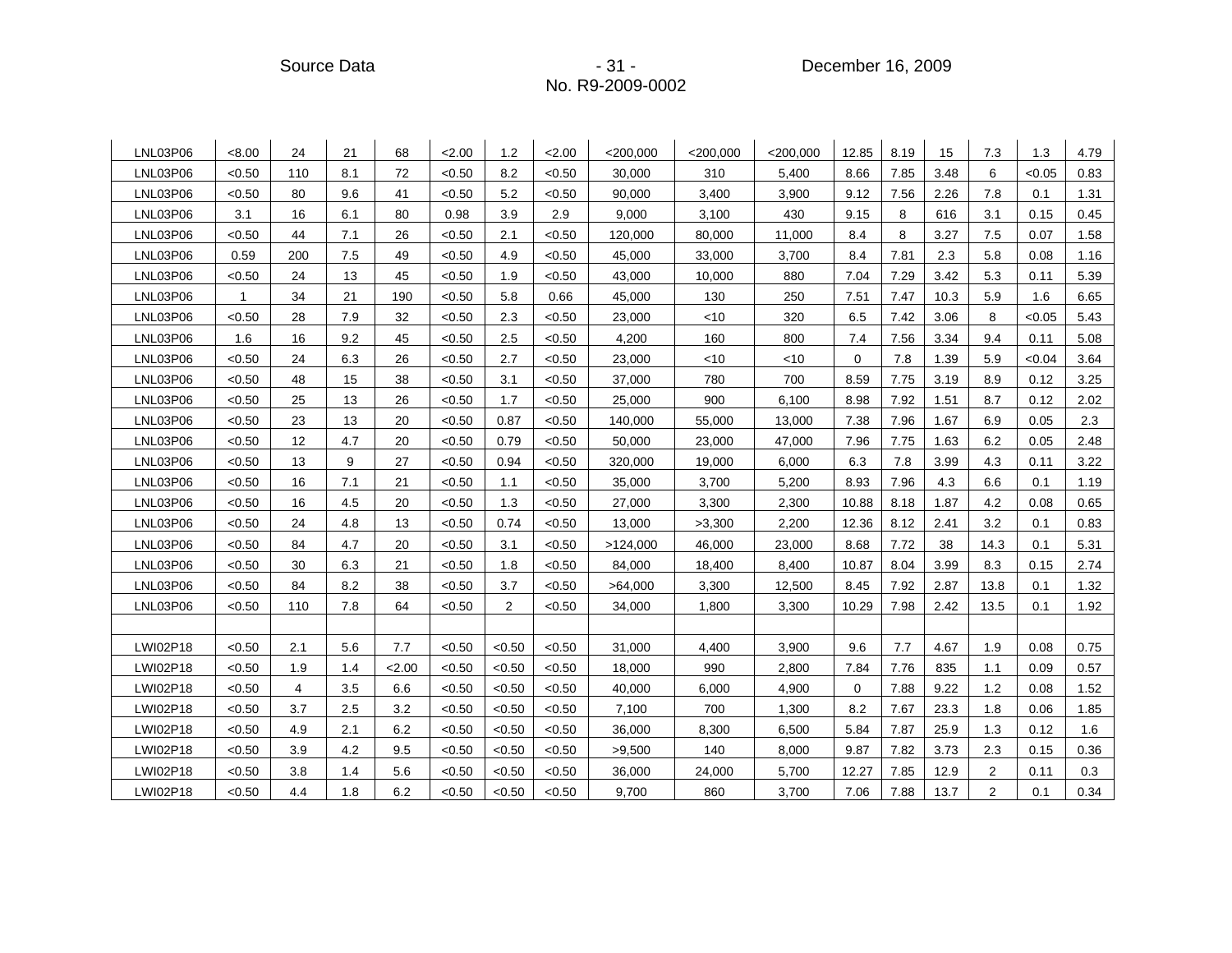| | | | | | | | | | | | | | | | | |
|---|---|---|---|---|---|---|---|---|---|---|---|---|---|---|---|---|
| LNL03P06 | <8.00 | 24 | 21 | 68 | <2.00 | 1.2 | <2.00 | <200,000 | <200,000 | <200,000 | 12.85 | 8.19 | 15 | 7.3 | 1.3 | 4.79 |
| LNL03P06 | <0.50 | 110 | 8.1 | 72 | <0.50 | 8.2 | <0.50 | 30,000 | 310 | 5,400 | 8.66 | 7.85 | 3.48 | 6 | <0.05 | 0.83 |
| LNL03P06 | <0.50 | 80 | 9.6 | 41 | <0.50 | 5.2 | <0.50 | 90,000 | 3,400 | 3,900 | 9.12 | 7.56 | 2.26 | 7.8 | 0.1 | 1.31 |
| LNL03P06 | 3.1 | 16 | 6.1 | 80 | 0.98 | 3.9 | 2.9 | 9,000 | 3,100 | 430 | 9.15 | 8 | 616 | 3.1 | 0.15 | 0.45 |
| LNL03P06 | <0.50 | 44 | 7.1 | 26 | <0.50 | 2.1 | <0.50 | 120,000 | 80,000 | 11,000 | 8.4 | 8 | 3.27 | 7.5 | 0.07 | 1.58 |
| LNL03P06 | 0.59 | 200 | 7.5 | 49 | <0.50 | 4.9 | <0.50 | 45,000 | 33,000 | 3,700 | 8.4 | 7.81 | 2.3 | 5.8 | 0.08 | 1.16 |
| LNL03P06 | <0.50 | 24 | 13 | 45 | <0.50 | 1.9 | <0.50 | 43,000 | 10,000 | 880 | 7.04 | 7.29 | 3.42 | 5.3 | 0.11 | 5.39 |
| LNL03P06 | 1 | 34 | 21 | 190 | <0.50 | 5.8 | 0.66 | 45,000 | 130 | 250 | 7.51 | 7.47 | 10.3 | 5.9 | 1.6 | 6.65 |
| LNL03P06 | <0.50 | 28 | 7.9 | 32 | <0.50 | 2.3 | <0.50 | 23,000 | <10 | 320 | 6.5 | 7.42 | 3.06 | 8 | <0.05 | 5.43 |
| LNL03P06 | 1.6 | 16 | 9.2 | 45 | <0.50 | 2.5 | <0.50 | 4,200 | 160 | 800 | 7.4 | 7.56 | 3.34 | 9.4 | 0.11 | 5.08 |
| LNL03P06 | <0.50 | 24 | 6.3 | 26 | <0.50 | 2.7 | <0.50 | 23,000 | <10 | <10 | 0 | 7.8 | 1.39 | 5.9 | <0.04 | 3.64 |
| LNL03P06 | <0.50 | 48 | 15 | 38 | <0.50 | 3.1 | <0.50 | 37,000 | 780 | 700 | 8.59 | 7.75 | 3.19 | 8.9 | 0.12 | 3.25 |
| LNL03P06 | <0.50 | 25 | 13 | 26 | <0.50 | 1.7 | <0.50 | 25,000 | 900 | 6,100 | 8.98 | 7.92 | 1.51 | 8.7 | 0.12 | 2.02 |
| LNL03P06 | <0.50 | 23 | 13 | 20 | <0.50 | 0.87 | <0.50 | 140,000 | 55,000 | 13,000 | 7.38 | 7.96 | 1.67 | 6.9 | 0.05 | 2.3 |
| LNL03P06 | <0.50 | 12 | 4.7 | 20 | <0.50 | 0.79 | <0.50 | 50,000 | 23,000 | 47,000 | 7.96 | 7.75 | 1.63 | 6.2 | 0.05 | 2.48 |
| LNL03P06 | <0.50 | 13 | 9 | 27 | <0.50 | 0.94 | <0.50 | 320,000 | 19,000 | 6,000 | 6.3 | 7.8 | 3.99 | 4.3 | 0.11 | 3.22 |
| LNL03P06 | <0.50 | 16 | 7.1 | 21 | <0.50 | 1.1 | <0.50 | 35,000 | 3,700 | 5,200 | 8.93 | 7.96 | 4.3 | 6.6 | 0.1 | 1.19 |
| LNL03P06 | <0.50 | 16 | 4.5 | 20 | <0.50 | 1.3 | <0.50 | 27,000 | 3,300 | 2,300 | 10.88 | 8.18 | 1.87 | 4.2 | 0.08 | 0.65 |
| LNL03P06 | <0.50 | 24 | 4.8 | 13 | <0.50 | 0.74 | <0.50 | 13,000 | >3,300 | 2,200 | 12.36 | 8.12 | 2.41 | 3.2 | 0.1 | 0.83 |
| LNL03P06 | <0.50 | 84 | 4.7 | 20 | <0.50 | 3.1 | <0.50 | >124,000 | 46,000 | 23,000 | 8.68 | 7.72 | 38 | 14.3 | 0.1 | 5.31 |
| LNL03P06 | <0.50 | 30 | 6.3 | 21 | <0.50 | 1.8 | <0.50 | 84,000 | 18,400 | 8,400 | 10.87 | 8.04 | 3.99 | 8.3 | 0.15 | 2.74 |
| LNL03P06 | <0.50 | 84 | 8.2 | 38 | <0.50 | 3.7 | <0.50 | >64,000 | 3,300 | 12,500 | 8.45 | 7.92 | 2.87 | 13.8 | 0.1 | 1.32 |
| LNL03P06 | <0.50 | 110 | 7.8 | 64 | <0.50 | 2 | <0.50 | 34,000 | 1,800 | 3,300 | 10.29 | 7.98 | 2.42 | 13.5 | 0.1 | 1.92 |
| | | | | | | | | | | | | | | | | |
| LWI02P18 | <0.50 | 2.1 | 5.6 | 7.7 | <0.50 | <0.50 | <0.50 | 31,000 | 4,400 | 3,900 | 9.6 | 7.7 | 4.67 | 1.9 | 0.08 | 0.75 |
| LWI02P18 | <0.50 | 1.9 | 1.4 | <2.00 | <0.50 | <0.50 | <0.50 | 18,000 | 990 | 2,800 | 7.84 | 7.76 | 835 | 1.1 | 0.09 | 0.57 |
| LWI02P18 | <0.50 | 4 | 3.5 | 6.6 | <0.50 | <0.50 | <0.50 | 40,000 | 6,000 | 4,900 | 0 | 7.88 | 9.22 | 1.2 | 0.08 | 1.52 |
| LWI02P18 | <0.50 | 3.7 | 2.5 | 3.2 | <0.50 | <0.50 | <0.50 | 7,100 | 700 | 1,300 | 8.2 | 7.67 | 23.3 | 1.8 | 0.06 | 1.85 |
| LWI02P18 | <0.50 | 4.9 | 2.1 | 6.2 | <0.50 | <0.50 | <0.50 | 36,000 | 8,300 | 6,500 | 5.84 | 7.87 | 25.9 | 1.3 | 0.12 | 1.6 |
| LWI02P18 | <0.50 | 3.9 | 4.2 | 9.5 | <0.50 | <0.50 | <0.50 | >9,500 | 140 | 8,000 | 9.87 | 7.82 | 3.73 | 2.3 | 0.15 | 0.36 |
| LWI02P18 | <0.50 | 3.8 | 1.4 | 5.6 | <0.50 | <0.50 | <0.50 | 36,000 | 24,000 | 5,700 | 12.27 | 7.85 | 12.9 | 2 | 0.11 | 0.3 |
| LWI02P18 | <0.50 | 4.4 | 1.8 | 6.2 | <0.50 | <0.50 | <0.50 | 9,700 | 860 | 3,700 | 7.06 | 7.88 | 13.7 | 2 | 0.1 | 0.34 |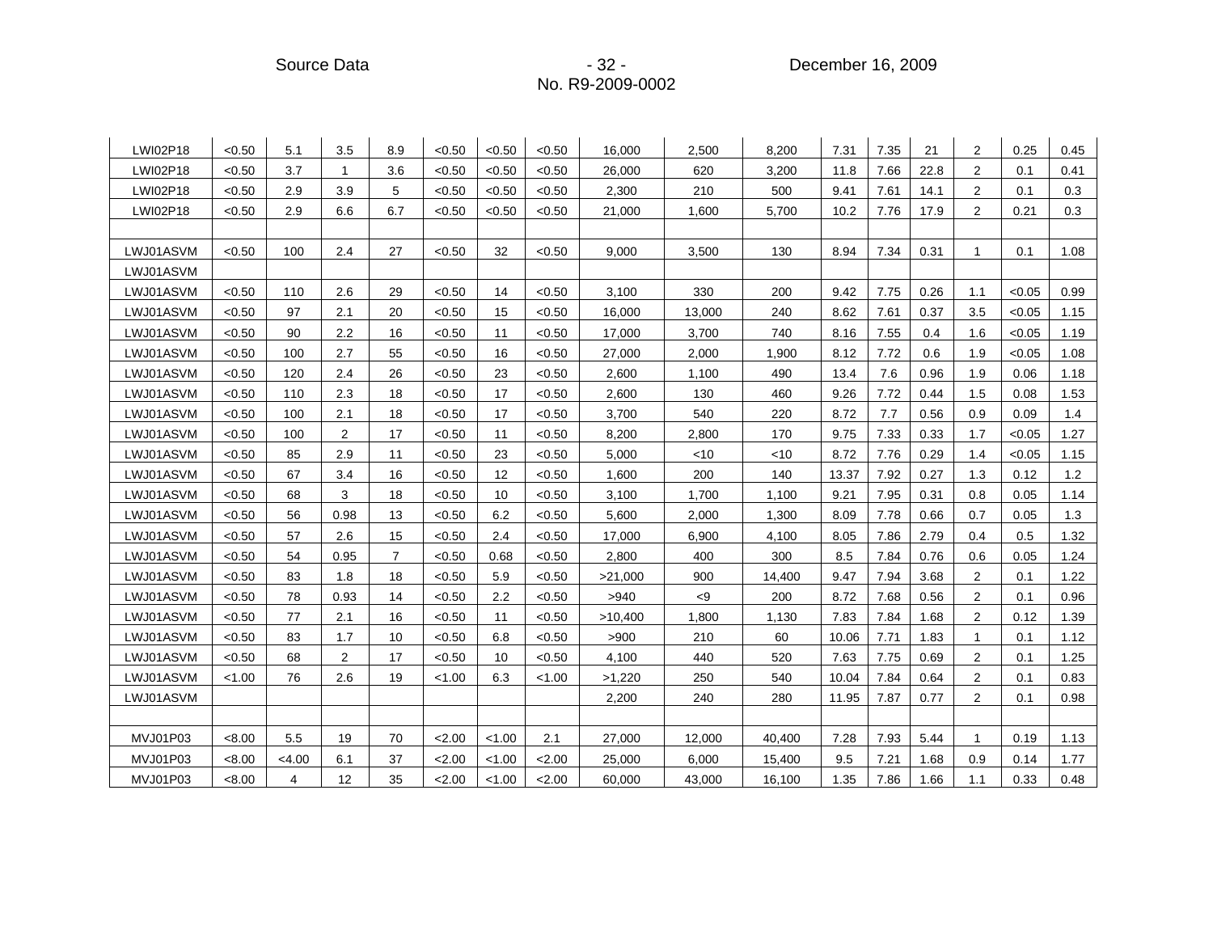| | | | | | | | | | | | | | | | | |
|---|---|---|---|---|---|---|---|---|---|---|---|---|---|---|---|---|
| LWI02P18 | <0.50 | 5.1 | 3.5 | 8.9 | <0.50 | <0.50 | <0.50 | 16,000 | 2,500 | 8,200 | 7.31 | 7.35 | 21 | 2 | 0.25 | 0.45 |
| LWI02P18 | <0.50 | 3.7 | 1 | 3.6 | <0.50 | <0.50 | <0.50 | 26,000 | 620 | 3,200 | 11.8 | 7.66 | 22.8 | 2 | 0.1 | 0.41 |
| LWI02P18 | <0.50 | 2.9 | 3.9 | 5 | <0.50 | <0.50 | <0.50 | 2,300 | 210 | 500 | 9.41 | 7.61 | 14.1 | 2 | 0.1 | 0.3 |
| LWI02P18 | <0.50 | 2.9 | 6.6 | 6.7 | <0.50 | <0.50 | <0.50 | 21,000 | 1,600 | 5,700 | 10.2 | 7.76 | 17.9 | 2 | 0.21 | 0.3 |
| | | | | | | | | | | | | | | | | |
| LWJ01ASVM | <0.50 | 100 | 2.4 | 27 | <0.50 | 32 | <0.50 | 9,000 | 3,500 | 130 | 8.94 | 7.34 | 0.31 | 1 | 0.1 | 1.08 |
| LWJ01ASVM | | | | | | | | | | | | | | | | |
| LWJ01ASVM | <0.50 | 110 | 2.6 | 29 | <0.50 | 14 | <0.50 | 3,100 | 330 | 200 | 9.42 | 7.75 | 0.26 | 1.1 | <0.05 | 0.99 |
| LWJ01ASVM | <0.50 | 97 | 2.1 | 20 | <0.50 | 15 | <0.50 | 16,000 | 13,000 | 240 | 8.62 | 7.61 | 0.37 | 3.5 | <0.05 | 1.15 |
| LWJ01ASVM | <0.50 | 90 | 2.2 | 16 | <0.50 | 11 | <0.50 | 17,000 | 3,700 | 740 | 8.16 | 7.55 | 0.4 | 1.6 | <0.05 | 1.19 |
| LWJ01ASVM | <0.50 | 100 | 2.7 | 55 | <0.50 | 16 | <0.50 | 27,000 | 2,000 | 1,900 | 8.12 | 7.72 | 0.6 | 1.9 | <0.05 | 1.08 |
| LWJ01ASVM | <0.50 | 120 | 2.4 | 26 | <0.50 | 23 | <0.50 | 2,600 | 1,100 | 490 | 13.4 | 7.6 | 0.96 | 1.9 | 0.06 | 1.18 |
| LWJ01ASVM | <0.50 | 110 | 2.3 | 18 | <0.50 | 17 | <0.50 | 2,600 | 130 | 460 | 9.26 | 7.72 | 0.44 | 1.5 | 0.08 | 1.53 |
| LWJ01ASVM | <0.50 | 100 | 2.1 | 18 | <0.50 | 17 | <0.50 | 3,700 | 540 | 220 | 8.72 | 7.7 | 0.56 | 0.9 | 0.09 | 1.4 |
| LWJ01ASVM | <0.50 | 100 | 2 | 17 | <0.50 | 11 | <0.50 | 8,200 | 2,800 | 170 | 9.75 | 7.33 | 0.33 | 1.7 | <0.05 | 1.27 |
| LWJ01ASVM | <0.50 | 85 | 2.9 | 11 | <0.50 | 23 | <0.50 | 5,000 | <10 | <10 | 8.72 | 7.76 | 0.29 | 1.4 | <0.05 | 1.15 |
| LWJ01ASVM | <0.50 | 67 | 3.4 | 16 | <0.50 | 12 | <0.50 | 1,600 | 200 | 140 | 13.37 | 7.92 | 0.27 | 1.3 | 0.12 | 1.2 |
| LWJ01ASVM | <0.50 | 68 | 3 | 18 | <0.50 | 10 | <0.50 | 3,100 | 1,700 | 1,100 | 9.21 | 7.95 | 0.31 | 0.8 | 0.05 | 1.14 |
| LWJ01ASVM | <0.50 | 56 | 0.98 | 13 | <0.50 | 6.2 | <0.50 | 5,600 | 2,000 | 1,300 | 8.09 | 7.78 | 0.66 | 0.7 | 0.05 | 1.3 |
| LWJ01ASVM | <0.50 | 57 | 2.6 | 15 | <0.50 | 2.4 | <0.50 | 17,000 | 6,900 | 4,100 | 8.05 | 7.86 | 2.79 | 0.4 | 0.5 | 1.32 |
| LWJ01ASVM | <0.50 | 54 | 0.95 | 7 | <0.50 | 0.68 | <0.50 | 2,800 | 400 | 300 | 8.5 | 7.84 | 0.76 | 0.6 | 0.05 | 1.24 |
| LWJ01ASVM | <0.50 | 83 | 1.8 | 18 | <0.50 | 5.9 | <0.50 | >21,000 | 900 | 14,400 | 9.47 | 7.94 | 3.68 | 2 | 0.1 | 1.22 |
| LWJ01ASVM | <0.50 | 78 | 0.93 | 14 | <0.50 | 2.2 | <0.50 | >940 | <9 | 200 | 8.72 | 7.68 | 0.56 | 2 | 0.1 | 0.96 |
| LWJ01ASVM | <0.50 | 77 | 2.1 | 16 | <0.50 | 11 | <0.50 | >10,400 | 1,800 | 1,130 | 7.83 | 7.84 | 1.68 | 2 | 0.12 | 1.39 |
| LWJ01ASVM | <0.50 | 83 | 1.7 | 10 | <0.50 | 6.8 | <0.50 | >900 | 210 | 60 | 10.06 | 7.71 | 1.83 | 1 | 0.1 | 1.12 |
| LWJ01ASVM | <0.50 | 68 | 2 | 17 | <0.50 | 10 | <0.50 | 4,100 | 440 | 520 | 7.63 | 7.75 | 0.69 | 2 | 0.1 | 1.25 |
| LWJ01ASVM | <1.00 | 76 | 2.6 | 19 | <1.00 | 6.3 | <1.00 | >1,220 | 250 | 540 | 10.04 | 7.84 | 0.64 | 2 | 0.1 | 0.83 |
| LWJ01ASVM | | | | | | | | 2,200 | 240 | 280 | 11.95 | 7.87 | 0.77 | 2 | 0.1 | 0.98 |
| | | | | | | | | | | | | | | | | |
| MVJ01P03 | <8.00 | 5.5 | 19 | 70 | <2.00 | <1.00 | 2.1 | 27,000 | 12,000 | 40,400 | 7.28 | 7.93 | 5.44 | 1 | 0.19 | 1.13 |
| MVJ01P03 | <8.00 | <4.00 | 6.1 | 37 | <2.00 | <1.00 | <2.00 | 25,000 | 6,000 | 15,400 | 9.5 | 7.21 | 1.68 | 0.9 | 0.14 | 1.77 |
| MVJ01P03 | <8.00 | 4 | 12 | 35 | <2.00 | <1.00 | <2.00 | 60,000 | 43,000 | 16,100 | 1.35 | 7.86 | 1.66 | 1.1 | 0.33 | 0.48 |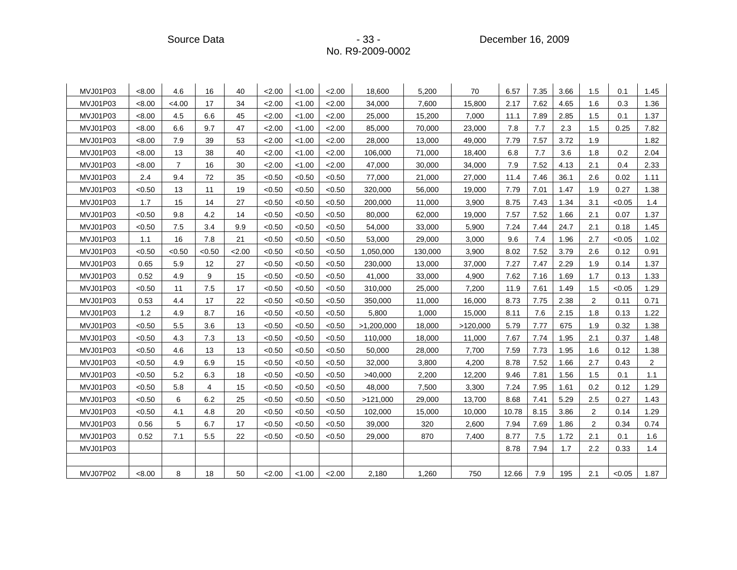| | | | | | | | | | | | | | | | | |
|---|---|---|---|---|---|---|---|---|---|---|---|---|---|---|---|---|
| MVJ01P03 | <8.00 | 4.6 | 16 | 40 | <2.00 | <1.00 | <2.00 | 18,600 | 5,200 | 70 | 6.57 | 7.35 | 3.66 | 1.5 | 0.1 | 1.45 |
| MVJ01P03 | <8.00 | <4.00 | 17 | 34 | <2.00 | <1.00 | <2.00 | 34,000 | 7,600 | 15,800 | 2.17 | 7.62 | 4.65 | 1.6 | 0.3 | 1.36 |
| MVJ01P03 | <8.00 | 4.5 | 6.6 | 45 | <2.00 | <1.00 | <2.00 | 25,000 | 15,200 | 7,000 | 11.1 | 7.89 | 2.85 | 1.5 | 0.1 | 1.37 |
| MVJ01P03 | <8.00 | 6.6 | 9.7 | 47 | <2.00 | <1.00 | <2.00 | 85,000 | 70,000 | 23,000 | 7.8 | 7.7 | 2.3 | 1.5 | 0.25 | 7.82 |
| MVJ01P03 | <8.00 | 7.9 | 39 | 53 | <2.00 | <1.00 | <2.00 | 28,000 | 13,000 | 49,000 | 7.79 | 7.57 | 3.72 | 1.9 | | 1.82 |
| MVJ01P03 | <8.00 | 13 | 38 | 40 | <2.00 | <1.00 | <2.00 | 106,000 | 71,000 | 18,400 | 6.8 | 7.7 | 3.6 | 1.8 | 0.2 | 2.04 |
| MVJ01P03 | <8.00 | 7 | 16 | 30 | <2.00 | <1.00 | <2.00 | 47,000 | 30,000 | 34,000 | 7.9 | 7.52 | 4.13 | 2.1 | 0.4 | 2.33 |
| MVJ01P03 | 2.4 | 9.4 | 72 | 35 | <0.50 | <0.50 | <0.50 | 77,000 | 21,000 | 27,000 | 11.4 | 7.46 | 36.1 | 2.6 | 0.02 | 1.11 |
| MVJ01P03 | <0.50 | 13 | 11 | 19 | <0.50 | <0.50 | <0.50 | 320,000 | 56,000 | 19,000 | 7.79 | 7.01 | 1.47 | 1.9 | 0.27 | 1.38 |
| MVJ01P03 | 1.7 | 15 | 14 | 27 | <0.50 | <0.50 | <0.50 | 200,000 | 11,000 | 3,900 | 8.75 | 7.43 | 1.34 | 3.1 | <0.05 | 1.4 |
| MVJ01P03 | <0.50 | 9.8 | 4.2 | 14 | <0.50 | <0.50 | <0.50 | 80,000 | 62,000 | 19,000 | 7.57 | 7.52 | 1.66 | 2.1 | 0.07 | 1.37 |
| MVJ01P03 | <0.50 | 7.5 | 3.4 | 9.9 | <0.50 | <0.50 | <0.50 | 54,000 | 33,000 | 5,900 | 7.24 | 7.44 | 24.7 | 2.1 | 0.18 | 1.45 |
| MVJ01P03 | 1.1 | 16 | 7.8 | 21 | <0.50 | <0.50 | <0.50 | 53,000 | 29,000 | 3,000 | 9.6 | 7.4 | 1.96 | 2.7 | <0.05 | 1.02 |
| MVJ01P03 | <0.50 | <0.50 | <0.50 | <2.00 | <0.50 | <0.50 | <0.50 | 1,050,000 | 130,000 | 3,900 | 8.02 | 7.52 | 3.79 | 2.6 | 0.12 | 0.91 |
| MVJ01P03 | 0.65 | 5.9 | 12 | 27 | <0.50 | <0.50 | <0.50 | 230,000 | 13,000 | 37,000 | 7.27 | 7.47 | 2.29 | 1.9 | 0.14 | 1.37 |
| MVJ01P03 | 0.52 | 4.9 | 9 | 15 | <0.50 | <0.50 | <0.50 | 41,000 | 33,000 | 4,900 | 7.62 | 7.16 | 1.69 | 1.7 | 0.13 | 1.33 |
| MVJ01P03 | <0.50 | 11 | 7.5 | 17 | <0.50 | <0.50 | <0.50 | 310,000 | 25,000 | 7,200 | 11.9 | 7.61 | 1.49 | 1.5 | <0.05 | 1.29 |
| MVJ01P03 | 0.53 | 4.4 | 17 | 22 | <0.50 | <0.50 | <0.50 | 350,000 | 11,000 | 16,000 | 8.73 | 7.75 | 2.38 | 2 | 0.11 | 0.71 |
| MVJ01P03 | 1.2 | 4.9 | 8.7 | 16 | <0.50 | <0.50 | <0.50 | 5,800 | 1,000 | 15,000 | 8.11 | 7.6 | 2.15 | 1.8 | 0.13 | 1.22 |
| MVJ01P03 | <0.50 | 5.5 | 3.6 | 13 | <0.50 | <0.50 | <0.50 | >1,200,000 | 18,000 | >120,000 | 5.79 | 7.77 | 675 | 1.9 | 0.32 | 1.38 |
| MVJ01P03 | <0.50 | 4.3 | 7.3 | 13 | <0.50 | <0.50 | <0.50 | 110,000 | 18,000 | 11,000 | 7.67 | 7.74 | 1.95 | 2.1 | 0.37 | 1.48 |
| MVJ01P03 | <0.50 | 4.6 | 13 | 13 | <0.50 | <0.50 | <0.50 | 50,000 | 28,000 | 7,700 | 7.59 | 7.73 | 1.95 | 1.6 | 0.12 | 1.38 |
| MVJ01P03 | <0.50 | 4.9 | 6.9 | 15 | <0.50 | <0.50 | <0.50 | 32,000 | 3,800 | 4,200 | 8.78 | 7.52 | 1.66 | 2.7 | 0.43 | 2 |
| MVJ01P03 | <0.50 | 5.2 | 6.3 | 18 | <0.50 | <0.50 | <0.50 | >40,000 | 2,200 | 12,200 | 9.46 | 7.81 | 1.56 | 1.5 | 0.1 | 1.1 |
| MVJ01P03 | <0.50 | 5.8 | 4 | 15 | <0.50 | <0.50 | <0.50 | 48,000 | 7,500 | 3,300 | 7.24 | 7.95 | 1.61 | 0.2 | 0.12 | 1.29 |
| MVJ01P03 | <0.50 | 6 | 6.2 | 25 | <0.50 | <0.50 | <0.50 | >121,000 | 29,000 | 13,700 | 8.68 | 7.41 | 5.29 | 2.5 | 0.27 | 1.43 |
| MVJ01P03 | <0.50 | 4.1 | 4.8 | 20 | <0.50 | <0.50 | <0.50 | 102,000 | 15,000 | 10,000 | 10.78 | 8.15 | 3.86 | 2 | 0.14 | 1.29 |
| MVJ01P03 | 0.56 | 5 | 6.7 | 17 | <0.50 | <0.50 | <0.50 | 39,000 | 320 | 2,600 | 7.94 | 7.69 | 1.86 | 2 | 0.34 | 0.74 |
| MVJ01P03 | 0.52 | 7.1 | 5.5 | 22 | <0.50 | <0.50 | <0.50 | 29,000 | 870 | 7,400 | 8.77 | 7.5 | 1.72 | 2.1 | 0.1 | 1.6 |
| MVJ01P03 | | | | | | | | | | | 8.78 | 7.94 | 1.7 | 2.2 | 0.33 | 1.4 |
| | | | | | | | | | | | | | | | | |
| MVJ07P02 | <8.00 | 8 | 18 | 50 | <2.00 | <1.00 | <2.00 | 2,180 | 1,260 | 750 | 12.66 | 7.9 | 195 | 2.1 | <0.05 | 1.87 |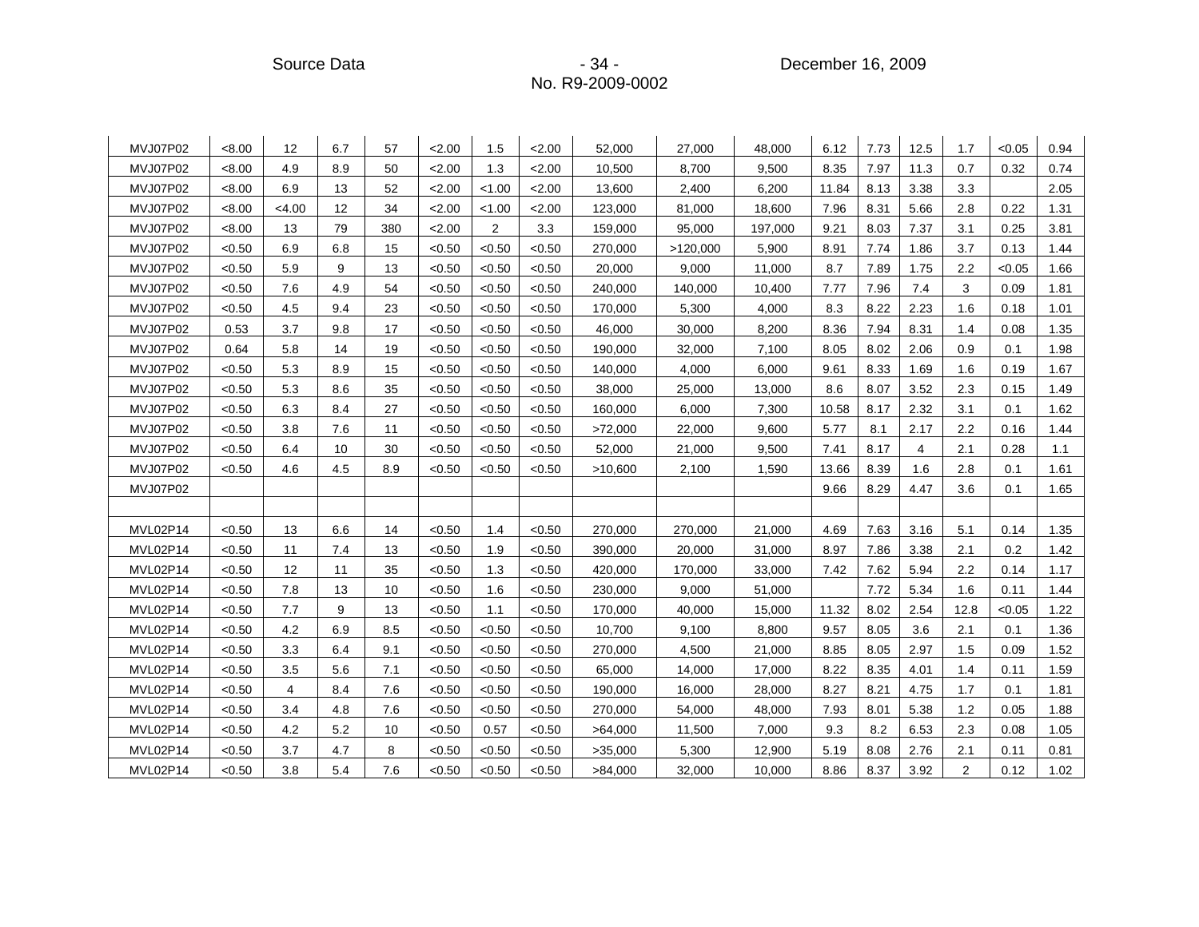| | | | | | | | | | | | | | | | | |
|---|---|---|---|---|---|---|---|---|---|---|---|---|---|---|---|---|
| MVJ07P02 | <8.00 | 12 | 6.7 | 57 | <2.00 | 1.5 | <2.00 | 52,000 | 27,000 | 48,000 | 6.12 | 7.73 | 12.5 | 1.7 | <0.05 | 0.94 |
| MVJ07P02 | <8.00 | 4.9 | 8.9 | 50 | <2.00 | 1.3 | <2.00 | 10,500 | 8,700 | 9,500 | 8.35 | 7.97 | 11.3 | 0.7 | 0.32 | 0.74 |
| MVJ07P02 | <8.00 | 6.9 | 13 | 52 | <2.00 | <1.00 | <2.00 | 13,600 | 2,400 | 6,200 | 11.84 | 8.13 | 3.38 | 3.3 | | 2.05 |
| MVJ07P02 | <8.00 | <4.00 | 12 | 34 | <2.00 | <1.00 | <2.00 | 123,000 | 81,000 | 18,600 | 7.96 | 8.31 | 5.66 | 2.8 | 0.22 | 1.31 |
| MVJ07P02 | <8.00 | 13 | 79 | 380 | <2.00 | 2 | 3.3 | 159,000 | 95,000 | 197,000 | 9.21 | 8.03 | 7.37 | 3.1 | 0.25 | 3.81 |
| MVJ07P02 | <0.50 | 6.9 | 6.8 | 15 | <0.50 | <0.50 | <0.50 | 270,000 | >120,000 | 5,900 | 8.91 | 7.74 | 1.86 | 3.7 | 0.13 | 1.44 |
| MVJ07P02 | <0.50 | 5.9 | 9 | 13 | <0.50 | <0.50 | <0.50 | 20,000 | 9,000 | 11,000 | 8.7 | 7.89 | 1.75 | 2.2 | <0.05 | 1.66 |
| MVJ07P02 | <0.50 | 7.6 | 4.9 | 54 | <0.50 | <0.50 | <0.50 | 240,000 | 140,000 | 10,400 | 7.77 | 7.96 | 7.4 | 3 | 0.09 | 1.81 |
| MVJ07P02 | <0.50 | 4.5 | 9.4 | 23 | <0.50 | <0.50 | <0.50 | 170,000 | 5,300 | 4,000 | 8.3 | 8.22 | 2.23 | 1.6 | 0.18 | 1.01 |
| MVJ07P02 | 0.53 | 3.7 | 9.8 | 17 | <0.50 | <0.50 | <0.50 | 46,000 | 30,000 | 8,200 | 8.36 | 7.94 | 8.31 | 1.4 | 0.08 | 1.35 |
| MVJ07P02 | 0.64 | 5.8 | 14 | 19 | <0.50 | <0.50 | <0.50 | 190,000 | 32,000 | 7,100 | 8.05 | 8.02 | 2.06 | 0.9 | 0.1 | 1.98 |
| MVJ07P02 | <0.50 | 5.3 | 8.9 | 15 | <0.50 | <0.50 | <0.50 | 140,000 | 4,000 | 6,000 | 9.61 | 8.33 | 1.69 | 1.6 | 0.19 | 1.67 |
| MVJ07P02 | <0.50 | 5.3 | 8.6 | 35 | <0.50 | <0.50 | <0.50 | 38,000 | 25,000 | 13,000 | 8.6 | 8.07 | 3.52 | 2.3 | 0.15 | 1.49 |
| MVJ07P02 | <0.50 | 6.3 | 8.4 | 27 | <0.50 | <0.50 | <0.50 | 160,000 | 6,000 | 7,300 | 10.58 | 8.17 | 2.32 | 3.1 | 0.1 | 1.62 |
| MVJ07P02 | <0.50 | 3.8 | 7.6 | 11 | <0.50 | <0.50 | <0.50 | >72,000 | 22,000 | 9,600 | 5.77 | 8.1 | 2.17 | 2.2 | 0.16 | 1.44 |
| MVJ07P02 | <0.50 | 6.4 | 10 | 30 | <0.50 | <0.50 | <0.50 | 52,000 | 21,000 | 9,500 | 7.41 | 8.17 | 4 | 2.1 | 0.28 | 1.1 |
| MVJ07P02 | <0.50 | 4.6 | 4.5 | 8.9 | <0.50 | <0.50 | <0.50 | >10,600 | 2,100 | 1,590 | 13.66 | 8.39 | 1.6 | 2.8 | 0.1 | 1.61 |
| MVJ07P02 | | | | | | | | | | | 9.66 | 8.29 | 4.47 | 3.6 | 0.1 | 1.65 |
| | | | | | | | | | | | | | | | | |
| MVL02P14 | <0.50 | 13 | 6.6 | 14 | <0.50 | 1.4 | <0.50 | 270,000 | 270,000 | 21,000 | 4.69 | 7.63 | 3.16 | 5.1 | 0.14 | 1.35 |
| MVL02P14 | <0.50 | 11 | 7.4 | 13 | <0.50 | 1.9 | <0.50 | 390,000 | 20,000 | 31,000 | 8.97 | 7.86 | 3.38 | 2.1 | 0.2 | 1.42 |
| MVL02P14 | <0.50 | 12 | 11 | 35 | <0.50 | 1.3 | <0.50 | 420,000 | 170,000 | 33,000 | 7.42 | 7.62 | 5.94 | 2.2 | 0.14 | 1.17 |
| MVL02P14 | <0.50 | 7.8 | 13 | 10 | <0.50 | 1.6 | <0.50 | 230,000 | 9,000 | 51,000 | | 7.72 | 5.34 | 1.6 | 0.11 | 1.44 |
| MVL02P14 | <0.50 | 7.7 | 9 | 13 | <0.50 | 1.1 | <0.50 | 170,000 | 40,000 | 15,000 | 11.32 | 8.02 | 2.54 | 12.8 | <0.05 | 1.22 |
| MVL02P14 | <0.50 | 4.2 | 6.9 | 8.5 | <0.50 | <0.50 | <0.50 | 10,700 | 9,100 | 8,800 | 9.57 | 8.05 | 3.6 | 2.1 | 0.1 | 1.36 |
| MVL02P14 | <0.50 | 3.3 | 6.4 | 9.1 | <0.50 | <0.50 | <0.50 | 270,000 | 4,500 | 21,000 | 8.85 | 8.05 | 2.97 | 1.5 | 0.09 | 1.52 |
| MVL02P14 | <0.50 | 3.5 | 5.6 | 7.1 | <0.50 | <0.50 | <0.50 | 65,000 | 14,000 | 17,000 | 8.22 | 8.35 | 4.01 | 1.4 | 0.11 | 1.59 |
| MVL02P14 | <0.50 | 4 | 8.4 | 7.6 | <0.50 | <0.50 | <0.50 | 190,000 | 16,000 | 28,000 | 8.27 | 8.21 | 4.75 | 1.7 | 0.1 | 1.81 |
| MVL02P14 | <0.50 | 3.4 | 4.8 | 7.6 | <0.50 | <0.50 | <0.50 | 270,000 | 54,000 | 48,000 | 7.93 | 8.01 | 5.38 | 1.2 | 0.05 | 1.88 |
| MVL02P14 | <0.50 | 4.2 | 5.2 | 10 | <0.50 | 0.57 | <0.50 | >64,000 | 11,500 | 7,000 | 9.3 | 8.2 | 6.53 | 2.3 | 0.08 | 1.05 |
| MVL02P14 | <0.50 | 3.7 | 4.7 | 8 | <0.50 | <0.50 | <0.50 | >35,000 | 5,300 | 12,900 | 5.19 | 8.08 | 2.76 | 2.1 | 0.11 | 0.81 |
| MVL02P14 | <0.50 | 3.8 | 5.4 | 7.6 | <0.50 | <0.50 | <0.50 | >84,000 | 32,000 | 10,000 | 8.86 | 8.37 | 3.92 | 2 | 0.12 | 1.02 |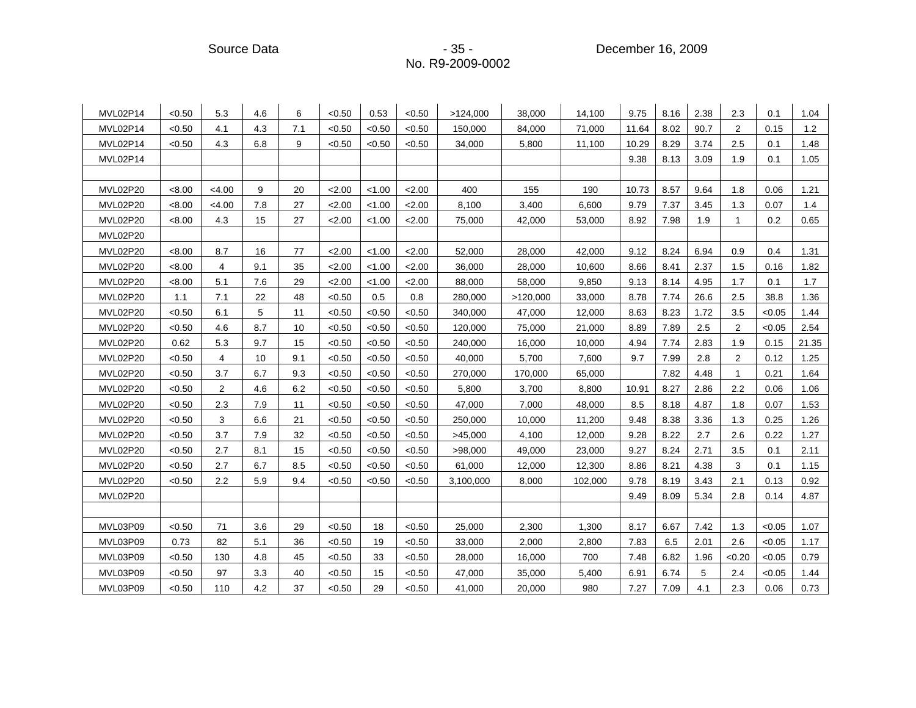| | | | | | | | | | | | | | | | | |
|---|---|---|---|---|---|---|---|---|---|---|---|---|---|---|---|---|
| MVL02P14 | <0.50 | 5.3 | 4.6 | 6 | <0.50 | 0.53 | <0.50 | >124,000 | 38,000 | 14,100 | 9.75 | 8.16 | 2.38 | 2.3 | 0.1 | 1.04 |
| MVL02P14 | <0.50 | 4.1 | 4.3 | 7.1 | <0.50 | <0.50 | <0.50 | 150,000 | 84,000 | 71,000 | 11.64 | 8.02 | 90.7 | 2 | 0.15 | 1.2 |
| MVL02P14 | <0.50 | 4.3 | 6.8 | 9 | <0.50 | <0.50 | <0.50 | 34,000 | 5,800 | 11,100 | 10.29 | 8.29 | 3.74 | 2.5 | 0.1 | 1.48 |
| MVL02P14 | | | | | | | | | | | 9.38 | 8.13 | 3.09 | 1.9 | 0.1 | 1.05 |
| | | | | | | | | | | | | | | | | |
| MVL02P20 | <8.00 | <4.00 | 9 | 20 | <2.00 | <1.00 | <2.00 | 400 | 155 | 190 | 10.73 | 8.57 | 9.64 | 1.8 | 0.06 | 1.21 |
| MVL02P20 | <8.00 | <4.00 | 7.8 | 27 | <2.00 | <1.00 | <2.00 | 8,100 | 3,400 | 6,600 | 9.79 | 7.37 | 3.45 | 1.3 | 0.07 | 1.4 |
| MVL02P20 | <8.00 | 4.3 | 15 | 27 | <2.00 | <1.00 | <2.00 | 75,000 | 42,000 | 53,000 | 8.92 | 7.98 | 1.9 | 1 | 0.2 | 0.65 |
| MVL02P20 | | | | | | | | | | | | | | | | |
| MVL02P20 | <8.00 | 8.7 | 16 | 77 | <2.00 | <1.00 | <2.00 | 52,000 | 28,000 | 42,000 | 9.12 | 8.24 | 6.94 | 0.9 | 0.4 | 1.31 |
| MVL02P20 | <8.00 | 4 | 9.1 | 35 | <2.00 | <1.00 | <2.00 | 36,000 | 28,000 | 10,600 | 8.66 | 8.41 | 2.37 | 1.5 | 0.16 | 1.82 |
| MVL02P20 | <8.00 | 5.1 | 7.6 | 29 | <2.00 | <1.00 | <2.00 | 88,000 | 58,000 | 9,850 | 9.13 | 8.14 | 4.95 | 1.7 | 0.1 | 1.7 |
| MVL02P20 | 1.1 | 7.1 | 22 | 48 | <0.50 | 0.5 | 0.8 | 280,000 | >120,000 | 33,000 | 8.78 | 7.74 | 26.6 | 2.5 | 38.8 | 1.36 |
| MVL02P20 | <0.50 | 6.1 | 5 | 11 | <0.50 | <0.50 | <0.50 | 340,000 | 47,000 | 12,000 | 8.63 | 8.23 | 1.72 | 3.5 | <0.05 | 1.44 |
| MVL02P20 | <0.50 | 4.6 | 8.7 | 10 | <0.50 | <0.50 | <0.50 | 120,000 | 75,000 | 21,000 | 8.89 | 7.89 | 2.5 | 2 | <0.05 | 2.54 |
| MVL02P20 | 0.62 | 5.3 | 9.7 | 15 | <0.50 | <0.50 | <0.50 | 240,000 | 16,000 | 10,000 | 4.94 | 7.74 | 2.83 | 1.9 | 0.15 | 21.35 |
| MVL02P20 | <0.50 | 4 | 10 | 9.1 | <0.50 | <0.50 | <0.50 | 40,000 | 5,700 | 7,600 | 9.7 | 7.99 | 2.8 | 2 | 0.12 | 1.25 |
| MVL02P20 | <0.50 | 3.7 | 6.7 | 9.3 | <0.50 | <0.50 | <0.50 | 270,000 | 170,000 | 65,000 | | 7.82 | 4.48 | 1 | 0.21 | 1.64 |
| MVL02P20 | <0.50 | 2 | 4.6 | 6.2 | <0.50 | <0.50 | <0.50 | 5,800 | 3,700 | 8,800 | 10.91 | 8.27 | 2.86 | 2.2 | 0.06 | 1.06 |
| MVL02P20 | <0.50 | 2.3 | 7.9 | 11 | <0.50 | <0.50 | <0.50 | 47,000 | 7,000 | 48,000 | 8.5 | 8.18 | 4.87 | 1.8 | 0.07 | 1.53 |
| MVL02P20 | <0.50 | 3 | 6.6 | 21 | <0.50 | <0.50 | <0.50 | 250,000 | 10,000 | 11,200 | 9.48 | 8.38 | 3.36 | 1.3 | 0.25 | 1.26 |
| MVL02P20 | <0.50 | 3.7 | 7.9 | 32 | <0.50 | <0.50 | <0.50 | >45,000 | 4,100 | 12,000 | 9.28 | 8.22 | 2.7 | 2.6 | 0.22 | 1.27 |
| MVL02P20 | <0.50 | 2.7 | 8.1 | 15 | <0.50 | <0.50 | <0.50 | >98,000 | 49,000 | 23,000 | 9.27 | 8.24 | 2.71 | 3.5 | 0.1 | 2.11 |
| MVL02P20 | <0.50 | 2.7 | 6.7 | 8.5 | <0.50 | <0.50 | <0.50 | 61,000 | 12,000 | 12,300 | 8.86 | 8.21 | 4.38 | 3 | 0.1 | 1.15 |
| MVL02P20 | <0.50 | 2.2 | 5.9 | 9.4 | <0.50 | <0.50 | <0.50 | 3,100,000 | 8,000 | 102,000 | 9.78 | 8.19 | 3.43 | 2.1 | 0.13 | 0.92 |
| MVL02P20 | | | | | | | | | | | 9.49 | 8.09 | 5.34 | 2.8 | 0.14 | 4.87 |
| | | | | | | | | | | | | | | | | |
| MVL03P09 | <0.50 | 71 | 3.6 | 29 | <0.50 | 18 | <0.50 | 25,000 | 2,300 | 1,300 | 8.17 | 6.67 | 7.42 | 1.3 | <0.05 | 1.07 |
| MVL03P09 | 0.73 | 82 | 5.1 | 36 | <0.50 | 19 | <0.50 | 33,000 | 2,000 | 2,800 | 7.83 | 6.5 | 2.01 | 2.6 | <0.05 | 1.17 |
| MVL03P09 | <0.50 | 130 | 4.8 | 45 | <0.50 | 33 | <0.50 | 28,000 | 16,000 | 700 | 7.48 | 6.82 | 1.96 | <0.20 | <0.05 | 0.79 |
| MVL03P09 | <0.50 | 97 | 3.3 | 40 | <0.50 | 15 | <0.50 | 47,000 | 35,000 | 5,400 | 6.91 | 6.74 | 5 | 2.4 | <0.05 | 1.44 |
| MVL03P09 | <0.50 | 110 | 4.2 | 37 | <0.50 | 29 | <0.50 | 41,000 | 20,000 | 980 | 7.27 | 7.09 | 4.1 | 2.3 | 0.06 | 0.73 |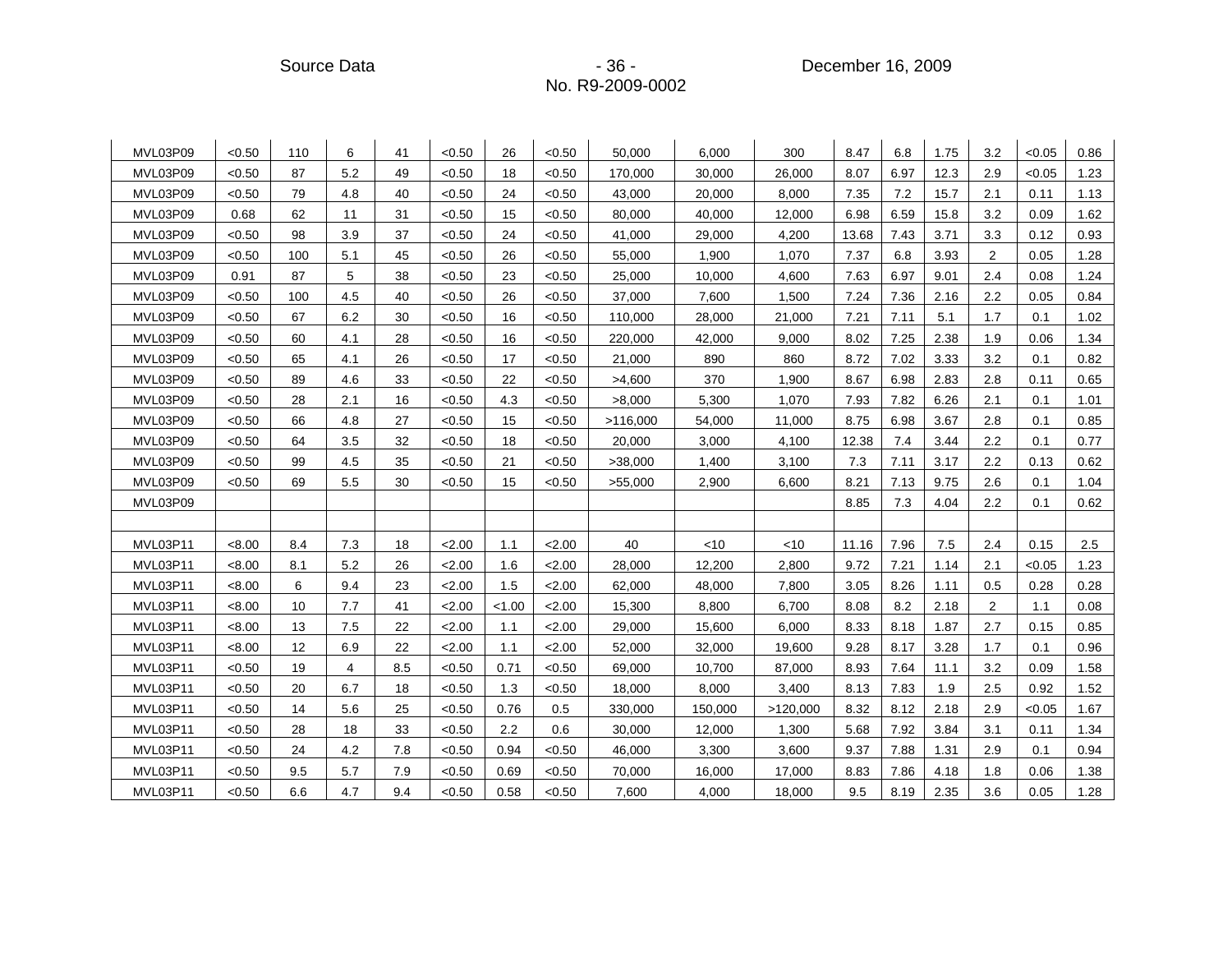| | | | | | | | | | | | | | | | | |
|---|---|---|---|---|---|---|---|---|---|---|---|---|---|---|---|---|
| MVL03P09 | <0.50 | 110 | 6 | 41 | <0.50 | 26 | <0.50 | 50,000 | 6,000 | 300 | 8.47 | 6.8 | 1.75 | 3.2 | <0.05 | 0.86 |
| MVL03P09 | <0.50 | 87 | 5.2 | 49 | <0.50 | 18 | <0.50 | 170,000 | 30,000 | 26,000 | 8.07 | 6.97 | 12.3 | 2.9 | <0.05 | 1.23 |
| MVL03P09 | <0.50 | 79 | 4.8 | 40 | <0.50 | 24 | <0.50 | 43,000 | 20,000 | 8,000 | 7.35 | 7.2 | 15.7 | 2.1 | 0.11 | 1.13 |
| MVL03P09 | 0.68 | 62 | 11 | 31 | <0.50 | 15 | <0.50 | 80,000 | 40,000 | 12,000 | 6.98 | 6.59 | 15.8 | 3.2 | 0.09 | 1.62 |
| MVL03P09 | <0.50 | 98 | 3.9 | 37 | <0.50 | 24 | <0.50 | 41,000 | 29,000 | 4,200 | 13.68 | 7.43 | 3.71 | 3.3 | 0.12 | 0.93 |
| MVL03P09 | <0.50 | 100 | 5.1 | 45 | <0.50 | 26 | <0.50 | 55,000 | 1,900 | 1,070 | 7.37 | 6.8 | 3.93 | 2 | 0.05 | 1.28 |
| MVL03P09 | 0.91 | 87 | 5 | 38 | <0.50 | 23 | <0.50 | 25,000 | 10,000 | 4,600 | 7.63 | 6.97 | 9.01 | 2.4 | 0.08 | 1.24 |
| MVL03P09 | <0.50 | 100 | 4.5 | 40 | <0.50 | 26 | <0.50 | 37,000 | 7,600 | 1,500 | 7.24 | 7.36 | 2.16 | 2.2 | 0.05 | 0.84 |
| MVL03P09 | <0.50 | 67 | 6.2 | 30 | <0.50 | 16 | <0.50 | 110,000 | 28,000 | 21,000 | 7.21 | 7.11 | 5.1 | 1.7 | 0.1 | 1.02 |
| MVL03P09 | <0.50 | 60 | 4.1 | 28 | <0.50 | 16 | <0.50 | 220,000 | 42,000 | 9,000 | 8.02 | 7.25 | 2.38 | 1.9 | 0.06 | 1.34 |
| MVL03P09 | <0.50 | 65 | 4.1 | 26 | <0.50 | 17 | <0.50 | 21,000 | 890 | 860 | 8.72 | 7.02 | 3.33 | 3.2 | 0.1 | 0.82 |
| MVL03P09 | <0.50 | 89 | 4.6 | 33 | <0.50 | 22 | <0.50 | >4,600 | 370 | 1,900 | 8.67 | 6.98 | 2.83 | 2.8 | 0.11 | 0.65 |
| MVL03P09 | <0.50 | 28 | 2.1 | 16 | <0.50 | 4.3 | <0.50 | >8,000 | 5,300 | 1,070 | 7.93 | 7.82 | 6.26 | 2.1 | 0.1 | 1.01 |
| MVL03P09 | <0.50 | 66 | 4.8 | 27 | <0.50 | 15 | <0.50 | >116,000 | 54,000 | 11,000 | 8.75 | 6.98 | 3.67 | 2.8 | 0.1 | 0.85 |
| MVL03P09 | <0.50 | 64 | 3.5 | 32 | <0.50 | 18 | <0.50 | 20,000 | 3,000 | 4,100 | 12.38 | 7.4 | 3.44 | 2.2 | 0.1 | 0.77 |
| MVL03P09 | <0.50 | 99 | 4.5 | 35 | <0.50 | 21 | <0.50 | >38,000 | 1,400 | 3,100 | 7.3 | 7.11 | 3.17 | 2.2 | 0.13 | 0.62 |
| MVL03P09 | <0.50 | 69 | 5.5 | 30 | <0.50 | 15 | <0.50 | >55,000 | 2,900 | 6,600 | 8.21 | 7.13 | 9.75 | 2.6 | 0.1 | 1.04 |
| MVL03P09 | | | | | | | | | | | 8.85 | 7.3 | 4.04 | 2.2 | 0.1 | 0.62 |
| | | | | | | | | | | | | | | | | |
| MVL03P11 | <8.00 | 8.4 | 7.3 | 18 | <2.00 | 1.1 | <2.00 | 40 | <10 | <10 | 11.16 | 7.96 | 7.5 | 2.4 | 0.15 | 2.5 |
| MVL03P11 | <8.00 | 8.1 | 5.2 | 26 | <2.00 | 1.6 | <2.00 | 28,000 | 12,200 | 2,800 | 9.72 | 7.21 | 1.14 | 2.1 | <0.05 | 1.23 |
| MVL03P11 | <8.00 | 6 | 9.4 | 23 | <2.00 | 1.5 | <2.00 | 62,000 | 48,000 | 7,800 | 3.05 | 8.26 | 1.11 | 0.5 | 0.28 | 0.28 |
| MVL03P11 | <8.00 | 10 | 7.7 | 41 | <2.00 | <1.00 | <2.00 | 15,300 | 8,800 | 6,700 | 8.08 | 8.2 | 2.18 | 2 | 1.1 | 0.08 |
| MVL03P11 | <8.00 | 13 | 7.5 | 22 | <2.00 | 1.1 | <2.00 | 29,000 | 15,600 | 6,000 | 8.33 | 8.18 | 1.87 | 2.7 | 0.15 | 0.85 |
| MVL03P11 | <8.00 | 12 | 6.9 | 22 | <2.00 | 1.1 | <2.00 | 52,000 | 32,000 | 19,600 | 9.28 | 8.17 | 3.28 | 1.7 | 0.1 | 0.96 |
| MVL03P11 | <0.50 | 19 | 4 | 8.5 | <0.50 | 0.71 | <0.50 | 69,000 | 10,700 | 87,000 | 8.93 | 7.64 | 11.1 | 3.2 | 0.09 | 1.58 |
| MVL03P11 | <0.50 | 20 | 6.7 | 18 | <0.50 | 1.3 | <0.50 | 18,000 | 8,000 | 3,400 | 8.13 | 7.83 | 1.9 | 2.5 | 0.92 | 1.52 |
| MVL03P11 | <0.50 | 14 | 5.6 | 25 | <0.50 | 0.76 | 0.5 | 330,000 | 150,000 | >120,000 | 8.32 | 8.12 | 2.18 | 2.9 | <0.05 | 1.67 |
| MVL03P11 | <0.50 | 28 | 18 | 33 | <0.50 | 2.2 | 0.6 | 30,000 | 12,000 | 1,300 | 5.68 | 7.92 | 3.84 | 3.1 | 0.11 | 1.34 |
| MVL03P11 | <0.50 | 24 | 4.2 | 7.8 | <0.50 | 0.94 | <0.50 | 46,000 | 3,300 | 3,600 | 9.37 | 7.88 | 1.31 | 2.9 | 0.1 | 0.94 |
| MVL03P11 | <0.50 | 9.5 | 5.7 | 7.9 | <0.50 | 0.69 | <0.50 | 70,000 | 16,000 | 17,000 | 8.83 | 7.86 | 4.18 | 1.8 | 0.06 | 1.38 |
| MVL03P11 | <0.50 | 6.6 | 4.7 | 9.4 | <0.50 | 0.58 | <0.50 | 7,600 | 4,000 | 18,000 | 9.5 | 8.19 | 2.35 | 3.6 | 0.05 | 1.28 |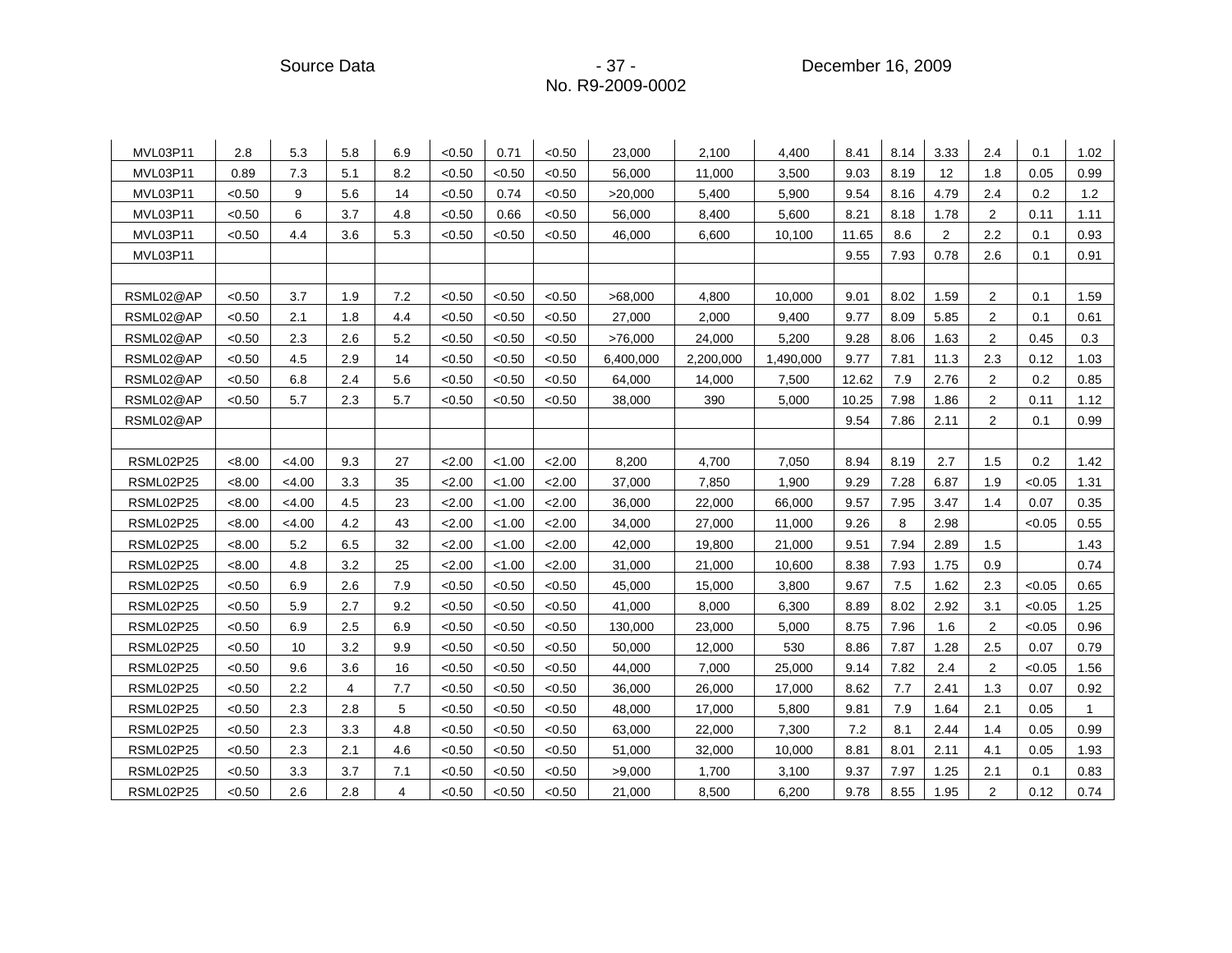| | | | | | | | | | | | | | | | | |
|---|---|---|---|---|---|---|---|---|---|---|---|---|---|---|---|---|
| MVL03P11 | 2.8 | 5.3 | 5.8 | 6.9 | <0.50 | 0.71 | <0.50 | 23,000 | 2,100 | 4,400 | 8.41 | 8.14 | 3.33 | 2.4 | 0.1 | 1.02 |
| MVL03P11 | 0.89 | 7.3 | 5.1 | 8.2 | <0.50 | <0.50 | <0.50 | 56,000 | 11,000 | 3,500 | 9.03 | 8.19 | 12 | 1.8 | 0.05 | 0.99 |
| MVL03P11 | <0.50 | 9 | 5.6 | 14 | <0.50 | 0.74 | <0.50 | >20,000 | 5,400 | 5,900 | 9.54 | 8.16 | 4.79 | 2.4 | 0.2 | 1.2 |
| MVL03P11 | <0.50 | 6 | 3.7 | 4.8 | <0.50 | 0.66 | <0.50 | 56,000 | 8,400 | 5,600 | 8.21 | 8.18 | 1.78 | 2 | 0.11 | 1.11 |
| MVL03P11 | <0.50 | 4.4 | 3.6 | 5.3 | <0.50 | <0.50 | <0.50 | 46,000 | 6,600 | 10,100 | 11.65 | 8.6 | 2 | 2.2 | 0.1 | 0.93 |
| MVL03P11 | | | | | | | | | | | 9.55 | 7.93 | 0.78 | 2.6 | 0.1 | 0.91 |
| | | | | | | | | | | | | | | | | |
| RSML02@AP | <0.50 | 3.7 | 1.9 | 7.2 | <0.50 | <0.50 | <0.50 | >68,000 | 4,800 | 10,000 | 9.01 | 8.02 | 1.59 | 2 | 0.1 | 1.59 |
| RSML02@AP | <0.50 | 2.1 | 1.8 | 4.4 | <0.50 | <0.50 | <0.50 | 27,000 | 2,000 | 9,400 | 9.77 | 8.09 | 5.85 | 2 | 0.1 | 0.61 |
| RSML02@AP | <0.50 | 2.3 | 2.6 | 5.2 | <0.50 | <0.50 | <0.50 | >76,000 | 24,000 | 5,200 | 9.28 | 8.06 | 1.63 | 2 | 0.45 | 0.3 |
| RSML02@AP | <0.50 | 4.5 | 2.9 | 14 | <0.50 | <0.50 | <0.50 | 6,400,000 | 2,200,000 | 1,490,000 | 9.77 | 7.81 | 11.3 | 2.3 | 0.12 | 1.03 |
| RSML02@AP | <0.50 | 6.8 | 2.4 | 5.6 | <0.50 | <0.50 | <0.50 | 64,000 | 14,000 | 7,500 | 12.62 | 7.9 | 2.76 | 2 | 0.2 | 0.85 |
| RSML02@AP | <0.50 | 5.7 | 2.3 | 5.7 | <0.50 | <0.50 | <0.50 | 38,000 | 390 | 5,000 | 10.25 | 7.98 | 1.86 | 2 | 0.11 | 1.12 |
| RSML02@AP | | | | | | | | | | | 9.54 | 7.86 | 2.11 | 2 | 0.1 | 0.99 |
| | | | | | | | | | | | | | | | | |
| RSML02P25 | <8.00 | <4.00 | 9.3 | 27 | <2.00 | <1.00 | <2.00 | 8,200 | 4,700 | 7,050 | 8.94 | 8.19 | 2.7 | 1.5 | 0.2 | 1.42 |
| RSML02P25 | <8.00 | <4.00 | 3.3 | 35 | <2.00 | <1.00 | <2.00 | 37,000 | 7,850 | 1,900 | 9.29 | 7.28 | 6.87 | 1.9 | <0.05 | 1.31 |
| RSML02P25 | <8.00 | <4.00 | 4.5 | 23 | <2.00 | <1.00 | <2.00 | 36,000 | 22,000 | 66,000 | 9.57 | 7.95 | 3.47 | 1.4 | 0.07 | 0.35 |
| RSML02P25 | <8.00 | <4.00 | 4.2 | 43 | <2.00 | <1.00 | <2.00 | 34,000 | 27,000 | 11,000 | 9.26 | 8 | 2.98 | | <0.05 | 0.55 |
| RSML02P25 | <8.00 | 5.2 | 6.5 | 32 | <2.00 | <1.00 | <2.00 | 42,000 | 19,800 | 21,000 | 9.51 | 7.94 | 2.89 | 1.5 | | 1.43 |
| RSML02P25 | <8.00 | 4.8 | 3.2 | 25 | <2.00 | <1.00 | <2.00 | 31,000 | 21,000 | 10,600 | 8.38 | 7.93 | 1.75 | 0.9 | | 0.74 |
| RSML02P25 | <0.50 | 6.9 | 2.6 | 7.9 | <0.50 | <0.50 | <0.50 | 45,000 | 15,000 | 3,800 | 9.67 | 7.5 | 1.62 | 2.3 | <0.05 | 0.65 |
| RSML02P25 | <0.50 | 5.9 | 2.7 | 9.2 | <0.50 | <0.50 | <0.50 | 41,000 | 8,000 | 6,300 | 8.89 | 8.02 | 2.92 | 3.1 | <0.05 | 1.25 |
| RSML02P25 | <0.50 | 6.9 | 2.5 | 6.9 | <0.50 | <0.50 | <0.50 | 130,000 | 23,000 | 5,000 | 8.75 | 7.96 | 1.6 | 2 | <0.05 | 0.96 |
| RSML02P25 | <0.50 | 10 | 3.2 | 9.9 | <0.50 | <0.50 | <0.50 | 50,000 | 12,000 | 530 | 8.86 | 7.87 | 1.28 | 2.5 | 0.07 | 0.79 |
| RSML02P25 | <0.50 | 9.6 | 3.6 | 16 | <0.50 | <0.50 | <0.50 | 44,000 | 7,000 | 25,000 | 9.14 | 7.82 | 2.4 | 2 | <0.05 | 1.56 |
| RSML02P25 | <0.50 | 2.2 | 4 | 7.7 | <0.50 | <0.50 | <0.50 | 36,000 | 26,000 | 17,000 | 8.62 | 7.7 | 2.41 | 1.3 | 0.07 | 0.92 |
| RSML02P25 | <0.50 | 2.3 | 2.8 | 5 | <0.50 | <0.50 | <0.50 | 48,000 | 17,000 | 5,800 | 9.81 | 7.9 | 1.64 | 2.1 | 0.05 | 1 |
| RSML02P25 | <0.50 | 2.3 | 3.3 | 4.8 | <0.50 | <0.50 | <0.50 | 63,000 | 22,000 | 7,300 | 7.2 | 8.1 | 2.44 | 1.4 | 0.05 | 0.99 |
| RSML02P25 | <0.50 | 2.3 | 2.1 | 4.6 | <0.50 | <0.50 | <0.50 | 51,000 | 32,000 | 10,000 | 8.81 | 8.01 | 2.11 | 4.1 | 0.05 | 1.93 |
| RSML02P25 | <0.50 | 3.3 | 3.7 | 7.1 | <0.50 | <0.50 | <0.50 | >9,000 | 1,700 | 3,100 | 9.37 | 7.97 | 1.25 | 2.1 | 0.1 | 0.83 |
| RSML02P25 | <0.50 | 2.6 | 2.8 | 4 | <0.50 | <0.50 | <0.50 | 21,000 | 8,500 | 6,200 | 9.78 | 8.55 | 1.95 | 2 | 0.12 | 0.74 |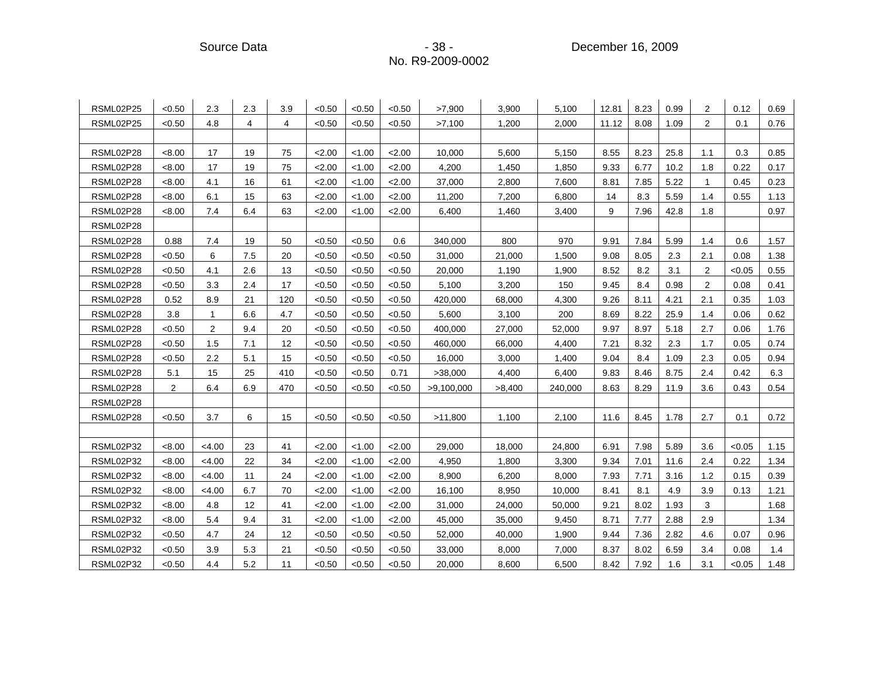| | | | | | | | | | | | | | | | | |
|---|---|---|---|---|---|---|---|---|---|---|---|---|---|---|---|---|
| RSML02P25 | <0.50 | 2.3 | 2.3 | 3.9 | <0.50 | <0.50 | <0.50 | >7,900 | 3,900 | 5,100 | 12.81 | 8.23 | 0.99 | 2 | 0.12 | 0.69 |
| RSML02P25 | <0.50 | 4.8 | 4 | 4 | <0.50 | <0.50 | <0.50 | >7,100 | 1,200 | 2,000 | 11.12 | 8.08 | 1.09 | 2 | 0.1 | 0.76 |
| | | | | | | | | | | | | | | | | |
| RSML02P28 | <8.00 | 17 | 19 | 75 | <2.00 | <1.00 | <2.00 | 10,000 | 5,600 | 5,150 | 8.55 | 8.23 | 25.8 | 1.1 | 0.3 | 0.85 |
| RSML02P28 | <8.00 | 17 | 19 | 75 | <2.00 | <1.00 | <2.00 | 4,200 | 1,450 | 1,850 | 9.33 | 6.77 | 10.2 | 1.8 | 0.22 | 0.17 |
| RSML02P28 | <8.00 | 4.1 | 16 | 61 | <2.00 | <1.00 | <2.00 | 37,000 | 2,800 | 7,600 | 8.81 | 7.85 | 5.22 | 1 | 0.45 | 0.23 |
| RSML02P28 | <8.00 | 6.1 | 15 | 63 | <2.00 | <1.00 | <2.00 | 11,200 | 7,200 | 6,800 | 14 | 8.3 | 5.59 | 1.4 | 0.55 | 1.13 |
| RSML02P28 | <8.00 | 7.4 | 6.4 | 63 | <2.00 | <1.00 | <2.00 | 6,400 | 1,460 | 3,400 | 9 | 7.96 | 42.8 | 1.8 | | 0.97 |
| RSML02P28 | | | | | | | | | | | | | | | | |
| RSML02P28 | 0.88 | 7.4 | 19 | 50 | <0.50 | <0.50 | 0.6 | 340,000 | 800 | 970 | 9.91 | 7.84 | 5.99 | 1.4 | 0.6 | 1.57 |
| RSML02P28 | <0.50 | 6 | 7.5 | 20 | <0.50 | <0.50 | <0.50 | 31,000 | 21,000 | 1,500 | 9.08 | 8.05 | 2.3 | 2.1 | 0.08 | 1.38 |
| RSML02P28 | <0.50 | 4.1 | 2.6 | 13 | <0.50 | <0.50 | <0.50 | 20,000 | 1,190 | 1,900 | 8.52 | 8.2 | 3.1 | 2 | <0.05 | 0.55 |
| RSML02P28 | <0.50 | 3.3 | 2.4 | 17 | <0.50 | <0.50 | <0.50 | 5,100 | 3,200 | 150 | 9.45 | 8.4 | 0.98 | 2 | 0.08 | 0.41 |
| RSML02P28 | 0.52 | 8.9 | 21 | 120 | <0.50 | <0.50 | <0.50 | 420,000 | 68,000 | 4,300 | 9.26 | 8.11 | 4.21 | 2.1 | 0.35 | 1.03 |
| RSML02P28 | 3.8 | 1 | 6.6 | 4.7 | <0.50 | <0.50 | <0.50 | 5,600 | 3,100 | 200 | 8.69 | 8.22 | 25.9 | 1.4 | 0.06 | 0.62 |
| RSML02P28 | <0.50 | 2 | 9.4 | 20 | <0.50 | <0.50 | <0.50 | 400,000 | 27,000 | 52,000 | 9.97 | 8.97 | 5.18 | 2.7 | 0.06 | 1.76 |
| RSML02P28 | <0.50 | 1.5 | 7.1 | 12 | <0.50 | <0.50 | <0.50 | 460,000 | 66,000 | 4,400 | 7.21 | 8.32 | 2.3 | 1.7 | 0.05 | 0.74 |
| RSML02P28 | <0.50 | 2.2 | 5.1 | 15 | <0.50 | <0.50 | <0.50 | 16,000 | 3,000 | 1,400 | 9.04 | 8.4 | 1.09 | 2.3 | 0.05 | 0.94 |
| RSML02P28 | 5.1 | 15 | 25 | 410 | <0.50 | <0.50 | 0.71 | >38,000 | 4,400 | 6,400 | 9.83 | 8.46 | 8.75 | 2.4 | 0.42 | 6.3 |
| RSML02P28 | 2 | 6.4 | 6.9 | 470 | <0.50 | <0.50 | <0.50 | >9,100,000 | >8,400 | 240,000 | 8.63 | 8.29 | 11.9 | 3.6 | 0.43 | 0.54 |
| RSML02P28 | | | | | | | | | | | | | | | | |
| RSML02P28 | <0.50 | 3.7 | 6 | 15 | <0.50 | <0.50 | <0.50 | >11,800 | 1,100 | 2,100 | 11.6 | 8.45 | 1.78 | 2.7 | 0.1 | 0.72 |
| | | | | | | | | | | | | | | | | |
| RSML02P32 | <8.00 | <4.00 | 23 | 41 | <2.00 | <1.00 | <2.00 | 29,000 | 18,000 | 24,800 | 6.91 | 7.98 | 5.89 | 3.6 | <0.05 | 1.15 |
| RSML02P32 | <8.00 | <4.00 | 22 | 34 | <2.00 | <1.00 | <2.00 | 4,950 | 1,800 | 3,300 | 9.34 | 7.01 | 11.6 | 2.4 | 0.22 | 1.34 |
| RSML02P32 | <8.00 | <4.00 | 11 | 24 | <2.00 | <1.00 | <2.00 | 8,900 | 6,200 | 8,000 | 7.93 | 7.71 | 3.16 | 1.2 | 0.15 | 0.39 |
| RSML02P32 | <8.00 | <4.00 | 6.7 | 70 | <2.00 | <1.00 | <2.00 | 16,100 | 8,950 | 10,000 | 8.41 | 8.1 | 4.9 | 3.9 | 0.13 | 1.21 |
| RSML02P32 | <8.00 | 4.8 | 12 | 41 | <2.00 | <1.00 | <2.00 | 31,000 | 24,000 | 50,000 | 9.21 | 8.02 | 1.93 | 3 | | 1.68 |
| RSML02P32 | <8.00 | 5.4 | 9.4 | 31 | <2.00 | <1.00 | <2.00 | 45,000 | 35,000 | 9,450 | 8.71 | 7.77 | 2.88 | 2.9 | | 1.34 |
| RSML02P32 | <0.50 | 4.7 | 24 | 12 | <0.50 | <0.50 | <0.50 | 52,000 | 40,000 | 1,900 | 9.44 | 7.36 | 2.82 | 4.6 | 0.07 | 0.96 |
| RSML02P32 | <0.50 | 3.9 | 5.3 | 21 | <0.50 | <0.50 | <0.50 | 33,000 | 8,000 | 7,000 | 8.37 | 8.02 | 6.59 | 3.4 | 0.08 | 1.4 |
| RSML02P32 | <0.50 | 4.4 | 5.2 | 11 | <0.50 | <0.50 | <0.50 | 20,000 | 8,600 | 6,500 | 8.42 | 7.92 | 1.6 | 3.1 | <0.05 | 1.48 |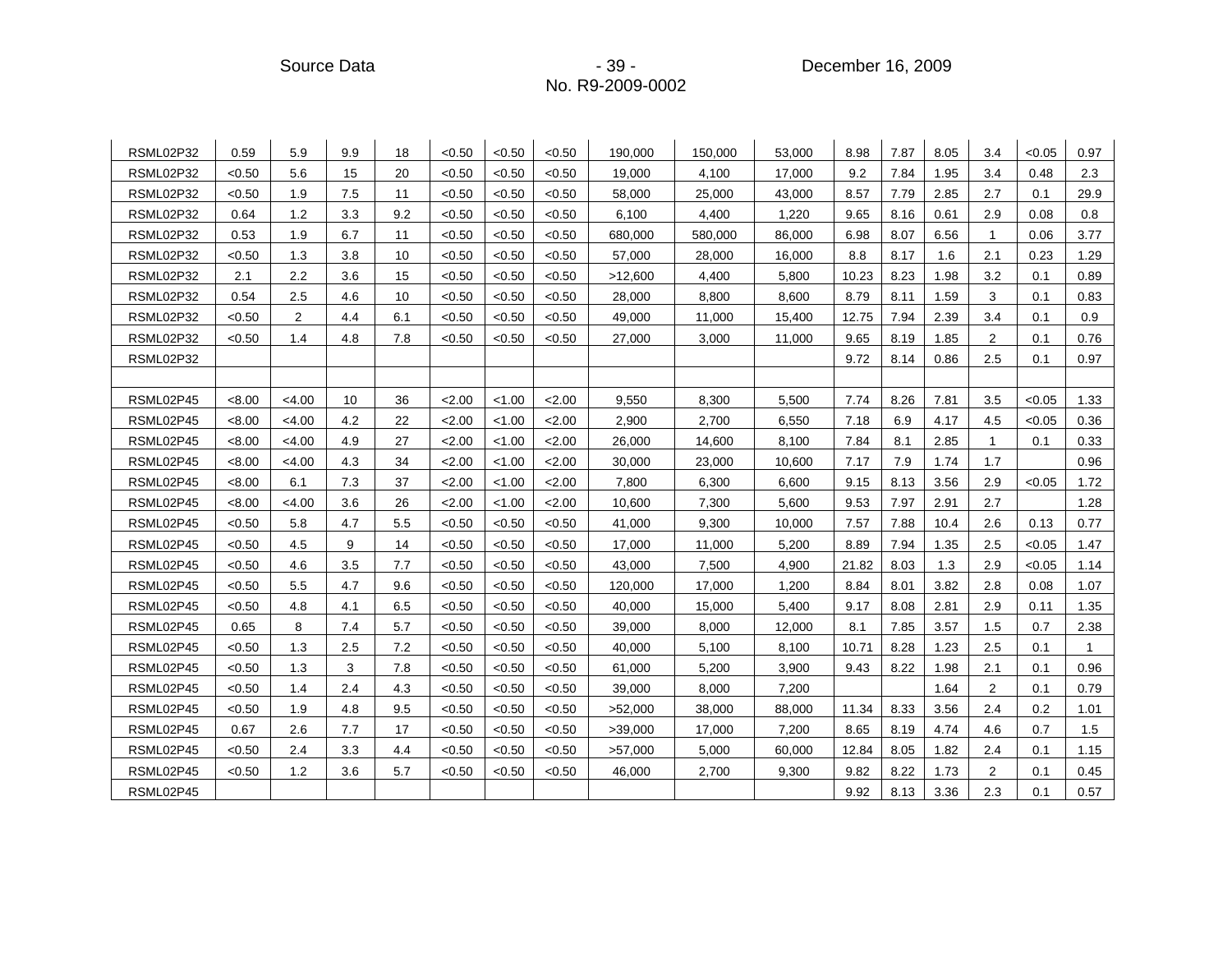| | | | | | | | | | | | | | | | | |
|---|---|---|---|---|---|---|---|---|---|---|---|---|---|---|---|---|
| RSML02P32 | 0.59 | 5.9 | 9.9 | 18 | <0.50 | <0.50 | <0.50 | 190,000 | 150,000 | 53,000 | 8.98 | 7.87 | 8.05 | 3.4 | <0.05 | 0.97 |
| RSML02P32 | <0.50 | 5.6 | 15 | 20 | <0.50 | <0.50 | <0.50 | 19,000 | 4,100 | 17,000 | 9.2 | 7.84 | 1.95 | 3.4 | 0.48 | 2.3 |
| RSML02P32 | <0.50 | 1.9 | 7.5 | 11 | <0.50 | <0.50 | <0.50 | 58,000 | 25,000 | 43,000 | 8.57 | 7.79 | 2.85 | 2.7 | 0.1 | 29.9 |
| RSML02P32 | 0.64 | 1.2 | 3.3 | 9.2 | <0.50 | <0.50 | <0.50 | 6,100 | 4,400 | 1,220 | 9.65 | 8.16 | 0.61 | 2.9 | 0.08 | 0.8 |
| RSML02P32 | 0.53 | 1.9 | 6.7 | 11 | <0.50 | <0.50 | <0.50 | 680,000 | 580,000 | 86,000 | 6.98 | 8.07 | 6.56 | 1 | 0.06 | 3.77 |
| RSML02P32 | <0.50 | 1.3 | 3.8 | 10 | <0.50 | <0.50 | <0.50 | 57,000 | 28,000 | 16,000 | 8.8 | 8.17 | 1.6 | 2.1 | 0.23 | 1.29 |
| RSML02P32 | 2.1 | 2.2 | 3.6 | 15 | <0.50 | <0.50 | <0.50 | >12,600 | 4,400 | 5,800 | 10.23 | 8.23 | 1.98 | 3.2 | 0.1 | 0.89 |
| RSML02P32 | 0.54 | 2.5 | 4.6 | 10 | <0.50 | <0.50 | <0.50 | 28,000 | 8,800 | 8,600 | 8.79 | 8.11 | 1.59 | 3 | 0.1 | 0.83 |
| RSML02P32 | <0.50 | 2 | 4.4 | 6.1 | <0.50 | <0.50 | <0.50 | 49,000 | 11,000 | 15,400 | 12.75 | 7.94 | 2.39 | 3.4 | 0.1 | 0.9 |
| RSML02P32 | <0.50 | 1.4 | 4.8 | 7.8 | <0.50 | <0.50 | <0.50 | 27,000 | 3,000 | 11,000 | 9.65 | 8.19 | 1.85 | 2 | 0.1 | 0.76 |
| RSML02P32 | | | | | | | | | | | 9.72 | 8.14 | 0.86 | 2.5 | 0.1 | 0.97 |
| | | | | | | | | | | | | | | | | |
| RSML02P45 | <8.00 | <4.00 | 10 | 36 | <2.00 | <1.00 | <2.00 | 9,550 | 8,300 | 5,500 | 7.74 | 8.26 | 7.81 | 3.5 | <0.05 | 1.33 |
| RSML02P45 | <8.00 | <4.00 | 4.2 | 22 | <2.00 | <1.00 | <2.00 | 2,900 | 2,700 | 6,550 | 7.18 | 6.9 | 4.17 | 4.5 | <0.05 | 0.36 |
| RSML02P45 | <8.00 | <4.00 | 4.9 | 27 | <2.00 | <1.00 | <2.00 | 26,000 | 14,600 | 8,100 | 7.84 | 8.1 | 2.85 | 1 | 0.1 | 0.33 |
| RSML02P45 | <8.00 | <4.00 | 4.3 | 34 | <2.00 | <1.00 | <2.00 | 30,000 | 23,000 | 10,600 | 7.17 | 7.9 | 1.74 | 1.7 | | 0.96 |
| RSML02P45 | <8.00 | 6.1 | 7.3 | 37 | <2.00 | <1.00 | <2.00 | 7,800 | 6,300 | 6,600 | 9.15 | 8.13 | 3.56 | 2.9 | <0.05 | 1.72 |
| RSML02P45 | <8.00 | <4.00 | 3.6 | 26 | <2.00 | <1.00 | <2.00 | 10,600 | 7,300 | 5,600 | 9.53 | 7.97 | 2.91 | 2.7 | | 1.28 |
| RSML02P45 | <0.50 | 5.8 | 4.7 | 5.5 | <0.50 | <0.50 | <0.50 | 41,000 | 9,300 | 10,000 | 7.57 | 7.88 | 10.4 | 2.6 | 0.13 | 0.77 |
| RSML02P45 | <0.50 | 4.5 | 9 | 14 | <0.50 | <0.50 | <0.50 | 17,000 | 11,000 | 5,200 | 8.89 | 7.94 | 1.35 | 2.5 | <0.05 | 1.47 |
| RSML02P45 | <0.50 | 4.6 | 3.5 | 7.7 | <0.50 | <0.50 | <0.50 | 43,000 | 7,500 | 4,900 | 21.82 | 8.03 | 1.3 | 2.9 | <0.05 | 1.14 |
| RSML02P45 | <0.50 | 5.5 | 4.7 | 9.6 | <0.50 | <0.50 | <0.50 | 120,000 | 17,000 | 1,200 | 8.84 | 8.01 | 3.82 | 2.8 | 0.08 | 1.07 |
| RSML02P45 | <0.50 | 4.8 | 4.1 | 6.5 | <0.50 | <0.50 | <0.50 | 40,000 | 15,000 | 5,400 | 9.17 | 8.08 | 2.81 | 2.9 | 0.11 | 1.35 |
| RSML02P45 | 0.65 | 8 | 7.4 | 5.7 | <0.50 | <0.50 | <0.50 | 39,000 | 8,000 | 12,000 | 8.1 | 7.85 | 3.57 | 1.5 | 0.7 | 2.38 |
| RSML02P45 | <0.50 | 1.3 | 2.5 | 7.2 | <0.50 | <0.50 | <0.50 | 40,000 | 5,100 | 8,100 | 10.71 | 8.28 | 1.23 | 2.5 | 0.1 | 1 |
| RSML02P45 | <0.50 | 1.3 | 3 | 7.8 | <0.50 | <0.50 | <0.50 | 61,000 | 5,200 | 3,900 | 9.43 | 8.22 | 1.98 | 2.1 | 0.1 | 0.96 |
| RSML02P45 | <0.50 | 1.4 | 2.4 | 4.3 | <0.50 | <0.50 | <0.50 | 39,000 | 8,000 | 7,200 | | | 1.64 | 2 | 0.1 | 0.79 |
| RSML02P45 | <0.50 | 1.9 | 4.8 | 9.5 | <0.50 | <0.50 | <0.50 | >52,000 | 38,000 | 88,000 | 11.34 | 8.33 | 3.56 | 2.4 | 0.2 | 1.01 |
| RSML02P45 | 0.67 | 2.6 | 7.7 | 17 | <0.50 | <0.50 | <0.50 | >39,000 | 17,000 | 7,200 | 8.65 | 8.19 | 4.74 | 4.6 | 0.7 | 1.5 |
| RSML02P45 | <0.50 | 2.4 | 3.3 | 4.4 | <0.50 | <0.50 | <0.50 | >57,000 | 5,000 | 60,000 | 12.84 | 8.05 | 1.82 | 2.4 | 0.1 | 1.15 |
| RSML02P45 | <0.50 | 1.2 | 3.6 | 5.7 | <0.50 | <0.50 | <0.50 | 46,000 | 2,700 | 9,300 | 9.82 | 8.22 | 1.73 | 2 | 0.1 | 0.45 |
| RSML02P45 | | | | | | | | | | | 9.92 | 8.13 | 3.36 | 2.3 | 0.1 | 0.57 |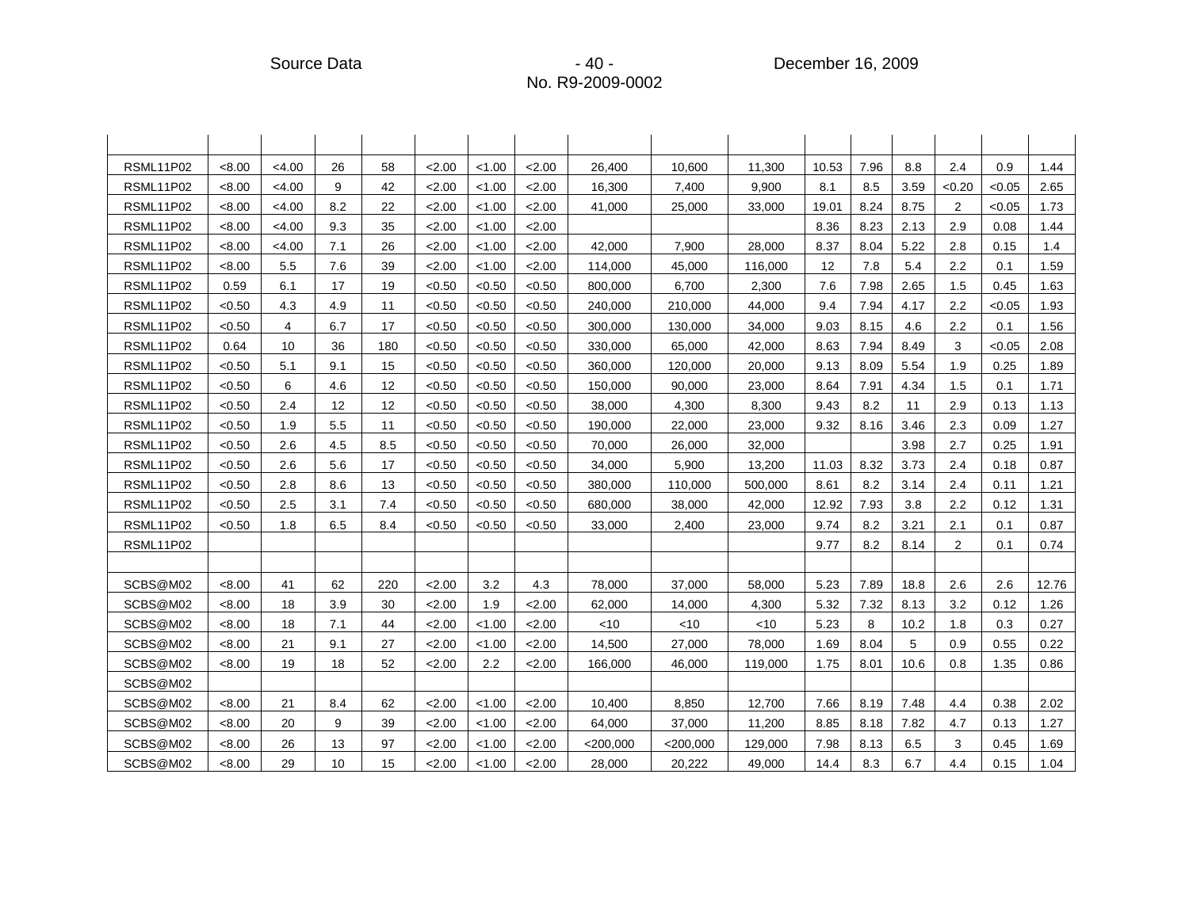| | | | | | | | | | | | | | | | | |
|---|---|---|---|---|---|---|---|---|---|---|---|---|---|---|---|---|
| RSML11P02 | <8.00 | <4.00 | 26 | 58 | <2.00 | <1.00 | <2.00 | 26,400 | 10,600 | 11,300 | 10.53 | 7.96 | 8.8 | 2.4 | 0.9 | 1.44 |
| RSML11P02 | <8.00 | <4.00 | 9 | 42 | <2.00 | <1.00 | <2.00 | 16,300 | 7,400 | 9,900 | 8.1 | 8.5 | 3.59 | <0.20 | <0.05 | 2.65 |
| RSML11P02 | <8.00 | <4.00 | 8.2 | 22 | <2.00 | <1.00 | <2.00 | 41,000 | 25,000 | 33,000 | 19.01 | 8.24 | 8.75 | 2 | <0.05 | 1.73 |
| RSML11P02 | <8.00 | <4.00 | 9.3 | 35 | <2.00 | <1.00 | <2.00 | | | | 8.36 | 8.23 | 2.13 | 2.9 | 0.08 | 1.44 |
| RSML11P02 | <8.00 | <4.00 | 7.1 | 26 | <2.00 | <1.00 | <2.00 | 42,000 | 7,900 | 28,000 | 8.37 | 8.04 | 5.22 | 2.8 | 0.15 | 1.4 |
| RSML11P02 | <8.00 | 5.5 | 7.6 | 39 | <2.00 | <1.00 | <2.00 | 114,000 | 45,000 | 116,000 | 12 | 7.8 | 5.4 | 2.2 | 0.1 | 1.59 |
| RSML11P02 | 0.59 | 6.1 | 17 | 19 | <0.50 | <0.50 | <0.50 | 800,000 | 6,700 | 2,300 | 7.6 | 7.98 | 2.65 | 1.5 | 0.45 | 1.63 |
| RSML11P02 | <0.50 | 4.3 | 4.9 | 11 | <0.50 | <0.50 | <0.50 | 240,000 | 210,000 | 44,000 | 9.4 | 7.94 | 4.17 | 2.2 | <0.05 | 1.93 |
| RSML11P02 | <0.50 | 4 | 6.7 | 17 | <0.50 | <0.50 | <0.50 | 300,000 | 130,000 | 34,000 | 9.03 | 8.15 | 4.6 | 2.2 | 0.1 | 1.56 |
| RSML11P02 | 0.64 | 10 | 36 | 180 | <0.50 | <0.50 | <0.50 | 330,000 | 65,000 | 42,000 | 8.63 | 7.94 | 8.49 | 3 | <0.05 | 2.08 |
| RSML11P02 | <0.50 | 5.1 | 9.1 | 15 | <0.50 | <0.50 | <0.50 | 360,000 | 120,000 | 20,000 | 9.13 | 8.09 | 5.54 | 1.9 | 0.25 | 1.89 |
| RSML11P02 | <0.50 | 6 | 4.6 | 12 | <0.50 | <0.50 | <0.50 | 150,000 | 90,000 | 23,000 | 8.64 | 7.91 | 4.34 | 1.5 | 0.1 | 1.71 |
| RSML11P02 | <0.50 | 2.4 | 12 | 12 | <0.50 | <0.50 | <0.50 | 38,000 | 4,300 | 8,300 | 9.43 | 8.2 | 11 | 2.9 | 0.13 | 1.13 |
| RSML11P02 | <0.50 | 1.9 | 5.5 | 11 | <0.50 | <0.50 | <0.50 | 190,000 | 22,000 | 23,000 | 9.32 | 8.16 | 3.46 | 2.3 | 0.09 | 1.27 |
| RSML11P02 | <0.50 | 2.6 | 4.5 | 8.5 | <0.50 | <0.50 | <0.50 | 70,000 | 26,000 | 32,000 | | | 3.98 | 2.7 | 0.25 | 1.91 |
| RSML11P02 | <0.50 | 2.6 | 5.6 | 17 | <0.50 | <0.50 | <0.50 | 34,000 | 5,900 | 13,200 | 11.03 | 8.32 | 3.73 | 2.4 | 0.18 | 0.87 |
| RSML11P02 | <0.50 | 2.8 | 8.6 | 13 | <0.50 | <0.50 | <0.50 | 380,000 | 110,000 | 500,000 | 8.61 | 8.2 | 3.14 | 2.4 | 0.11 | 1.21 |
| RSML11P02 | <0.50 | 2.5 | 3.1 | 7.4 | <0.50 | <0.50 | <0.50 | 680,000 | 38,000 | 42,000 | 12.92 | 7.93 | 3.8 | 2.2 | 0.12 | 1.31 |
| RSML11P02 | <0.50 | 1.8 | 6.5 | 8.4 | <0.50 | <0.50 | <0.50 | 33,000 | 2,400 | 23,000 | 9.74 | 8.2 | 3.21 | 2.1 | 0.1 | 0.87 |
| RSML11P02 | | | | | | | | | | | 9.77 | 8.2 | 8.14 | 2 | 0.1 | 0.74 |
| | | | | | | | | | | | | | | | | |
| SCBS@M02 | <8.00 | 41 | 62 | 220 | <2.00 | 3.2 | 4.3 | 78,000 | 37,000 | 58,000 | 5.23 | 7.89 | 18.8 | 2.6 | 2.6 | 12.76 |
| SCBS@M02 | <8.00 | 18 | 3.9 | 30 | <2.00 | 1.9 | <2.00 | 62,000 | 14,000 | 4,300 | 5.32 | 7.32 | 8.13 | 3.2 | 0.12 | 1.26 |
| SCBS@M02 | <8.00 | 18 | 7.1 | 44 | <2.00 | <1.00 | <2.00 | <10 | <10 | <10 | 5.23 | 8 | 10.2 | 1.8 | 0.3 | 0.27 |
| SCBS@M02 | <8.00 | 21 | 9.1 | 27 | <2.00 | <1.00 | <2.00 | 14,500 | 27,000 | 78,000 | 1.69 | 8.04 | 5 | 0.9 | 0.55 | 0.22 |
| SCBS@M02 | <8.00 | 19 | 18 | 52 | <2.00 | 2.2 | <2.00 | 166,000 | 46,000 | 119,000 | 1.75 | 8.01 | 10.6 | 0.8 | 1.35 | 0.86 |
| SCBS@M02 | | | | | | | | | | | | | | | | |
| SCBS@M02 | <8.00 | 21 | 8.4 | 62 | <2.00 | <1.00 | <2.00 | 10,400 | 8,850 | 12,700 | 7.66 | 8.19 | 7.48 | 4.4 | 0.38 | 2.02 |
| SCBS@M02 | <8.00 | 20 | 9 | 39 | <2.00 | <1.00 | <2.00 | 64,000 | 37,000 | 11,200 | 8.85 | 8.18 | 7.82 | 4.7 | 0.13 | 1.27 |
| SCBS@M02 | <8.00 | 26 | 13 | 97 | <2.00 | <1.00 | <2.00 | <200,000 | <200,000 | 129,000 | 7.98 | 8.13 | 6.5 | 3 | 0.45 | 1.69 |
| SCBS@M02 | <8.00 | 29 | 10 | 15 | <2.00 | <1.00 | <2.00 | 28,000 | 20,222 | 49,000 | 14.4 | 8.3 | 6.7 | 4.4 | 0.15 | 1.04 |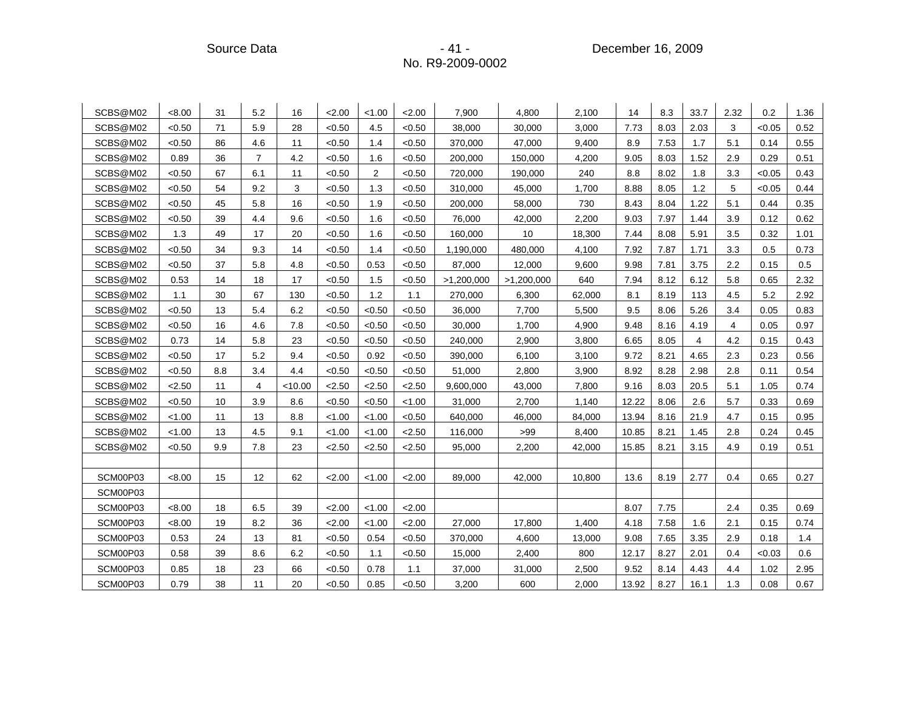| | | | | | | | | | | | | | | | | |
|---|---|---|---|---|---|---|---|---|---|---|---|---|---|---|---|---|
| SCBS@M02 | <8.00 | 31 | 5.2 | 16 | <2.00 | <1.00 | <2.00 | 7,900 | 4,800 | 2,100 | 14 | 8.3 | 33.7 | 2.32 | 0.2 | 1.36 |
| SCBS@M02 | <0.50 | 71 | 5.9 | 28 | <0.50 | 4.5 | <0.50 | 38,000 | 30,000 | 3,000 | 7.73 | 8.03 | 2.03 | 3 | <0.05 | 0.52 |
| SCBS@M02 | <0.50 | 86 | 4.6 | 11 | <0.50 | 1.4 | <0.50 | 370,000 | 47,000 | 9,400 | 8.9 | 7.53 | 1.7 | 5.1 | 0.14 | 0.55 |
| SCBS@M02 | 0.89 | 36 | 7 | 4.2 | <0.50 | 1.6 | <0.50 | 200,000 | 150,000 | 4,200 | 9.05 | 8.03 | 1.52 | 2.9 | 0.29 | 0.51 |
| SCBS@M02 | <0.50 | 67 | 6.1 | 11 | <0.50 | 2 | <0.50 | 720,000 | 190,000 | 240 | 8.8 | 8.02 | 1.8 | 3.3 | <0.05 | 0.43 |
| SCBS@M02 | <0.50 | 54 | 9.2 | 3 | <0.50 | 1.3 | <0.50 | 310,000 | 45,000 | 1,700 | 8.88 | 8.05 | 1.2 | 5 | <0.05 | 0.44 |
| SCBS@M02 | <0.50 | 45 | 5.8 | 16 | <0.50 | 1.9 | <0.50 | 200,000 | 58,000 | 730 | 8.43 | 8.04 | 1.22 | 5.1 | 0.44 | 0.35 |
| SCBS@M02 | <0.50 | 39 | 4.4 | 9.6 | <0.50 | 1.6 | <0.50 | 76,000 | 42,000 | 2,200 | 9.03 | 7.97 | 1.44 | 3.9 | 0.12 | 0.62 |
| SCBS@M02 | 1.3 | 49 | 17 | 20 | <0.50 | 1.6 | <0.50 | 160,000 | 10 | 18,300 | 7.44 | 8.08 | 5.91 | 3.5 | 0.32 | 1.01 |
| SCBS@M02 | <0.50 | 34 | 9.3 | 14 | <0.50 | 1.4 | <0.50 | 1,190,000 | 480,000 | 4,100 | 7.92 | 7.87 | 1.71 | 3.3 | 0.5 | 0.73 |
| SCBS@M02 | <0.50 | 37 | 5.8 | 4.8 | <0.50 | 0.53 | <0.50 | 87,000 | 12,000 | 9,600 | 9.98 | 7.81 | 3.75 | 2.2 | 0.15 | 0.5 |
| SCBS@M02 | 0.53 | 14 | 18 | 17 | <0.50 | 1.5 | <0.50 | >1,200,000 | >1,200,000 | 640 | 7.94 | 8.12 | 6.12 | 5.8 | 0.65 | 2.32 |
| SCBS@M02 | 1.1 | 30 | 67 | 130 | <0.50 | 1.2 | 1.1 | 270,000 | 6,300 | 62,000 | 8.1 | 8.19 | 113 | 4.5 | 5.2 | 2.92 |
| SCBS@M02 | <0.50 | 13 | 5.4 | 6.2 | <0.50 | <0.50 | <0.50 | 36,000 | 7,700 | 5,500 | 9.5 | 8.06 | 5.26 | 3.4 | 0.05 | 0.83 |
| SCBS@M02 | <0.50 | 16 | 4.6 | 7.8 | <0.50 | <0.50 | <0.50 | 30,000 | 1,700 | 4,900 | 9.48 | 8.16 | 4.19 | 4 | 0.05 | 0.97 |
| SCBS@M02 | 0.73 | 14 | 5.8 | 23 | <0.50 | <0.50 | <0.50 | 240,000 | 2,900 | 3,800 | 6.65 | 8.05 | 4 | 4.2 | 0.15 | 0.43 |
| SCBS@M02 | <0.50 | 17 | 5.2 | 9.4 | <0.50 | 0.92 | <0.50 | 390,000 | 6,100 | 3,100 | 9.72 | 8.21 | 4.65 | 2.3 | 0.23 | 0.56 |
| SCBS@M02 | <0.50 | 8.8 | 3.4 | 4.4 | <0.50 | <0.50 | <0.50 | 51,000 | 2,800 | 3,900 | 8.92 | 8.28 | 2.98 | 2.8 | 0.11 | 0.54 |
| SCBS@M02 | <2.50 | 11 | 4 | <10.00 | <2.50 | <2.50 | <2.50 | 9,600,000 | 43,000 | 7,800 | 9.16 | 8.03 | 20.5 | 5.1 | 1.05 | 0.74 |
| SCBS@M02 | <0.50 | 10 | 3.9 | 8.6 | <0.50 | <0.50 | <1.00 | 31,000 | 2,700 | 1,140 | 12.22 | 8.06 | 2.6 | 5.7 | 0.33 | 0.69 |
| SCBS@M02 | <1.00 | 11 | 13 | 8.8 | <1.00 | <1.00 | <0.50 | 640,000 | 46,000 | 84,000 | 13.94 | 8.16 | 21.9 | 4.7 | 0.15 | 0.95 |
| SCBS@M02 | <1.00 | 13 | 4.5 | 9.1 | <1.00 | <1.00 | <2.50 | 116,000 | >99 | 8,400 | 10.85 | 8.21 | 1.45 | 2.8 | 0.24 | 0.45 |
| SCBS@M02 | <0.50 | 9.9 | 7.8 | 23 | <2.50 | <2.50 | <2.50 | 95,000 | 2,200 | 42,000 | 15.85 | 8.21 | 3.15 | 4.9 | 0.19 | 0.51 |
| | | | | | | | | | | | | | | | | |
| SCM00P03 | <8.00 | 15 | 12 | 62 | <2.00 | <1.00 | <2.00 | 89,000 | 42,000 | 10,800 | 13.6 | 8.19 | 2.77 | 0.4 | 0.65 | 0.27 |
| SCM00P03 | | | | | | | | | | | | | | | | |
| SCM00P03 | <8.00 | 18 | 6.5 | 39 | <2.00 | <1.00 | <2.00 | | | | 8.07 | 7.75 | | 2.4 | 0.35 | 0.69 |
| SCM00P03 | <8.00 | 19 | 8.2 | 36 | <2.00 | <1.00 | <2.00 | 27,000 | 17,800 | 1,400 | 4.18 | 7.58 | 1.6 | 2.1 | 0.15 | 0.74 |
| SCM00P03 | 0.53 | 24 | 13 | 81 | <0.50 | 0.54 | <0.50 | 370,000 | 4,600 | 13,000 | 9.08 | 7.65 | 3.35 | 2.9 | 0.18 | 1.4 |
| SCM00P03 | 0.58 | 39 | 8.6 | 6.2 | <0.50 | 1.1 | <0.50 | 15,000 | 2,400 | 800 | 12.17 | 8.27 | 2.01 | 0.4 | <0.03 | 0.6 |
| SCM00P03 | 0.85 | 18 | 23 | 66 | <0.50 | 0.78 | 1.1 | 37,000 | 31,000 | 2,500 | 9.52 | 8.14 | 4.43 | 4.4 | 1.02 | 2.95 |
| SCM00P03 | 0.79 | 38 | 11 | 20 | <0.50 | 0.85 | <0.50 | 3,200 | 600 | 2,000 | 13.92 | 8.27 | 16.1 | 1.3 | 0.08 | 0.67 |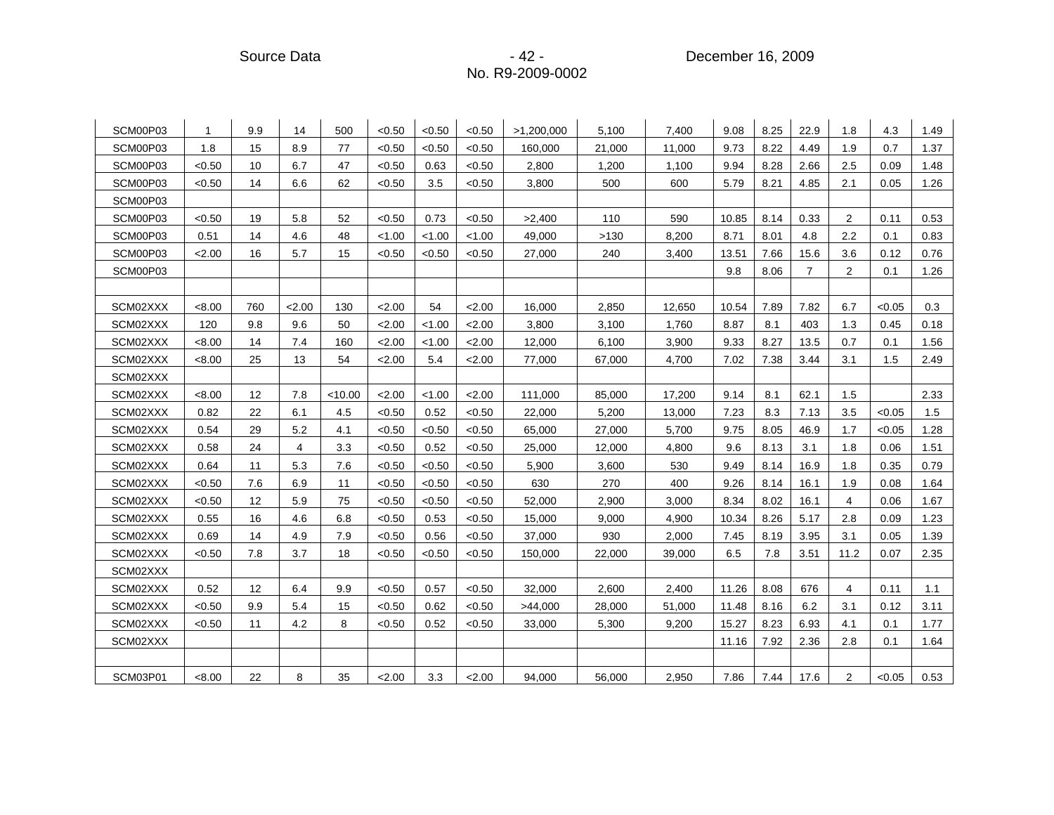| | | | | | | | | | | | | | | | | |
|---|---|---|---|---|---|---|---|---|---|---|---|---|---|---|---|---|
| SCM00P03 | 1 | 9.9 | 14 | 500 | <0.50 | <0.50 | <0.50 | >1,200,000 | 5,100 | 7,400 | 9.08 | 8.25 | 22.9 | 1.8 | 4.3 | 1.49 |
| SCM00P03 | 1.8 | 15 | 8.9 | 77 | <0.50 | <0.50 | <0.50 | 160,000 | 21,000 | 11,000 | 9.73 | 8.22 | 4.49 | 1.9 | 0.7 | 1.37 |
| SCM00P03 | <0.50 | 10 | 6.7 | 47 | <0.50 | 0.63 | <0.50 | 2,800 | 1,200 | 1,100 | 9.94 | 8.28 | 2.66 | 2.5 | 0.09 | 1.48 |
| SCM00P03 | <0.50 | 14 | 6.6 | 62 | <0.50 | 3.5 | <0.50 | 3,800 | 500 | 600 | 5.79 | 8.21 | 4.85 | 2.1 | 0.05 | 1.26 |
| SCM00P03 | | | | | | | | | | | | | | | | |
| SCM00P03 | <0.50 | 19 | 5.8 | 52 | <0.50 | 0.73 | <0.50 | >2,400 | 110 | 590 | 10.85 | 8.14 | 0.33 | 2 | 0.11 | 0.53 |
| SCM00P03 | 0.51 | 14 | 4.6 | 48 | <1.00 | <1.00 | <1.00 | 49,000 | >130 | 8,200 | 8.71 | 8.01 | 4.8 | 2.2 | 0.1 | 0.83 |
| SCM00P03 | <2.00 | 16 | 5.7 | 15 | <0.50 | <0.50 | <0.50 | 27,000 | 240 | 3,400 | 13.51 | 7.66 | 15.6 | 3.6 | 0.12 | 0.76 |
| SCM00P03 | | | | | | | | | | | 9.8 | 8.06 | 7 | 2 | 0.1 | 1.26 |
| | | | | | | | | | | | | | | | | |
| SCM02XXX | <8.00 | 760 | <2.00 | 130 | <2.00 | 54 | <2.00 | 16,000 | 2,850 | 12,650 | 10.54 | 7.89 | 7.82 | 6.7 | <0.05 | 0.3 |
| SCM02XXX | 120 | 9.8 | 9.6 | 50 | <2.00 | <1.00 | <2.00 | 3,800 | 3,100 | 1,760 | 8.87 | 8.1 | 403 | 1.3 | 0.45 | 0.18 |
| SCM02XXX | <8.00 | 14 | 7.4 | 160 | <2.00 | <1.00 | <2.00 | 12,000 | 6,100 | 3,900 | 9.33 | 8.27 | 13.5 | 0.7 | 0.1 | 1.56 |
| SCM02XXX | <8.00 | 25 | 13 | 54 | <2.00 | 5.4 | <2.00 | 77,000 | 67,000 | 4,700 | 7.02 | 7.38 | 3.44 | 3.1 | 1.5 | 2.49 |
| SCM02XXX | | | | | | | | | | | | | | | | |
| SCM02XXX | <8.00 | 12 | 7.8 | <10.00 | <2.00 | <1.00 | <2.00 | 111,000 | 85,000 | 17,200 | 9.14 | 8.1 | 62.1 | 1.5 | | 2.33 |
| SCM02XXX | 0.82 | 22 | 6.1 | 4.5 | <0.50 | 0.52 | <0.50 | 22,000 | 5,200 | 13,000 | 7.23 | 8.3 | 7.13 | 3.5 | <0.05 | 1.5 |
| SCM02XXX | 0.54 | 29 | 5.2 | 4.1 | <0.50 | <0.50 | <0.50 | 65,000 | 27,000 | 5,700 | 9.75 | 8.05 | 46.9 | 1.7 | <0.05 | 1.28 |
| SCM02XXX | 0.58 | 24 | 4 | 3.3 | <0.50 | 0.52 | <0.50 | 25,000 | 12,000 | 4,800 | 9.6 | 8.13 | 3.1 | 1.8 | 0.06 | 1.51 |
| SCM02XXX | 0.64 | 11 | 5.3 | 7.6 | <0.50 | <0.50 | <0.50 | 5,900 | 3,600 | 530 | 9.49 | 8.14 | 16.9 | 1.8 | 0.35 | 0.79 |
| SCM02XXX | <0.50 | 7.6 | 6.9 | 11 | <0.50 | <0.50 | <0.50 | 630 | 270 | 400 | 9.26 | 8.14 | 16.1 | 1.9 | 0.08 | 1.64 |
| SCM02XXX | <0.50 | 12 | 5.9 | 75 | <0.50 | <0.50 | <0.50 | 52,000 | 2,900 | 3,000 | 8.34 | 8.02 | 16.1 | 4 | 0.06 | 1.67 |
| SCM02XXX | 0.55 | 16 | 4.6 | 6.8 | <0.50 | 0.53 | <0.50 | 15,000 | 9,000 | 4,900 | 10.34 | 8.26 | 5.17 | 2.8 | 0.09 | 1.23 |
| SCM02XXX | 0.69 | 14 | 4.9 | 7.9 | <0.50 | 0.56 | <0.50 | 37,000 | 930 | 2,000 | 7.45 | 8.19 | 3.95 | 3.1 | 0.05 | 1.39 |
| SCM02XXX | <0.50 | 7.8 | 3.7 | 18 | <0.50 | <0.50 | <0.50 | 150,000 | 22,000 | 39,000 | 6.5 | 7.8 | 3.51 | 11.2 | 0.07 | 2.35 |
| SCM02XXX | | | | | | | | | | | | | | | | |
| SCM02XXX | 0.52 | 12 | 6.4 | 9.9 | <0.50 | 0.57 | <0.50 | 32,000 | 2,600 | 2,400 | 11.26 | 8.08 | 676 | 4 | 0.11 | 1.1 |
| SCM02XXX | <0.50 | 9.9 | 5.4 | 15 | <0.50 | 0.62 | <0.50 | >44,000 | 28,000 | 51,000 | 11.48 | 8.16 | 6.2 | 3.1 | 0.12 | 3.11 |
| SCM02XXX | <0.50 | 11 | 4.2 | 8 | <0.50 | 0.52 | <0.50 | 33,000 | 5,300 | 9,200 | 15.27 | 8.23 | 6.93 | 4.1 | 0.1 | 1.77 |
| SCM02XXX | | | | | | | | | | | 11.16 | 7.92 | 2.36 | 2.8 | 0.1 | 1.64 |
| | | | | | | | | | | | | | | | | |
| SCM03P01 | <8.00 | 22 | 8 | 35 | <2.00 | 3.3 | <2.00 | 94,000 | 56,000 | 2,950 | 7.86 | 7.44 | 17.6 | 2 | <0.05 | 0.53 |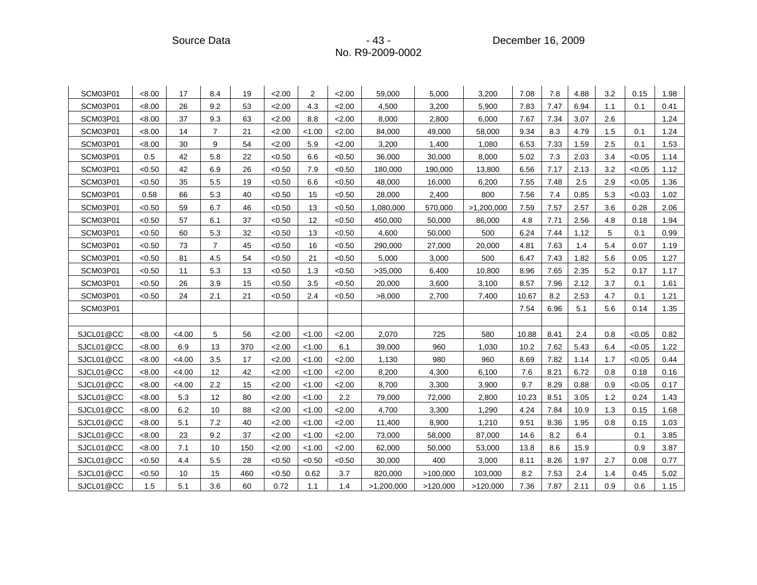| | | | | | | | | | | | | | | | | |
|---|---|---|---|---|---|---|---|---|---|---|---|---|---|---|---|---|
| SCM03P01 | <8.00 | 17 | 8.4 | 19 | <2.00 | 2 | <2.00 | 59,000 | 5,000 | 3,200 | 7.08 | 7.8 | 4.88 | 3.2 | 0.15 | 1.98 |
| SCM03P01 | <8.00 | 26 | 9.2 | 53 | <2.00 | 4.3 | <2.00 | 4,500 | 3,200 | 5,900 | 7.83 | 7.47 | 6.94 | 1.1 | 0.1 | 0.41 |
| SCM03P01 | <8.00 | 37 | 9.3 | 63 | <2.00 | 8.8 | <2.00 | 8,000 | 2,800 | 6,000 | 7.67 | 7.34 | 3.07 | 2.6 | | 1.24 |
| SCM03P01 | <8.00 | 14 | 7 | 21 | <2.00 | <1.00 | <2.00 | 84,000 | 49,000 | 58,000 | 9.34 | 8.3 | 4.79 | 1.5 | 0.1 | 1.24 |
| SCM03P01 | <8.00 | 30 | 9 | 54 | <2.00 | 5.9 | <2.00 | 3,200 | 1,400 | 1,080 | 6.53 | 7.33 | 1.59 | 2.5 | 0.1 | 1.53 |
| SCM03P01 | 0.5 | 42 | 5.8 | 22 | <0.50 | 6.6 | <0.50 | 36,000 | 30,000 | 8,000 | 5.02 | 7.3 | 2.03 | 3.4 | <0.05 | 1.14 |
| SCM03P01 | <0.50 | 42 | 6.9 | 26 | <0.50 | 7.9 | <0.50 | 180,000 | 190,000 | 13,800 | 6.56 | 7.17 | 2.13 | 3.2 | <0.05 | 1.12 |
| SCM03P01 | <0.50 | 35 | 5.5 | 19 | <0.50 | 6.6 | <0.50 | 48,000 | 16,000 | 6,200 | 7.55 | 7.48 | 2.5 | 2.9 | <0.05 | 1.36 |
| SCM03P01 | 0.58 | 66 | 5.3 | 40 | <0.50 | 15 | <0.50 | 28,000 | 2,400 | 800 | 7.56 | 7.4 | 0.85 | 5.3 | <0.03 | 1.02 |
| SCM03P01 | <0.50 | 59 | 6.7 | 46 | <0.50 | 13 | <0.50 | 1,080,000 | 570,000 | >1,200,000 | 7.59 | 7.57 | 2.57 | 3.6 | 0.28 | 2.06 |
| SCM03P01 | <0.50 | 57 | 6.1 | 37 | <0.50 | 12 | <0.50 | 450,000 | 50,000 | 86,000 | 4.8 | 7.71 | 2.56 | 4.8 | 0.18 | 1.94 |
| SCM03P01 | <0.50 | 60 | 5.3 | 32 | <0.50 | 13 | <0.50 | 4,600 | 50,000 | 500 | 6.24 | 7.44 | 1.12 | 5 | 0.1 | 0.99 |
| SCM03P01 | <0.50 | 73 | 7 | 45 | <0.50 | 16 | <0.50 | 290,000 | 27,000 | 20,000 | 4.81 | 7.63 | 1.4 | 5.4 | 0.07 | 1.19 |
| SCM03P01 | <0.50 | 81 | 4.5 | 54 | <0.50 | 21 | <0.50 | 5,000 | 3,000 | 500 | 6.47 | 7.43 | 1.82 | 5.6 | 0.05 | 1.27 |
| SCM03P01 | <0.50 | 11 | 5.3 | 13 | <0.50 | 1.3 | <0.50 | >35,000 | 6,400 | 10,800 | 8.96 | 7.65 | 2.35 | 5.2 | 0.17 | 1.17 |
| SCM03P01 | <0.50 | 26 | 3.9 | 15 | <0.50 | 3.5 | <0.50 | 20,000 | 3,600 | 3,100 | 8.57 | 7.96 | 2.12 | 3.7 | 0.1 | 1.61 |
| SCM03P01 | <0.50 | 24 | 2.1 | 21 | <0.50 | 2.4 | <0.50 | >8,000 | 2,700 | 7,400 | 10.67 | 8.2 | 2.53 | 4.7 | 0.1 | 1.21 |
| SCM03P01 | | | | | | | | | | | 7.54 | 6.96 | 5.1 | 5.6 | 0.14 | 1.35 |
| | | | | | | | | | | | | | | | | |
| SJCL01@CC | <8.00 | <4.00 | 5 | 56 | <2.00 | <1.00 | <2.00 | 2,070 | 725 | 580 | 10.88 | 8.41 | 2.4 | 0.8 | <0.05 | 0.82 |
| SJCL01@CC | <8.00 | 6.9 | 13 | 370 | <2.00 | <1.00 | 6.1 | 39,000 | 960 | 1,030 | 10.2 | 7.62 | 5.43 | 6.4 | <0.05 | 1.22 |
| SJCL01@CC | <8.00 | <4.00 | 3.5 | 17 | <2.00 | <1.00 | <2.00 | 1,130 | 980 | 960 | 8.69 | 7.82 | 1.14 | 1.7 | <0.05 | 0.44 |
| SJCL01@CC | <8.00 | <4.00 | 12 | 42 | <2.00 | <1.00 | <2.00 | 8,200 | 4,300 | 6,100 | 7.6 | 8.21 | 6.72 | 0.8 | 0.18 | 0.16 |
| SJCL01@CC | <8.00 | <4.00 | 2.2 | 15 | <2.00 | <1.00 | <2.00 | 8,700 | 3,300 | 3,900 | 9.7 | 8.29 | 0.88 | 0.9 | <0.05 | 0.17 |
| SJCL01@CC | <8.00 | 5.3 | 12 | 80 | <2.00 | <1.00 | 2.2 | 79,000 | 72,000 | 2,800 | 10.23 | 8.51 | 3.05 | 1.2 | 0.24 | 1.43 |
| SJCL01@CC | <8.00 | 6.2 | 10 | 88 | <2.00 | <1.00 | <2.00 | 4,700 | 3,300 | 1,290 | 4.24 | 7.84 | 10.9 | 1.3 | 0.15 | 1.68 |
| SJCL01@CC | <8.00 | 5.1 | 7.2 | 40 | <2.00 | <1.00 | <2.00 | 11,400 | 8,900 | 1,210 | 9.51 | 8.36 | 1.95 | 0.8 | 0.15 | 1.03 |
| SJCL01@CC | <8.00 | 23 | 9.2 | 37 | <2.00 | <1.00 | <2.00 | 73,000 | 58,000 | 87,000 | 14.6 | 8.2 | 6.4 | | 0.1 | 3.85 |
| SJCL01@CC | <8.00 | 7.1 | 10 | 150 | <2.00 | <1.00 | <2.00 | 62,000 | 50,000 | 53,000 | 13.8 | 8.6 | 15.9 | | 0.9 | 3.87 |
| SJCL01@CC | <0.50 | 4.4 | 5.5 | 28 | <0.50 | <0.50 | <0.50 | 30,000 | 400 | 3,000 | 8.11 | 8.26 | 1.97 | 2.7 | 0.08 | 0.77 |
| SJCL01@CC | <0.50 | 10 | 15 | 460 | <0.50 | 0.62 | 3.7 | 820,000 | >100,000 | 103,000 | 8.2 | 7.53 | 2.4 | 1.4 | 0.45 | 5.02 |
| SJCL01@CC | 1.5 | 5.1 | 3.6 | 60 | 0.72 | 1.1 | 1.4 | >1,200,000 | >120,000 | >120,000 | 7.36 | 7.87 | 2.11 | 0.9 | 0.6 | 1.15 |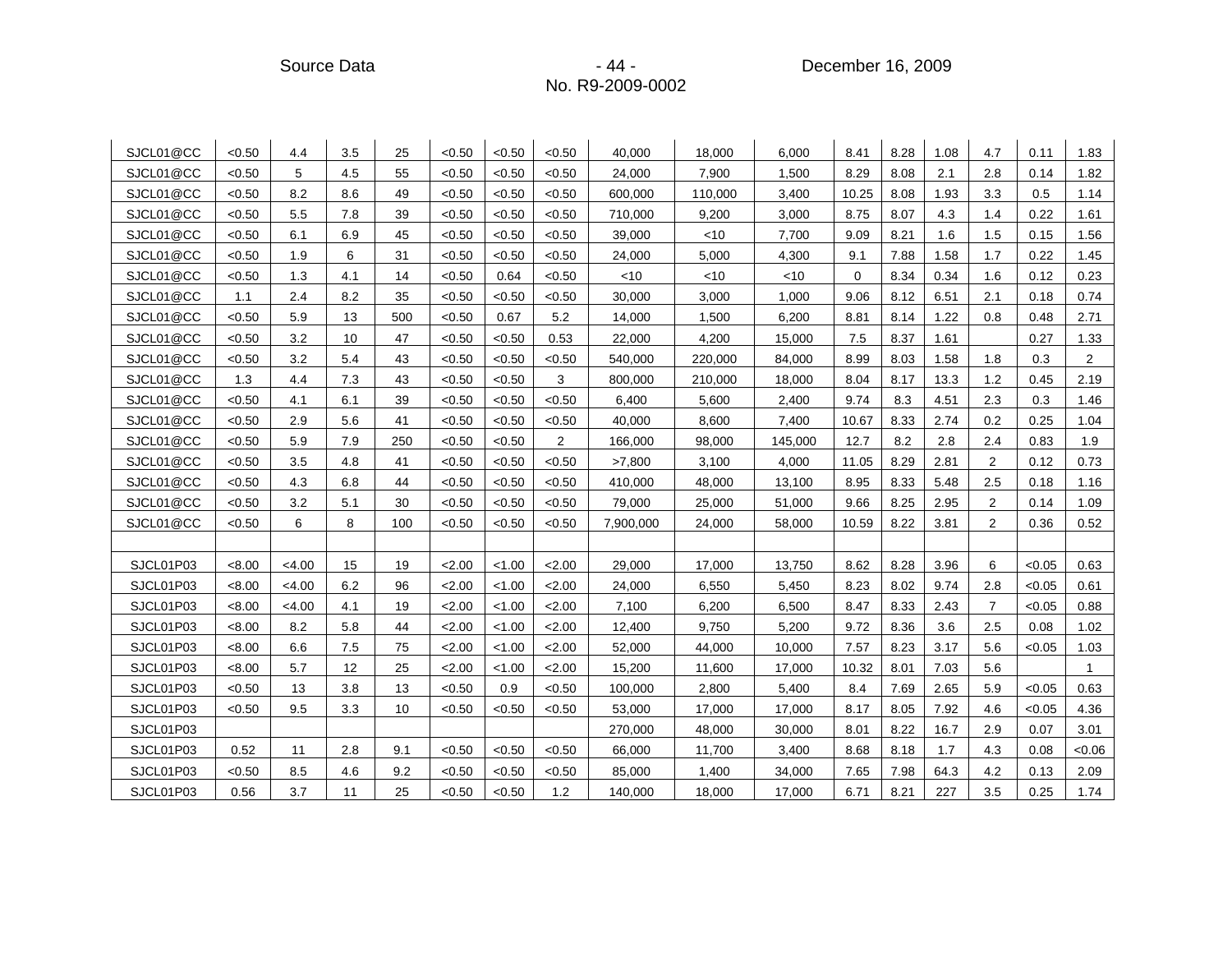| | | | | | | | | | | | | | | | | |
|---|---|---|---|---|---|---|---|---|---|---|---|---|---|---|---|---|
| SJCL01@CC | <0.50 | 4.4 | 3.5 | 25 | <0.50 | <0.50 | <0.50 | 40,000 | 18,000 | 6,000 | 8.41 | 8.28 | 1.08 | 4.7 | 0.11 | 1.83 |
| SJCL01@CC | <0.50 | 5 | 4.5 | 55 | <0.50 | <0.50 | <0.50 | 24,000 | 7,900 | 1,500 | 8.29 | 8.08 | 2.1 | 2.8 | 0.14 | 1.82 |
| SJCL01@CC | <0.50 | 8.2 | 8.6 | 49 | <0.50 | <0.50 | <0.50 | 600,000 | 110,000 | 3,400 | 10.25 | 8.08 | 1.93 | 3.3 | 0.5 | 1.14 |
| SJCL01@CC | <0.50 | 5.5 | 7.8 | 39 | <0.50 | <0.50 | <0.50 | 710,000 | 9,200 | 3,000 | 8.75 | 8.07 | 4.3 | 1.4 | 0.22 | 1.61 |
| SJCL01@CC | <0.50 | 6.1 | 6.9 | 45 | <0.50 | <0.50 | <0.50 | 39,000 | <10 | 7,700 | 9.09 | 8.21 | 1.6 | 1.5 | 0.15 | 1.56 |
| SJCL01@CC | <0.50 | 1.9 | 6 | 31 | <0.50 | <0.50 | <0.50 | 24,000 | 5,000 | 4,300 | 9.1 | 7.88 | 1.58 | 1.7 | 0.22 | 1.45 |
| SJCL01@CC | <0.50 | 1.3 | 4.1 | 14 | <0.50 | 0.64 | <0.50 | <10 | <10 | <10 | 0 | 8.34 | 0.34 | 1.6 | 0.12 | 0.23 |
| SJCL01@CC | 1.1 | 2.4 | 8.2 | 35 | <0.50 | <0.50 | <0.50 | 30,000 | 3,000 | 1,000 | 9.06 | 8.12 | 6.51 | 2.1 | 0.18 | 0.74 |
| SJCL01@CC | <0.50 | 5.9 | 13 | 500 | <0.50 | 0.67 | 5.2 | 14,000 | 1,500 | 6,200 | 8.81 | 8.14 | 1.22 | 0.8 | 0.48 | 2.71 |
| SJCL01@CC | <0.50 | 3.2 | 10 | 47 | <0.50 | <0.50 | 0.53 | 22,000 | 4,200 | 15,000 | 7.5 | 8.37 | 1.61 | | 0.27 | 1.33 |
| SJCL01@CC | <0.50 | 3.2 | 5.4 | 43 | <0.50 | <0.50 | <0.50 | 540,000 | 220,000 | 84,000 | 8.99 | 8.03 | 1.58 | 1.8 | 0.3 | 2 |
| SJCL01@CC | 1.3 | 4.4 | 7.3 | 43 | <0.50 | <0.50 | 3 | 800,000 | 210,000 | 18,000 | 8.04 | 8.17 | 13.3 | 1.2 | 0.45 | 2.19 |
| SJCL01@CC | <0.50 | 4.1 | 6.1 | 39 | <0.50 | <0.50 | <0.50 | 6,400 | 5,600 | 2,400 | 9.74 | 8.3 | 4.51 | 2.3 | 0.3 | 1.46 |
| SJCL01@CC | <0.50 | 2.9 | 5.6 | 41 | <0.50 | <0.50 | <0.50 | 40,000 | 8,600 | 7,400 | 10.67 | 8.33 | 2.74 | 0.2 | 0.25 | 1.04 |
| SJCL01@CC | <0.50 | 5.9 | 7.9 | 250 | <0.50 | <0.50 | 2 | 166,000 | 98,000 | 145,000 | 12.7 | 8.2 | 2.8 | 2.4 | 0.83 | 1.9 |
| SJCL01@CC | <0.50 | 3.5 | 4.8 | 41 | <0.50 | <0.50 | <0.50 | >7,800 | 3,100 | 4,000 | 11.05 | 8.29 | 2.81 | 2 | 0.12 | 0.73 |
| SJCL01@CC | <0.50 | 4.3 | 6.8 | 44 | <0.50 | <0.50 | <0.50 | 410,000 | 48,000 | 13,100 | 8.95 | 8.33 | 5.48 | 2.5 | 0.18 | 1.16 |
| SJCL01@CC | <0.50 | 3.2 | 5.1 | 30 | <0.50 | <0.50 | <0.50 | 79,000 | 25,000 | 51,000 | 9.66 | 8.25 | 2.95 | 2 | 0.14 | 1.09 |
| SJCL01@CC | <0.50 | 6 | 8 | 100 | <0.50 | <0.50 | <0.50 | 7,900,000 | 24,000 | 58,000 | 10.59 | 8.22 | 3.81 | 2 | 0.36 | 0.52 |
| | | | | | | | | | | | | | | | | |
| SJCL01P03 | <8.00 | <4.00 | 15 | 19 | <2.00 | <1.00 | <2.00 | 29,000 | 17,000 | 13,750 | 8.62 | 8.28 | 3.96 | 6 | <0.05 | 0.63 |
| SJCL01P03 | <8.00 | <4.00 | 6.2 | 96 | <2.00 | <1.00 | <2.00 | 24,000 | 6,550 | 5,450 | 8.23 | 8.02 | 9.74 | 2.8 | <0.05 | 0.61 |
| SJCL01P03 | <8.00 | <4.00 | 4.1 | 19 | <2.00 | <1.00 | <2.00 | 7,100 | 6,200 | 6,500 | 8.47 | 8.33 | 2.43 | 7 | <0.05 | 0.88 |
| SJCL01P03 | <8.00 | 8.2 | 5.8 | 44 | <2.00 | <1.00 | <2.00 | 12,400 | 9,750 | 5,200 | 9.72 | 8.36 | 3.6 | 2.5 | 0.08 | 1.02 |
| SJCL01P03 | <8.00 | 6.6 | 7.5 | 75 | <2.00 | <1.00 | <2.00 | 52,000 | 44,000 | 10,000 | 7.57 | 8.23 | 3.17 | 5.6 | <0.05 | 1.03 |
| SJCL01P03 | <8.00 | 5.7 | 12 | 25 | <2.00 | <1.00 | <2.00 | 15,200 | 11,600 | 17,000 | 10.32 | 8.01 | 7.03 | 5.6 | | 1 |
| SJCL01P03 | <0.50 | 13 | 3.8 | 13 | <0.50 | 0.9 | <0.50 | 100,000 | 2,800 | 5,400 | 8.4 | 7.69 | 2.65 | 5.9 | <0.05 | 0.63 |
| SJCL01P03 | <0.50 | 9.5 | 3.3 | 10 | <0.50 | <0.50 | <0.50 | 53,000 | 17,000 | 17,000 | 8.17 | 8.05 | 7.92 | 4.6 | <0.05 | 4.36 |
| SJCL01P03 | | | | | | | | 270,000 | 48,000 | 30,000 | 8.01 | 8.22 | 16.7 | 2.9 | 0.07 | 3.01 |
| SJCL01P03 | 0.52 | 11 | 2.8 | 9.1 | <0.50 | <0.50 | <0.50 | 66,000 | 11,700 | 3,400 | 8.68 | 8.18 | 1.7 | 4.3 | 0.08 | <0.06 |
| SJCL01P03 | <0.50 | 8.5 | 4.6 | 9.2 | <0.50 | <0.50 | <0.50 | 85,000 | 1,400 | 34,000 | 7.65 | 7.98 | 64.3 | 4.2 | 0.13 | 2.09 |
| SJCL01P03 | 0.56 | 3.7 | 11 | 25 | <0.50 | <0.50 | 1.2 | 140,000 | 18,000 | 17,000 | 6.71 | 8.21 | 227 | 3.5 | 0.25 | 1.74 |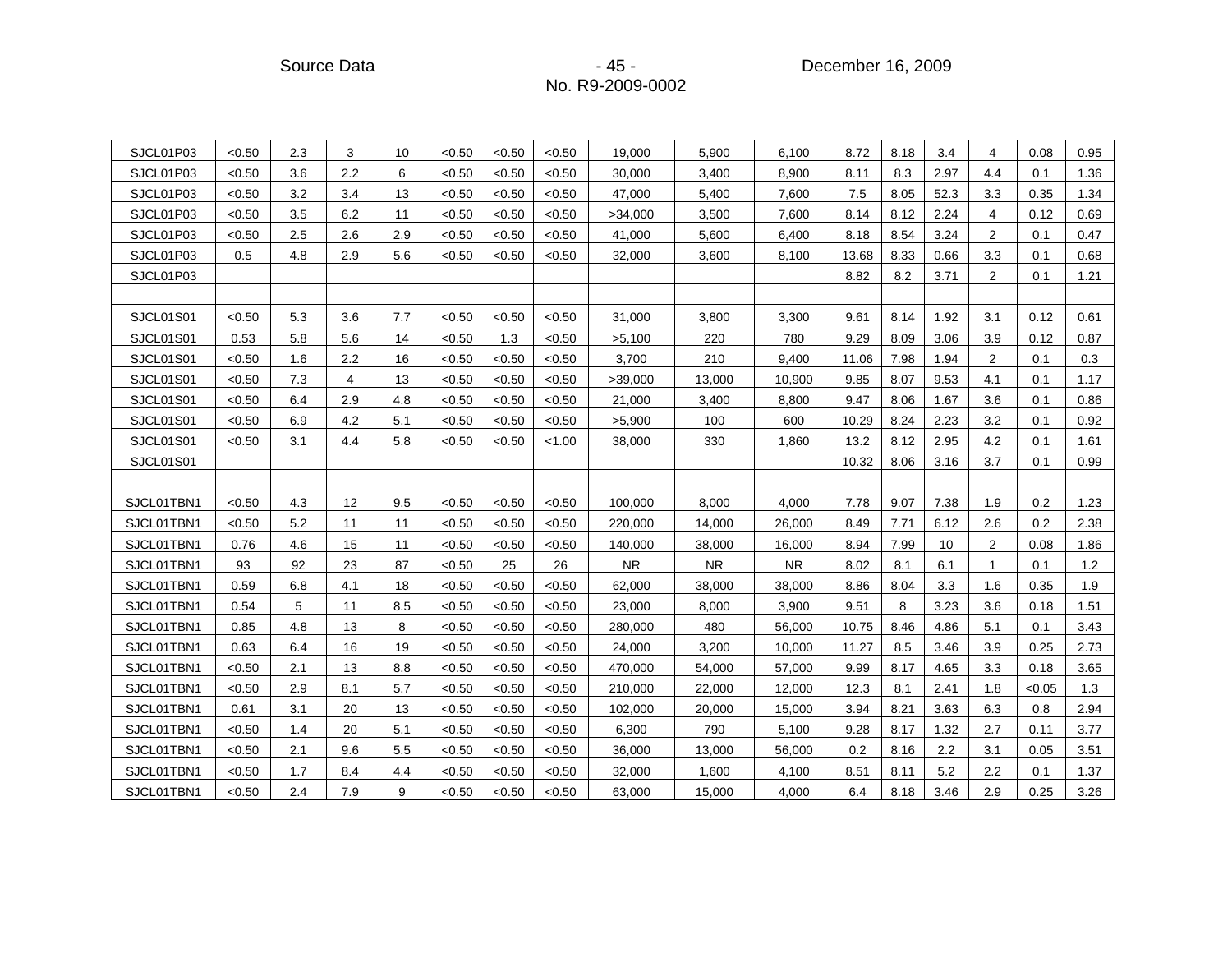| | | | | | | | | | | | | | | | | |
|---|---|---|---|---|---|---|---|---|---|---|---|---|---|---|---|---|
| SJCL01P03 | <0.50 | 2.3 | 3 | 10 | <0.50 | <0.50 | <0.50 | 19,000 | 5,900 | 6,100 | 8.72 | 8.18 | 3.4 | 4 | 0.08 | 0.95 |
| SJCL01P03 | <0.50 | 3.6 | 2.2 | 6 | <0.50 | <0.50 | <0.50 | 30,000 | 3,400 | 8,900 | 8.11 | 8.3 | 2.97 | 4.4 | 0.1 | 1.36 |
| SJCL01P03 | <0.50 | 3.2 | 3.4 | 13 | <0.50 | <0.50 | <0.50 | 47,000 | 5,400 | 7,600 | 7.5 | 8.05 | 52.3 | 3.3 | 0.35 | 1.34 |
| SJCL01P03 | <0.50 | 3.5 | 6.2 | 11 | <0.50 | <0.50 | <0.50 | >34,000 | 3,500 | 7,600 | 8.14 | 8.12 | 2.24 | 4 | 0.12 | 0.69 |
| SJCL01P03 | <0.50 | 2.5 | 2.6 | 2.9 | <0.50 | <0.50 | <0.50 | 41,000 | 5,600 | 6,400 | 8.18 | 8.54 | 3.24 | 2 | 0.1 | 0.47 |
| SJCL01P03 | 0.5 | 4.8 | 2.9 | 5.6 | <0.50 | <0.50 | <0.50 | 32,000 | 3,600 | 8,100 | 13.68 | 8.33 | 0.66 | 3.3 | 0.1 | 0.68 |
| SJCL01P03 | | | | | | | | | | | 8.82 | 8.2 | 3.71 | 2 | 0.1 | 1.21 |
| | | | | | | | | | | | | | | | | |
| SJCL01S01 | <0.50 | 5.3 | 3.6 | 7.7 | <0.50 | <0.50 | <0.50 | 31,000 | 3,800 | 3,300 | 9.61 | 8.14 | 1.92 | 3.1 | 0.12 | 0.61 |
| SJCL01S01 | 0.53 | 5.8 | 5.6 | 14 | <0.50 | 1.3 | <0.50 | >5,100 | 220 | 780 | 9.29 | 8.09 | 3.06 | 3.9 | 0.12 | 0.87 |
| SJCL01S01 | <0.50 | 1.6 | 2.2 | 16 | <0.50 | <0.50 | <0.50 | 3,700 | 210 | 9,400 | 11.06 | 7.98 | 1.94 | 2 | 0.1 | 0.3 |
| SJCL01S01 | <0.50 | 7.3 | 4 | 13 | <0.50 | <0.50 | <0.50 | >39,000 | 13,000 | 10,900 | 9.85 | 8.07 | 9.53 | 4.1 | 0.1 | 1.17 |
| SJCL01S01 | <0.50 | 6.4 | 2.9 | 4.8 | <0.50 | <0.50 | <0.50 | 21,000 | 3,400 | 8,800 | 9.47 | 8.06 | 1.67 | 3.6 | 0.1 | 0.86 |
| SJCL01S01 | <0.50 | 6.9 | 4.2 | 5.1 | <0.50 | <0.50 | <0.50 | >5,900 | 100 | 600 | 10.29 | 8.24 | 2.23 | 3.2 | 0.1 | 0.92 |
| SJCL01S01 | <0.50 | 3.1 | 4.4 | 5.8 | <0.50 | <0.50 | <1.00 | 38,000 | 330 | 1,860 | 13.2 | 8.12 | 2.95 | 4.2 | 0.1 | 1.61 |
| SJCL01S01 | | | | | | | | | | | 10.32 | 8.06 | 3.16 | 3.7 | 0.1 | 0.99 |
| | | | | | | | | | | | | | | | | |
| SJCL01TBN1 | <0.50 | 4.3 | 12 | 9.5 | <0.50 | <0.50 | <0.50 | 100,000 | 8,000 | 4,000 | 7.78 | 9.07 | 7.38 | 1.9 | 0.2 | 1.23 |
| SJCL01TBN1 | <0.50 | 5.2 | 11 | 11 | <0.50 | <0.50 | <0.50 | 220,000 | 14,000 | 26,000 | 8.49 | 7.71 | 6.12 | 2.6 | 0.2 | 2.38 |
| SJCL01TBN1 | 0.76 | 4.6 | 15 | 11 | <0.50 | <0.50 | <0.50 | 140,000 | 38,000 | 16,000 | 8.94 | 7.99 | 10 | 2 | 0.08 | 1.86 |
| SJCL01TBN1 | 93 | 92 | 23 | 87 | <0.50 | 25 | 26 | NR | NR | NR | 8.02 | 8.1 | 6.1 | 1 | 0.1 | 1.2 |
| SJCL01TBN1 | 0.59 | 6.8 | 4.1 | 18 | <0.50 | <0.50 | <0.50 | 62,000 | 38,000 | 38,000 | 8.86 | 8.04 | 3.3 | 1.6 | 0.35 | 1.9 |
| SJCL01TBN1 | 0.54 | 5 | 11 | 8.5 | <0.50 | <0.50 | <0.50 | 23,000 | 8,000 | 3,900 | 9.51 | 8 | 3.23 | 3.6 | 0.18 | 1.51 |
| SJCL01TBN1 | 0.85 | 4.8 | 13 | 8 | <0.50 | <0.50 | <0.50 | 280,000 | 480 | 56,000 | 10.75 | 8.46 | 4.86 | 5.1 | 0.1 | 3.43 |
| SJCL01TBN1 | 0.63 | 6.4 | 16 | 19 | <0.50 | <0.50 | <0.50 | 24,000 | 3,200 | 10,000 | 11.27 | 8.5 | 3.46 | 3.9 | 0.25 | 2.73 |
| SJCL01TBN1 | <0.50 | 2.1 | 13 | 8.8 | <0.50 | <0.50 | <0.50 | 470,000 | 54,000 | 57,000 | 9.99 | 8.17 | 4.65 | 3.3 | 0.18 | 3.65 |
| SJCL01TBN1 | <0.50 | 2.9 | 8.1 | 5.7 | <0.50 | <0.50 | <0.50 | 210,000 | 22,000 | 12,000 | 12.3 | 8.1 | 2.41 | 1.8 | <0.05 | 1.3 |
| SJCL01TBN1 | 0.61 | 3.1 | 20 | 13 | <0.50 | <0.50 | <0.50 | 102,000 | 20,000 | 15,000 | 3.94 | 8.21 | 3.63 | 6.3 | 0.8 | 2.94 |
| SJCL01TBN1 | <0.50 | 1.4 | 20 | 5.1 | <0.50 | <0.50 | <0.50 | 6,300 | 790 | 5,100 | 9.28 | 8.17 | 1.32 | 2.7 | 0.11 | 3.77 |
| SJCL01TBN1 | <0.50 | 2.1 | 9.6 | 5.5 | <0.50 | <0.50 | <0.50 | 36,000 | 13,000 | 56,000 | 0.2 | 8.16 | 2.2 | 3.1 | 0.05 | 3.51 |
| SJCL01TBN1 | <0.50 | 1.7 | 8.4 | 4.4 | <0.50 | <0.50 | <0.50 | 32,000 | 1,600 | 4,100 | 8.51 | 8.11 | 5.2 | 2.2 | 0.1 | 1.37 |
| SJCL01TBN1 | <0.50 | 2.4 | 7.9 | 9 | <0.50 | <0.50 | <0.50 | 63,000 | 15,000 | 4,000 | 6.4 | 8.18 | 3.46 | 2.9 | 0.25 | 3.26 |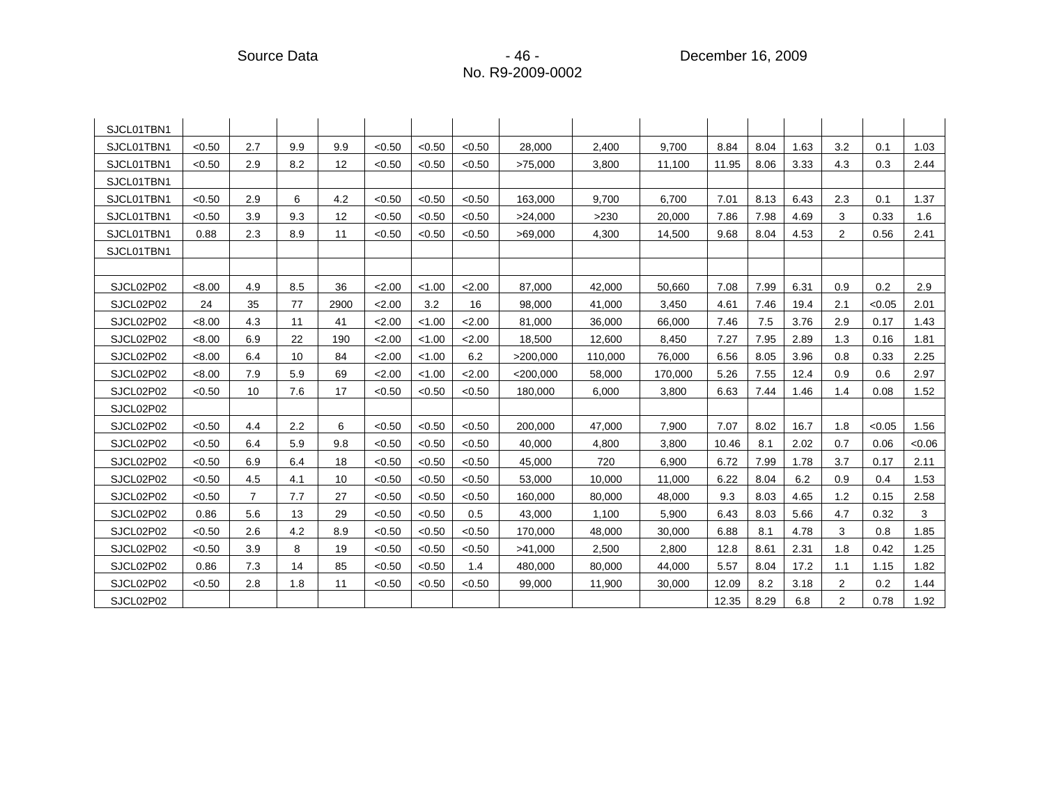| | | | | | | | | | | | | | | | | |
|---|---|---|---|---|---|---|---|---|---|---|---|---|---|---|---|---|
| SJCL01TBN1 | | | | | | | | | | | | | | | | |
| SJCL01TBN1 | <0.50 | 2.7 | 9.9 | 9.9 | <0.50 | <0.50 | <0.50 | 28,000 | 2,400 | 9,700 | 8.84 | 8.04 | 1.63 | 3.2 | 0.1 | 1.03 |
| SJCL01TBN1 | <0.50 | 2.9 | 8.2 | 12 | <0.50 | <0.50 | <0.50 | >75,000 | 3,800 | 11,100 | 11.95 | 8.06 | 3.33 | 4.3 | 0.3 | 2.44 |
| SJCL01TBN1 | | | | | | | | | | | | | | | | |
| SJCL01TBN1 | <0.50 | 2.9 | 6 | 4.2 | <0.50 | <0.50 | <0.50 | 163,000 | 9,700 | 6,700 | 7.01 | 8.13 | 6.43 | 2.3 | 0.1 | 1.37 |
| SJCL01TBN1 | <0.50 | 3.9 | 9.3 | 12 | <0.50 | <0.50 | <0.50 | >24,000 | >230 | 20,000 | 7.86 | 7.98 | 4.69 | 3 | 0.33 | 1.6 |
| SJCL01TBN1 | 0.88 | 2.3 | 8.9 | 11 | <0.50 | <0.50 | <0.50 | >69,000 | 4,300 | 14,500 | 9.68 | 8.04 | 4.53 | 2 | 0.56 | 2.41 |
| SJCL01TBN1 | | | | | | | | | | | | | | | | |
| | | | | | | | | | | | | | | | | |
| SJCL02P02 | <8.00 | 4.9 | 8.5 | 36 | <2.00 | <1.00 | <2.00 | 87,000 | 42,000 | 50,660 | 7.08 | 7.99 | 6.31 | 0.9 | 0.2 | 2.9 |
| SJCL02P02 | 24 | 35 | 77 | 2900 | <2.00 | 3.2 | 16 | 98,000 | 41,000 | 3,450 | 4.61 | 7.46 | 19.4 | 2.1 | <0.05 | 2.01 |
| SJCL02P02 | <8.00 | 4.3 | 11 | 41 | <2.00 | <1.00 | <2.00 | 81,000 | 36,000 | 66,000 | 7.46 | 7.5 | 3.76 | 2.9 | 0.17 | 1.43 |
| SJCL02P02 | <8.00 | 6.9 | 22 | 190 | <2.00 | <1.00 | <2.00 | 18,500 | 12,600 | 8,450 | 7.27 | 7.95 | 2.89 | 1.3 | 0.16 | 1.81 |
| SJCL02P02 | <8.00 | 6.4 | 10 | 84 | <2.00 | <1.00 | 6.2 | >200,000 | 110,000 | 76,000 | 6.56 | 8.05 | 3.96 | 0.8 | 0.33 | 2.25 |
| SJCL02P02 | <8.00 | 7.9 | 5.9 | 69 | <2.00 | <1.00 | <2.00 | <200,000 | 58,000 | 170,000 | 5.26 | 7.55 | 12.4 | 0.9 | 0.6 | 2.97 |
| SJCL02P02 | <0.50 | 10 | 7.6 | 17 | <0.50 | <0.50 | <0.50 | 180,000 | 6,000 | 3,800 | 6.63 | 7.44 | 1.46 | 1.4 | 0.08 | 1.52 |
| SJCL02P02 | | | | | | | | | | | | | | | | |
| SJCL02P02 | <0.50 | 4.4 | 2.2 | 6 | <0.50 | <0.50 | <0.50 | 200,000 | 47,000 | 7,900 | 7.07 | 8.02 | 16.7 | 1.8 | <0.05 | 1.56 |
| SJCL02P02 | <0.50 | 6.4 | 5.9 | 9.8 | <0.50 | <0.50 | <0.50 | 40,000 | 4,800 | 3,800 | 10.46 | 8.1 | 2.02 | 0.7 | 0.06 | <0.06 |
| SJCL02P02 | <0.50 | 6.9 | 6.4 | 18 | <0.50 | <0.50 | <0.50 | 45,000 | 720 | 6,900 | 6.72 | 7.99 | 1.78 | 3.7 | 0.17 | 2.11 |
| SJCL02P02 | <0.50 | 4.5 | 4.1 | 10 | <0.50 | <0.50 | <0.50 | 53,000 | 10,000 | 11,000 | 6.22 | 8.04 | 6.2 | 0.9 | 0.4 | 1.53 |
| SJCL02P02 | <0.50 | 7 | 7.7 | 27 | <0.50 | <0.50 | <0.50 | 160,000 | 80,000 | 48,000 | 9.3 | 8.03 | 4.65 | 1.2 | 0.15 | 2.58 |
| SJCL02P02 | 0.86 | 5.6 | 13 | 29 | <0.50 | <0.50 | 0.5 | 43,000 | 1,100 | 5,900 | 6.43 | 8.03 | 5.66 | 4.7 | 0.32 | 3 |
| SJCL02P02 | <0.50 | 2.6 | 4.2 | 8.9 | <0.50 | <0.50 | <0.50 | 170,000 | 48,000 | 30,000 | 6.88 | 8.1 | 4.78 | 3 | 0.8 | 1.85 |
| SJCL02P02 | <0.50 | 3.9 | 8 | 19 | <0.50 | <0.50 | <0.50 | >41,000 | 2,500 | 2,800 | 12.8 | 8.61 | 2.31 | 1.8 | 0.42 | 1.25 |
| SJCL02P02 | 0.86 | 7.3 | 14 | 85 | <0.50 | <0.50 | 1.4 | 480,000 | 80,000 | 44,000 | 5.57 | 8.04 | 17.2 | 1.1 | 1.15 | 1.82 |
| SJCL02P02 | <0.50 | 2.8 | 1.8 | 11 | <0.50 | <0.50 | <0.50 | 99,000 | 11,900 | 30,000 | 12.09 | 8.2 | 3.18 | 2 | 0.2 | 1.44 |
| SJCL02P02 | | | | | | | | | | | 12.35 | 8.29 | 6.8 | 2 | 0.78 | 1.92 |